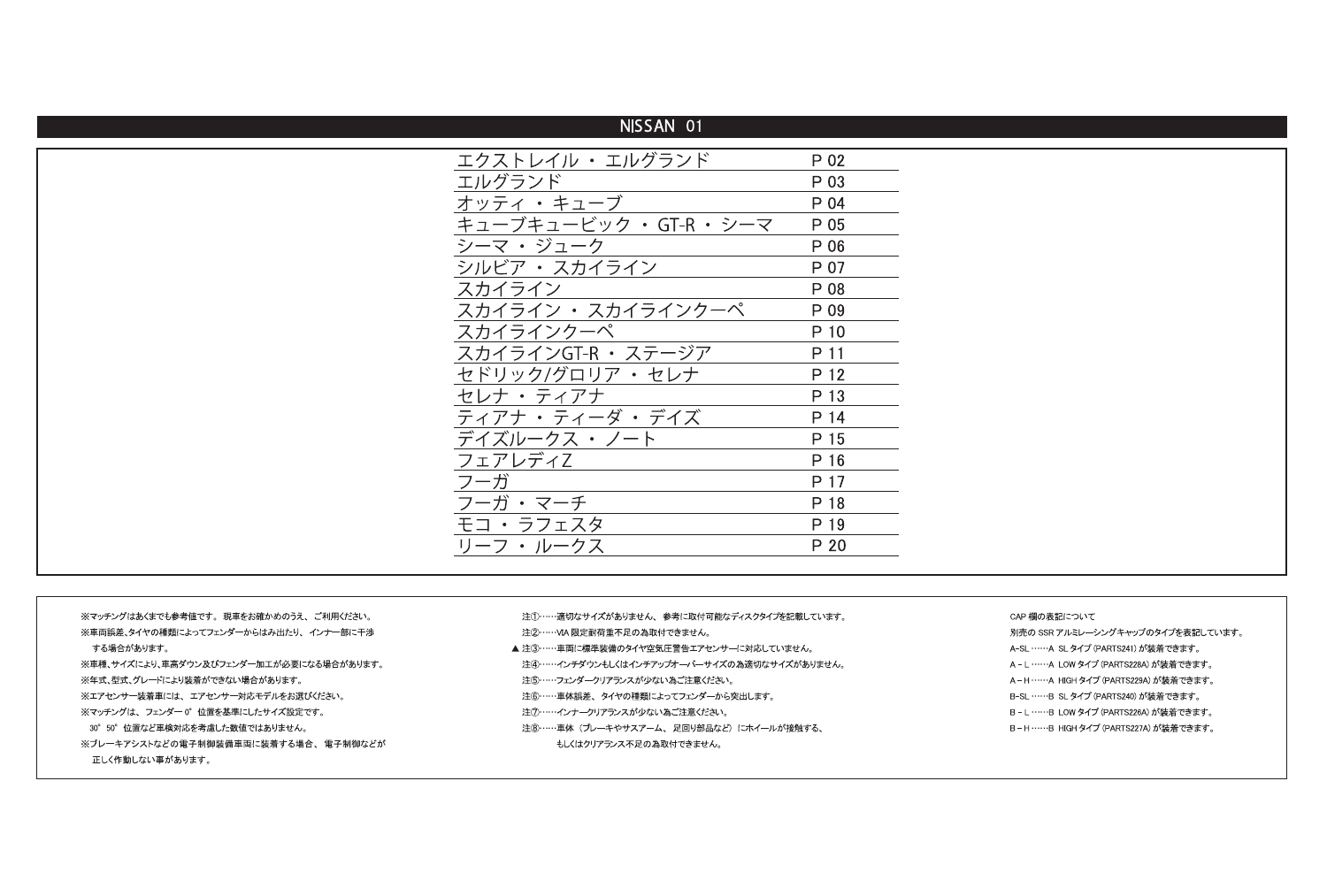# NISSAN 01

| | |
|---|---|
| エクストレイル ・ エルグランド | P 02 |
| エルグランド | P 03 |
| オッティ ・ キューブ | P 04 |
| キューブキュービック ・ GT-R ・ シーマ | P 05 |
| シーマ ・ ジューク | P 06 |
| シルビア ・ スカイライン | P 07 |
| スカイライン | P 08 |
| スカイライン ・ スカイラインクーペ | P 09 |
| スカイラインクーペ | P 10 |
| スカイラインGT-R ・ ステージア | P 11 |
| セドリック/グロリア ・ セレナ | P 12 |
| セレナ ・ ティアナ | P 13 |
| ティアナ ・ ティーダ ・ デイズ | P 14 |
| デイズルークス ・ ノート | P 15 |
| フェアレディZ | P 16 |
| フーガ | P 17 |
| フーガ ・ マーチ | P 18 |
| モコ ・ ラフェスタ | P 19 |
| リーフ ・ ルークス | P 20 |

※マッチングはあくまでも参考値です。 現車をお確かめのうえ、 ご利用ください。
※車両誤差、タイヤの種類によってフェンダーからはみ出たり、 インナー部に干渉する場合があります。
※車種、サイズにより、車高ダウン及びフェンダー加工が必要になる場合があります。
※年式、型式、グレードにより装着ができない場合があります。
※エアセンサー装着車には、 エアセンサー対応モデルをお選びください。
※マッチングは、 フェンダー 0°位置を基準にしたサイズ設定です。
30°50°位置など車検対応を考慮した数値ではありません。
※ブレーキアシストなどの電子制御装備車両に装着する場合、 電子制御などが正しく作動しない事があります。

注①……適切なサイズがありません、 参考に取付可能なディスクタイプを記載しています。
注②……VIA 限定耐荷重不足の為取付できません。
▲ 注③……車両に標準装備のタイヤ空気圧警告エアセンサーに対応していません。
注④……インチダウンもしくはインチアップオーバーサイズの為適切なサイズがありません。
注⑤……フェンダークリアランスが少ない為ご注意ください。
注⑥……車体誤差、 タイヤの種類によってフェンダーから突出します。
注⑦……インナークリアランスが少ない為ご注意ください。
注⑧……車体 (ブレーキやサスアーム、 足回り部品など) にホイールが接触する、もしくはクリアランス不足の為取付できません。

CAP 欄の表記について
別売の SSR アルミレーシングキャップのタイプを表記しています。
A-SL ……A SL タイプ (PARTS241) が装着できます。
A－L ……A LOW タイプ (PARTS228A) が装着できます。
A－H ……A HIGH タイプ (PARTS229A) が装着できます。
B-SL ……B SL タイプ (PARTS240) が装着できます。
B－L ……B LOW タイプ (PARTS226A) が装着できます。
B－H ……B HIGH タイプ (PARTS227A) が装着できます。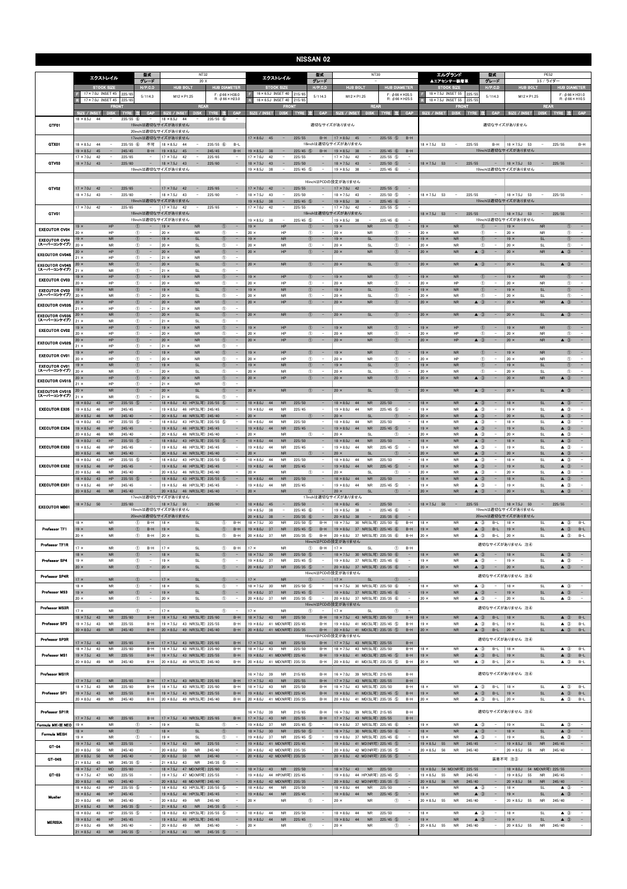# NISSAN 02

## エクストレイル NT32

| 型式 | グレード | STOCK SIZE | H/P.C.D | HUB BOLT | HUB DIAMETER |
|---|---|---|---|---|---|
| NT32 | 20X | F 17×7.0J INSET 45 225/65 / R 17×7.0J INSET 45 225/65 | 5/114.3 | M12×P1.25 | F:φ66×H38.0 R:φ66×H23.0 |

| | FRONT SIZE / INSET | DISK | TYRE | 注 | CAP | REAR SIZE / INSET | DISK | TYRE | 注 | CAP |
|---|---|---|---|---|---|---|---|---|---|---|
| GTF01 | 18×8.5J 44 | - | 235/55 | ⑥ | - | 18×8.5J 44 | - | 235/55 | ⑥ | - |
| | 19inchは適切なサイズがありません | | | | | | | | | |
| | 20inchは適切なサイズがありません | | | | | | | | | |
| GTX01 | 17inchは適切なサイズがありません | | | | | | | | | |
| | 18×8.5J 44 | - | 235/55 | ⑥ | 不可 | 18×8.5J 44 | - | 235/55 | ⑥ | B-L |
| | 19×8.5J 45 | - | 245/45 | | B-H | 19×8.5J 45 | - | 245/45 | | B-H |
| GTV03 | 17×7.0J 42 | - | 225/65 | | - | 17×7.0J 42 | - | 225/65 | | - |
| | 18×7.5J 43 | - | 225/60 | | - | 18×7.5J 43 | - | 225/60 | | - |
| | 19inchは適切なサイズがありません | | | | | | | | | |
| GTV02 | 17×7.0J 42 | - | 225/65 | | - | 17×7.0J 42 | - | 225/65 | | - |
| | 18×7.5J 43 | - | 225/60 | | - | 18×7.5J 43 | - | 225/60 | | - |
| | 19inchは適切なサイズがありません | | | | | | | | | |
| GTV01 | 17×7.0J 42 | - | 225/65 | | - | 17×7.0J 42 | - | 225/65 | | - |
| | 18inchは適切なサイズがありません | | | | | | | | | |
| | 19inchは適切なサイズがありません | | | | | | | | | |
| EXECUTOR CV04 | 19× | HP | | ① | - | 19× | NR | | ① | - |
| | 20× | HP | | ① | - | 20× | NR | | ① | - |
| EXECUTOR CV04 (スーパーコンケイブ) | 19× | NR | | ① | - | 19× | SL | | ① | - |
| | 20× | NR | | ① | - | 20× | SL | | ① | - |
| EXECUTOR CV04S | 20× | HP | | ① | - | 20× | NR | | ① | - |
| | 21× | HP | | ① | - | 21× | NR | | ① | - |
| EXECUTOR CV04S (スーパーコンケイブ) | 20× | NR | | ① | - | 20× | SL | | ① | - |
| | 21× | NR | | ① | - | 21× | SL | | ① | - |
| EXECUTOR CV03 | 19× | HP | | ① | - | 19× | NR | | ① | - |
| | 20× | HP | | ① | - | 20× | NR | | ① | - |
| EXECUTOR CV03 (スーパーコンケイブ) | 19× | NR | | ① | - | 19× | SL | | ① | - |
| | 20× | NR | | ① | - | 20× | SL | | ① | - |
| EXECUTOR CV03S | 20× | HP | | ① | - | 20× | NR | | ① | - |
| | 21× | HP | | ① | - | 21× | NR | | ① | - |
| EXECUTOR CV03S (スーパーコンケイブ) | 20× | NR | | ① | - | 20× | SL | | ① | - |
| | 21× | NR | | ① | - | 21× | SL | | ① | - |
| EXECUTOR CV02 | 19× | HP | | ① | - | 19× | NR | | ① | - |
| | 20× | HP | | ① | - | 20× | NR | | ① | - |
| EXECUTOR CV02S | 20× | HP | | ① | - | 20× | NR | | ① | - |
| | 21× | HP | | ① | - | 21× | NR | | ① | - |
| EXECUTOR CV01 | 19× | HP | | ① | - | 19× | NR | | ① | - |
| | 20× | HP | | ① | - | 20× | NR | | ① | - |
| EXECUTOR CV01 (スーパーコンケイブ) | 19× | NR | | ① | - | 19× | SL | | ① | - |
| | 20× | NR | | ① | - | 20× | SL | | ① | - |
| EXECUTOR CV01S | 20× | HP | | ① | - | 20× | NR | | ① | - |
| | 21× | HP | | ① | - | 21× | NR | | ① | - |
| EXECUTOR CV01S (スーパーコンケイブ) | 20× | NR | | ① | - | 20× | SL | | ① | - |
| | 21× | NR | | ① | - | 21× | SL | | ① | - |
| EXECUTOR EX05 | 18×8.0J 43 | HP | 235/55 | ⑤ | - | 18×8.0J 43 | HP(SL可) | 235/55 | ⑤ | - |
| | 19×8.5J 46 | HP | 245/45 | | - | 19×8.5J 46 | HP(SL可) | 245/45 | | - |
| | 20×8.5J 46 | NR | 245/40 | | - | 20×8.5J 46 | NR(SL可) | 245/40 | | - |
| EXECUTOR EX04 | 18×8.0J 43 | HP | 235/55 | ⑤ | - | 18×8.0J 43 | HP(SL可) | 235/55 | ⑤ | - |
| | 19×8.5J 46 | HP | 245/45 | | - | 19×8.5J 46 | HP(SL可) | 245/45 | | - |
| | 20×8.5J 46 | NR | 245/40 | | - | 20×8.5J 46 | NR(SL可) | 245/40 | | - |
| EXECUTOR EX03 | 18×8.0J 43 | HP | 235/55 | ⑤ | - | 18×8.0J 43 | HP(SL可) | 235/55 | ⑤ | - |
| | 19×8.5J 46 | HP | 245/45 | | - | 19×8.5J 46 | HP(SL可) | 245/45 | | - |
| | 20×8.5J 46 | NR | 245/40 | | - | 20×8.5J 46 | NR(SL可) | 245/40 | | - |
| EXECUTOR EX02 | 18×8.0J 43 | HP | 235/55 | ⑤ | - | 18×8.0J 43 | HP(SL可) | 235/55 | ⑤ | - |
| | 19×8.5J 46 | HP | 245/45 | | - | 19×8.5J 46 | HP(SL可) | 245/45 | | - |
| | 20×8.5J 46 | NR | 245/40 | | - | 20×8.5J 46 | NR(SL可) | 245/40 | | - |
| EXECUTOR EX01 | 18×8.0J 43 | HP | 235/55 | ⑤ | - | 18×8.0J 43 | HP(SL可) | 235/55 | ⑤ | - |
| | 19×8.5J 46 | HP | 245/45 | | - | 19×8.5J 46 | HP(SL可) | 245/45 | | - |
| | 20×8.5J 46 | NR | 245/40 | | - | 20×8.5J 46 | NR(SL可) | 245/40 | | - |
| EXECUTOR MB01 | 17inchは適切なサイズがありません | | | | | | | | | |
| | 18×7.5J 50 | - | 225/60 | | - | 18×7.5J 50 | - | 225/60 | | - |
| | 19inchは適切なサイズがありません | | | | | | | | | |
| | 20inchは適切なサイズがありません | | | | | | | | | |
| Professor TF1 | 18× | NR | | ① | B-H | 18× | SL | | ① | B-H |
| | 19× | NR | | ① | B-H | 19× | SL | | ① | B-H |
| | 20× | NR | | ① | B-H | 20× | SL | | ① | B-H |
| Professor TF1R | 17× | NR | | ① | B-H | 17× | SL | | ① | B-H |
| Professor SP4 | 18× | NR | | ① | - | 18× | SL | | ① | - |
| | 19× | NR | | ① | - | 19× | SL | | ① | - |
| | 20× | NR | | ① | - | 20× | SL | | ① | - |
| Professor SP4R | 17× | NR | | ① | - | 17× | SL | | ① | - |
| Professor MS3 | 18× | NR | | ① | - | 18× | SL | | ① | - |
| | 19× | NR | | ① | - | 19× | SL | | ① | - |
| | 20× | NR | | ① | - | 20× | SL | | ① | - |
| Professor MS3R | 17× | NR | | ① | - | 17× | SL | | ① | - |
| Professor SP3 | 18×7.5J 43 | NR | 225/60 | | B-H | 18×7.5J 43 | NR(SL可) | 225/60 | | B-H |
| | 19×7.5J 43 | NR | 225/55 | | B-H | 19×7.5J 43 | NR(SL可) | 225/55 | | B-H |
| | 20×8.0J 49 | NR | 245/40 | | B-H | 20×8.0J 49 | NR(SL可) | 245/40 | | B-H |
| Professor SP3R | 17×7.5J 43 | NR | 225/65 | | B-H | 17×7.5J 43 | NR(SL可) | 225/65 | | B-H |
| Professor MS1 | 18×7.5J 43 | NR | 225/60 | | B-H | 18×7.5J 43 | NR(SL可) | 225/60 | | B-H |
| | 19×7.5J 43 | NR | 225/55 | | B-H | 19×7.5J 43 | NR(SL可) | 225/55 | | B-H |
| | 20×8.0J 49 | NR | 245/40 | | B-H | 20×8.0J 49 | NR(SL可) | 245/40 | | B-H |
| Professor MS1R | 17×7.5J 43 | NR | 225/65 | | B-H | 17×7.5J 43 | NR(SL可) | 225/65 | | B-H |
| Professor SP1 | 18×7.5J 43 | NR | 225/60 | | B-H | 18×7.5J 43 | NR(SL可) | 225/60 | | B-H |
| | 19×7.5J 43 | NR | 225/55 | | B-H | 19×7.5J 43 | NR(SL可) | 225/55 | | B-H |
| | 20×8.0J 49 | NR | 245/40 | | B-H | 20×8.0J 49 | NR(SL可) | 245/40 | | B-H |
| Professor SP1R | 17×7.5J 43 | NR | 225/65 | | B-H | 17×7.5J 43 | NR(SL可) | 225/65 | | B-H |
| Formula MK-III NEO | 19× | NR | | ① | - | 19× | SL | | ① | - |
| Formula MESH | 18× | NR | | ① | - | 18× | SL | | ① | - |
| | 19× | NR | | ① | - | 19× | SL | | ① | - |
| GT-04 | 19×7.5J 43 | NR | 225/55 | | - | 19×7.5J 43 | NR | 225/55 | | - |
| | 20×8.0J 50 | NR | 245/40 | | - | 20×8.0J 50 | NR | 245/40 | | - |
| GT-04S | 20×8.0J 50 | NR | 245/40 | | - | 20×8.0J 50 | NR | 245/40 | | - |
| | 21×8.5J 43 | NR | 245/35 | ⑤ | - | 21×8.5J 43 | NR | 245/35 | ⑤ | - |
| GT-03 | 18×7.5J 47 | MD | 225/60 | | - | 18×7.5J 47 | MD(NR可) | 225/60 | | - |
| | 19×7.5J 47 | MD | 225/55 | | - | 19×7.5J 47 | MD(NR可) | 225/55 | | - |
| | 20×8.5J 48 | MD(NR可) | 245/40 | | - | 20×8.5J 48 | MD(NR可) | 245/40 | | - |
| Mueller | 18×8.0J 43 | HP | 235/55 | ⑤ | - | 18×8.0J 43 | HP(SL可) | 235/55 | ⑤ | - |
| | 19×8.5J 46 | HP | 245/45 | | - | 19×8.5J 46 | HP(SL可) | 245/45 | | - |
| | 20×8.0J 49 | NR | 245/40 | | - | 20×8.0J 49 | NR | 245/40 | | - |
| | 21×8.5J 43 | NR | 245/35 | ⑤ | - | 21×8.5J 43 | NR | 245/35 | ⑤ | - |
| MERISIA | 18×8.0J 43 | HP | 235/55 | ⑤ | - | 18×8.0J 43 | HP(SL可) | 235/55 | ⑤ | - |
| | 19×8.5J 46 | HP | 245/45 | | - | 19×8.5J 46 | HP(SL可) | 245/45 | | - |
| | 20×8.0J 49 | NR | 245/40 | | - | 20×8.0J 49 | NR | 245/40 | | - |
| | 21×8.5J 43 | NR | 245/35 | ⑤ | - | 21×8.5J 43 | NR | 245/35 | ⑤ | - |

## エクストレイル NT30

| 型式 | グレード | STOCK SIZE | H/P.C.D | HUB BOLT | HUB DIAMETER |
|---|---|---|---|---|---|
| NT30 | - | F 16×6.5J INSET 40 215/65 / R 16×6.5J INSET 40 215/65 | 5/114.3 | M12×P1.25 | F:φ66×H35.5 R:φ66×H25.5 |

| | FRONT SIZE / INSET | DISK | TYRE | 注 | CAP | REAR SIZE / INSET | DISK | TYRE | 注 | CAP |
|---|---|---|---|---|---|---|---|---|---|---|
| GTF01 | 適切なサイズがありません | | | | | | | | | |
| GTX01 | 17×8.0J 45 | - | 225/55 | | B-H | 17×8.0J 45 | - | 225/55 | ⑤ | B-H |
| | 18inchは適切なサイズがありません | | | | | | | | | |
| | 19×8.5J 38 | - | 225/45 | ⑤ | B-H | 19×8.5J 38 | - | 225/45 | ⑥ | B-H |
| GTV03 | 17×7.0J 42 | - | 225/55 | | - | 17×7.0J 42 | - | 225/55 | ⑤ | - |
| | 18×7.5J 43 | - | 225/50 | | - | 18×7.5J 43 | - | 225/50 | ⑤ | - |
| | 19×8.5J 38 | - | 225/45 | ⑤ | - | 19×8.5J 38 | - | 225/45 | ⑥ | - |
| GTV02 | 16inchはPCDの設定がありません | | | | | | | | | |
| | 17×7.0J 42 | - | 225/55 | | - | 17×7.0J 42 | - | 225/55 | ⑤ | - |
| | 18×7.5J 43 | - | 225/50 | | - | 18×7.5J 43 | - | 225/50 | ⑤ | - |
| | 19×8.5J 38 | - | 225/45 | ⑤ | - | 19×8.5J 38 | - | 225/45 | ⑥ | - |
| GTV01 | 17×7.0J 42 | - | 225/55 | | - | 17×7.0J 42 | - | 225/55 | ⑤ | - |
| | 18inchは適切なサイズがありません | | | | | | | | | |
| | 19×8.5J 38 | - | 225/45 | ⑤ | - | 19×8.5J 38 | - | 225/45 | ⑥ | - |
| EXECUTOR CV04 | 19× | HP | | ① | - | 19× | NR | | ① | - |
| | 20× | HP | | ① | - | 20× | NR | | ① | - |
| EXECUTOR CV04 (スーパーコンケイブ) | 19× | NR | | ① | - | 19× | SL | | ① | - |
| | 20× | NR | | ① | - | 20× | SL | | ① | - |
| EXECUTOR CV04S | 20× | HP | | ① | - | 20× | NR | | ① | - |
| EXECUTOR CV04S (スーパーコンケイブ) | 20× | NR | | ① | - | 20× | SL | | ① | - |
| EXECUTOR CV03 | 19× | HP | | ① | - | 19× | NR | | ① | - |
| | 20× | HP | | ① | - | 20× | NR | | ① | - |
| EXECUTOR CV03 (スーパーコンケイブ) | 19× | NR | | ① | - | 19× | SL | | ① | - |
| | 20× | NR | | ① | - | 20× | SL | | ① | - |
| EXECUTOR CV03S | 20× | HP | | ① | - | 20× | NR | | ① | - |
| EXECUTOR CV03S (スーパーコンケイブ) | 20× | NR | | ① | - | 20× | SL | | ① | - |
| EXECUTOR CV02 | 19× | HP | | ① | - | 19× | NR | | ① | - |
| | 20× | HP | | ① | - | 20× | NR | | ① | - |
| EXECUTOR CV02S | 20× | HP | | ① | - | 20× | NR | | ① | - |
| EXECUTOR CV01 | 19× | HP | | ① | - | 19× | NR | | ① | - |
| | 20× | HP | | ① | - | 20× | NR | | ① | - |
| EXECUTOR CV01 (スーパーコンケイブ) | 19× | NR | | ① | - | 19× | SL | | ① | - |
| | 20× | NR | | ① | - | 20× | SL | | ① | - |
| EXECUTOR CV01S | 20× | HP | | ① | - | 20× | NR | | ① | - |
| EXECUTOR CV01S (スーパーコンケイブ) | 20× | NR | | ① | - | 20× | SL | | ① | - |
| EXECUTOR EX05 | 18×8.0J 44 | NR | 225/50 | | - | 18×8.0J 44 | NR | 225/50 | | - |
| | 19×8.0J 44 | NR | 225/45 | | - | 19×8.0J 44 | NR | 225/45 | ⑤ | - |
| | 20× | NR | | ① | - | 20× | SL | | ① | - |
| EXECUTOR EX04 | 18×8.0J 44 | NR | 225/50 | | - | 18×8.0J 44 | NR | 225/50 | | - |
| | 19×8.0J 44 | NR | 225/45 | | - | 19×8.0J 44 | NR | 225/45 | ⑤ | - |
| | 20× | NR | | ① | - | 20× | SL | | ① | - |
| EXECUTOR EX03 | 18×8.0J 44 | NR | 225/50 | | - | 18×8.0J 44 | NR | 225/50 | | - |
| | 19×8.0J 44 | NR | 225/45 | | - | 19×8.0J 44 | NR | 225/45 | ⑤ | - |
| | 20× | NR | | ① | - | 20× | SL | | ① | - |
| EXECUTOR EX02 | 18×8.0J 44 | NR | 225/50 | | - | 18×8.0J 44 | NR | 225/50 | | - |
| | 19×8.0J 44 | NR | 225/45 | | - | 19×8.0J 44 | NR | 225/45 | ⑤ | - |
| | 20× | NR | | ① | - | 20× | SL | | ① | - |
| EXECUTOR EX01 | 18×8.0J 44 | NR | 225/50 | | - | 18×8.0J 44 | NR | 225/50 | | - |
| | 19×8.0J 44 | NR | 225/45 | | - | 19×8.0J 44 | NR | 225/45 | ⑤ | - |
| | 20× | NR | | ① | - | 20× | SL | | ① | - |
| EXECUTOR MB01 | 17inchは適切なサイズがありません | | | | | | | | | |
| | 18×8.0J 45 | - | 225/50 | | - | 18×8.0J 45 | - | 225/50 | | - |
| | 19×8.5J 38 | - | 225/45 | ⑥ | - | 19×8.5J 38 | - | 225/45 | ⑥ | - |
| | 20×8.5J 38 | - | 235/35 | ⑥ | - | 20×8.5J 38 | - | 235/35 | ⑥ | - |
| Professor TF1 | 18×7.5J 30 | NR | 225/50 | ⑤ | B-H | 18×7.5J 30 | NR(SL可) | 225/50 | ⑥ | B-H |
| | 19×8.0J 37 | NR | 225/45 | ⑤ | B-H | 19×8.0J 37 | NR(SL可) | 225/45 | ⑥ | B-H |
| | 20×8.0J 37 | NR | 235/35 | ⑤ | B-H | 20×8.0J 37 | NR(SL可) | 235/35 | ⑥ | B-H |
| Professor TF1R | 16inchはPCDの設定がありません | | | | | | | | | |
| | 17× | NR | | ① | B-H | 17× | SL | | ① | B-H |
| Professor SP4 | 18×7.5J 30 | NR | 225/50 | ⑤ | - | 18×7.5J 30 | NR(SL可) | 225/50 | ⑥ | - |
| | 19×8.0J 37 | NR | 225/45 | ⑤ | - | 19×8.0J 37 | NR(SL可) | 225/45 | ⑥ | - |
| | 20×8.0J 37 | NR | 235/35 | ⑤ | - | 20×8.0J 37 | NR(SL可) | 235/35 | ⑥ | - |
| Professor SP4R | 16inchはPCDの設定がありません | | | | | | | | | |
| | 17× | NR | | ① | - | 17× | SL | | ① | - |
| Professor MS3 | 18×7.5J 30 | NR | 225/50 | ⑤ | - | 18×7.5J 30 | NR(SL可) | 225/50 | ⑥ | - |
| | 19×8.0J 37 | NR | 225/45 | ⑤ | - | 19×8.0J 37 | NR(SL可) | 225/45 | ⑥ | - |
| | 20×8.0J 37 | NR | 235/35 | ⑤ | - | 20×8.0J 37 | NR(SL可) | 235/35 | ⑥ | - |
| Professor MS3R | 16inchはPCDの設定がありません | | | | | | | | | |
| | 17× | NR | | ① | - | 17× | SL | | ① | - |
| Professor SP3 | 18×7.5J 43 | NR | 225/50 | | B-H | 18×7.5J 43 | NR(SL可) | 225/50 | | B-H |
| | 19×8.0J 41 | MD(NR可) | 225/45 | | B-H | 19×8.0J 41 | MD(SL可) | 225/45 | ⑤ | B-H |
| | 20×8.0J 41 | MD(NR可) | 235/35 | | B-H | 20×8.0J 41 | MD(SL可) | 235/35 | ⑤ | B-H |
| Professor SP3R | 16inchはPCDの設定がありません | | | | | | | | | |
| | 17×7.5J 43 | NR | 225/55 | | B-H | 17×7.5J 43 | NR(SL可) | 225/55 | | B-H |
| Professor MS1 | 18×7.5J 43 | NR | 225/50 | | B-H | 18×7.5J 43 | NR(SL可) | 225/50 | | B-H |
| | 19×8.0J 41 | MD(NR可) | 225/45 | | B-H | 19×8.0J 41 | MD(SL可) | 225/45 | ⑤ | B-H |
| | 20×8.0J 41 | MD(NR可) | 235/35 | | B-H | 20×8.0J 41 | MD(SL可) | 235/35 | ⑤ | B-H |
| Professor MS1R | 16×7.0J 39 | NR | 215/65 | | B-H | 16×7.0J 39 | NR(SL可) | 215/65 | | B-H |
| | 17×7.5J 43 | NR | 225/55 | | B-H | 17×7.5J 43 | NR(SL可) | 225/55 | | B-H |
| Professor SP1 | 18×7.5J 43 | NR | 225/50 | | B-H | 18×7.5J 43 | NR(SL可) | 225/50 | | B-H |
| | 19×8.0J 41 | MD(NR可) | 225/45 | | B-H | 19×8.0J 41 | MD(SL可) | 225/45 | ⑤ | B-H |
| | 20×8.0J 41 | MD(NR可) | 235/35 | | B-H | 20×8.0J 41 | MD(SL可) | 235/35 | ⑤ | B-H |
| Professor SP1R | 16×7.0J 39 | NR | 215/65 | | B-H | 16×7.0J 39 | NR(SL可) | 215/65 | | B-H |
| | 17×7.5J 43 | NR | 225/55 | | B-H | 17×7.5J 43 | NR(SL可) | 225/55 | | B-H |
| Formula MK-III NEO | 19×8.0J 37 | NR | 225/45 | ⑤ | - | 19×8.0J 37 | NR(SL可) | 225/45 | ⑥ | - |
| Formula MESH | 18×7.5J 30 | NR | 225/50 | ⑤ | - | 18×7.5J 30 | NR(SL可) | 225/50 | ⑥ | - |
| | 19×8.0J 37 | NR | 225/45 | ⑤ | - | 19×8.0J 37 | NR(SL可) | 225/45 | ⑥ | - |
| GT-04 | 19×8.0J 41 | MD(NR可) | 225/45 | | - | 19×8.0J 41 | MD(NR可) | 225/45 | ⑤ | - |
| | 20×8.0J 42 | MD(NR可) | 235/35 | | - | 20×8.0J 42 | MD(NR可) | 235/35 | ⑤ | - |
| GT-04S | 20×8.0J 42 | MD(NR可) | 235/35 | | - | 20×8.0J 42 | MD(NR可) | 235/35 | ⑤ | - |
| GT-03 | 18×7.5J 43 | NR | 225/50 | | - | 18×7.5J 43 | NR | 225/50 | | - |
| | 19×8.0J 44 | HP(NR可) | 225/45 | | - | 19×8.0J 44 | HP(NR可) | 225/45 | ⑤ | - |
| | 20×8.0J 42 | MD(NR可) | 235/35 | | - | 20×8.0J 42 | MD(NR可) | 235/35 | ⑤ | - |
| Mueller | 18×8.0J 44 | NR | 225/50 | | - | 18×8.0J 44 | NR | 225/50 | | - |
| | 19×8.0J 44 | NR | 225/45 | | - | 19×8.0J 44 | NR | 225/45 | ⑤ | - |
| | 20× | NR | | ① | - | 20× | NR | | ① | - |
| MERISIA | 18×8.0J 44 | NR | 225/50 | | - | 18×8.0J 44 | NR | 225/50 | | - |
| | 19×8.0J 44 | NR | 225/45 | | - | 19×8.0J 44 | NR | 225/45 | ⑤ | - |
| | 20× | NR | | ① | - | 20× | NR | | ① | - |

## エルグランド PE52 ▲エアサンサー装着車

| 型式 | グレード | STOCK SIZE | H/P.C.D | HUB BOLT | HUB DIAMETER |
|---|---|---|---|---|---|
| PE52 | 3.5 / ライダー | F 18×7.5J INSET 55 225/55 / R 18×7.5J INSET 55 225/55 | 5/114.3 | M12×P1.25 | F:φ66×H31.0 R:φ66×H10.5 |

| | FRONT SIZE / INSET | DISK | TYRE | 注 | CAP | REAR SIZE / INSET | DISK | TYRE | 注 | CAP |
|---|---|---|---|---|---|---|---|---|---|---|
| GTF01 | 適切なサイズがありません | | | | | | | | | |
| GTX01 | 18×7.5J 53 | - | 225/55 | | B-H | 18×7.5J 53 | - | 225/55 | | B-H |
| | 19inchは適切なサイズがありません | | | | | | | | | |
| GTV03 | 18×7.5J 53 | - | 225/55 | | - | 18×7.5J 53 | - | 225/55 | | - |
| | 19inchは適切なサイズがありません | | | | | | | | | |
| GTV02 | 18×7.5J 53 | - | 225/55 | | - | 18×7.5J 53 | - | 225/55 | | - |
| | 19inchは適切なサイズがありません | | | | | | | | | |
| GTV01 | 18×7.5J 53 | - | 225/55 | | - | 18×7.5J 53 | - | 225/55 | | - |
| | 19inchは適切なサイズがありません | | | | | | | | | |
| EXECUTOR CV04 | 19× | NR | | ① | - | 19× | NR | | ① | - |
| | 20× | NR | | ① | - | 20× | NR | | ① | - |
| EXECUTOR CV04 (スーパーコンケイブ) | 19× | NR | | ① | - | 19× | SL | | ① | - |
| | 20× | NR | | ① | - | 20× | SL | | ① | - |
| EXECUTOR CV04S | 20× | NR | | ▲③ | - | 20× | NR | | ▲③ | - |
| EXECUTOR CV04S (スーパーコンケイブ) | 20× | NR | | ▲③ | - | 20× | SL | | ▲③ | - |
| EXECUTOR CV03 | 19× | NR | | ① | - | 19× | NR | | ① | - |
| | 20× | HP | | ① | - | 20× | NR | | ① | - |
| EXECUTOR CV03 (スーパーコンケイブ) | 19× | NR | | ① | - | 19× | SL | | ① | - |
| | 20× | NR | | ① | - | 20× | SL | | ① | - |
| EXECUTOR CV03S | 20× | NR | | ▲③ | - | 20× | NR | | ▲③ | - |
| EXECUTOR CV03S (スーパーコンケイブ) | 20× | NR | | ▲③ | - | 20× | SL | | ▲③ | - |
| EXECUTOR CV02 | 19× | HP | | ① | - | 19× | NR | | ① | - |
| | 20× | HP | | ① | - | 20× | NR | | ① | - |
| EXECUTOR CV02S | 20× | HP | | ▲③ | - | 20× | NR | | ▲③ | - |
| EXECUTOR CV01 | 19× | NR | | ① | - | 19× | NR | | ① | - |
| | 20× | HP | | ① | - | 20× | NR | | ① | - |
| EXECUTOR CV01 (スーパーコンケイブ) | 19× | NR | | ① | - | 19× | SL | | ① | - |
| | 20× | NR | | ① | - | 20× | SL | | ① | - |
| EXECUTOR CV01S | 20× | NR | | ▲③ | - | 20× | NR | | ▲③ | - |
| EXECUTOR CV01S (スーパーコンケイブ) | 20× | NR | | ▲③ | - | 20× | SL | | ▲③ | - |
| EXECUTOR EX05 | 18× | NR | | ▲③ | - | 18× | SL | | ▲③ | - |
| | 19× | NR | | ▲③ | - | 19× | SL | | ▲③ | - |
| | 20× | NR | | ▲③ | - | 20× | SL | | ▲③ | - |
| EXECUTOR EX04 | 18× | NR | | ▲③ | - | 18× | SL | | ▲③ | - |
| | 19× | NR | | ▲③ | - | 19× | SL | | ▲③ | - |
| | 20× | NR | | ▲③ | - | 20× | SL | | ▲③ | - |
| EXECUTOR EX03 | 18× | NR | | ▲③ | - | 18× | SL | | ▲③ | - |
| | 19× | NR | | ▲③ | - | 19× | SL | | ▲③ | - |
| | 20× | NR | | ▲③ | - | 20× | SL | | ▲③ | - |
| EXECUTOR EX02 | 18× | NR | | ▲③ | - | 18× | SL | | ▲③ | - |
| | 19× | NR | | ▲③ | - | 19× | SL | | ▲③ | - |
| | 20× | NR | | ▲③ | - | 20× | SL | | ▲③ | - |
| EXECUTOR EX01 | 18× | NR | | ▲③ | - | 18× | SL | | ▲③ | - |
| | 19× | NR | | ▲③ | - | 19× | SL | | ▲③ | - |
| | 20× | NR | | ▲③ | - | 20× | SL | | ▲③ | - |
| EXECUTOR MB01 | 18×7.5J 50 | - | 225/55 | | - | 18×7.5J 50 | - | 225/55 | | - |
| | 19inchは適切なサイズがありません | | | | | | | | | |
| | 20inchは適切なサイズがありません | | | | | | | | | |
| Professor TF1 | 18× | NR | | ▲③ | B-L | 18× | SL | | ▲③ | B-L |
| | 19× | NR | | ▲③ | B-L | 19× | SL | | ▲③ | B-L |
| | 20× | NR | | ▲③ | B-L | 20× | SL | | ▲③ | B-L |
| Professor TF1R | 適切なサイズがありません 注④ | | | | | | | | | |
| Professor SP4 | 18× | NR | | ▲③ | - | 18× | SL | | ▲③ | - |
| | 19× | NR | | ▲③ | - | 19× | SL | | ▲③ | - |
| | 20× | NR | | ▲③ | - | 20× | SL | | ▲③ | - |
| Professor SP4R | 適切なサイズがありません 注④ | | | | | | | | | |
| Professor MS3 | 18× | NR | | ▲③ | - | 18× | SL | | ▲③ | - |
| | 19× | NR | | ▲③ | - | 19× | SL | | ▲③ | - |
| | 20× | NR | | ▲③ | - | 20× | SL | | ▲③ | - |
| Professor MS3R | 適切なサイズがありません 注④ | | | | | | | | | |
| Professor SP3 | 18× | NR | | ▲③ | B-L | 18× | SL | | ▲③ | B-L |
| | 19× | NR | | ▲③ | B-L | 19× | SL | | ▲③ | B-L |
| | 20× | NR | | ▲③ | B-L | 20× | SL | | ▲③ | B-L |
| Professor SP3R | 適切なサイズがありません 注④ | | | | | | | | | |
| Professor MS1 | 18× | NR | | ▲③ | B-L | 18× | SL | | ▲③ | B-L |
| | 19× | NR | | ▲③ | B-L | 19× | SL | | ▲③ | B-L |
| | 20× | NR | | ▲③ | B-L | 20× | SL | | ▲③ | B-L |
| Professor MS1R | 適切なサイズがありません 注④ | | | | | | | | | |
| Professor SP1 | 18× | NR | | ▲③ | B-L | 18× | SL | | ▲③ | B-L |
| | 19× | NR | | ▲③ | B-L | 19× | SL | | ▲③ | B-L |
| | 20× | NR | | ▲③ | B-L | 20× | SL | | ▲③ | B-L |
| Professor SP1R | 適切なサイズがありません 注④ | | | | | | | | | |
| Formula MK-III NEO | 19× | NR | | ▲③ | - | 19× | SL | | ▲③ | - |
| Formula MESH | 18× | NR | | ▲③ | - | 18× | SL | | ▲③ | - |
| | 19× | NR | | ▲③ | - | 19× | SL | | ▲③ | - |
| GT-04 | 19×8.5J 55 | NR | 245/45 | | - | 19×8.5J 55 | NR | 245/45 | | - |
| | 20×8.5J 56 | NR | 245/40 | | - | 20×8.5J 56 | NR | 245/40 | | - |
| GT-04S | 装着不可 注③ | | | | | | | | | |
| GT-03 | 18×8.0J 54 | MD(NR可) | 225/55 | | - | 18×8.0J 54 | MD(NR可) | 225/55 | | - |
| | 19×8.5J 55 | NR | 245/45 | | - | 19×8.5J 55 | NR | 245/45 | | - |
| | 20×8.5J 56 | NR | 245/40 | | - | 20×8.5J 56 | NR | 245/40 | | - |
| Mueller | 18× | NR | | ▲③ | - | 18× | SL | | ▲③ | - |
| | 19× | NR | | ▲③ | - | 19× | SL | | ▲③ | - |
| | 20×8.5J 55 | NR | 245/40 | | - | 20×8.5J 55 | NR | 245/40 | | - |
| MERISIA | 18× | NR | | ▲③ | - | 18× | SL | | ▲③ | - |
| | 19× | NR | | ▲③ | - | 19× | SL | | ▲③ | - |
| | 20×8.5J 55 | NR | 245/40 | | - | 20×8.5J 55 | NR | 245/40 | | - |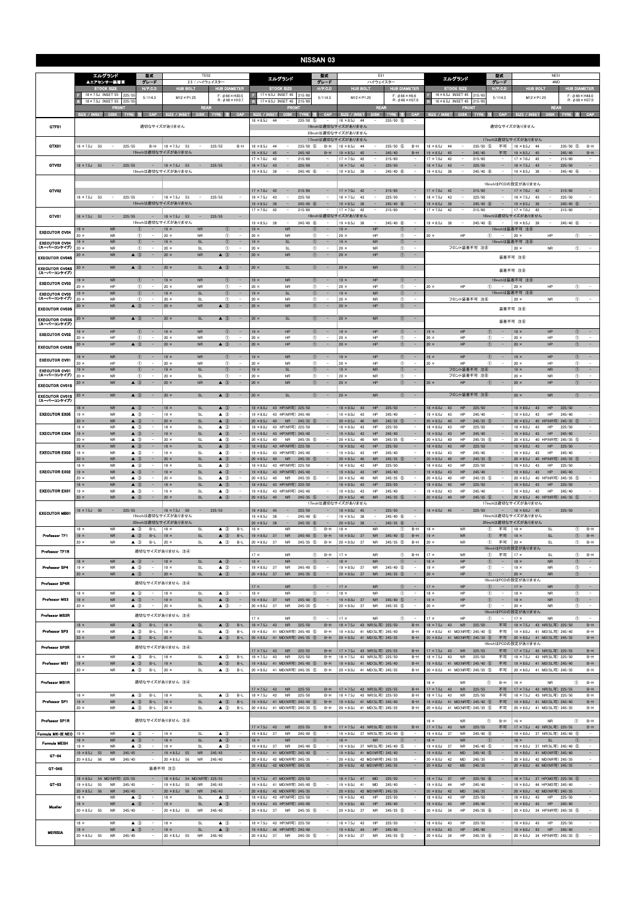# NISSAN 03

## エルグランド（型式 TE52／グレード 2.5 / ハイウェイスター）

▲エアセンサー装着車

| STOCK SIZE | H/P.C.D | HUB BOLT | HUB DIAMETER |
|---|---|---|---|
| F 18×7.5J INSET 55 225/55 | 5/114.3 | M12×P1.25 | F: φ66×H30.5 |
| R 18×7.5J INSET 55 225/55 | | | R: φ66×H10.7 |

| | FRONT SIZE / INSET | DISK | TYRE | 注 | CAP | REAR SIZE / INSET | DISK | TYRE | 注 | CAP |
|---|---|---|---|---|---|---|---|---|---|---|
| GTF01 | 適切なサイズがありません | | | | | | | | | |
| GTX01 | 18×7.5J 53 | – | 225/55 | | B-H | 18×7.5J 53 | – | 225/55 | | B-H |
| | 19inchは適切なサイズがありません | | | | | | | | | |
| GTV03 | 18×7.5J 53 | – | 225/55 | | – | 18×7.5J 53 | – | 225/55 | | – |
| | 19inchは適切なサイズがありません | | | | | | | | | |
| GTV02 | 18×7.5J 53 | – | 225/55 | | – | 18×7.5J 53 | – | 225/55 | | – |
| | 19inchは適切なサイズがありません | | | | | | | | | |
| GTV01 | 18×7.5J 53 | – | 225/55 | | – | 18×7.5J 53 | – | 225/55 | | – |
| | 19inchは適切なサイズがありません | | | | | | | | | |
| EXECUTOR CV04 | 19× | NR | | ① | – | 19× | NR | | ① | – |
| | 20× | NR | | ① | – | 20× | NR | | ① | – |
| EXECUTOR CV04 (スーパーコンケイブ) | 19× | NR | | ① | – | 19× | SL | | ① | – |
| | 20× | NR | | ① | – | 20× | SL | | ① | – |
| EXECUTOR CV04S | 20× | NR | | ▲③ | – | 20× | NR | | ▲③ | – |
| EXECUTOR CV04S (スーパーコンケイブ) | 20× | NR | | ▲③ | – | 20× | SL | | ▲③ | – |
| EXECUTOR CV03 | 19× | NR | | ① | – | 19× | NR | | ① | – |
| | 20× | HP | | ① | – | 20× | NR | | ① | – |
| EXECUTOR CV03 (スーパーコンケイブ) | 19× | NR | | ① | – | 19× | SL | | ① | – |
| | 20× | NR | | ① | – | 20× | SL | | ① | – |
| EXECUTOR CV03S | 20× | NR | | ▲③ | – | 20× | NR | | ▲③ | – |
| EXECUTOR CV03S (スーパーコンケイブ) | 20× | NR | | ▲③ | – | 20× | SL | | ▲③ | – |
| EXECUTOR CV02 | 19× | HP | | ① | – | 19× | NR | | ① | – |
| | 20× | HP | | ① | – | 20× | NR | | ① | – |
| EXECUTOR CV02S | 20× | HP | | ▲③ | – | 20× | NR | | ▲③ | – |
| EXECUTOR CV01 | 19× | NR | | ① | – | 19× | NR | | ① | – |
| | 20× | HP | | ① | – | 20× | NR | | ① | – |
| EXECUTOR CV01 (スーパーコンケイブ) | 19× | NR | | ① | – | 19× | SL | | ① | – |
| | 20× | NR | | ① | – | 20× | SL | | ① | – |
| EXECUTOR CV01S | 20× | NR | | ▲③ | – | 20× | NR | | ▲③ | – |
| EXECUTOR CV01S (スーパーコンケイブ) | 20× | NR | | ▲③ | – | 20× | SL | | ▲③ | – |
| EXECUTOR EX05 | 18× | NR | | ▲③ | – | 18× | SL | | ▲③ | – |
| | 19× | NR | | ▲③ | – | 19× | SL | | ▲③ | – |
| | 20× | NR | | ▲③ | – | 20× | SL | | ▲③ | – |
| EXECUTOR EX04 | 18× | NR | | ▲③ | – | 18× | SL | | ▲③ | – |
| | 19× | NR | | ▲③ | – | 19× | SL | | ▲③ | – |
| | 20× | NR | | ▲③ | – | 20× | SL | | ▲③ | – |
| EXECUTOR EX03 | 18× | NR | | ▲③ | – | 18× | SL | | ▲③ | – |
| | 19× | NR | | ▲③ | – | 19× | SL | | ▲③ | – |
| | 20× | NR | | ▲③ | – | 20× | SL | | ▲③ | – |
| EXECUTOR EX02 | 18× | NR | | ▲③ | – | 18× | SL | | ▲③ | – |
| | 19× | NR | | ▲③ | – | 19× | SL | | ▲③ | – |
| | 20× | NR | | ▲③ | – | 20× | SL | | ▲③ | – |
| EXECUTOR EX01 | 18× | NR | | ▲③ | – | 18× | SL | | ▲③ | – |
| | 19× | NR | | ▲③ | – | 19× | SL | | ▲③ | – |
| | 20× | NR | | ▲③ | – | 20× | SL | | ▲③ | – |
| EXECUTOR MB01 | 18×7.5J 50 | – | 225/55 | | – | 18×7.5J 50 | – | 225/55 | | – |
| | 19inchは適切なサイズがありません | | | | | | | | | |
| | 20inchは適切なサイズがありません | | | | | | | | | |
| Professor TF1 | 18× | NR | | ▲③ | B-L | 18× | SL | | ▲③ | B-L |
| | 19× | NR | | ▲③ | B-L | 19× | SL | | ▲③ | B-L |
| | 20× | NR | | ▲③ | B-L | 20× | SL | | ▲③ | B-L |
| Professor TF1R | 適切なサイズがありません 注④ | | | | | | | | | |
| Professor SP4 | 18× | NR | | ▲③ | – | 18× | SL | | ▲③ | – |
| | 19× | NR | | ▲③ | – | 19× | SL | | ▲③ | – |
| | 20× | NR | | ▲③ | – | 20× | SL | | ▲③ | – |
| Professor SP4R | 適切なサイズがありません 注④ | | | | | | | | | |
| Professor MS3 | 18× | NR | | ▲③ | – | 18× | SL | | ▲③ | – |
| | 19× | NR | | ▲③ | – | 19× | SL | | ▲③ | – |
| | 20× | NR | | ▲③ | – | 20× | SL | | ▲③ | – |
| Professor MS3R | 適切なサイズがありません 注④ | | | | | | | | | |
| Professor SP3 | 18× | NR | | ▲③ | B-L | 18× | SL | | ▲③ | B-L |
| | 19× | NR | | ▲③ | B-L | 19× | SL | | ▲③ | B-L |
| | 20× | NR | | ▲③ | B-L | 20× | SL | | ▲③ | B-L |
| Professor SP3R | 適切なサイズがありません 注④ | | | | | | | | | |
| Professor MS1 | 18× | NR | | ▲③ | B-L | 18× | SL | | ▲③ | B-L |
| | 19× | NR | | ▲③ | B-L | 19× | SL | | ▲③ | B-L |
| | 20× | NR | | ▲③ | B-L | 20× | SL | | ▲③ | B-L |
| Professor MS1R | 適切なサイズがありません 注④ | | | | | | | | | |
| Professor SP1 | 18× | NR | | ▲③ | B-L | 18× | SL | | ▲③ | B-L |
| | 19× | NR | | ▲③ | B-L | 19× | SL | | ▲③ | B-L |
| | 20× | NR | | ▲③ | B-L | 20× | SL | | ▲③ | B-L |
| Professor SP1R | 適切なサイズがありません 注④ | | | | | | | | | |
| Formula MK-III NEO | 19× | NR | | ▲③ | – | 19× | SL | | ▲③ | – |
| Formula MESH | 18× | NR | | ▲③ | – | 18× | SL | | ▲③ | – |
| | 19× | NR | | ▲③ | – | 19× | SL | | ▲③ | – |
| GT-04 | 19×8.5J 55 | NR | 245/45 | | – | 19×8.5J 55 | NR | 245/45 | | – |
| | 20×8.5J 56 | NR | 245/40 | | – | 20×8.5J 56 | NR | 245/40 | | – |
| GT-04S | 装着不可 注③ | | | | | | | | | |
| GT-03 | 18×8.0J 54 | MD(NR可) | 225/55 | | – | 18×8.0J 54 | MD(NR可) | 225/55 | | – |
| | 19×8.5J 55 | NR | 245/45 | | – | 19×8.5J 55 | NR | 245/45 | | – |
| | 20×8.5J 56 | NR | 245/40 | | – | 20×8.5J 56 | NR | 245/40 | | – |
| Mueller | 18× | NR | | ▲③ | – | 18× | SL | | ▲③ | – |
| | 19× | NR | | ▲③ | – | 19× | SL | | ▲③ | – |
| | 20×8.5J 55 | NR | 245/40 | | – | 20×8.5J 55 | NR | 245/40 | | – |
| MERISIA | 18× | NR | | ▲③ | – | 18× | SL | | ▲③ | – |
| | 19× | NR | | ▲③ | – | 19× | SL | | ▲③ | – |
| | 20×8.5J 55 | NR | 245/40 | | – | 20×8.5J 55 | NR | 245/40 | | – |

## エルグランド（型式 E51／グレード ハイウェイスター）

| STOCK SIZE | H/P.C.D | HUB BOLT | HUB DIAMETER |
|---|---|---|---|
| F 17×6.5J INSET 45 215/60 | 5/114.3 | M12×P1.25 | F: φ66×H9.6 |
| R 17×6.5J INSET 45 215/60 | | | R: φ66×H37.0 |

| | FRONT SIZE / INSET | DISK | TYRE | 注 | CAP | REAR SIZE / INSET | DISK | TYRE | 注 | CAP |
|---|---|---|---|---|---|---|---|---|---|---|
| GTF01 | 18×8.5J 44 | – | 235/50 | ⑤ | – | 18×8.5J 44 | – | 235/50 | ⑤ | – |
| | 19inchは適切なサイズがありません | | | | | | | | | |
| | 20inchは適切なサイズがありません | | | | | | | | | |
| GTX01 | 17inchは適切なサイズがありません | | | | | | | | | |
| | 18×8.5J 44 | – | 235/50 | ⑤ | B-H | 18×8.5J 44 | – | 235/50 | ⑤ | B-H |
| | 19×8.5J 45 | – | 245/40 | – | B-H | 19×8.5J 45 | – | 245/40 | – | B-H |
| GTV03 | 17×7.0J 42 | – | 215/60 | | – | 17×7.0J 42 | – | 215/60 | | – |
| | 18×7.5J 43 | – | 225/50 | | – | 18×7.5J 43 | – | 225/50 | | – |
| | 19×8.5J 38 | – | 245/40 | ⑥ | – | 19×8.5J 38 | – | 245/40 | ⑥ | – |
| GTV02 | 17×7.0J 42 | – | 215/60 | | – | 17×7.0J 42 | – | 215/60 | | – |
| | 18×7.5J 43 | – | 225/50 | | – | 18×7.5J 43 | – | 225/50 | | – |
| | 19×8.5J 38 | – | 245/40 | ⑥ | – | 19×8.5J 38 | – | 245/40 | ⑥ | – |
| GTV01 | 17×7.0J 42 | – | 215/60 | | – | 17×7.0J 42 | – | 215/60 | | – |
| | 18inchは適切なサイズがありません | | | | | | | | | |
| | 19×8.5J 38 | – | 245/40 | ⑥ | – | 19×8.5J 38 | – | 245/40 | ⑥ | – |
| EXECUTOR CV04 | 19× | NR | | ① | – | 19× | HP | | ① | – |
| | 20× | NR | | ① | – | 20× | HP | | ① | – |
| EXECUTOR CV04 (スーパーコンケイブ) | 19× | SL | | ① | – | 19× | NR | | ① | – |
| | 20× | SL | | ① | – | 20× | NR | | ① | – |
| EXECUTOR CV04S | 20× | NR | | ① | – | 20× | HP | | ① | – |
| EXECUTOR CV04S (スーパーコンケイブ) | 20× | SL | | ① | – | 20× | NR | | ① | – |
| EXECUTOR CV03 | 19× | NR | | ① | – | 19× | HP | | ① | – |
| | 20× | HP | | ① | – | 20× | HP | | ① | – |
| EXECUTOR CV03 (スーパーコンケイブ) | 19× | SL | | ① | – | 19× | NR | | ① | – |
| | 20× | NR | | ① | – | 20× | NR | | ① | – |
| EXECUTOR CV03S | 20× | NR | | ① | – | 20× | HP | | ① | – |
| EXECUTOR CV03S (スーパーコンケイブ) | 20× | SL | | ① | – | 20× | NR | | ① | – |
| EXECUTOR CV02 | 19× | HP | | ① | – | 19× | HP | | ① | – |
| | 20× | HP | | ① | – | 20× | HP | | ① | – |
| EXECUTOR CV02S | 20× | HP | | ① | – | 20× | HP | | ① | – |
| EXECUTOR CV01 | 19× | NR | | ① | – | 19× | HP | | ① | – |
| | 20× | HP | | ① | – | 20× | HP | | ① | – |
| EXECUTOR CV01 (スーパーコンケイブ) | 19× | SL | | ① | – | 19× | NR | | ① | – |
| | 20× | NR | | ① | – | 20× | NR | | ① | – |
| EXECUTOR CV01S | 20× | NR | | ① | – | 20× | HP | | ① | – |
| EXECUTOR CV01S (スーパーコンケイブ) | 20× | SL | | ① | – | 20× | NR | | ① | – |
| EXECUTOR EX05 | 18×8.0J 43 | HP(NR可) | 225/50 | | – | 18×8.0J 43 | HP | 225/50 | | – |
| | 19×8.0J 43 | HP(NR可) | 245/40 | | – | 19×8.0J 43 | HP | 245/40 | | – |
| | 20×8.5J 40 | NR | 245/35 | ⑤ | – | 20×8.5J 40 | NR | 245/35 | ⑤ | – |
| EXECUTOR EX04 | 18×8.0J 43 | HP(NR可) | 225/50 | | – | 18×8.0J 43 | HP | 225/50 | | – |
| | 19×8.0J 43 | HP(NR可) | 245/40 | | – | 19×8.0J 43 | HP | 245/40 | | – |
| | 20×8.5J 40 | NR | 245/35 | ⑤ | – | 20×8.5J 40 | NR | 245/35 | ⑤ | – |
| EXECUTOR EX03 | 18×8.0J 43 | HP(NR可) | 225/50 | | – | 18×8.0J 43 | HP | 225/50 | | – |
| | 19×8.0J 43 | HP(NR可) | 245/40 | | – | 19×8.0J 43 | HP | 245/40 | | – |
| | 20×8.5J 40 | NR | 245/35 | ⑤ | – | 20×8.5J 40 | NR | 245/35 | ⑤ | – |
| EXECUTOR EX02 | 18×8.0J 43 | HP(NR可) | 225/50 | | – | 18×8.0J 43 | HP | 225/50 | | – |
| | 19×8.0J 43 | HP(NR可) | 245/40 | | – | 19×8.0J 43 | HP | 245/40 | | – |
| | 20×8.5J 40 | NR | 245/35 | ⑤ | – | 20×8.5J 40 | NR | 245/35 | ⑤ | – |
| EXECUTOR EX01 | 18×8.0J 43 | HP(NR可) | 225/50 | | – | 18×8.0J 43 | HP | 225/50 | | – |
| | 19×8.0J 43 | HP(NR可) | 245/40 | | – | 19×8.0J 43 | HP | 245/40 | | – |
| | 20×8.5J 40 | NR | 245/35 | ⑤ | – | 20×8.5J 40 | NR | 245/35 | ⑤ | – |
| EXECUTOR MB01 | 17inchは適切なサイズがありません | | | | | | | | | |
| | 18×8.0J 45 | – | 225/50 | | – | 18×8.0J 45 | – | 225/50 | | – |
| | 19×8.5J 38 | – | 245/40 | ⑥ | – | 19×8.5J 38 | – | 245/40 | ⑥ | – |
| | 20×8.5J 38 | – | 245/35 | ⑥ | – | 20×8.5J 38 | – | 245/35 | ⑥ | – |
| Professor TF1 | 18× | NR | | ① | B-H | 18× | NR | | ① | B-H |
| | 19×8.0J 37 | NR | 245/40 | ⑤ | B-H | 19×8.0J 37 | NR | 245/40 | ⑤ | B-H |
| | 20×8.0J 37 | NR | 245/35 | ⑤ | B-H | 20×8.0J 37 | NR | 245/35 | ⑤ | B-H |
| Professor TF1R | 17× | NR | | ① | B-H | 17× | NR | | ① | B-H |
| Professor SP4 | 18× | NR | | ① | – | 18× | NR | | ① | – |
| | 19×8.0J 37 | NR | 245/40 | ⑤ | – | 19×8.0J 37 | NR | 245/40 | ⑤ | – |
| | 20×8.0J 37 | NR | 245/35 | ⑤ | – | 20×8.0J 37 | NR | 245/35 | ⑤ | – |
| Professor SP4R | 17× | NR | | ① | – | 17× | NR | | ① | – |
| Professor MS3 | 18× | NR | | ① | – | 18× | NR | | ① | – |
| | 19×8.0J 37 | NR | 245/40 | ⑤ | – | 19×8.0J 37 | NR | 245/40 | ⑤ | – |
| | 20×8.0J 37 | NR | 245/35 | ⑤ | – | 20×8.0J 37 | NR | 245/35 | ⑤ | – |
| Professor MS3R | 17× | NR | | ① | – | 17× | NR | | ① | – |
| Professor SP3 | 18×7.5J 43 | NR | 225/50 | | B-H | 18×7.5J 43 | NR(SL可) | 225/50 | | B-H |
| | 19×8.0J 41 | MD(NR可) | 245/40 | ⑤ | B-H | 19×8.0J 41 | MD(SL可) | 245/40 | | B-H |
| | 20×8.0J 41 | MD(NR可) | 245/35 | ⑤ | B-H | 20×8.0J 41 | MD(SL可) | 245/35 | | B-H |
| Professor SP3R | 17×7.5J 43 | NR | 225/55 | | B-H | 17×7.5J 43 | NR(SL可) | 225/55 | | B-H |
| Professor MS1 | 18×7.5J 43 | NR | 225/50 | | B-H | 18×7.5J 43 | NR(SL可) | 225/50 | | B-H |
| | 19×8.0J 41 | MD(NR可) | 245/40 | ⑤ | B-H | 19×8.0J 41 | MD(SL可) | 245/40 | | B-H |
| | 20×8.0J 41 | MD(NR可) | 245/35 | ⑤ | B-H | 20×8.0J 41 | MD(SL可) | 245/35 | | B-H |
| Professor MS1R | 17×7.5J 43 | NR | 225/55 | | B-H | 17×7.5J 43 | NR(SL可) | 225/55 | | B-H |
| Professor SP1 | 18×7.5J 43 | NR | 225/50 | | B-H | 18×7.5J 43 | NR(SL可) | 225/50 | | B-H |
| | 19×8.0J 41 | MD(NR可) | 245/40 | ⑤ | B-H | 19×8.0J 41 | MD(SL可) | 245/40 | | B-H |
| | 20×8.0J 41 | MD(NR可) | 245/35 | ⑤ | B-H | 20×8.0J 41 | MD(SL可) | 245/35 | | B-H |
| Professor SP1R | 17×7.5J 43 | NR | 225/55 | | B-H | 17×7.5J 43 | NR(SL可) | 225/55 | | B-H |
| Formula MK-III NEO | 19×8.0J 37 | NR | 245/40 | ⑤ | – | 19×8.0J 37 | NR(SL可) | 245/40 | ⑤ | – |
| Formula MESH | 18× | NR | | ① | – | 18× | NR | | ① | – |
| | 19×8.0J 37 | NR | 245/40 | ⑤ | – | 19×8.0J 37 | NR(SL可) | 245/40 | ⑤ | – |
| GT-04 | 19×8.0J 41 | MD(NR可) | 245/40 | ⑤ | – | 19×8.0J 41 | MD(NR可) | 245/40 | | – |
| | 20×8.0J 42 | MD(NR可) | 245/35 | | – | 20×8.0J 42 | MD(NR可) | 245/35 | | – |
| GT-04S | 20×8.0J 42 | MD(NR可) | 245/35 | | – | 20×8.0J 42 | MD(NR可) | 245/35 | | – |
| GT-03 | 18×7.5J 40 | MD(NR可) | 225/50 | | – | 18×7.5J 40 | MD | 225/50 | | – |
| | 19×8.0J 41 | MD(NR可) | 245/40 | ⑤ | – | 19×8.0J 41 | MD | 245/40 | | – |
| | 20×8.0J 42 | MD(NR可) | 245/35 | | – | 20×8.0J 42 | MD(NR可) | 245/35 | | – |
| Mueller | 18×8.0J 43 | HP(NR可) | 225/50 | | – | 18×8.0J 43 | HP | 225/50 | | – |
| | 19×8.0J 43 | HP(NR可) | 245/40 | | – | 19×8.0J 43 | HP | 245/40 | | – |
| | 20×8.0J 37 | NR | 245/35 | ⑤ | – | 20×8.0J 37 | NR | 245/35 | ⑤ | – |
| MERISIA | 18×7.5J 43 | HP(NR可) | 225/50 | | – | 18×7.5J 43 | HP | 225/50 | | – |
| | 19×8.0J 44 | HP(NR可) | 245/40 | | – | 19×8.0J 44 | HP | 245/40 | | – |
| | 20×8.0J 37 | NR | 245/35 | ⑤ | – | 20×8.0J 37 | NR | 245/35 | ⑤ | – |

## エルグランド（型式 NE51／グレード 4WD）

| STOCK SIZE | H/P.C.D | HUB BOLT | HUB DIAMETER |
|---|---|---|---|
| F 16×6.5J INSET 45 215/65 | 5/114.3 | M12×P1.25 | F: φ66×H44.0 |
| R 16×6.5J INSET 45 215/65 | | | R: φ66×H37.0 |

| | FRONT SIZE / INSET | DISK | TYRE | 注 | CAP | REAR SIZE / INSET | DISK | TYRE | 注 | CAP |
|---|---|---|---|---|---|---|---|---|---|---|
| GTF01 | 適切なサイズがありません | | | | | | | | | |
| GTX01 | 17inchは適切なサイズがありません | | | | | | | | | |
| | 18×8.5J 44 | – | 235/50 | ⑤ | 不可 | 18×8.5J 44 | – | 235/50 | ⑤ | B-H |
| | 19×8.5J 45 | – | 245/40 | – | 不可 | 19×8.5J 45 | – | 245/40 | – | B-H |
| GTV03 | 17×7.0J 42 | – | 215/60 | | – | 17×7.0J 42 | – | 215/60 | | – |
| | 18×7.5J 43 | – | 225/50 | | – | 18×7.5J 43 | – | 225/50 | | – |
| | 19×8.5J 38 | – | 245/40 | ⑥ | – | 19×8.5J 38 | – | 245/40 | ⑥ | – |
| GTV02 | 16inchはPCDの設定がありません | | | | | | | | | |
| | 17×7.0J 42 | – | 215/60 | | – | 17×7.0J 42 | – | 215/60 | | – |
| | 18×7.5J 43 | – | 225/50 | | – | 18×7.5J 43 | – | 225/50 | | – |
| | 19×8.5J 38 | – | 245/40 | ⑥ | – | 19×8.5J 38 | – | 245/40 | ⑥ | – |
| GTV01 | 17×7.0J 42 | – | 215/60 | | – | 17×7.0J 42 | – | 215/60 | | – |
| | 18inchは適切なサイズがありません | | | | | | | | | |
| | 19×8.5J 38 | – | 245/40 | ⑥ | – | 19×8.5J 38 | – | 245/40 | ⑥ | – |
| EXECUTOR CV04 | 19inchは装着不可 注⑧ | | | | | | | | | |
| | 20× | HP | | ① | – | 20× | HP | | ① | – |
| EXECUTOR CV04 (スーパーコンケイブ) | 19inchは装着不可 注⑧ | | | | | | | | | |
| | フロント装着不可 注⑧ | | | | | 20× | NR | | ① | – |
| EXECUTOR CV04S | 装着不可 注⑧ | | | | | | | | | |
| EXECUTOR CV04S (スーパーコンケイブ) | 装着不可 注⑧ | | | | | | | | | |
| EXECUTOR CV03 | 19inchは装着不可 注⑧ | | | | | | | | | |
| | 20× | HP | | ① | – | 20× | HP | | ① | – |
| EXECUTOR CV03 (スーパーコンケイブ) | 19inchは装着不可 注⑧ | | | | | | | | | |
| | フロント装着不可 注⑧ | | | | | 20× | NR | | ① | – |
| EXECUTOR CV03S | 装着不可 注⑧ | | | | | | | | | |
| EXECUTOR CV03S (スーパーコンケイブ) | 装着不可 注⑧ | | | | | | | | | |
| EXECUTOR CV02 | 19× | HP | | ① | – | 19× | HP | | ① | – |
| | 20× | HP | | ① | – | 20× | HP | | ① | – |
| EXECUTOR CV02S | 20× | HP | | ① | – | 20× | HP | | ① | – |
| EXECUTOR CV01 | 19× | HP | | ① | – | 19× | HP | | ① | – |
| | 20× | HP | | ① | – | 20× | HP | | ① | – |
| EXECUTOR CV01 (スーパーコンケイブ) | フロント装着不可 注⑧ | | | | | 19× | NR | | ① | – |
| | フロント装着不可 注⑧ | | | | | 20× | NR | | ① | – |
| EXECUTOR CV01S | 20× | HP | | ① | – | 20× | HP | | ① | – |
| EXECUTOR CV01S (スーパーコンケイブ) | フロント装着不可 注⑧ | | | | | 20× | NR | | ① | – |
| EXECUTOR EX05 | 18×8.0J 43 | HP | 225/50 | | – | 18×8.0J 43 | HP | 225/50 | | – |
| | 19×8.0J 43 | HP | 245/40 | | – | 19×8.0J 43 | HP | 245/40 | | – |
| | 20×8.5J 40 | HP | 245/35 | ⑤ | – | 20×8.5J 40 | HP(NR可) | 245/35 | ⑤ | – |
| EXECUTOR EX04 | 18×8.0J 43 | HP | 225/50 | | – | 18×8.0J 43 | HP | 225/50 | | – |
| | 19×8.0J 43 | HP | 245/40 | | – | 19×8.0J 43 | HP | 245/40 | | – |
| | 20×8.5J 40 | HP | 245/35 | ⑤ | – | 20×8.5J 40 | HP(NR可) | 245/35 | ⑤ | – |
| EXECUTOR EX03 | 18×8.0J 43 | HP | 225/50 | | – | 18×8.0J 43 | HP | 225/50 | | – |
| | 19×8.0J 43 | HP | 245/40 | | – | 19×8.0J 43 | HP | 245/40 | | – |
| | 20×8.5J 40 | HP | 245/35 | ⑤ | – | 20×8.5J 40 | HP(NR可) | 245/35 | ⑤ | – |
| EXECUTOR EX02 | 18×8.0J 43 | HP | 225/50 | | – | 18×8.0J 43 | HP | 225/50 | | – |
| | 19×8.0J 43 | HP | 245/40 | | – | 19×8.0J 43 | HP | 245/40 | | – |
| | 20×8.5J 40 | HP | 245/35 | ⑤ | – | 20×8.5J 40 | HP(NR可) | 245/35 | ⑤ | – |
| EXECUTOR EX01 | 18×8.0J 43 | HP | 225/50 | | – | 18×8.0J 43 | HP | 225/50 | | – |
| | 19×8.0J 43 | HP | 245/40 | | – | 19×8.0J 43 | HP | 245/40 | | – |
| | 20×8.5J 40 | HP | 245/35 | ⑤ | – | 20×8.5J 40 | HP(NR可) | 245/35 | ⑤ | – |
| EXECUTOR MB01 | 17inchは適切なサイズがありません | | | | | | | | | |
| | 18×8.0J 45 | – | 225/50 | | – | 18×8.0J 45 | – | 225/50 | | – |
| | 19inchは適切なサイズがありません | | | | | | | | | |
| | 20inchは適切なサイズがありません | | | | | | | | | |
| Professor TF1 | 18× | NR | | ① | 不可 | 18× | SL | | ① | B-H |
| | 19× | NR | | ① | 不可 | 19× | SL | | ① | B-H |
| | 20× | NR | | ① | 不可 | 20× | SL | | ① | B-H |
| Professor TF1R | 16inchはPCDの設定がありません | | | | | | | | | |
| | 17× | NR | | ① | 不可 | 17× | SL | | ① | B-H |
| Professor SP4 | 18× | HP | | ① | – | 18× | NR | | ① | – |
| | 19× | HP | | ① | – | 19× | NR | | ① | – |
| | 20× | HP | | ① | – | 20× | NR | | ① | – |
| Professor SP4R | 16inchはPCDの設定がありません | | | | | | | | | |
| | 17× | HP | | ① | – | 17× | NR | | ① | – |
| Professor MS3 | 18× | HP | | ① | – | 18× | NR | | ① | – |
| | 19× | HP | | ① | – | 19× | NR | | ① | – |
| | 20× | HP | | ① | – | 20× | NR | | ① | – |
| Professor MS3R | 16inchはPCDの設定がありません | | | | | | | | | |
| | 17× | HP | | ① | – | 17× | NR | | ① | – |
| Professor SP3 | 18×7.5J 43 | NR | 225/50 | | 不可 | 18×7.5J 43 | NR(SL可) | 225/50 | | B-H |
| | 19×8.0J 41 | MD(NR可) | 245/40 | ⑤ | 不可 | 19×8.0J 41 | MD(SL可) | 245/40 | | B-H |
| | 20×8.0J 41 | MD(NR可) | 245/35 | ⑤ | 不可 | 20×8.0J 41 | MD(SL可) | 245/35 | | B-H |
| Professor SP3R | 16inchはPCDの設定がありません | | | | | | | | | |
| | 17×7.5J 43 | NR | 225/55 | | 不可 | 17×7.5J 43 | NR(SL可) | 225/55 | | B-H |
| Professor MS1 | 18×7.5J 43 | NR | 225/50 | | 不可 | 18×7.5J 43 | NR(SL可) | 225/50 | | B-H |
| | 19×8.0J 41 | MD(NR可) | 245/40 | ⑤ | 不可 | 19×8.0J 41 | MD(SL可) | 245/40 | | B-H |
| | 20×8.0J 41 | MD(NR可) | 245/35 | ⑤ | 不可 | 20×8.0J 41 | MD(SL可) | 245/35 | | B-H |
| Professor MS1R | 16× | NR | | ① | B-H | 16× | NR | | ① | B-H |
| | 17×7.5J 43 | NR | 225/55 | | 不可 | 17×7.5J 43 | NR(SL可) | 225/55 | | B-H |
| Professor SP1 | 18×7.5J 43 | NR | 225/50 | | 不可 | 18×7.5J 43 | NR(SL可) | 225/50 | | B-H |
| | 19×8.0J 41 | MD(NR可) | 245/40 | ⑤ | 不可 | 19×8.0J 41 | MD(SL可) | 245/40 | | B-H |
| | 20×8.0J 41 | MD(NR可) | 245/35 | ⑤ | 不可 | 20×8.0J 41 | MD(SL可) | 245/35 | | B-H |
| Professor SP1R | 16× | NR | | ① | B-H | 16× | NR | | ① | B-H |
| | 17×7.5J 43 | NR | 225/55 | | 不可 | 17×7.5J 43 | NR(SL可) | 225/55 | | B-H |
| Formula MK-III NEO | 19×8.0J 37 | NR | 245/40 | ⑤ | – | 19×8.0J 37 | NR(SL可) | 245/40 | ⑤ | – |
| Formula MESH | 18× | NR | | ① | – | 18× | SL | | ① | – |
| | 19×8.0J 37 | NR | 245/40 | ⑤ | – | 19×8.0J 37 | NR(SL可) | 245/40 | ⑤ | – |
| GT-04 | 19×8.0J 41 | MD | 245/40 | ⑤ | – | 19×8.0J 41 | MD(NR可) | 245/40 | | – |
| | 20×8.0J 42 | MD | 245/35 | | – | 20×8.0J 42 | MD(NR可) | 245/35 | | – |
| GT-04S | 20×8.0J 42 | MD | 245/35 | | – | 20×8.0J 42 | MD(NR可) | 245/35 | | – |
| GT-03 | 18×7.5J 37 | HP | 225/50 | ⑤ | – | 18×7.5J 37 | HP(NR可) | 225/50 | ⑤ | – |
| | 19×8.0J 44 | HP | 245/40 | | – | 19×8.0J 44 | HP(NR可) | 245/40 | | – |
| | 20×8.0J 42 | MD | 245/35 | | – | 20×8.0J 42 | MD(NR可) | 245/35 | | – |
| Mueller | 18×8.0J 43 | HP | 225/50 | | – | 18×8.0J 43 | HP | 225/50 | | – |
| | 19×8.0J 43 | HP | 245/40 | | – | 19×8.0J 43 | HP | 245/40 | | – |
| | 20×8.0J 34 | HP | 245/35 | ⑥ | – | 20×8.0J 34 | HP(NR可) | 245/35 | ⑥ | – |
| MERISIA | 18×8.0J 43 | HP | 225/50 | | – | 18×8.0J 43 | HP | 225/50 | | – |
| | 19×8.0J 43 | HP | 245/40 | | – | 19×8.0J 43 | HP | 245/40 | | – |
| | 20×8.0J 34 | HP | 245/35 | ⑥ | – | 20×8.0J 34 | HP(NR可) | 245/35 | ⑥ | – |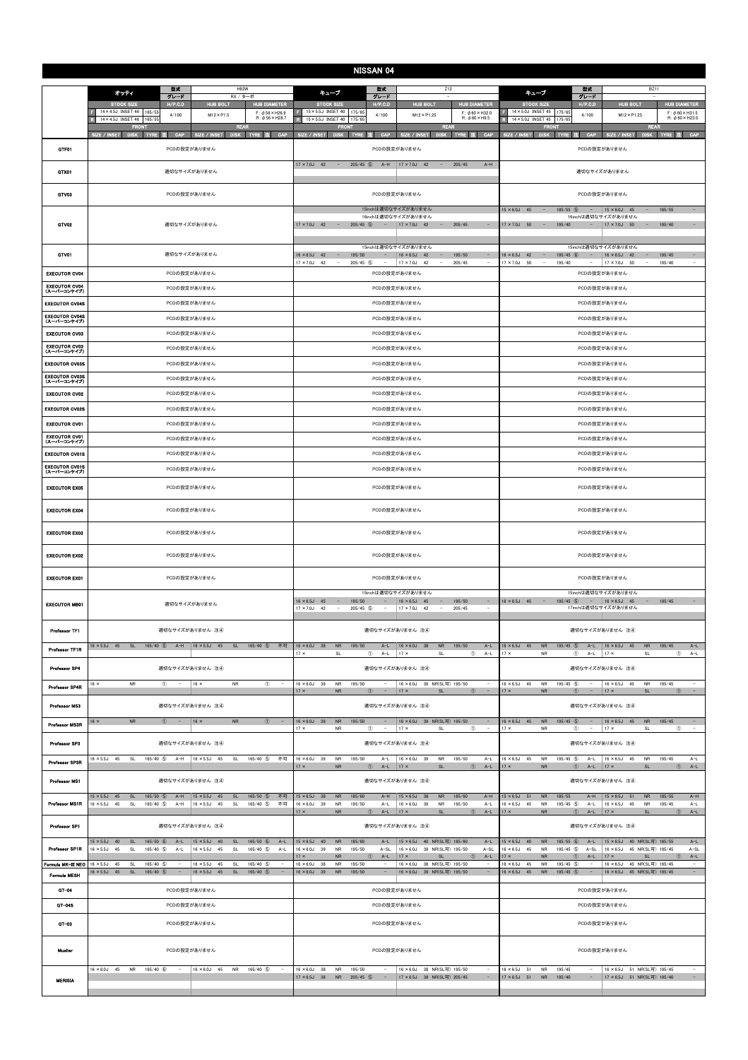# NISSAN 04

## オッティ

| 型式 | H92W |
|---|---|
| グレード | RX／ターボ |
| STOCK SIZE | F: 14×4.5J INSET 46 165/55<br>R: 14×4.5J INSET 46 165/55 |
| H/P.C.D | 4/100 |
| HUB BOLT | M12×P1.5 |
| HUB DIAMETER | F: φ58×H26.9<br>R: φ56×H28.7 |

| | FRONT SIZE / INSET | DISK | TYRE | 注 | CAP | REAR SIZE / INSET | DISK | TYRE | 注 | CAP |
|---|---|---|---|---|---|---|---|---|---|---|
| GTF01 | PCDの設定がありません | | | | | | | | | |
| GTX01 | 適切なサイズがありません | | | | | | | | | |
| GTV03 | PCDの設定がありません | | | | | | | | | |
| GTV02 | 適切なサイズがありません | | | | | | | | | |
| GTV01 | 適切なサイズがありません | | | | | | | | | |
| EXECUTOR CV04 | PCDの設定がありません | | | | | | | | | |
| EXECUTOR CV04 (スーパーコンケイブ) | PCDの設定がありません | | | | | | | | | |
| EXECUTOR CV04S | PCDの設定がありません | | | | | | | | | |
| EXECUTOR CV04S (スーパーコンケイブ) | PCDの設定がありません | | | | | | | | | |
| EXECUTOR CV03 | PCDの設定がありません | | | | | | | | | |
| EXECUTOR CV03 (スーパーコンケイブ) | PCDの設定がありません | | | | | | | | | |
| EXECUTOR CV03S | PCDの設定がありません | | | | | | | | | |
| EXECUTOR CV03S (スーパーコンケイブ) | PCDの設定がありません | | | | | | | | | |
| EXECUTOR CV02 | PCDの設定がありません | | | | | | | | | |
| EXECUTOR CV02S | PCDの設定がありません | | | | | | | | | |
| EXECUTOR CV01 | PCDの設定がありません | | | | | | | | | |
| EXECUTOR CV01 (スーパーコンケイブ) | PCDの設定がありません | | | | | | | | | |
| EXECUTOR CV01S | PCDの設定がありません | | | | | | | | | |
| EXECUTOR CV01S (スーパーコンケイブ) | PCDの設定がありません | | | | | | | | | |
| EXECUTOR EX05 | PCDの設定がありません | | | | | | | | | |
| EXECUTOR EX04 | PCDの設定がありません | | | | | | | | | |
| EXECUTOR EX03 | PCDの設定がありません | | | | | | | | | |
| EXECUTOR EX02 | PCDの設定がありません | | | | | | | | | |
| EXECUTOR EX01 | PCDの設定がありません | | | | | | | | | |
| EXECUTOR MB01 | 適切なサイズがありません | | | | | | | | | |
| Professor TF1 | 適切なサイズがありません 注④ | | | | | | | | | |
| Professor TF1R | 16×5.5J 45 | SL | 165/40 | ⑤ | A−H | 16×5.5J 45 | SL | 165/40 | ⑤ | 不可 |
| Professor SP4 | 適切なサイズがありません 注④ | | | | | | | | | |
| Professor SP4R | 16× | NR | | ① | − | 16× | NR | | ① | − |
| Professor MS3 | 適切なサイズがありません 注④ | | | | | | | | | |
| Professor MS3R | 16× | NR | | ① | − | 16× | NR | | ① | − |
| Professor SP3 | 適切なサイズがありません 注④ | | | | | | | | | |
| Professor SP3R | 16×5.5J 45 | SL | 165/40 | ⑤ | A−H | 16×5.5J 45 | SL | 165/40 | ⑤ | 不可 |
| Professor MS1 | 適切なサイズがありません 注④ | | | | | | | | | |
| Professor MS1R | 15×5.5J 45 | SL | 165/50 | ⑤ | A−H | 15×5.5J 45 | SL | 165/50 | ⑤ | 不可 |
| | 16×5.5J 45 | SL | 165/40 | ⑤ | A−H | 16×5.5J 45 | SL | 165/40 | ⑤ | 不可 |
| Professor SP1 | 適切なサイズがありません 注④ | | | | | | | | | |
| Professor SP1R | 15×5.5J 40 | SL | 165/50 | ⑥ | A−L | 15×5.5J 40 | SL | 165/50 | ⑥ | A−L |
| | 16×5.5J 45 | SL | 165/40 | ⑤ | A−L | 16×5.5J 45 | SL | 165/40 | ⑤ | A−L |
| Formula MK-Ⅲ NEO | 16×5.5J 45 | SL | 165/40 | ⑤ | − | 16×5.5J 45 | SL | 165/40 | ⑤ | − |
| Formula MESH | 16×5.5J 45 | SL | 165/40 | ⑤ | − | 16×5.5J 45 | SL | 165/40 | ⑤ | − |
| GT-04 | PCDの設定がありません | | | | | | | | | |
| GT-04S | PCDの設定がありません | | | | | | | | | |
| GT-03 | PCDの設定がありません | | | | | | | | | |
| Mueller | PCDの設定がありません | | | | | | | | | |
| MERISIA | 16×6.0J 45 | NR | 165/40 | ⑥ | − | 16×6.0J 45 | NR | 165/40 | ⑤ | − |

## キューブ (Z12)

| 型式 | Z12 |
|---|---|
| グレード | − |
| STOCK SIZE | F: 15×5.5J INSET 40 175/65<br>R: 15×5.5J INSET 40 175/65 |
| H/P.C.D | 4/100 |
| HUB BOLT | M12×P1.25 |
| HUB DIAMETER | F: φ60×H32.0<br>R: φ60×H9.5 |

| | FRONT SIZE / INSET | DISK | TYRE | 注 | CAP | REAR SIZE / INSET | DISK | TYRE | 注 | CAP |
|---|---|---|---|---|---|---|---|---|---|---|
| GTF01 | PCDの設定がありません | | | | | | | | | |
| GTX01 | 17×7.0J 42 | − | 205/45 | ⑤ | A−H | 17×7.0J 42 | − | 205/45 | | A−H |
| GTV03 | PCDの設定がありません | | | | | | | | | |
| GTV02 | 15inchは適切なサイズがありません | | | | | | | | | |
| | 16inchは適切なサイズがありません | | | | | | | | | |
| | 17×7.0J 42 | − | 205/45 | ⑤ | − | 17×7.0J 42 | − | 205/45 | | − |
| GTV01 | 15inchは適切なサイズがありません | | | | | | | | | |
| | 16×6.5J 42 | − | 195/50 | | − | 16×6.5J 42 | − | 195/50 | | − |
| | 17×7.0J 42 | − | 205/45 | ⑤ | − | 17×7.0J 42 | − | 205/45 | | − |
| EXECUTOR CV04 | PCDの設定がありません | | | | | | | | | |
| EXECUTOR CV04 (スーパーコンケイブ) | PCDの設定がありません | | | | | | | | | |
| EXECUTOR CV04S | PCDの設定がありません | | | | | | | | | |
| EXECUTOR CV04S (スーパーコンケイブ) | PCDの設定がありません | | | | | | | | | |
| EXECUTOR CV03 | PCDの設定がありません | | | | | | | | | |
| EXECUTOR CV03 (スーパーコンケイブ) | PCDの設定がありません | | | | | | | | | |
| EXECUTOR CV03S | PCDの設定がありません | | | | | | | | | |
| EXECUTOR CV03S (スーパーコンケイブ) | PCDの設定がありません | | | | | | | | | |
| EXECUTOR CV02 | PCDの設定がありません | | | | | | | | | |
| EXECUTOR CV02S | PCDの設定がありません | | | | | | | | | |
| EXECUTOR CV01 | PCDの設定がありません | | | | | | | | | |
| EXECUTOR CV01 (スーパーコンケイブ) | PCDの設定がありません | | | | | | | | | |
| EXECUTOR CV01S | PCDの設定がありません | | | | | | | | | |
| EXECUTOR CV01S (スーパーコンケイブ) | PCDの設定がありません | | | | | | | | | |
| EXECUTOR EX05 | PCDの設定がありません | | | | | | | | | |
| EXECUTOR EX04 | PCDの設定がありません | | | | | | | | | |
| EXECUTOR EX03 | PCDの設定がありません | | | | | | | | | |
| EXECUTOR EX02 | PCDの設定がありません | | | | | | | | | |
| EXECUTOR EX01 | PCDの設定がありません | | | | | | | | | |
| EXECUTOR MB01 | 15inchは適切なサイズがありません | | | | | | | | | |
| | 16×6.5J 45 | − | 195/50 | | − | 16×6.5J 45 | − | 195/50 | | − |
| | 17×7.0J 42 | − | 205/45 | ⑤ | − | 17×7.0J 42 | − | 205/45 | | − |
| Professor TF1 | 適切なサイズがありません 注④ | | | | | | | | | |
| Professor TF1R | 16×6.0J 38 | NR | 195/50 | | A−L | 16×6.0J 38 | NR | 195/50 | | A−L |
| | 17× | SL | | ① | A−L | 17× | SL | | ① | A−L |
| Professor SP4 | 適切なサイズがありません 注④ | | | | | | | | | |
| Professor SP4R | 16×6.0J 39 | NR | 195/50 | | − | 16×6.0J 39 | NR(SL可) | 195/50 | | − |
| | 17× | NR | | ① | − | 17× | SL | | ① | − |
| Professor MS3 | 適切なサイズがありません 注④ | | | | | | | | | |
| Professor MS3R | 16×6.0J 39 | NR | 195/50 | | − | 16×6.0J 39 | NR(SL可) | 195/50 | | − |
| | 17× | NR | | ① | − | 17× | SL | | ① | − |
| Professor SP3 | 適切なサイズがありません 注④ | | | | | | | | | |
| Professor SP3R | 16×6.0J 39 | NR | 195/50 | | A−L | 16×6.0J 39 | NR | 195/50 | | A−L |
| | 17× | NR | | ① | A−L | 17× | SL | | ① | A−L |
| Professor MS1 | 適切なサイズがありません 注④ | | | | | | | | | |
| Professor MS1R | 15×5.5J 38 | NR | 185/60 | | A−H | 15×5.5J 38 | NR | 185/60 | | A−H |
| | 16×6.0J 39 | NR | 195/50 | | A−L | 16×6.0J 39 | NR | 195/50 | | A−L |
| | 17× | NR | | ① | A−L | 17× | SL | | ① | A−L |
| Professor SP1 | 適切なサイズがありません 注④ | | | | | | | | | |
| Professor SP1R | 15×5.5J 40 | NR | 185/60 | | A−L | 15×5.5J 40 | NR(SL可) | 185/60 | | A−L |
| | 16×6.0J 39 | NR | 195/50 | | A−SL | 16×6.0J 39 | NR(SL可) | 195/50 | | A−SL |
| | 17× | NR | | ① | A−L | 17× | SL | | ① | A−L |
| Formula MK-Ⅲ NEO | 16×6.0J 38 | NR | 195/50 | | − | 16×6.0J 38 | NR(SL可) | 195/50 | | − |
| Formula MESH | 16×6.0J 39 | NR | 195/50 | | − | 16×6.0J 39 | NR(SL可) | 195/50 | | − |
| GT-04 | PCDの設定がありません | | | | | | | | | |
| GT-04S | PCDの設定がありません | | | | | | | | | |
| GT-03 | PCDの設定がありません | | | | | | | | | |
| Mueller | PCDの設定がありません | | | | | | | | | |
| MERISIA | 16×6.0J 38 | NR | 195/50 | | − | 16×6.0J 38 | NR(SL可) | 195/50 | | − |
| | 17×6.5J 38 | NR | 205/45 | ⑤ | − | 17×6.5J 38 | NR(SL可) | 205/45 | | − |

## キューブ (BZ11)

| 型式 | BZ11 |
|---|---|
| グレード | − |
| STOCK SIZE | F: 14×5.0J INSET 45 175/65<br>R: 14×5.0J INSET 45 175/65 |
| H/P.C.D | 4/100 |
| HUB BOLT | M12×P1.25 |
| HUB DIAMETER | F: φ60×H31.5<br>R: φ60×H23.0 |

| | FRONT SIZE / INSET | DISK | TYRE | 注 | CAP | REAR SIZE / INSET | DISK | TYRE | 注 | CAP |
|---|---|---|---|---|---|---|---|---|---|---|
| GTF01 | PCDの設定がありません | | | | | | | | | |
| GTX01 | 適切なサイズがありません | | | | | | | | | |
| GTV03 | PCDの設定がありません | | | | | | | | | |
| GTV02 | 15×6.0J 45 | − | 185/55 | ⑤ | − | 15×6.0J 45 | − | 185/55 | | − |
| | 16inchは適切なサイズがありません | | | | | | | | | |
| | 17×7.0J 50 | − | 195/40 | | − | 17×7.0J 50 | − | 195/40 | | − |
| GTV01 | 15inchは適切なサイズがありません | | | | | | | | | |
| | 16×6.5J 42 | − | 195/45 | ⑥ | − | 16×6.5J 42 | − | 195/45 | | − |
| | 17×7.0J 50 | − | 195/40 | | − | 17×7.0J 50 | − | 195/40 | | − |
| EXECUTOR CV04 | PCDの設定がありません | | | | | | | | | |
| EXECUTOR CV04 (スーパーコンケイブ) | PCDの設定がありません | | | | | | | | | |
| EXECUTOR CV04S | PCDの設定がありません | | | | | | | | | |
| EXECUTOR CV04S (スーパーコンケイブ) | PCDの設定がありません | | | | | | | | | |
| EXECUTOR CV03 | PCDの設定がありません | | | | | | | | | |
| EXECUTOR CV03 (スーパーコンケイブ) | PCDの設定がありません | | | | | | | | | |
| EXECUTOR CV03S | PCDの設定がありません | | | | | | | | | |
| EXECUTOR CV03S (スーパーコンケイブ) | PCDの設定がありません | | | | | | | | | |
| EXECUTOR CV02 | PCDの設定がありません | | | | | | | | | |
| EXECUTOR CV02S | PCDの設定がありません | | | | | | | | | |
| EXECUTOR CV01 | PCDの設定がありません | | | | | | | | | |
| EXECUTOR CV01 (スーパーコンケイブ) | PCDの設定がありません | | | | | | | | | |
| EXECUTOR CV01S | PCDの設定がありません | | | | | | | | | |
| EXECUTOR CV01S (スーパーコンケイブ) | PCDの設定がありません | | | | | | | | | |
| EXECUTOR EX05 | PCDの設定がありません | | | | | | | | | |
| EXECUTOR EX04 | PCDの設定がありません | | | | | | | | | |
| EXECUTOR EX03 | PCDの設定がありません | | | | | | | | | |
| EXECUTOR EX02 | PCDの設定がありません | | | | | | | | | |
| EXECUTOR EX01 | PCDの設定がありません | | | | | | | | | |
| EXECUTOR MB01 | 15inchは適切なサイズがありません | | | | | | | | | |
| | 16×6.5J 45 | − | 195/45 | ⑤ | − | 16×6.5J 45 | − | 195/45 | | − |
| | 17inchは適切なサイズがありません | | | | | | | | | |
| Professor TF1 | 適切なサイズがありません 注④ | | | | | | | | | |
| Professor TF1R | 16×6.5J 45 | NR | 195/45 | ⑤ | A−L | 16×6.5J 45 | NR | 195/45 | | A−L |
| | 17× | NR | | ① | A−L | 17× | SL | | ① | A−L |
| Professor SP4 | 適切なサイズがありません 注④ | | | | | | | | | |
| Professor SP4R | 16×6.5J 45 | NR | 195/45 | ⑤ | − | 16×6.5J 45 | NR | 195/45 | | − |
| | 17× | NR | | ① | − | 17× | SL | | ① | − |
| Professor MS3 | 適切なサイズがありません 注④ | | | | | | | | | |
| Professor MS3R | 16×6.5J 45 | NR | 195/45 | ⑤ | − | 16×6.5J 45 | NR | 195/45 | | − |
| | 17× | NR | | ① | − | 17× | SL | | ① | − |
| Professor SP3 | 適切なサイズがありません 注④ | | | | | | | | | |
| Professor SP3R | 16×6.5J 45 | NR | 195/45 | ⑤ | A−L | 16×6.5J 45 | NR | 195/45 | | A−L |
| | 17× | NR | | ① | A−L | 17× | SL | | ① | A−L |
| Professor MS1 | 適切なサイズがありません 注④ | | | | | | | | | |
| Professor MS1R | 15×6.5J 51 | NR | 185/55 | | A−H | 15×6.5J 51 | NR | 185/55 | | A−H |
| | 16×6.5J 45 | NR | 195/45 | ⑤ | A−L | 16×6.5J 45 | NR | 195/45 | | A−L |
| | 17× | NR | | ① | A−L | 17× | SL | | ① | A−L |
| Professor SP1 | 適切なサイズがありません 注④ | | | | | | | | | |
| Professor SP1R | 15×6.5J 40 | NR | 185/55 | ⑥ | A−L | 15×6.5J 40 | NR(SL可) | 185/55 | | A−L |
| | 16×6.5J 45 | NR | 195/45 | ⑤ | A−SL | 16×6.5J 45 | NR(SL可) | 195/45 | | A−SL |
| | 17× | NR | | ① | A−L | 17× | SL | | ① | A−L |
| Formula MK-Ⅲ NEO | 16×6.5J 45 | NR | 195/45 | ⑤ | − | 16×6.5J 45 | NR(SL可) | 195/45 | | − |
| Formula MESH | 16×6.5J 45 | NR | 195/45 | ⑤ | − | 16×6.5J 45 | NR(SL可) | 195/45 | | − |
| GT-04 | PCDの設定がありません | | | | | | | | | |
| GT-04S | PCDの設定がありません | | | | | | | | | |
| GT-03 | PCDの設定がありません | | | | | | | | | |
| Mueller | PCDの設定がありません | | | | | | | | | |
| MERISIA | 16×6.5J 51 | NR | 195/45 | | − | 16×6.5J 51 | NR(SL可) | 195/45 | | − |
| | 17×6.5J 51 | NR | 195/40 | | − | 17×6.5J 51 | NR(SL可) | 195/40 | | − |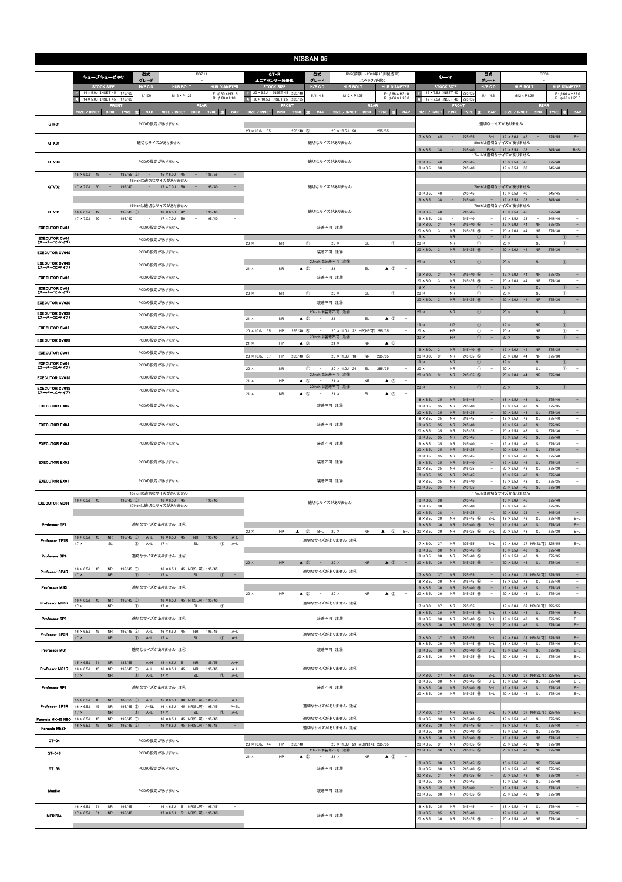# NISSAN 05

| 車種 | キューブキュービック | | GT-R ▲エアセンサー装着車 | | シーマ | |
|---|---|---|---|---|---|---|
| 型式 | BGZ11 | | R35(前期 ~2010年10月製造車) | | GF50 | |
| グレード | - | | (スペックVを除く) | | - | |
| STOCK SIZE | F 14×5.0J INSET 45 175/65<br>R 14×5.0J INSET 45 175/65 | | F 20×9.5J INSET 45 255/40<br>R 20×10.5J INSET 25 285/35 | | F 17×7.5J INSET 40 225/55<br>R 17×7.5J INSET 40 225/55 | |
| H/P.C.D | 4/100 | | 5/114.3 | | 5/114.3 | |
| HUB BOLT | M12×P1.25 | | M12×P1.25 | | M12×P1.25 | |
| HUB DIAMETER | F: φ60×H31.5<br>R: φ60×H10 | | F: φ66×H31.0<br>R: φ66×H25.0 | | F: φ66×H22.0<br>R: φ66×H23.0 | |

表記: SIZE / INSET　DISK　TYRE　注　CAP

| | キューブキュービック FRONT | キューブキュービック REAR | GT-R FRONT | GT-R REAR | シーマ FRONT | シーマ REAR |
|---|---|---|---|---|---|---|
| GTF01 | PCDの設定がありません | | 20×10.0J 35 - 255/40 ⑤ - | 20×10.5J 20 - 285/35 - | 適切なサイズがありません | |
| GTX01 | 適切なサイズがありません | | 適切なサイズがありません | | 17×8.0J 45 - 225/55 B-L<br>18inchは適切なサイズがありません<br>19×8.5J 38 - 245/40 B-SL | 17×8.0J 45 - 225/55 B-L<br><br>19×8.5J 38 - 245/40 B-SL |
| GTV03 | PCDの設定がありません | | 適切なサイズがありません | | 17inchは適切なサイズがありません<br>18×8.5J 40 - 245/45 -<br>19×8.5J 38 - 245/40 - | <br>18×8.5J 45 - 275/40 -<br>19×8.5J 38 - 245/40 - |
| GTV02 | 15×6.0J 45 - 185/55 ⑤ -<br>16inchは適切なサイズがありません<br>17×7.0J 50 - 195/40 - | 15×6.0J 45 - 185/55 -<br><br>17×7.0J 50 - 195/40 - | 適切なサイズがありません | | 17inchは適切なサイズがありません<br>18×8.5J 40 - 245/45 -<br>19×8.5J 38 - 245/40 - | <br>18×8.5J 40 - 245/45 -<br>19×8.5J 38 - 245/40 - |
| GTV01 | 15inchは適切なサイズがありません<br>16×6.5J 42 - 195/45 ⑥ -<br>17×7.0J 50 - 195/40 - | <br>16×6.5J 42 - 195/45 -<br>17×7.0J 50 - 195/40 - | 適切なサイズがありません | | 17inchは適切なサイズがありません<br>18×8.5J 40 - 245/45 -<br>19×8.5J 38 - 245/40 - | <br>18×9.5J 45 - 275/40 -<br>19×8.5J 38 - 245/40 - |
| EXECUTOR CV04 | PCDの設定がありません | | 装着不可 注⑧ | | 19×8.0J 31 NR 245/40 ⑤ -<br>20×8.0J 31 NR 245/35 ⑤ - | 19×9.0J 44 NR 275/35 -<br>20×8.0J 44 NR 275/30 - |
| EXECUTOR CV04 (スーパーコンケイブ) | PCDの設定がありません | | 20× NR ① - | 20× SL ① - | 19× NR ① -<br>20× NR ① - | 19× SL ① -<br>20× SL ① - |
| EXECUTOR CV04S | PCDの設定がありません | | 装着不可 注⑧ | | 20×8.0J 31 NR 245/35 ⑤ - | 20×9.0J 44 NR 275/30 - |
| EXECUTOR CV04S (スーパーコンケイブ) | PCDの設定がありません | | 20inchは装着不可 注⑧<br>21× NR ▲③ - | <br>21 SL ▲③ - | 20× NR ① - | 20× SL ① - |
| EXECUTOR CV03 | PCDの設定がありません | | 装着不可 注⑧ | | 19×8.0J 31 NR 245/40 ⑤ -<br>20×8.0J 31 NR 245/35 ⑤ - | 19×9.0J 44 NR 275/35 -<br>20×8.0J 44 NR 275/30 - |
| EXECUTOR CV03 (スーパーコンケイブ) | PCDの設定がありません | | 20× NR ① - | 20× SL ① - | 19× NR ① -<br>20× NR ① - | 19× SL ① -<br>20× SL ① - |
| EXECUTOR CV03S | PCDの設定がありません | | 装着不可 注⑧ | | 20×8.0J 31 NR 245/35 ⑤ - | 20×9.0J 44 NR 275/30 - |
| EXECUTOR CV03S (スーパーコンケイブ) | PCDの設定がありません | | 20inchは装着不可 注⑧<br>21× NR ▲③ - | <br>21 SL ▲③ - | 20× NR ① - | 20× SL ① - |
| EXECUTOR CV02 | PCDの設定がありません | | 20×10.0J 35 HP 255/40 ⑤ - | 20×11.0J 22 HP(NR可) 285/35 - | 19× HP ① -<br>20× HP ① - | 19× NR ① -<br>20× NR ① - |
| EXECUTOR CV02S | PCDの設定がありません | | 20inchは装着不可 注⑧<br>21× HP ▲③ - | <br>21× NR ▲③ - | 20× HP ① - | 20× NR ① - |
| EXECUTOR CV01 | PCDの設定がありません | | 20×10.0J 37 HP 255/40 ⑤ - | 20×11.0J 18 NR 285/35 - | 19×8.0J 31 NR 245/40 ⑤ -<br>20×8.0J 31 NR 245/35 ⑤ - | 19×9.0J 44 NR 275/35 -<br>20×8.0J 44 NR 275/30 - |
| EXECUTOR CV01 (スーパーコンケイブ) | PCDの設定がありません | | 20× NR ① - | 20×11.0J 24 SL 285/35 - | 19× NR ① -<br>20× NR ① - | 19× SL ① -<br>20× SL ① - |
| EXECUTOR CV01S | PCDの設定がありません | | 20inchは装着不可 注⑧<br>21× HP ▲③ - | <br>21× NR ▲③ - | 20×8.0J 31 NR 245/35 ⑤ - | 20×9.0J 44 NR 275/30 - |
| EXECUTOR CV01S (スーパーコンケイブ) | PCDの設定がありません | | 20inchは装着不可 注⑧<br>21× NR ▲③ - | <br>21× SL ▲③ - | 20× NR ① - | 20× SL ① - |
| EXECUTOR EX05 | PCDの設定がありません | | 装着不可 注⑧ | | 18×8.5J 35 NR 245/45 -<br>19×8.5J 35 NR 245/40 -<br>20×8.5J 35 NR 245/35 - | 18×9.5J 43 SL 275/40 -<br>19×9.5J 43 SL 275/35 -<br>20×9.5J 43 SL 275/30 - |
| EXECUTOR EX04 | PCDの設定がありません | | 装着不可 注⑧ | | 18×8.5J 35 NR 245/45 -<br>19×8.5J 35 NR 245/40 -<br>20×8.5J 35 NR 245/35 - | 18×9.5J 43 SL 275/40 -<br>19×9.5J 43 SL 275/35 -<br>20×9.5J 43 SL 275/30 - |
| EXECUTOR EX03 | PCDの設定がありません | | 装着不可 注⑧ | | 18×8.5J 35 NR 245/45 -<br>19×8.5J 35 NR 245/40 -<br>20×8.5J 35 NR 245/35 - | 18×9.5J 43 SL 275/40 -<br>19×9.5J 43 SL 275/35 -<br>20×9.5J 43 SL 275/30 - |
| EXECUTOR EX02 | PCDの設定がありません | | 装着不可 注⑧ | | 18×8.5J 35 NR 245/45 -<br>19×8.5J 35 NR 245/40 -<br>20×8.5J 35 NR 245/35 - | 18×9.5J 43 SL 275/40 -<br>19×9.5J 43 SL 275/35 -<br>20×9.5J 43 SL 275/30 - |
| EXECUTOR EX01 | PCDの設定がありません | | 装着不可 注⑧ | | 18×8.5J 35 NR 245/45 -<br>19×8.5J 35 NR 245/40 -<br>20×8.5J 35 NR 245/35 - | 18×9.5J 43 SL 275/40 -<br>19×9.5J 43 SL 275/35 -<br>20×9.5J 43 SL 275/30 - |
| EXECUTOR MB01 | 15inchは適切なサイズがありません<br>16×6.5J 45 - 195/45 ⑤ -<br>17inchは適切なサイズがありません | <br>16×6.5J 45 - 195/45 - | 適切なサイズがありません | | 17inchは適切なサイズがありません<br>18×8.0J 38 - 245/45 -<br>19×8.5J 38 - 245/40 -<br>20×8.5J 38 - 245/35 - | <br>18×9.0J 45 - 275/40 -<br>19×9.5J 45 - 275/35 -<br>20×8.5J 38 - 245/35 - |
| Professor TF1 | 適切なサイズがありません 注④ | | 20× HP ▲③ B-L | 20× NR ▲③ B-L | 18×8.5J 30 NR 245/45 ⑤ B-L<br>19×8.5J 30 NR 245/40 ⑤ B-L<br>20×8.5J 30 NR 245/35 ⑤ B-L | 18×9.5J 43 SL 275/40 B-L<br>19×9.5J 43 SL 275/35 B-L<br>20×9.5J 43 SL 275/30 B-L |
| Professor TF1R | 16×6.5J 45 NR 195/45 ⑤ A-L<br>17× SL ① A-L | 16×6.5J 45 NR 195/45 A-L<br>17× SL ① A-L | 適切なサイズがありません 注④ | | 17×8.0J 37 NR 225/55 B-L | 17×8.0J 37 NR(SL可) 225/55 B-L |
| Professor SP4 | 適切なサイズがありません 注④ | | 20× HP ▲③ - | 20× NR ▲③ - | 18×8.5J 30 NR 245/45 ⑤ -<br>19×8.5J 30 NR 245/40 ⑤ -<br>20×8.5J 30 NR 245/35 ⑤ - | 18×9.5J 43 SL 275/40 -<br>19×9.5J 43 SL 275/35 -<br>20×9.5J 43 SL 275/30 - |
| Professor SP4R | 16×6.5J 45 NR 195/45 ⑤ -<br>17× NR ① - | 16×6.5J 45 NR(SL可) 195/45 -<br>17× SL ① - | 適切なサイズがありません 注④ | | 17×8.0J 37 NR 225/55 - | 17×8.0J 37 NR(SL可) 225/55 - |
| Professor MS3 | 適切なサイズがありません 注④ | | 20× HP ▲③ - | 20× NR ▲③ - | 18×8.5J 30 NR 245/45 ⑤ -<br>19×8.5J 30 NR 245/40 ⑤ -<br>20×8.5J 30 NR 245/35 ⑤ - | 18×9.5J 43 SL 275/40 -<br>19×9.5J 43 SL 275/35 -<br>20×9.5J 43 SL 275/30 - |
| Professor MS3R | 16×6.5J 45 NR 195/45 ⑤ -<br>17× NR ① - | 16×6.5J 45 NR(SL可) 195/45 -<br>17× SL ① - | 適切なサイズがありません 注④ | | 17×8.0J 37 NR 225/55 - | 17×8.0J 37 NR(SL可) 225/55 - |
| Professor SP3 | 適切なサイズがありません 注④ | | 装着不可 注⑧ | | 18×8.5J 30 NR 245/45 ⑤ B-L<br>19×8.5J 30 NR 245/40 ⑤ B-L<br>20×8.5J 30 NR 245/35 ⑤ B-L | 18×9.5J 43 SL 275/40 B-L<br>19×9.5J 43 SL 275/35 B-L<br>20×9.5J 43 SL 275/30 B-L |
| Professor SP3R | 16×6.5J 45 NR 195/45 ⑤ A-L<br>17× NR ① A-L | 16×6.5J 45 NR 195/45 A-L<br>17× SL ① A-L | 適切なサイズがありません 注④ | | 17×8.0J 37 NR 225/55 B-L | 17×8.0J 37 NR(SL可) 225/55 B-L |
| Professor MS1 | 適切なサイズがありません 注④ | | 装着不可 注⑧ | | 18×8.5J 30 NR 245/45 ⑤ B-L<br>19×8.5J 30 NR 245/40 ⑤ B-L<br>20×8.5J 30 NR 245/35 ⑤ B-L | 18×9.5J 43 SL 275/40 B-L<br>19×9.5J 43 SL 275/35 B-L<br>20×9.5J 43 SL 275/30 B-L |
| Professor MS1R | 15×6.5J 51 NR 185/55 A-H<br>16×6.5J 45 NR 195/45 ⑤ A-L<br>17× NR ① A-L | 15×6.5J 51 NR 185/55 A-H<br>16×6.5J 45 NR 195/45 A-L<br>17× SL ① A-L | 適切なサイズがありません 注④ | | 17×8.0J 37 NR 225/55 B-L | 17×8.0J 37 NR(SL可) 225/55 B-L |
| Professor SP1 | 適切なサイズがありません 注④ | | 装着不可 注⑧ | | 18×8.5J 30 NR 245/45 ⑤ B-L<br>19×8.5J 30 NR 245/40 ⑤ B-L<br>20×8.5J 30 NR 245/35 ⑤ B-L | 18×9.5J 43 SL 275/40 B-L<br>19×9.5J 43 SL 275/35 B-L<br>20×9.5J 43 SL 275/30 B-L |
| Professor SP1R | 15×6.5J 40 NR 185/55 ⑥ A-L<br>16×6.5J 45 NR 195/45 ⑤ A-SL<br>17× NR ① A-L | 15×6.5J 40 NR(SL可) 185/55 A-L<br>16×6.5J 45 NR(SL可) 195/45 A-SL<br>17× SL ① A-L | 適切なサイズがありません 注④ | | 17×8.0J 37 NR 225/55 B-L | 17×8.0J 37 NR(SL可) 225/55 B-L |
| Formula MK-III NEO | 16×6.5J 45 NR 195/45 ⑤ - | 16×6.5J 45 NR(SL可) 195/45 - | 適切なサイズがありません 注④ | | 19×8.5J 30 NR 245/40 ⑤ - | 19×9.5J 43 SL 275/35 - |
| Formula MESH | 16×6.5J 45 NR 195/45 ⑤ - | 16×6.5J 45 NR(SL可) 195/45 - | 適切なサイズがありません 注④ | | 18×8.5J 30 NR 245/45 ⑤ -<br>19×8.5J 30 NR 245/40 ⑤ - | 18×9.5J 43 SL 275/40 -<br>19×9.5J 43 SL 275/35 - |
| GT-04 | PCDの設定がありません | | 20×10.0J 44 HP 255/40 - | 20×11.0J 29 MD(NR可) 285/35 - | 19×8.5J 30 NR 245/40 ⑤ -<br>20×8.5J 31 NR 245/35 ⑤ - | 19×9.5J 43 NR 275/35 -<br>20×9.5J 43 NR 275/30 - |
| GT-04S | PCDの設定がありません | | 20inchは装着不可 注⑧<br>21× HP ▲③ - | <br>21× NR ▲③ - | 20×8.5J 30 NR 245/35 ⑤ - | 20×9.5J 43 NR 275/30 - |
| GT-03 | PCDの設定がありません | | 装着不可 注⑧ | | 18×8.5J 30 NR 245/45 ⑤ -<br>19×8.5J 30 NR 245/40 ⑤ -<br>20×8.5J 31 NR 245/35 ⑤ - | 18×9.5J 43 NR 275/40 -<br>19×9.5J 43 NR 275/35 -<br>20×9.5J 43 NR 275/30 - |
| Mueller | PCDの設定がありません | | 装着不可 注⑧ | | 18×8.5J 35 NR 245/45 -<br>19×8.5J 35 NR 245/40 -<br>20×8.5J 30 NR 245/35 ⑤ - | 18×9.5J 43 SL 275/40 -<br>19×9.5J 43 SL 275/35 -<br>20×9.5J 43 NR 275/30 - |
| MERISIA | 16×6.5J 51 NR 195/45 -<br>17×6.5J 51 NR 195/40 - | 16×6.5J 51 NR(SL可) 195/45 -<br>17×6.5J 51 NR(SL可) 195/40 - | 装着不可 注⑧ | | 18×8.5J 35 NR 245/45 -<br>19×8.5J 35 NR 245/40 -<br>20×8.5J 30 NR 245/35 ⑤ - | 18×9.5J 43 SL 275/40 -<br>19×9.5J 43 SL 275/35 -<br>20×9.5J 43 NR 275/30 - |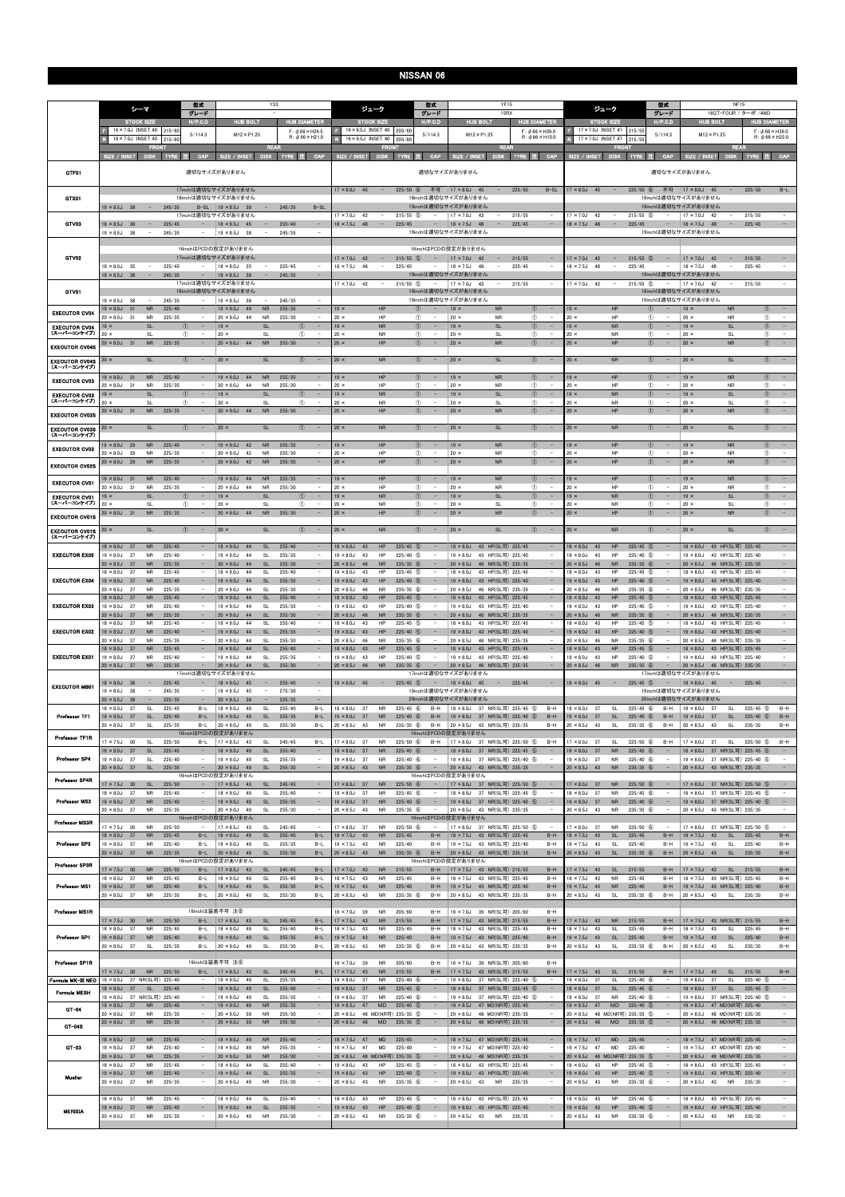# NISSAN 06

## シーマ Y33

| 車種 | シーマ | | | | | | | | | |
|---|---|---|---|---|---|---|---|---|---|---|
| 型式 | Y33 | | | | | | | | | |
| グレード | – | | | | | | | | | |
| STOCK SIZE | F: 16×7.0J INSET 40 215/60 | | | R: 16×7.0J INSET 40 215/60 | | | | | | |
| H/P.C.D | 5/114.3 | | | | | | | | | |
| HUB BOLT | M12×P1.25 | | | | | | | | | |
| HUB DIAMETER | F: φ66×H24.5 | | | R: φ66×H21.0 | | | | | | |

| ホイール | FRONT SIZE / INSET | DISK | TYRE | 注 | CAP | REAR SIZE / INSET | DISK | TYRE | 注 | CAP |
|---|---|---|---|---|---|---|---|---|---|---|
| GTF01 | 適切なサイズがありません | | | | | | | | | |
| GTX01 | 17inchは適切なサイズがありません | | | | | | | | | |
| | 18inchは適切なサイズがありません | | | | | | | | | |
| | 19×8.5J 38 | – | 245/35 | | B-SL | 19×8.5J 38 | – | 245/35 | | B-SL |
| GTV03 | 17inchは適切なサイズがありません | | | | | | | | | |
| | 18×8.5J 30 | – | 225/45 | | – | 18×8.5J 45 | – | 255/40 | | – |
| | 19×8.5J 38 | – | 245/35 | | – | 19×8.5J 38 | – | 245/35 | | – |
| GTV02 | 16inchはPCDの設定がありません | | | | | | | | | |
| | 17inchは適切なサイズがありません | | | | | | | | | |
| | 18×8.0J 35 | – | 225/45 | | – | 18×8.0J 35 | – | 225/45 | | – |
| | 19×8.5J 38 | – | 245/35 | | – | 19×8.5J 38 | – | 245/35 | | – |
| GTV01 | 17inchは適切なサイズがありません | | | | | | | | | |
| | 18inchは適切なサイズがありません | | | | | | | | | |
| | 19×8.5J 38 | – | 245/35 | | – | 19×8.5J 38 | – | 245/35 | | – |
| EXECUTOR CV04 | 19×8.0J 31 | NR | 225/40 | | – | 19×9.0J 44 | NR | 255/35 | | – |
| | 20×8.0J 31 | NR | 225/35 | | – | 20×9.0J 44 | NR | 255/30 | | – |
| EXECUTOR CV04 (スーパーコンケイブ) | 19× | SL | | ① | – | 19× | SL | | ① | – |
| | 20× | SL | | ① | – | 20× | SL | | ① | – |
| EXECUTOR CV04S | 20×8.0J 31 | NR | 225/35 | | – | 20×9.0J 44 | NR | 255/30 | | – |
| EXECUTOR CV04S (スーパーコンケイブ) | 20× | SL | | ① | – | 20× | SL | | ① | – |
| EXECUTOR CV03 | 19×8.0J 31 | NR | 225/40 | | – | 19×9.0J 44 | NR | 255/35 | | – |
| | 20×8.0J 31 | NR | 225/35 | | – | 20×9.0J 44 | NR | 255/30 | | – |
| EXECUTOR CV03 (スーパーコンケイブ) | 19× | SL | | ① | – | 19× | SL | | ① | – |
| | 20× | SL | | ① | – | 20× | SL | | ① | – |
| EXECUTOR CV03S | 20×8.0J 31 | NR | 225/35 | | – | 20×9.0J 44 | NR | 255/30 | | – |
| EXECUTOR CV03S (スーパーコンケイブ) | 20× | SL | | ① | – | 20× | SL | | ① | – |
| EXECUTOR CV02 | 19×8.0J 29 | NR | 225/40 | | – | 19×9.0J 42 | NR | 255/35 | | – |
| | 20×8.0J 29 | NR | 225/35 | | – | 20×9.0J 42 | NR | 255/30 | | – |
| EXECUTOR CV02S | 20×8.0J 29 | NR | 225/35 | | – | 20×9.0J 42 | NR | 255/30 | | – |
| EXECUTOR CV01 | 19×8.0J 31 | NR | 225/40 | | – | 19×9.0J 44 | NR | 255/35 | | – |
| | 20×8.0J 31 | NR | 225/35 | | – | 20×9.0J 44 | NR | 255/30 | | – |
| EXECUTOR CV01 (スーパーコンケイブ) | 19× | SL | | ① | – | 19× | SL | | ① | – |
| | 20× | SL | | ① | – | 20× | SL | | ① | – |
| EXECUTOR CV01S | 20×8.0J 31 | NR | 225/35 | | – | 20×9.0J 44 | NR | 255/30 | | – |
| EXECUTOR CV01S (スーパーコンケイブ) | 20× | SL | | ① | – | 20× | SL | | ① | – |
| EXECUTOR EX05 | 18×8.0J 37 | NR | 225/45 | | – | 18×9.0J 44 | SL | 255/40 | | – |
| | 19×8.0J 37 | NR | 225/40 | | – | 19×9.0J 44 | SL | 255/35 | | – |
| | 20×8.5J 37 | NR | 225/35 | | – | 20×9.0J 44 | SL | 255/30 | | – |
| EXECUTOR EX04 | 18×8.0J 37 | NR | 225/45 | | – | 18×9.0J 44 | SL | 255/40 | | – |
| | 19×8.0J 37 | NR | 225/40 | | – | 19×9.0J 44 | SL | 255/35 | | – |
| | 20×8.5J 37 | NR | 225/35 | | – | 20×9.0J 44 | SL | 255/30 | | – |
| EXECUTOR EX03 | 18×8.0J 37 | NR | 225/45 | | – | 18×9.0J 44 | SL | 255/40 | | – |
| | 19×8.0J 37 | NR | 225/40 | | – | 19×9.0J 44 | SL | 255/35 | | – |
| | 20×8.5J 37 | NR | 225/35 | | – | 20×9.0J 44 | SL | 255/30 | | – |
| EXECUTOR EX02 | 18×8.0J 37 | NR | 225/45 | | – | 18×9.0J 44 | SL | 255/40 | | – |
| | 19×8.0J 37 | NR | 225/40 | | – | 19×9.0J 44 | SL | 255/35 | | – |
| | 20×8.5J 37 | NR | 225/35 | | – | 20×9.0J 44 | SL | 255/30 | | – |
| EXECUTOR EX01 | 18×8.0J 37 | NR | 225/45 | | – | 18×9.0J 44 | SL | 255/40 | | – |
| | 19×8.0J 37 | NR | 225/40 | | – | 19×9.0J 44 | SL | 255/35 | | – |
| | 20×8.5J 37 | NR | 225/35 | | – | 20×9.0J 44 | SL | 255/30 | | – |
| EXECUTOR MB01 | 17inchは適切なサイズがありません | | | | | | | | | |
| | 18×8.0J 38 | – | 225/45 | | – | 18×9.0J 45 | – | 255/40 | | – |
| | 19×8.5J 38 | – | 245/35 | | – | 19×9.5J 45 | – | 275/30 | | – |
| | 20×8.5J 38 | – | 225/35 | | – | 20×8.5J 38 | – | 225/35 | | – |
| Professor TF1 | 18×8.0J 37 | SL | 225/45 | | B-L | 18×9.0J 49 | SL | 255/40 | | B-L |
| | 19×8.0J 37 | SL | 225/40 | | B-L | 19×9.0J 49 | SL | 255/35 | | B-L |
| | 20×8.0J 37 | SL | 225/35 | | B-L | 20×9.0J 49 | SL | 255/30 | | B-L |
| Professor TF1R | 16inchはPCDの設定がありません | | | | | | | | | |
| | 17×7.5J 30 | SL | 225/50 | | B-L | 17×8.5J 43 | SL | 245/45 | | B-L |
| Professor SP4 | 18×8.0J 37 | SL | 225/45 | | – | 18×9.0J 49 | SL | 255/40 | | – |
| | 19×8.0J 37 | SL | 225/40 | | – | 19×9.0J 49 | SL | 255/35 | | – |
| | 20×8.0J 37 | SL | 225/35 | | – | 20×9.0J 49 | SL | 255/30 | | – |
| Professor SP4R | 16inchはPCDの設定がありません | | | | | | | | | |
| | 17×7.5J 30 | SL | 225/50 | | – | 17×8.5J 43 | SL | 245/45 | | – |
| Professor MS3 | 18×8.0J 37 | NR | 225/45 | | – | 18×9.0J 49 | SL | 255/40 | | – |
| | 19×8.0J 37 | NR | 225/40 | | – | 19×9.0J 49 | SL | 255/35 | | – |
| | 20×8.0J 37 | NR | 225/35 | | – | 20×9.0J 49 | SL | 255/30 | | – |
| Professor MS3R | 16inchはPCDの設定がありません | | | | | | | | | |
| | 17×7.5J 30 | NR | 225/50 | | – | 17×8.5J 43 | SL | 245/45 | | – |
| Professor SP3 | 18×8.0J 37 | NR | 225/45 | | B-L | 18×9.0J 49 | SL | 255/40 | | B-L |
| | 19×8.0J 37 | NR | 225/40 | | B-L | 19×9.0J 49 | SL | 255/35 | | B-L |
| | 20×8.0J 37 | NR | 225/35 | | B-L | 20×9.0J 49 | SL | 255/30 | | B-L |
| Professor SP3R | 16inchはPCDの設定がありません | | | | | | | | | |
| | 17×7.5J 30 | NR | 225/50 | | B-L | 17×8.5J 43 | SL | 245/45 | | B-L |
| Professor MS1 | 18×8.0J 37 | NR | 225/45 | | B-L | 18×9.0J 49 | SL | 255/40 | | B-L |
| | 19×8.0J 37 | NR | 225/40 | | B-L | 19×9.0J 49 | SL | 255/35 | | B-L |
| | 20×8.0J 37 | NR | 225/35 | | B-L | 20×9.0J 49 | SL | 255/30 | | B-L |
| Professor MS1R | 16inchは装着不可 注⑧ | | | | | | | | | |
| | 17×7.5J 30 | NR | 225/50 | | B-L | 17×8.5J 43 | SL | 245/45 | | B-L |
| Professor SP1 | 18×8.0J 37 | NR | 225/45 | | B-L | 18×9.0J 49 | SL | 255/40 | | B-L |
| | 19×8.0J 37 | NR | 225/40 | | B-L | 19×9.0J 49 | SL | 255/35 | | B-L |
| | 20×8.0J 37 | SL | 225/35 | | B-L | 20×9.0J 49 | SL | 255/30 | | B-L |
| Professor SP1R | 16inchは装着不可 注⑧ | | | | | | | | | |
| | 17×7.5J 30 | NR | 225/50 | | B-L | 17×8.5J 43 | SL | 245/45 | | B-L |
| Formula MK-III NEO | 19×8.0J 37 | NR(SL可) | 225/40 | | – | 19×9.0J 49 | SL | 255/35 | | – |
| Formula MESH | 18×8.0J 37 | SL | 225/45 | | – | 18×9.0J 49 | SL | 255/40 | | – |
| | 19×8.0J 37 | NR(SL可) | 225/40 | | – | 19×9.0J 49 | SL | 255/35 | | – |
| GT-04 | 19×8.0J 37 | NR | 225/40 | | – | 19×9.0J 49 | NR | 255/35 | | – |
| | 20×8.0J 37 | NR | 225/35 | | – | 20×9.0J 50 | NR | 255/30 | | – |
| GT-04S | 20×8.0J 37 | NR | 225/35 | | – | 20×9.0J 50 | NR | 255/30 | | – |
| GT-03 | 18×8.0J 37 | NR | 225/45 | | – | 18×9.0J 49 | NR | 255/40 | | – |
| | 19×8.0J 37 | NR | 225/40 | | – | 19×9.0J 49 | NR | 255/35 | | – |
| | 20×8.0J 37 | NR | 225/35 | | – | 20×9.0J 50 | NR | 255/30 | | – |
| Mueller | 18×8.0J 37 | NR | 225/45 | | – | 18×9.0J 44 | SL | 255/40 | | – |
| | 19×8.0J 37 | NR | 225/40 | | – | 19×9.0J 44 | SL | 255/35 | | – |
| | 20×8.0J 37 | NR | 225/35 | | – | 20×9.0J 49 | NR | 255/30 | | – |
| MERISIA | 18×8.0J 37 | NR | 225/45 | | – | 18×9.0J 44 | SL | 255/40 | | – |
| | 19×8.0J 37 | NR | 225/40 | | – | 19×9.0J 44 | SL | 255/35 | | – |
| | 20×8.0J 37 | NR | 225/35 | | – | 20×9.0J 49 | NR | 255/30 | | – |

## ジューク YF15 15RX

| 車種 | ジューク | | | | | | | | | |
|---|---|---|---|---|---|---|---|---|---|---|
| 型式 | YF15 | | | | | | | | | |
| グレード | 15RX | | | | | | | | | |
| STOCK SIZE | F: 16×6.5J INSET 40 205/60 | | | R: 16×6.5J INSET 40 205/60 | | | | | | |
| H/P.C.D | 5/114.3 | | | | | | | | | |
| HUB BOLT | M12×P1.25 | | | | | | | | | |
| HUB DIAMETER | F: φ66×H39.0 | | | R: φ66×H10.0 | | | | | | |

| ホイール | FRONT SIZE / INSET | DISK | TYRE | 注 | CAP | REAR SIZE / INSET | DISK | TYRE | 注 | CAP |
|---|---|---|---|---|---|---|---|---|---|---|
| GTF01 | 適切なサイズがありません | | | | | | | | | |
| GTX01 | 17×8.0J 45 | – | 225/50 | ⑥ | 不可 | 17×8.0J 45 | – | 225/50 | | B-SL |
| | 18inchは適切なサイズがありません | | | | | | | | | |
| | 19inchは適切なサイズがありません | | | | | | | | | |
| GTV03 | 17×7.0J 42 | – | 215/55 | ⑤ | – | 17×7.0J 42 | – | 215/55 | | – |
| | 18×7.5J 48 | – | 225/45 | | – | 18×7.5J 48 | – | 225/45 | | – |
| | 19inchは適切なサイズがありません | | | | | | | | | |
| GTV02 | 16inchはPCDの設定がありません | | | | | | | | | |
| | 17×7.0J 42 | – | 215/55 | ⑤ | – | 17×7.0J 42 | – | 215/55 | | – |
| | 18×7.5J 48 | – | 225/45 | | – | 18×7.5J 48 | – | 225/45 | | – |
| | 19inchは適切なサイズがありません | | | | | | | | | |
| GTV01 | 17×7.0J 42 | – | 215/55 | ⑤ | – | 17×7.0J 42 | – | 215/55 | | – |
| | 18inchは適切なサイズがありません | | | | | | | | | |
| | 19inchは適切なサイズがありません | | | | | | | | | |
| EXECUTOR CV04 | 19× | HP | | ① | – | 19× | NR | | ① | – |
| | 20× | HP | | ① | – | 20× | NR | | ① | – |
| EXECUTOR CV04 (スーパーコンケイブ) | 19× | NR | | ① | – | 19× | SL | | ① | – |
| | 20× | NR | | ① | – | 20× | SL | | ① | – |
| EXECUTOR CV04S | 20× | HP | | ① | – | 20× | NR | | ① | – |
| EXECUTOR CV04S (スーパーコンケイブ) | 20× | NR | | ① | – | 20× | SL | | ① | – |
| EXECUTOR CV03 | 19× | HP | | ① | – | 19× | NR | | ① | – |
| | 20× | HP | | ① | – | 20× | NR | | ① | – |
| EXECUTOR CV03 (スーパーコンケイブ) | 19× | NR | | ① | – | 19× | SL | | ① | – |
| | 20× | NR | | ① | – | 20× | SL | | ① | – |
| EXECUTOR CV03S | 20× | HP | | ① | – | 20× | NR | | ① | – |
| EXECUTOR CV03S (スーパーコンケイブ) | 20× | NR | | ① | – | 20× | SL | | ① | – |
| EXECUTOR CV02 | 19× | HP | | ① | – | 19× | NR | | ① | – |
| | 20× | HP | | ① | – | 20× | NR | | ① | – |
| EXECUTOR CV02S | 20× | HP | | ① | – | 20× | NR | | ① | – |
| EXECUTOR CV01 | 19× | HP | | ① | – | 19× | NR | | ① | – |
| | 20× | HP | | ① | – | 20× | NR | | ① | – |
| EXECUTOR CV01 (スーパーコンケイブ) | 19× | NR | | ① | – | 19× | SL | | ① | – |
| | 20× | NR | | ① | – | 20× | SL | | ① | – |
| EXECUTOR CV01S | 20× | HP | | ① | – | 20× | NR | | ① | – |
| EXECUTOR CV01S (スーパーコンケイブ) | 20× | NR | | ① | – | 20× | SL | | ① | – |
| EXECUTOR EX05 | 18×8.0J 43 | HP | 225/45 | ⑤ | – | 18×8.0J 43 | HP(SL可) | 225/45 | | – |
| | 19×8.0J 43 | HP | 225/40 | ⑤ | – | 19×8.0J 43 | HP(SL可) | 225/40 | | – |
| | 20×8.5J 46 | NR | 235/35 | ⑥ | – | 20×8.5J 46 | NR(SL可) | 235/35 | | – |
| EXECUTOR EX04 | 18×8.0J 43 | HP | 225/45 | ⑤ | – | 18×8.0J 43 | HP(SL可) | 225/45 | | – |
| | 19×8.0J 43 | HP | 225/40 | ⑤ | – | 19×8.0J 43 | HP(SL可) | 225/40 | | – |
| | 20×8.5J 46 | NR | 235/35 | ⑥ | – | 20×8.5J 46 | NR(SL可) | 235/35 | | – |
| EXECUTOR EX03 | 18×8.0J 43 | HP | 225/45 | ⑤ | – | 18×8.0J 43 | HP(SL可) | 225/45 | | – |
| | 19×8.0J 43 | HP | 225/40 | ⑤ | – | 19×8.0J 43 | HP(SL可) | 225/40 | | – |
| | 20×8.5J 46 | NR | 235/35 | ⑥ | – | 20×8.5J 46 | NR(SL可) | 235/35 | | – |
| EXECUTOR EX02 | 18×8.0J 43 | HP | 225/45 | ⑤ | – | 18×8.0J 43 | HP(SL可) | 225/45 | | – |
| | 19×8.0J 43 | HP | 225/40 | ⑤ | – | 19×8.0J 43 | HP(SL可) | 225/40 | | – |
| | 20×8.5J 46 | NR | 235/35 | ⑥ | – | 20×8.5J 46 | NR(SL可) | 235/35 | | – |
| EXECUTOR EX01 | 18×8.0J 43 | HP | 225/45 | ⑤ | – | 18×8.0J 43 | HP(SL可) | 225/45 | | – |
| | 19×8.0J 43 | HP | 225/40 | ⑤ | – | 19×8.0J 43 | HP(SL可) | 225/40 | | – |
| | 20×8.5J 46 | NR | 235/35 | ⑥ | – | 20×8.5J 46 | NR(SL可) | 235/35 | | – |
| EXECUTOR MB01 | 17inchは適切なサイズがありません | | | | | | | | | |
| | 18×8.0J 45 | – | 225/45 | ⑤ | – | 18×8.0J 45 | – | 225/45 | | – |
| | 19inchは適切なサイズがありません | | | | | | | | | |
| | 20inchは適切なサイズがありません | | | | | | | | | |
| Professor TF1 | 18×8.0J 37 | NR | 225/45 | ⑤ | B-H | 18×8.0J 37 | NR(SL可) | 225/45 | ⑤ | B-H |
| | 19×8.0J 37 | NR | 225/40 | ⑤ | B-H | 19×8.0J 37 | NR(SL可) | 225/40 | ⑤ | B-H |
| | 20×8.5J 43 | NR | 235/35 | ⑥ | B-H | 20×8.5J 43 | NR(SL可) | 235/35 | | B-H |
| Professor TF1R | 16inchはPCDの設定がありません | | | | | | | | | |
| | 17×8.0J 37 | NR | 225/50 | ⑥ | B-H | 17×8.0J 37 | NR(SL可) | 225/50 | ⑤ | B-H |
| Professor SP4 | 18×8.0J 37 | NR | 225/45 | ⑤ | – | 18×8.0J 37 | NR(SL可) | 225/45 | ⑤ | – |
| | 19×8.0J 37 | NR | 225/40 | ⑤ | – | 19×8.0J 37 | NR(SL可) | 225/40 | ⑤ | – |
| | 20×8.5J 43 | NR | 235/35 | ⑥ | – | 20×8.5J 43 | NR(SL可) | 235/35 | | – |
| Professor SP4R | 16inchはPCDの設定がありません | | | | | | | | | |
| | 17×8.0J 37 | NR | 225/50 | ⑥ | – | 17×8.0J 37 | NR(SL可) | 225/50 | ⑤ | – |
| Professor MS3 | 18×8.0J 37 | NR | 225/45 | ⑥ | – | 18×8.0J 37 | NR(SL可) | 225/45 | ⑤ | – |
| | 19×8.0J 37 | NR | 225/40 | ⑥ | – | 19×8.0J 37 | NR(SL可) | 225/40 | ⑤ | – |
| | 20×8.5J 43 | NR | 235/35 | ⑥ | – | 20×8.5J 43 | NR(SL可) | 235/35 | | – |
| Professor MS3R | 16inchはPCDの設定がありません | | | | | | | | | |
| | 17×8.0J 37 | NR | 225/50 | ⑥ | – | 17×8.0J 37 | NR(SL可) | 225/50 | ⑤ | – |
| Professor SP3 | 18×7.5J 43 | NR | 225/45 | | B-H | 18×7.5J 43 | NR(SL可) | 225/45 | | B-H |
| | 19×7.5J 43 | NR | 225/40 | | B-H | 19×7.5J 43 | NR(SL可) | 225/40 | | B-H |
| | 20×8.5J 43 | NR | 235/35 | ⑥ | B-H | 20×8.5J 43 | NR(SL可) | 235/35 | | B-H |
| Professor SP3R | 16inchはPCDの設定がありません | | | | | | | | | |
| | 17×7.5J 43 | NR | 215/55 | | B-H | 17×7.5J 43 | NR(SL可) | 215/55 | | B-H |
| Professor MS1 | 18×7.5J 43 | NR | 225/45 | | B-H | 18×7.5J 43 | NR(SL可) | 225/45 | | B-H |
| | 19×7.5J 43 | NR | 225/40 | | B-H | 19×7.5J 43 | NR(SL可) | 225/40 | | B-H |
| | 20×8.5J 43 | NR | 235/35 | ⑥ | B-H | 20×8.5J 43 | NR(SL可) | 235/35 | | B-H |
| Professor MS1R | 16×7.0J 39 | NR | 205/60 | | B-H | 16×7.0J 39 | NR(SL可) | 205/60 | | B-H |
| | 17×7.5J 43 | NR | 215/55 | | B-H | 17×7.5J 43 | NR(SL可) | 215/55 | | B-H |
| Professor SP1 | 18×7.5J 43 | NR | 225/45 | | B-H | 18×7.5J 43 | NR(SL可) | 225/45 | | B-H |
| | 19×7.5J 43 | NR | 225/40 | | B-H | 19×7.5J 43 | NR(SL可) | 225/40 | | B-H |
| | 20×8.5J 43 | NR | 235/35 | ⑥ | B-H | 20×8.5J 43 | NR(SL可) | 235/35 | | B-H |
| Professor SP1R | 16×7.0J 39 | NR | 205/60 | | B-H | 16×7.0J 39 | NR(SL可) | 205/60 | | B-H |
| | 17×7.5J 43 | NR | 215/55 | | B-H | 17×7.5J 43 | NR(SL可) | 215/55 | | B-H |
| Formula MK-III NEO | 19×8.0J 37 | NR | 225/40 | ⑥ | – | 19×8.0J 37 | NR(SL可) | 225/40 | ⑤ | – |
| Formula MESH | 18×8.0J 37 | NR | 225/45 | ⑥ | – | 18×8.0J 37 | NR(SL可) | 225/45 | ⑤ | – |
| | 19×8.0J 37 | NR | 225/40 | ⑥ | – | 19×8.0J 37 | NR(SL可) | 225/40 | ⑤ | – |
| GT-04 | 19×8.5J 47 | MD | 225/40 | | – | 19×8.5J 47 | MD(NR可) | 225/40 | | – |
| | 20×8.5J 48 | MD(NR可) | 235/35 | ⑤ | – | 20×8.5J 48 | MD(NR可) | 235/35 | | – |
| GT-04S | 20×8.5J 48 | MD | 235/35 | ⑤ | – | 20×8.5J 48 | MD(NR可) | 235/35 | | – |
| GT-03 | 18×7.5J 47 | MD | 225/45 | | – | 18×7.5J 47 | MD(NR可) | 225/45 | | – |
| | 19×7.5J 47 | MD | 225/40 | | – | 19×7.5J 47 | MD(NR可) | 225/40 | | – |
| | 20×8.5J 48 | MD(NR可) | 235/35 | ⑤ | – | 20×8.5J 48 | MD(NR可) | 235/35 | | – |
| Mueller | 18×8.0J 43 | HP | 225/45 | ⑤ | – | 18×8.0J 43 | HP(SL可) | 225/45 | | – |
| | 19×8.0J 43 | HP | 225/40 | ⑤ | – | 19×8.0J 43 | HP(SL可) | 225/40 | | – |
| | 20×8.5J 43 | NR | 235/35 | ⑥ | – | 20×8.5J 43 | NR | 235/35 | | – |
| MERISIA | 18×8.0J 43 | HP | 225/45 | ⑤ | – | 18×8.0J 43 | HP(SL可) | 225/45 | | – |
| | 19×8.0J 43 | HP | 225/40 | ⑤ | – | 19×8.0J 43 | HP(SL可) | 225/40 | | – |
| | 20×8.5J 43 | NR | 235/35 | ⑥ | – | 20×8.5J 43 | NR | 235/35 | | – |

## ジューク NF15 16GT-FOUR / ターボ / 4WD

| 車種 | ジューク | | | | | | | | | |
|---|---|---|---|---|---|---|---|---|---|---|
| 型式 | NF15 | | | | | | | | | |
| グレード | 16GT-FOUR / ターボ / 4WD | | | | | | | | | |
| STOCK SIZE | F: 17×7.0J INSET 47 215/55 | | | R: 17×7.0J INSET 47 215/55 | | | | | | |
| H/P.C.D | 5/114.3 | | | | | | | | | |
| HUB BOLT | M12×P1.25 | | | | | | | | | |
| HUB DIAMETER | F: φ66×H39.0 | | | R: φ66×H22.0 | | | | | | |

| ホイール | FRONT SIZE / INSET | DISK | TYRE | 注 | CAP | REAR SIZE / INSET | DISK | TYRE | 注 | CAP |
|---|---|---|---|---|---|---|---|---|---|---|
| GTF01 | 適切なサイズがありません | | | | | | | | | |
| GTX01 | 17×8.0J 45 | – | 225/50 | ⑥ | 不可 | 17×8.0J 45 | – | 225/50 | | B-L |
| | 18inchは適切なサイズがありません | | | | | | | | | |
| | 19inchは適切なサイズがありません | | | | | | | | | |
| GTV03 | 17×7.0J 42 | – | 215/55 | ⑤ | – | 17×7.0J 42 | – | 215/55 | | – |
| | 18×7.5J 48 | – | 225/45 | | – | 18×7.5J 48 | – | 225/45 | | – |
| | 19inchは適切なサイズがありません | | | | | | | | | |
| GTV02 | 17×7.0J 42 | – | 215/55 | ⑤ | – | 17×7.0J 42 | – | 215/55 | | – |
| | 18×7.5J 48 | – | 225/45 | | – | 18×7.5J 48 | – | 225/45 | | – |
| | 19inchは適切なサイズがありません | | | | | | | | | |
| GTV01 | 17×7.0J 42 | – | 215/55 | ⑤ | – | 17×7.0J 42 | – | 215/55 | | – |
| | 18inchは適切なサイズがありません | | | | | | | | | |
| | 19inchは適切なサイズがありません | | | | | | | | | |
| EXECUTOR CV04 | 19× | HP | | ① | – | 19× | NR | | ① | – |
| | 20× | HP | | ① | – | 20× | NR | | ① | – |
| EXECUTOR CV04 (スーパーコンケイブ) | 19× | NR | | ① | – | 19× | SL | | ① | – |
| | 20× | NR | | ① | – | 20× | SL | | ① | – |
| EXECUTOR CV04S | 20× | HP | | ① | – | 20× | NR | | ① | – |
| EXECUTOR CV04S (スーパーコンケイブ) | 20× | NR | | ① | – | 20× | SL | | ① | – |
| EXECUTOR CV03 | 19× | HP | | ① | – | 19× | NR | | ① | – |
| | 20× | HP | | ① | – | 20× | NR | | ① | – |
| EXECUTOR CV03 (スーパーコンケイブ) | 19× | NR | | ① | – | 19× | SL | | ① | – |
| | 20× | NR | | ① | – | 20× | SL | | ① | – |
| EXECUTOR CV03S | 20× | HP | | ① | – | 20× | NR | | ① | – |
| EXECUTOR CV03S (スーパーコンケイブ) | 20× | NR | | ① | – | 20× | SL | | ① | – |
| EXECUTOR CV02 | 19× | HP | | ① | – | 19× | NR | | ① | – |
| | 20× | HP | | ① | – | 20× | NR | | ① | – |
| EXECUTOR CV02S | 20× | HP | | ① | – | 20× | NR | | ① | – |
| EXECUTOR CV01 | 19× | HP | | ① | – | 19× | NR | | ① | – |
| | 20× | HP | | ① | – | 20× | NR | | ① | – |
| EXECUTOR CV01 (スーパーコンケイブ) | 19× | NR | | ① | – | 19× | SL | | ① | – |
| | 20× | NR | | ① | – | 20× | SL | | ① | – |
| EXECUTOR CV01S | 20× | HP | | ① | – | 20× | NR | | ① | – |
| EXECUTOR CV01S (スーパーコンケイブ) | 20× | NR | | ① | – | 20× | SL | | ① | – |
| EXECUTOR EX05 | 18×8.0J 43 | HP | 225/45 | ⑤ | – | 18×8.0J 43 | HP(SL可) | 225/45 | | – |
| | 19×8.0J 43 | HP | 225/40 | ⑤ | – | 19×8.0J 43 | HP(SL可) | 225/40 | | – |
| | 20×8.5J 46 | NR | 235/35 | ⑥ | – | 20×8.5J 46 | NR(SL可) | 235/35 | | – |
| EXECUTOR EX04 | 18×8.0J 43 | HP | 225/45 | ⑤ | – | 18×8.0J 43 | HP(SL可) | 225/45 | | – |
| | 19×8.0J 43 | HP | 225/40 | ⑤ | – | 19×8.0J 43 | HP(SL可) | 225/40 | | – |
| | 20×8.5J 46 | NR | 235/35 | ⑥ | – | 20×8.5J 46 | NR(SL可) | 235/35 | | – |
| EXECUTOR EX03 | 18×8.0J 43 | HP | 225/45 | ⑤ | – | 18×8.0J 43 | HP(SL可) | 225/45 | | – |
| | 19×8.0J 43 | HP | 225/40 | ⑤ | – | 19×8.0J 43 | HP(SL可) | 225/40 | | – |
| | 20×8.5J 46 | NR | 235/35 | ⑥ | – | 20×8.5J 46 | NR(SL可) | 235/35 | | – |
| EXECUTOR EX02 | 18×8.0J 43 | HP | 225/45 | ⑤ | – | 18×8.0J 43 | HP(SL可) | 225/45 | | – |
| | 19×8.0J 43 | HP | 225/40 | ⑤ | – | 19×8.0J 43 | HP(SL可) | 225/40 | | – |
| | 20×8.5J 46 | NR | 235/35 | ⑥ | – | 20×8.5J 46 | NR(SL可) | 235/35 | | – |
| EXECUTOR EX01 | 18×8.0J 43 | HP | 225/45 | ⑤ | – | 18×8.0J 43 | HP(SL可) | 225/45 | | – |
| | 19×8.0J 43 | HP | 225/40 | ⑤ | – | 19×8.0J 43 | HP(SL可) | 225/40 | | – |
| | 20×8.5J 46 | NR | 235/35 | ⑥ | – | 20×8.5J 46 | NR(SL可) | 235/35 | | – |
| EXECUTOR MB01 | 17inchは適切なサイズがありません | | | | | | | | | |
| | 18×8.0J 45 | – | 225/45 | ⑤ | – | 18×8.0J 45 | – | 225/45 | | – |
| | 19inchは適切なサイズがありません | | | | | | | | | |
| | 20inchは適切なサイズがありません | | | | | | | | | |
| Professor TF1 | 18×8.0J 37 | SL | 225/45 | ⑥ | B-H | 18×8.0J 37 | SL | 225/45 | ⑤ | B-H |
| | 19×8.0J 37 | SL | 225/40 | ⑥ | B-H | 19×8.0J 37 | SL | 225/40 | ⑤ | B-H |
| | 20×8.5J 43 | SL | 235/35 | ⑥ | B-H | 20×8.5J 43 | SL | 235/35 | | B-H |
| Professor TF1R | 17×8.0J 37 | SL | 225/50 | ⑥ | B-H | 17×8.0J 37 | SL | 225/50 | ⑤ | B-H |
| Professor SP4 | 18×8.0J 37 | NR | 225/45 | ⑥ | – | 18×8.0J 37 | NR(SL可) | 225/45 | ⑤ | – |
| | 19×8.0J 37 | NR | 225/40 | ⑥ | – | 19×8.0J 37 | NR(SL可) | 225/40 | ⑤ | – |
| | 20×8.5J 43 | NR | 235/35 | ⑥ | – | 20×8.5J 43 | NR(SL可) | 235/35 | | – |
| Professor SP4R | 17×8.0J 37 | NR | 225/50 | ⑥ | – | 17×8.0J 37 | NR(SL可) | 225/50 | ⑤ | – |
| Professor MS3 | 18×8.0J 37 | NR | 225/45 | ⑥ | – | 18×8.0J 37 | NR(SL可) | 225/45 | ⑤ | – |
| | 19×8.0J 37 | NR | 225/40 | ⑥ | – | 19×8.0J 37 | NR(SL可) | 225/40 | ⑤ | – |
| | 20×8.5J 43 | NR | 235/35 | ⑥ | – | 20×8.5J 43 | NR(SL可) | 235/35 | | – |
| Professor MS3R | 17×8.0J 37 | NR | 225/50 | ⑥ | – | 17×8.0J 37 | NR(SL可) | 225/50 | ⑤ | – |
| Professor SP3 | 18×7.5J 43 | SL | 225/45 | | B-H | 18×7.5J 43 | SL | 225/45 | | B-H |
| | 19×7.5J 43 | SL | 225/40 | | B-H | 19×7.5J 43 | SL | 225/40 | | B-H |
| | 20×8.5J 43 | SL | 235/35 | ⑥ | B-H | 20×8.5J 43 | SL | 235/35 | | B-H |
| Professor SP3R | 17×7.5J 43 | SL | 215/55 | | B-H | 17×7.5J 43 | SL | 215/55 | | B-H |
| Professor MS1 | 18×7.5J 43 | NR | 225/45 | | B-H | 18×7.5J 43 | NR(SL可) | 225/45 | | B-H |
| | 19×7.5J 43 | NR | 225/40 | | B-H | 19×7.5J 43 | NR(SL可) | 225/40 | | B-H |
| | 20×8.5J 43 | SL | 235/35 | ⑥ | B-H | 20×8.5J 43 | SL | 235/35 | | B-H |
| Professor MS1R | 17×7.5J 43 | NR | 215/55 | | B-H | 17×7.5J 43 | NR(SL可) | 215/55 | | B-H |
| Professor SP1 | 18×7.5J 43 | SL | 225/45 | | B-H | 18×7.5J 43 | SL | 225/45 | | B-H |
| | 19×7.5J 43 | SL | 225/40 | | B-H | 19×7.5J 43 | SL | 225/40 | | B-H |
| | 20×8.5J 43 | SL | 235/35 | ⑥ | B-H | 20×8.5J 43 | SL | 235/35 | | B-H |
| Professor SP1R | 17×7.5J 43 | SL | 215/55 | | B-H | 17×7.5J 43 | SL | 215/55 | | B-H |
| Formula MK-III NEO | 19×8.0J 37 | SL | 225/40 | ⑥ | – | 19×8.0J 37 | SL | 225/40 | ⑤ | – |
| Formula MESH | 18×8.0J 37 | SL | 225/45 | ⑥ | – | 18×8.0J 37 | SL | 225/45 | ⑤ | – |
| | 19×8.0J 37 | NR | 225/40 | ⑥ | – | 19×8.0J 37 | NR(SL可) | 225/40 | ⑤ | – |
| GT-04 | 19×8.5J 47 | MD | 225/40 | | – | 19×8.5J 47 | MD(NR可) | 225/40 | | – |
| | 20×8.5J 48 | MD(NR可) | 235/35 | ⑤ | – | 20×8.5J 48 | MD(NR可) | 235/35 | | – |
| GT-04S | 20×8.5J 48 | MD | 235/35 | ⑤ | – | 20×8.5J 48 | MD(NR可) | 235/35 | | – |
| GT-03 | 18×7.5J 47 | MD | 225/45 | | – | 18×7.5J 47 | MD(NR可) | 225/45 | | – |
| | 19×7.5J 47 | MD | 225/40 | | – | 19×7.5J 47 | MD(NR可) | 225/40 | | – |
| | 20×8.5J 48 | MD(NR可) | 235/35 | ⑤ | – | 20×8.5J 48 | MD(NR可) | 235/35 | | – |
| Mueller | 18×8.0J 43 | HP | 225/45 | ⑤ | – | 18×8.0J 43 | HP(SL可) | 225/45 | | – |
| | 19×8.0J 43 | HP | 225/40 | ⑤ | – | 19×8.0J 43 | HP(SL可) | 225/40 | | – |
| | 20×8.5J 43 | NR | 235/35 | ⑥ | – | 20×8.5J 43 | NR | 235/35 | | – |
| MERISIA | 18×8.0J 43 | HP | 225/45 | ⑤ | – | 18×8.0J 43 | HP(SL可) | 225/45 | | – |
| | 19×8.0J 43 | HP | 225/40 | ⑤ | – | 19×8.0J 43 | HP(SL可) | 225/40 | | – |
| | 20×8.5J 43 | NR | 235/35 | ⑥ | – | 20×8.5J 43 | NR | 235/35 | | – |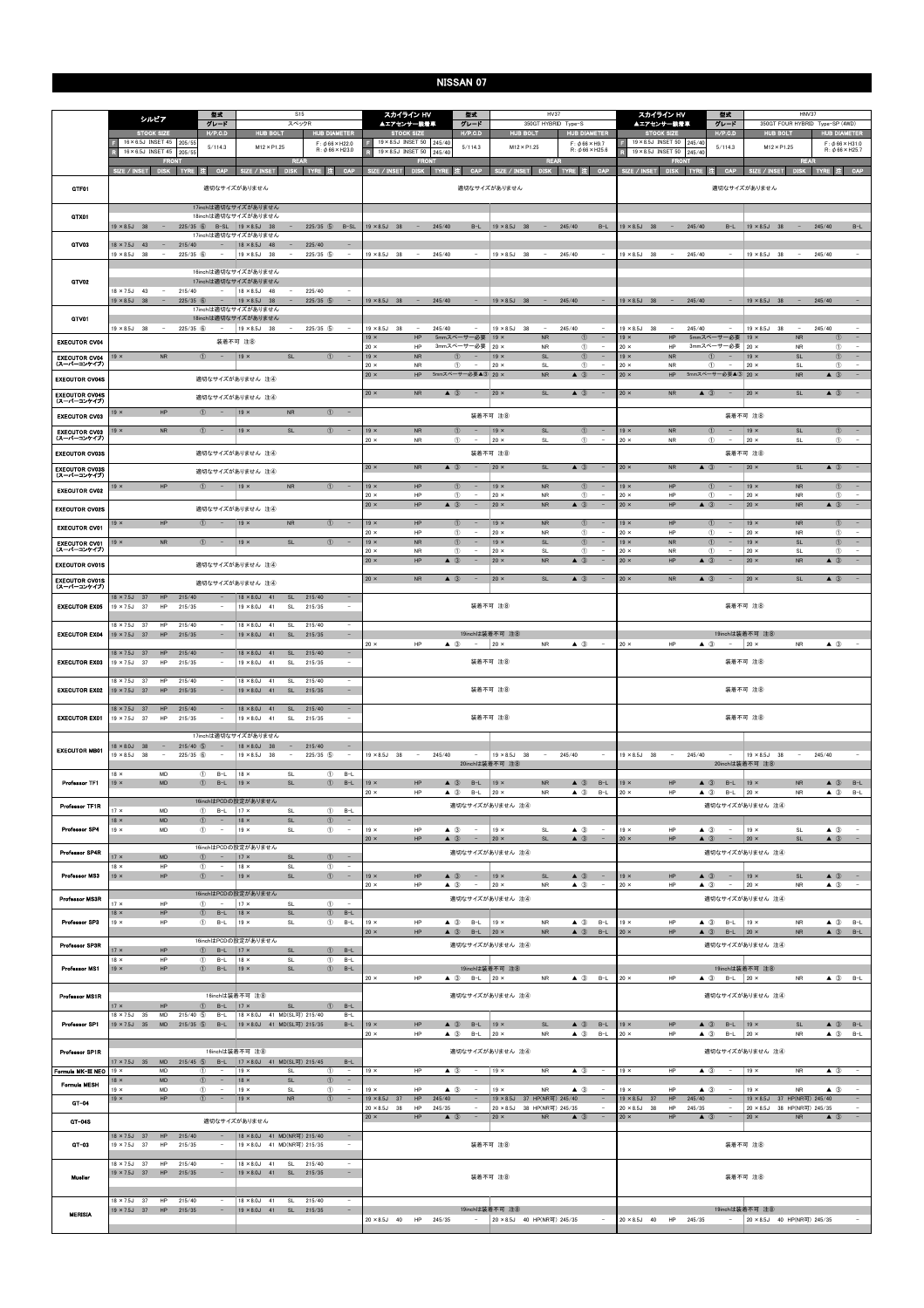# NISSAN 07

## シルビア

| 型式 | グレード | STOCK SIZE | H/P.C.D | HUB BOLT | HUB DIAMETER |
|---|---|---|---|---|---|
| S15 | スペックR | F 16×6.5J INSET 45 205/55<br>R 16×6.5J INSET 45 205/55 | 5/114.3 | M12×P1.25 | F:φ66×H22.0<br>R:φ66×H23.0 |

| | FRONT SIZE / INSET | DISK | TYRE | 注 | CAP | REAR SIZE / INSET | DISK | TYRE | 注 | CAP |
|---|---|---|---|---|---|---|---|---|---|---|
| GTF01 | 適切なサイズがありません | | | | | | | | | |
| GTX01 | 17inchは適切なサイズがありません | | | | | | | | | |
| | 18inchは適切なサイズがありません | | | | | | | | | |
| | 19×8.5J 38 | – | 225/35 | ⑥ | B-SL | 19×8.5J 38 | – | 225/35 | ⑤ | B-SL |
| GTV03 | 17inchは適切なサイズがありません | | | | | | | | | |
| | 18×7.5J 43 | – | 215/40 | | – | 18×8.5J 48 | – | 225/40 | | – |
| | 19×8.5J 38 | – | 225/35 | ⑥ | – | 19×8.5J 38 | – | 225/35 | ⑤ | – |
| GTV02 | 16inchは適切なサイズがありません | | | | | | | | | |
| | 17inchは適切なサイズがありません | | | | | | | | | |
| | 18×7.5J 43 | – | 215/40 | | – | 18×8.5J 48 | – | 225/40 | | – |
| | 19×8.5J 38 | – | 225/35 | ⑥ | – | 19×8.5J 38 | – | 225/35 | ⑤ | – |
| GTV01 | 17inchは適切なサイズがありません | | | | | | | | | |
| | 18inchは適切なサイズがありません | | | | | | | | | |
| | 19×8.5J 38 | – | 225/35 | ⑥ | – | 19×8.5J 38 | – | 225/35 | ⑤ | – |
| EXECUTOR CV04 | 装着不可 注⑧ | | | | | | | | | |
| EXECUTOR CV04 (スーパーコンケイブ) | 19× | NR | | ① | – | 19× | SL | | ① | – |
| EXECUTOR CV04S | 適切なサイズがありません 注④ | | | | | | | | | |
| EXECUTOR CV04S (スーパーコンケイブ) | 適切なサイズがありません 注④ | | | | | | | | | |
| EXECUTOR CV03 | 19× | HP | | ① | – | 19× | NR | | ① | – |
| EXECUTOR CV03 (スーパーコンケイブ) | 19× | NR | | ① | – | 19× | SL | | ① | – |
| EXECUTOR CV03S | 適切なサイズがありません 注④ | | | | | | | | | |
| EXECUTOR CV03S (スーパーコンケイブ) | 適切なサイズがありません 注④ | | | | | | | | | |
| EXECUTOR CV02 | 19× | HP | | ① | – | 19× | NR | | ① | – |
| EXECUTOR CV02S | 適切なサイズがありません 注④ | | | | | | | | | |
| EXECUTOR CV01 | 19× | HP | | ① | – | 19× | NR | | ① | – |
| EXECUTOR CV01 (スーパーコンケイブ) | 19× | NR | | ① | – | 19× | SL | | ① | – |
| EXECUTOR CV01S | 適切なサイズがありません 注④ | | | | | | | | | |
| EXECUTOR CV01S (スーパーコンケイブ) | 適切なサイズがありません 注④ | | | | | | | | | |
| EXECUTOR EX05 | 18×7.5J 37 | HP | 215/40 | | – | 18×8.0J 41 | SL | 215/40 | | – |
| | 19×7.5J 37 | HP | 215/35 | | – | 19×8.0J 41 | SL | 215/35 | | – |
| EXECUTOR EX04 | 18×7.5J 37 | HP | 215/40 | | – | 18×8.0J 41 | SL | 215/40 | | – |
| | 19×7.5J 37 | HP | 215/35 | | – | 19×8.0J 41 | SL | 215/35 | | – |
| EXECUTOR EX03 | 18×7.5J 37 | HP | 215/40 | | – | 18×8.0J 41 | SL | 215/40 | | – |
| | 19×7.5J 37 | HP | 215/35 | | – | 19×8.0J 41 | SL | 215/35 | | – |
| EXECUTOR EX02 | 18×7.5J 37 | HP | 215/40 | | – | 18×8.0J 41 | SL | 215/40 | | – |
| | 19×7.5J 37 | HP | 215/35 | | – | 19×8.0J 41 | SL | 215/35 | | – |
| EXECUTOR EX01 | 18×7.5J 37 | HP | 215/40 | | – | 18×8.0J 41 | SL | 215/40 | | – |
| | 19×7.5J 37 | HP | 215/35 | | – | 19×8.0J 41 | SL | 215/35 | | – |
| EXECUTOR MB01 | 17inchは適切なサイズがありません | | | | | | | | | |
| | 18×8.0J 38 | – | 215/40 | ⑤ | – | 18×8.5J 38 | – | 215/40 | | – |
| | 19×8.5J 38 | – | 225/35 | ⑥ | – | 19×8.5J 38 | – | 225/35 | ⑤ | – |
| Professor TF1 | 18× | MD | | ① | B-L | 18× | SL | | ① | B-L |
| | 19× | MD | | ① | B-L | 19× | SL | | ① | B-L |
| Professor TF1R | 16inchはPCDの設定がありません | | | | | | | | | |
| | 17× | MD | | ① | B-L | 17× | SL | | ① | B-L |
| Professor SP4 | 18× | MD | | ① | – | 18× | SL | | ① | – |
| | 19× | MD | | ① | – | 19× | SL | | ① | – |
| Professor SP4R | 16inchはPCDの設定がありません | | | | | | | | | |
| | 17× | MD | | ① | – | 17× | SL | | ① | – |
| Professor MS3 | 18× | HP | | ① | – | 18× | SL | | ① | – |
| | 19× | HP | | ① | – | 19× | SL | | ① | – |
| Professor MS3R | 16inchはPCDの設定がありません | | | | | | | | | |
| | 17× | HP | | ① | – | 17× | SL | | ① | – |
| Professor SP3 | 18× | HP | | ① | B-L | 18× | SL | | ① | B-L |
| | 19× | HP | | ① | B-L | 19× | SL | | ① | B-L |
| Professor SP3R | 16inchはPCDの設定がありません | | | | | | | | | |
| | 17× | HP | | ① | B-L | 17× | SL | | ① | B-L |
| Professor MS1 | 18× | HP | | ① | B-L | 18× | SL | | ① | B-L |
| | 19× | HP | | ① | B-L | 19× | SL | | ① | B-L |
| Professor MS1R | 16inchは装着不可 注⑧ | | | | | | | | | |
| | 17× | HP | | ① | B-L | 17× | SL | | ① | B-L |
| Professor SP1 | 18×7.5J 35 | MD | 215/40 | ⑤ | B-L | 18×8.0J 41 | MD(SL可) | 215/40 | | B-L |
| | 19×7.5J 35 | MD | 215/35 | ⑤ | B-L | 19×8.0J 41 | MD(SL可) | 215/35 | | B-L |
| Professor SP1R | 16inchは装着不可 注⑧ | | | | | | | | | |
| | 17×7.5J 35 | MD | 215/45 | ⑤ | B-L | 17×8.0J 41 | MD(SL可) | 215/45 | | B-L |
| Formula MK-III NEO | 19× | MD | | ① | – | 19× | SL | | ① | – |
| Formula MESH | 18× | MD | | ① | – | 18× | SL | | ① | – |
| | 19× | MD | | ① | – | 19× | SL | | ① | – |
| GT-04 | 19× | HP | | ① | – | 19× | NR | | ① | – |
| GT-04S | 適切なサイズがありません | | | | | | | | | |
| GT-03 | 18×7.5J 37 | HP | 215/40 | | – | 18×8.0J 41 | MD(NR可) | 215/40 | | – |
| | 19×7.5J 37 | HP | 215/35 | | – | 19×8.0J 41 | MD(NR可) | 215/35 | | – |
| Mueller | 18×7.5J 37 | HP | 215/40 | | – | 18×8.0J 41 | SL | 215/40 | | – |
| | 19×7.5J 37 | HP | 215/35 | | – | 19×8.0J 41 | SL | 215/35 | | – |
| MERISIA | 18×7.5J 37 | HP | 215/40 | | – | 18×8.0J 41 | SL | 215/40 | | – |
| | 19×7.5J 37 | HP | 215/35 | | – | 19×8.0J 41 | SL | 215/35 | | – |

## スカイライン HV ▲エアセンサー装着車

| 型式 | グレード | STOCK SIZE | H/P.C.D | HUB BOLT | HUB DIAMETER |
|---|---|---|---|---|---|
| HV37 | 350GT HYBRID Type-S | F 19×8.5J INSET 50 245/40<br>R 19×8.5J INSET 50 245/40 | 5/114.3 | M12×P1.25 | F:φ66×H9.7<br>R:φ66×H25.6 |

| | FRONT SIZE / INSET | DISK | TYRE | 注 | CAP | REAR SIZE / INSET | DISK | TYRE | 注 | CAP |
|---|---|---|---|---|---|---|---|---|---|---|
| GTF01 | 適切なサイズがありません | | | | | | | | | |
| GTX01 | 19×8.5J 38 | – | 245/40 | | B-L | 19×8.5J 38 | – | 245/40 | | B-L |
| GTV03 | 19×8.5J 38 | – | 245/40 | | – | 19×8.5J 38 | – | 245/40 | | – |
| GTV02 | 19×8.5J 38 | – | 245/40 | | – | 19×8.5J 38 | – | 245/40 | | – |
| GTV01 | 19×8.5J 38 | – | 245/40 | | – | 19×8.5J 38 | – | 245/40 | | – |
| EXECUTOR CV04 | 19× | HP | 5mmスペーサー必要 | | | 19× | NR | | ① | – |
| | 20× | HP | 3mmスペーサー必要 | | | 20× | NR | | ① | – |
| EXECUTOR CV04 (スーパーコンケイブ) | 19× | NR | | ① | – | 19× | SL | | ① | – |
| | 20× | NR | | ① | – | 20× | SL | | ① | – |
| EXECUTOR CV04S | 20× | HP | 5mmスペーサー必要 | ▲③ | | 20× | NR | | ▲③ | – |
| EXECUTOR CV04S (スーパーコンケイブ) | 20× | NR | | ▲③ | – | 20× | SL | | ▲③ | – |
| EXECUTOR CV03 | 装着不可 注⑧ | | | | | | | | | |
| EXECUTOR CV03 (スーパーコンケイブ) | 19× | NR | | ① | – | 19× | SL | | ① | – |
| | 20× | NR | | ① | – | 20× | SL | | ① | – |
| EXECUTOR CV03S | 装着不可 注⑧ | | | | | | | | | |
| EXECUTOR CV03S (スーパーコンケイブ) | 20× | NR | | ▲③ | – | 20× | SL | | ▲③ | – |
| EXECUTOR CV02 | 19× | HP | | ① | – | 19× | NR | | ① | – |
| | 20× | HP | | ① | – | 20× | NR | | ① | – |
| EXECUTOR CV02S | 20× | HP | | ▲③ | – | 20× | NR | | ▲③ | – |
| EXECUTOR CV01 | 19× | HP | | ① | – | 19× | NR | | ① | – |
| | 20× | HP | | ① | – | 20× | NR | | ① | – |
| EXECUTOR CV01 (スーパーコンケイブ) | 19× | NR | | ① | – | 19× | SL | | ① | – |
| | 20× | NR | | ① | – | 20× | SL | | ① | – |
| EXECUTOR CV01S | 20× | HP | | ▲③ | – | 20× | NR | | ▲③ | – |
| EXECUTOR CV01S (スーパーコンケイブ) | 20× | NR | | ▲③ | – | 20× | SL | | ▲③ | – |
| EXECUTOR EX05 | 装着不可 注⑧ | | | | | | | | | |
| EXECUTOR EX04 | 19inchは装着不可 注⑧ | | | | | | | | | |
| | 20× | HP | | ▲③ | – | 20× | NR | | ▲③ | – |
| EXECUTOR EX03 | 装着不可 注⑧ | | | | | | | | | |
| EXECUTOR EX02 | 装着不可 注⑧ | | | | | | | | | |
| EXECUTOR EX01 | 装着不可 注⑧ | | | | | | | | | |
| EXECUTOR MB01 | 19×8.5J 38 | – | 245/40 | | – | 19×8.5J 38 | – | 245/40 | | – |
| | 20inchは装着不可 注⑧ | | | | | | | | | |
| Professor TF1 | 19× | HP | | ▲③ | B-L | 19× | NR | | ▲③ | B-L |
| | 20× | HP | | ▲③ | B-L | 20× | NR | | ▲③ | B-L |
| Professor TF1R | 適切なサイズがありません 注④ | | | | | | | | | |
| Professor SP4 | 19× | HP | | ▲③ | – | 19× | SL | | ▲③ | – |
| | 20× | HP | | ▲③ | – | 20× | SL | | ▲③ | – |
| Professor SP4R | 適切なサイズがありません 注④ | | | | | | | | | |
| Professor MS3 | 19× | HP | | ▲③ | – | 19× | SL | | ▲③ | – |
| | 20× | HP | | ▲③ | – | 20× | NR | | ▲③ | – |
| Professor MS3R | 適切なサイズがありません 注④ | | | | | | | | | |
| Professor SP3 | 19× | HP | | ▲③ | B-L | 19× | NR | | ▲③ | B-L |
| | 20× | HP | | ▲③ | B-L | 20× | NR | | ▲③ | B-L |
| Professor SP3R | 適切なサイズがありません 注④ | | | | | | | | | |
| Professor MS1 | 19inchは装着不可 注⑧ | | | | | | | | | |
| | 20× | HP | | ▲③ | B-L | 20× | NR | | ▲③ | B-L |
| Professor MS1R | 適切なサイズがありません 注④ | | | | | | | | | |
| Professor SP1 | 19× | HP | | ▲③ | B-L | 19× | SL | | ▲③ | B-L |
| | 20× | HP | | ▲③ | B-L | 20× | NR | | ▲③ | B-L |
| Professor SP1R | 適切なサイズがありません 注④ | | | | | | | | | |
| Formula MK-III NEO | 19× | HP | | ▲③ | – | 19× | NR | | ▲③ | – |
| Formula MESH | 19× | HP | | ▲③ | – | 19× | NR | | ▲③ | – |
| GT-04 | 19×8.5J 37 | HP | 245/40 | | – | 19×8.5J 37 | HP(NR可) | 245/40 | | – |
| | 20×8.5J 38 | HP | 245/35 | | – | 20×8.5J 38 | HP(NR可) | 245/35 | | – |
| GT-04S | 20× | HP | | ▲③ | – | 20× | NR | | ▲③ | – |
| GT-03 | 装着不可 注⑧ | | | | | | | | | |
| Mueller | 装着不可 注⑧ | | | | | | | | | |
| MERISIA | 19inchは装着不可 注⑧ | | | | | | | | | |
| | 20×8.5J 40 | HP | 245/35 | | – | 20×8.5J 40 | HP(NR可) | 245/35 | | – |

## スカイライン HV ▲エアセンサー装着車

| 型式 | グレード | STOCK SIZE | H/P.C.D | HUB BOLT | HUB DIAMETER |
|---|---|---|---|---|---|
| HNV37 | 350GT FOUR HYBRID Type-SP (4WD) | F 19×8.5J INSET 50 245/40<br>R 19×8.5J INSET 50 245/40 | 5/114.3 | M12×P1.25 | F:φ66×H31.0<br>R:φ66×H25.7 |

| | FRONT SIZE / INSET | DISK | TYRE | 注 | CAP | REAR SIZE / INSET | DISK | TYRE | 注 | CAP |
|---|---|---|---|---|---|---|---|---|---|---|
| GTF01 | 適切なサイズがありません | | | | | | | | | |
| GTX01 | 19×8.5J 38 | – | 245/40 | | B-L | 19×8.5J 38 | – | 245/40 | | B-L |
| GTV03 | 19×8.5J 38 | – | 245/40 | | – | 19×8.5J 38 | – | 245/40 | | – |
| GTV02 | 19×8.5J 38 | – | 245/40 | | – | 19×8.5J 38 | – | 245/40 | | – |
| GTV01 | 19×8.5J 38 | – | 245/40 | | – | 19×8.5J 38 | – | 245/40 | | – |
| EXECUTOR CV04 | 19× | HP | 5mmスペーサー必要 | | | 19× | NR | | ① | – |
| | 20× | HP | 3mmスペーサー必要 | | | 20× | NR | | ① | – |
| EXECUTOR CV04 (スーパーコンケイブ) | 19× | NR | | ① | – | 19× | SL | | ① | – |
| | 20× | NR | | ① | – | 20× | SL | | ① | – |
| EXECUTOR CV04S | 20× | HP | 5mmスペーサー必要 | ▲③ | | 20× | NR | | ▲③ | – |
| EXECUTOR CV04S (スーパーコンケイブ) | 20× | NR | | ▲③ | – | 20× | SL | | ▲③ | – |
| EXECUTOR CV03 | 装着不可 注⑧ | | | | | | | | | |
| EXECUTOR CV03 (スーパーコンケイブ) | 19× | NR | | ① | – | 19× | SL | | ① | – |
| | 20× | NR | | ① | – | 20× | SL | | ① | – |
| EXECUTOR CV03S | 装着不可 注⑧ | | | | | | | | | |
| EXECUTOR CV03S (スーパーコンケイブ) | 20× | NR | | ▲③ | – | 20× | SL | | ▲③ | – |
| EXECUTOR CV02 | 19× | HP | | ① | – | 19× | NR | | ① | – |
| | 20× | HP | | ① | – | 20× | NR | | ① | – |
| EXECUTOR CV02S | 20× | HP | | ▲③ | – | 20× | NR | | ▲③ | – |
| EXECUTOR CV01 | 19× | HP | | ① | – | 19× | NR | | ① | – |
| | 20× | HP | | ① | – | 20× | NR | | ① | – |
| EXECUTOR CV01 (スーパーコンケイブ) | 19× | NR | | ① | – | 19× | SL | | ① | – |
| | 20× | NR | | ① | – | 20× | SL | | ① | – |
| EXECUTOR CV01S | 20× | HP | | ▲③ | – | 20× | NR | | ▲③ | – |
| EXECUTOR CV01S (スーパーコンケイブ) | 20× | NR | | ▲③ | – | 20× | SL | | ▲③ | – |
| EXECUTOR EX05 | 装着不可 注⑧ | | | | | | | | | |
| EXECUTOR EX04 | 19inchは装着不可 注⑧ | | | | | | | | | |
| | 20× | HP | | ▲③ | – | 20× | NR | | ▲③ | – |
| EXECUTOR EX03 | 装着不可 注⑧ | | | | | | | | | |
| EXECUTOR EX02 | 装着不可 注⑧ | | | | | | | | | |
| EXECUTOR EX01 | 装着不可 注⑧ | | | | | | | | | |
| EXECUTOR MB01 | 19×8.5J 38 | – | 245/40 | | – | 19×8.5J 38 | – | 245/40 | | – |
| | 20inchは装着不可 注⑧ | | | | | | | | | |
| Professor TF1 | 19× | HP | | ▲③ | B-L | 19× | NR | | ▲③ | B-L |
| | 20× | HP | | ▲③ | B-L | 20× | NR | | ▲③ | B-L |
| Professor TF1R | 適切なサイズがありません 注④ | | | | | | | | | |
| Professor SP4 | 19× | HP | | ▲③ | – | 19× | SL | | ▲③ | – |
| | 20× | HP | | ▲③ | – | 20× | SL | | ▲③ | – |
| Professor SP4R | 適切なサイズがありません 注④ | | | | | | | | | |
| Professor MS3 | 19× | HP | | ▲③ | – | 19× | SL | | ▲③ | – |
| | 20× | HP | | ▲③ | – | 20× | NR | | ▲③ | – |
| Professor MS3R | 適切なサイズがありません 注④ | | | | | | | | | |
| Professor SP3 | 19× | HP | | ▲③ | B-L | 19× | NR | | ▲③ | B-L |
| | 20× | HP | | ▲③ | B-L | 20× | NR | | ▲③ | B-L |
| Professor SP3R | 適切なサイズがありません 注④ | | | | | | | | | |
| Professor MS1 | 19inchは装着不可 注⑧ | | | | | | | | | |
| | 20× | HP | | ▲③ | B-L | 20× | NR | | ▲③ | B-L |
| Professor MS1R | 適切なサイズがありません 注④ | | | | | | | | | |
| Professor SP1 | 19× | HP | | ▲③ | B-L | 19× | SL | | ▲③ | B-L |
| | 20× | HP | | ▲③ | B-L | 20× | NR | | ▲③ | B-L |
| Professor SP1R | 適切なサイズがありません 注④ | | | | | | | | | |
| Formula MK-III NEO | 19× | HP | | ▲③ | – | 19× | NR | | ▲③ | – |
| Formula MESH | 19× | HP | | ▲③ | – | 19× | NR | | ▲③ | – |
| GT-04 | 19×8.5J 37 | HP | 245/40 | | – | 19×8.5J 37 | HP(NR可) | 245/40 | | – |
| | 20×8.5J 38 | HP | 245/35 | | – | 20×8.5J 38 | HP(NR可) | 245/35 | | – |
| GT-04S | 20× | HP | | ▲③ | – | 20× | NR | | ▲③ | – |
| GT-03 | 装着不可 注⑧ | | | | | | | | | |
| Mueller | 装着不可 注⑧ | | | | | | | | | |
| MERISIA | 19inchは装着不可 注⑧ | | | | | | | | | |
| | 20×8.5J 40 | HP | 245/35 | | – | 20×8.5J 40 | HP(NR可) | 245/35 | | – |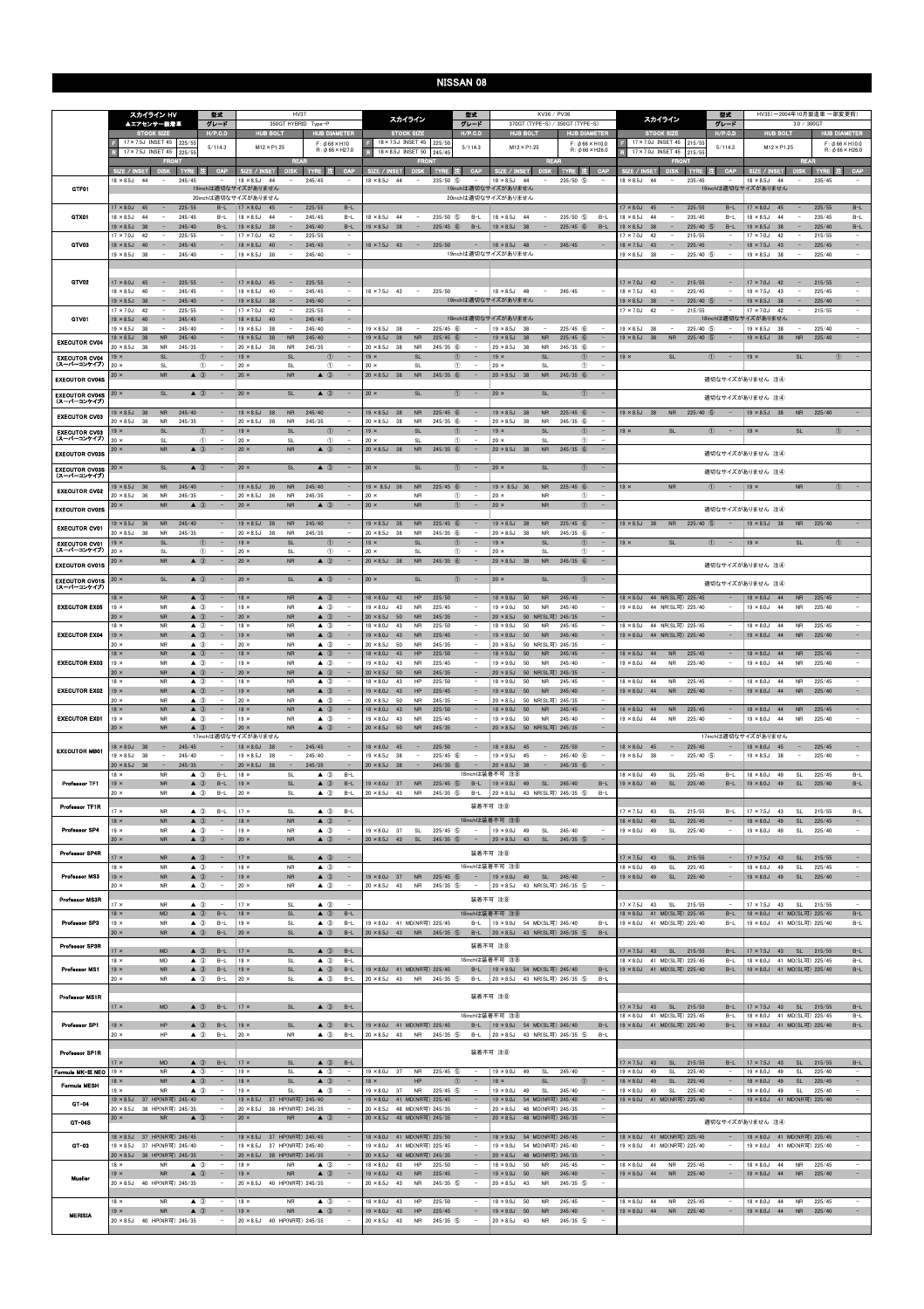# NISSAN 08

## スカイライン HV(▲エアセンサー装着車)

| 項目 | 内容 |
|---|---|
| 型式 | HV37 |
| グレード | 350GT HYBRID Type-P |
| STOCK SIZE | F 17×7.5J INSET 45 225/55 / R 17×7.5J INSET 45 225/55 |
| H/P.C.D | 5/114.3 |
| HUB BOLT | M12×P1.25 |
| HUB DIAMETER | F:φ66×H10 / R:φ66×H27.0 |

| | FRONT SIZE / INSET | DISK | TYRE | 注 | CAP | REAR SIZE / INSET | DISK | TYRE | 注 | CAP |
|---|---|---|---|---|---|---|---|---|---|---|
| GTF01 | 18×8.5J 44 | – | 245/45 | | – | 18×8.5J 44 | – | 245/45 | | – |
| | 19inchは適切なサイズがありません | | | | | | | | | |
| | 20inchは適切なサイズがありません | | | | | | | | | |
| GTX01 | 17×8.0J 45 | – | 225/55 | | B-L | 17×8.0J 45 | – | 225/55 | | B-L |
| | 18×8.5J 44 | – | 245/45 | | B-L | 18×8.5J 44 | – | 245/45 | | B-L |
| | 19×8.5J 38 | – | 245/40 | | B-L | 19×8.5J 38 | – | 245/40 | | B-L |
| GTV03 | 17×7.0J 42 | – | 225/55 | | – | 17×7.0J 42 | – | 225/55 | | – |
| | 18×8.5J 40 | – | 245/45 | | – | 18×8.5J 40 | – | 245/45 | | – |
| | 19×8.5J 38 | – | 245/40 | | – | 19×8.5J 38 | – | 245/40 | | – |
| GTV02 | 17×8.0J 45 | – | 225/55 | | – | 17×8.0J 45 | – | 225/55 | | – |
| | 18×8.5J 40 | – | 245/45 | | – | 18×8.5J 40 | – | 245/45 | | – |
| | 19×8.5J 38 | – | 245/40 | | – | 19×8.5J 38 | – | 245/40 | | – |
| GTV01 | 17×7.0J 42 | – | 225/55 | | – | 17×7.0J 42 | – | 225/55 | | – |
| | 18×8.5J 40 | – | 245/45 | | – | 18×8.5J 40 | – | 245/45 | | – |
| | 19×8.5J 38 | – | 245/40 | | – | 19×8.5J 38 | – | 245/40 | | – |
| EXECUTOR CV04 | 19×8.5J 38 | NR | 245/40 | | – | 19×8.5J 38 | NR | 245/40 | | – |
| | 20×8.5J 38 | NR | 245/35 | | – | 20×8.5J 38 | NR | 245/35 | | – |
| EXECUTOR CV04 (スーパーコンケイブ) | 19× | SL | | ① | – | 19× | SL | | ① | – |
| | 20× | SL | | ① | – | 20× | SL | | ① | – |
| EXECUTOR CV04S | 20× | NR | | ▲③ | – | 20× | NR | | ▲③ | – |
| EXECUTOR CV04S (スーパーコンケイブ) | 20× | SL | | ▲③ | – | 20× | SL | | ▲③ | – |
| EXECUTOR CV03 | 19×8.5J 38 | NR | 245/40 | | – | 19×8.5J 38 | NR | 245/40 | | – |
| | 20×8.5J 38 | NR | 245/35 | | – | 20×8.5J 38 | NR | 245/35 | | – |
| EXECUTOR CV03 (スーパーコンケイブ) | 19× | SL | | ① | – | 19× | SL | | ① | – |
| | 20× | SL | | ① | – | 20× | SL | | ① | – |
| EXECUTOR CV03S | 20× | NR | | ▲③ | – | 20× | NR | | ▲③ | – |
| EXECUTOR CV03S (スーパーコンケイブ) | 20× | SL | | ▲③ | – | 20× | SL | | ▲③ | – |
| EXECUTOR CV02 | 19×8.5J 36 | NR | 245/40 | | – | 19×8.5J 36 | NR | 245/40 | | – |
| | 20×8.5J 36 | NR | 245/35 | | – | 20×8.5J 36 | NR | 245/35 | | – |
| EXECUTOR CV02S | 20× | NR | | ▲③ | – | 20× | NR | | ▲③ | – |
| EXECUTOR CV01 | 19×8.5J 38 | NR | 245/40 | | – | 19×8.5J 38 | NR | 245/40 | | – |
| | 20×8.5J 38 | NR | 245/35 | | – | 20×8.5J 38 | NR | 245/35 | | – |
| EXECUTOR CV01 (スーパーコンケイブ) | 19× | SL | | ① | – | 19× | SL | | ① | – |
| | 20× | SL | | ① | – | 20× | SL | | ① | – |
| EXECUTOR CV01S | 20× | NR | | ▲③ | – | 20× | NR | | ▲③ | – |
| EXECUTOR CV01S (スーパーコンケイブ) | 20× | SL | | ▲③ | – | 20× | SL | | ▲③ | – |
| EXECUTOR EX05 | 18× | NR | | ▲③ | – | 18× | NR | | ▲③ | – |
| | 19× | NR | | ▲③ | – | 19× | NR | | ▲③ | – |
| | 20× | NR | | ▲③ | – | 20× | NR | | ▲③ | – |
| EXECUTOR EX04 | 18× | NR | | ▲③ | – | 18× | NR | | ▲③ | – |
| | 19× | NR | | ▲③ | – | 19× | NR | | ▲③ | – |
| | 20× | NR | | ▲③ | – | 20× | NR | | ▲③ | – |
| EXECUTOR EX03 | 18× | NR | | ▲③ | – | 18× | NR | | ▲③ | – |
| | 19× | NR | | ▲③ | – | 19× | NR | | ▲③ | – |
| | 20× | NR | | ▲③ | – | 20× | NR | | ▲③ | – |
| EXECUTOR EX02 | 18× | NR | | ▲③ | – | 18× | NR | | ▲③ | – |
| | 19× | NR | | ▲③ | – | 19× | NR | | ▲③ | – |
| | 20× | NR | | ▲③ | – | 20× | NR | | ▲③ | – |
| EXECUTOR EX01 | 18× | NR | | ▲③ | – | 18× | NR | | ▲③ | – |
| | 19× | NR | | ▲③ | – | 19× | NR | | ▲③ | – |
| | 20× | NR | | ▲③ | – | 20× | NR | | ▲③ | – |
| EXECUTOR MB01 | 17inchは適切なサイズがありません | | | | | | | | | |
| | 18×8.0J 38 | – | 245/45 | | – | 18×8.0J 38 | – | 245/45 | | – |
| | 19×8.5J 38 | – | 245/40 | | – | 19×8.5J 38 | – | 245/40 | | – |
| | 20×8.5J 38 | – | 245/35 | | – | 20×8.5J 38 | – | 245/35 | | – |
| Professor TF1 | 18× | NR | | ▲③ | B-L | 18× | SL | | ▲③ | B-L |
| | 19× | NR | | ▲③ | B-L | 19× | SL | | ▲③ | B-L |
| | 20× | NR | | ▲③ | B-L | 20× | SL | | ▲③ | B-L |
| Professor TF1R | 17× | NR | | ▲③ | B-L | 17× | SL | | ▲③ | B-L |
| Professor SP4 | 18× | NR | | ▲③ | – | 18× | NR | | ▲③ | – |
| | 19× | NR | | ▲③ | – | 19× | NR | | ▲③ | – |
| | 20× | NR | | ▲③ | – | 20× | NR | | ▲③ | – |
| Professor SP4R | 17× | NR | | ▲③ | – | 17× | SL | | ▲③ | – |
| Professor MS3 | 18× | NR | | ▲③ | – | 18× | NR | | ▲③ | – |
| | 19× | NR | | ▲③ | – | 19× | NR | | ▲③ | – |
| | 20× | NR | | ▲③ | – | 20× | NR | | ▲③ | – |
| Professor MS3R | 17× | NR | | ▲③ | – | 17× | SL | | ▲③ | – |
| Professor SP3 | 18× | MD | | ▲③ | B-L | 18× | SL | | ▲③ | B-L |
| | 19× | NR | | ▲③ | B-L | 19× | SL | | ▲③ | B-L |
| | 20× | NR | | ▲③ | B-L | 20× | SL | | ▲③ | B-L |
| Professor SP3R | 17× | MD | | ▲③ | B-L | 17× | SL | | ▲③ | B-L |
| Professor MS1 | 18× | MD | | ▲③ | B-L | 18× | SL | | ▲③ | B-L |
| | 19× | NR | | ▲③ | B-L | 19× | SL | | ▲③ | B-L |
| | 20× | NR | | ▲③ | B-L | 20× | SL | | ▲③ | B-L |
| Professor MS1R | 17× | MD | | ▲③ | B-L | 17× | SL | | ▲③ | B-L |
| Professor SP1 | 19× | NR | | ▲③ | B-L | 19× | SL | | ▲③ | B-L |
| | 20× | HP | | ▲③ | B-L | 20× | NR | | ▲③ | B-L |
| Professor SP1R | 17× | MD | | ▲③ | B-L | 17× | SL | | ▲③ | B-L |
| Formula MK-III NEO | 19× | NR | | ▲③ | – | 19× | SL | | ▲③ | – |
| Formula MESH | 18× | NR | | ▲③ | – | 18× | SL | | ▲③ | – |
| | 19× | NR | | ▲③ | – | 19× | SL | | ▲③ | – |
| GT-04 | 18×8.5J 37 | HP(NR可) | 245/45 | | – | 18×8.5J 37 | HP(NR可) | 245/45 | | – |
| | 19×8.5J 37 | HP(NR可) | 245/40 | | – | 19×8.5J 37 | HP(NR可) | 245/40 | | – |
| | 20×8.5J 38 | HP(NR可) | 245/35 | | – | 20×8.5J 38 | HP(NR可) | 245/35 | | – |
| GT-04S | 20× | NR | | ▲③ | – | 20× | NR | | ▲③ | – |
| GT-03 | 18×8.5J 37 | HP(NR可) | 245/45 | | – | 18×8.5J 37 | HP(NR可) | 245/45 | | – |
| | 19×8.5J 37 | HP(NR可) | 245/40 | | – | 19×8.5J 37 | HP(NR可) | 245/40 | | – |
| | 20×8.5J 38 | HP(NR可) | 245/35 | | – | 20×8.5J 38 | HP(NR可) | 245/35 | | – |
| Mueller | 18× | NR | | ▲③ | – | 18× | NR | | ▲③ | – |
| | 19× | NR | | ▲③ | – | 19× | NR | | ▲③ | – |
| | 20×8.5J 40 | HP(NR可) | 245/35 | | – | 20×8.5J 40 | HP(NR可) | 245/35 | | – |
| MERISIA | 18× | NR | | ▲③ | – | 18× | NR | | ▲③ | – |
| | 19× | NR | | ▲③ | – | 19× | NR | | ▲③ | – |
| | 20×8.5J 40 | HP(NR可) | 245/35 | | – | 20×8.5J 40 | HP(NR可) | 245/35 | | – |

## スカイライン

| 項目 | 内容 |
|---|---|
| 型式 | KV36 / PV36 |
| グレード | 370GT (TYPE-S) / 350GT (TYPE-S) |
| STOCK SIZE | F 18×7.5J INSET 45 225/50 / R 18×8.5J INSET 50 245/45 |
| H/P.C.D | 5/114.3 |
| HUB BOLT | M12×P1.25 |
| HUB DIAMETER | F:φ66×H10.0 / R:φ66×H26.0 |

| | FRONT SIZE / INSET | DISK | TYRE | 注 | CAP | REAR SIZE / INSET | DISK | TYRE | 注 | CAP |
|---|---|---|---|---|---|---|---|---|---|---|
| GTF01 | 18×8.5J 44 | – | 235/50 | ⑤ | – | 18×8.5J 44 | – | 235/50 | ⑤ | – |
| | 19inchは適切なサイズがありません | | | | | | | | | |
| | 20inchは適切なサイズがありません | | | | | | | | | |
| GTX01 | 18×8.5J 44 | – | 235/50 | ⑤ | B-L | 18×8.5J 44 | – | 235/50 | ⑤ | B-L |
| | 19×8.5J 38 | – | 225/45 | ⑤ | B-L | 19×8.5J 38 | – | 225/45 | ⑥ | B-L |
| GTV03 | 18×7.5J 43 | – | 225/50 | | – | 18×8.5J 48 | – | 245/45 | | – |
| | 19inchは適切なサイズがありません | | | | | | | | | |
| GTV02 | 18×7.5J 43 | – | 225/50 | | – | 18×8.5J 48 | – | 245/45 | | – |
| | 19inchは適切なサイズがありません | | | | | | | | | |
| GTV01 | 18inchは適切なサイズがありません | | | | | | | | | |
| | 19×8.5J 38 | – | 225/45 | ⑥ | – | 19×8.5J 38 | – | 225/45 | ⑥ | – |
| EXECUTOR CV04 | 19×8.5J 38 | NR | 225/45 | ⑥ | – | 19×8.5J 38 | NR | 225/45 | ⑥ | – |
| | 20×8.5J 38 | NR | 245/35 | ⑥ | – | 20×8.5J 38 | NR | 245/35 | ⑥ | – |
| EXECUTOR CV04 (スーパーコンケイブ) | 19× | SL | | ① | – | 19× | SL | | ① | – |
| | 20× | SL | | ① | – | 20× | SL | | ① | – |
| EXECUTOR CV04S | 20×8.5J 38 | NR | 245/35 | ⑥ | – | 20×8.5J 38 | NR | 245/35 | ⑥ | – |
| EXECUTOR CV04S (スーパーコンケイブ) | 20× | SL | | ① | – | 20× | SL | | ① | – |
| EXECUTOR CV03 | 19×8.5J 38 | NR | 225/45 | ⑥ | – | 19×8.5J 38 | NR | 225/45 | ⑥ | – |
| | 20×8.5J 38 | NR | 245/35 | ⑥ | – | 20×8.5J 38 | NR | 245/35 | ⑥ | – |
| EXECUTOR CV03 (スーパーコンケイブ) | 19× | SL | | ① | – | 19× | SL | | ① | – |
| | 20× | SL | | ① | – | 20× | SL | | ① | – |
| EXECUTOR CV03S | 20×8.5J 38 | NR | 245/35 | ⑥ | – | 20×8.5J 38 | NR | 245/35 | ⑥ | – |
| EXECUTOR CV03S (スーパーコンケイブ) | 20× | SL | | ① | – | 20× | SL | | ① | – |
| EXECUTOR CV02 | 19×8.5J 36 | NR | 225/45 | ⑥ | – | 19×8.5J 36 | NR | 225/45 | ⑥ | – |
| | 20× | NR | | ① | – | 20× | NR | | ① | – |
| EXECUTOR CV02S | 20× | NR | | ① | – | 20× | NR | | ① | – |
| EXECUTOR CV01 | 19×8.5J 38 | NR | 225/45 | ⑥ | – | 19×8.5J 38 | NR | 225/45 | ⑥ | – |
| | 20×8.5J 38 | NR | 245/35 | ⑥ | – | 20×8.5J 38 | NR | 245/35 | ⑥ | – |
| EXECUTOR CV01 (スーパーコンケイブ) | 19× | SL | | ① | – | 19× | SL | | ① | – |
| | 20× | SL | | ① | – | 20× | SL | | ① | – |
| EXECUTOR CV01S | 20×8.5J 38 | NR | 245/35 | ⑥ | – | 20×8.5J 38 | NR | 245/35 | ⑥ | – |
| EXECUTOR CV01S (スーパーコンケイブ) | 20× | SL | | ① | – | 20× | SL | | ① | – |
| EXECUTOR EX05 | 18×8.0J 43 | HP | 225/50 | | – | 18×9.0J 50 | NR | 245/45 | | – |
| | 19×8.0J 43 | NR | 225/45 | | – | 19×9.0J 50 | NR | 245/40 | | – |
| | 20×8.5J 50 | NR | 245/35 | | – | 20×8.5J 50 | NR(SL可) | 245/35 | | – |
| EXECUTOR EX04 | 18×8.0J 43 | NR | 225/50 | | – | 18×9.0J 50 | NR | 245/45 | | – |
| | 19×8.0J 43 | NR | 225/45 | | – | 19×9.0J 50 | NR | 245/40 | | – |
| | 20×8.5J 50 | NR | 245/35 | | – | 20×8.5J 50 | NR(SL可) | 245/35 | | – |
| EXECUTOR EX03 | 18×8.0J 43 | HP | 225/50 | | – | 18×9.0J 50 | NR | 245/45 | | – |
| | 19×8.0J 43 | NR | 225/45 | | – | 19×9.0J 50 | NR | 245/40 | | – |
| | 20×8.5J 50 | NR | 245/35 | | – | 20×8.5J 50 | NR(SL可) | 245/35 | | – |
| EXECUTOR EX02 | 18×8.0J 43 | NR | 225/50 | | – | 18×9.0J 50 | NR | 245/45 | | – |
| | 19×8.0J 43 | HP | 225/45 | | – | 19×9.0J 50 | NR | 245/40 | | – |
| | 20×8.5J 50 | NR | 245/35 | | – | 20×8.5J 50 | NR(SL可) | 245/35 | | – |
| EXECUTOR EX01 | 18×8.0J 43 | NR | 225/50 | | – | 18×9.0J 50 | NR | 245/45 | | – |
| | 19×8.0J 43 | NR | 225/45 | | – | 19×9.0J 50 | NR | 245/40 | | – |
| | 20×8.5J 50 | NR | 245/35 | | – | 20×8.5J 50 | NR(SL可) | 245/35 | | – |
| EXECUTOR MB01 | 18×8.0J 45 | – | 225/50 | | – | 18×8.0J 45 | – | 225/50 | | – |
| | 19×8.5J 38 | – | 245/40 | ⑤ | – | 19×9.5J 45 | – | 245/40 | ⑥ | – |
| | 20×8.5J 38 | – | 245/35 | ⑥ | – | 20×9.5J 38 | – | 245/35 | ⑥ | – |
| Professor TF1 | 18inchは装着不可 注⑧ | | | | | | | | | |
| | 19×9.0J 37 | NR | 225/45 | ⑤ | B-L | 19×9.0J 49 | SL | 245/40 | | B-L |
| | 20×8.5J 43 | NR | 245/35 | ⑤ | B-L | 20×8.5J 43 | NR(SL可) | 245/35 | ⑤ | B-L |
| Professor TF1R | 装着不可 注⑧ | | | | | | | | | |
| Professor SP4 | 18inchは装着不可 注⑧ | | | | | | | | | |
| | 19×9.0J 37 | SL | 225/45 | ⑤ | – | 19×9.0J 49 | SL | 245/40 | | – |
| | 20×8.5J 43 | SL | 245/35 | ⑤ | – | 20×8.5J 43 | SL | 245/35 | ⑤ | – |
| Professor SP4R | 装着不可 注⑧ | | | | | | | | | |
| Professor MS3 | 18inchは装着不可 注⑧ | | | | | | | | | |
| | 19×9.0J 37 | NR | 225/45 | ⑤ | – | 19×9.0J 49 | SL | 245/40 | | – |
| | 20×8.5J 43 | NR | 245/35 | ⑤ | – | 20×8.5J 43 | NR(SL可) | 245/35 | ⑤ | – |
| Professor MS3R | 装着不可 注⑧ | | | | | | | | | |
| Professor SP3 | 18inchは装着不可 注⑧ | | | | | | | | | |
| | 19×8.0J 41 | MD(NR可) | 225/45 | | B-L | 19×9.0J 54 | MD(SL可) | 245/40 | | B-L |
| | 20×8.5J 43 | NR | 245/35 | ⑤ | B-L | 20×8.5J 43 | NR(SL可) | 245/35 | ⑤ | B-L |
| Professor SP3R | 装着不可 注⑧ | | | | | | | | | |
| Professor MS1 | 18inchは装着不可 注⑧ | | | | | | | | | |
| | 19×8.0J 41 | MD(NR可) | 225/45 | | B-L | 19×9.0J 54 | MD(SL可) | 245/40 | | B-L |
| | 20×8.5J 43 | NR | 245/35 | ⑤ | B-L | 20×8.5J 43 | NR(SL可) | 245/35 | ⑤ | B-L |
| Professor MS1R | 装着不可 注⑧ | | | | | | | | | |
| Professor SP1 | 18inchは装着不可 注⑧ | | | | | | | | | |
| | 19×8.0J 41 | MD(NR可) | 225/45 | | B-L | 19×9.0J 54 | MD(SL可) | 245/40 | | B-L |
| | 20×8.5J 43 | NR | 245/35 | ⑤ | B-L | 20×8.5J 43 | NR(SL可) | 245/35 | ⑤ | B-L |
| Professor SP1R | 装着不可 注⑧ | | | | | | | | | |
| Formula MK-III NEO | 19×9.0J 37 | NR | 225/45 | ⑤ | – | 19×9.0J 49 | SL | 245/40 | | – |
| Formula MESH | 18× | HP | | ① | – | 18× | SL | | ① | – |
| | 19×9.0J 37 | NR | 225/45 | ⑤ | – | 19×9.0J 49 | SL | 245/40 | | – |
| GT-04 | 18×8.0J 41 | MD(NR可) | 225/50 | | – | 18×9.0J 54 | MD(NR可) | 245/45 | | – |
| | 19×8.0J 41 | MD(NR可) | 225/45 | | – | 19×9.0J 54 | MD(NR可) | 245/40 | | – |
| | 20×8.5J 48 | MD(NR可) | 245/35 | | – | 20×8.5J 48 | MD(NR可) | 245/35 | | – |
| GT-04S | 20×8.5J 48 | MD(NR可) | 245/35 | | – | 20×8.5J 48 | MD(NR可) | 245/35 | | – |
| GT-03 | 18×8.0J 41 | MD(NR可) | 225/50 | | – | 18×9.0J 54 | MD(NR可) | 245/45 | | – |
| | 19×8.0J 41 | MD(NR可) | 225/45 | | – | 19×9.0J 54 | MD(NR可) | 245/40 | | – |
| | 20×8.5J 48 | MD(NR可) | 245/35 | | – | 20×8.5J 48 | MD(NR可) | 245/35 | | – |
| Mueller | 18×8.0J 43 | HP | 225/50 | | – | 18×9.0J 50 | NR | 245/45 | | – |
| | 19×8.0J 43 | NR | 225/45 | | – | 19×9.0J 50 | NR | 245/40 | | – |
| | 20×8.5J 43 | NR | 245/35 | ⑤ | – | 20×8.5J 43 | NR | 245/35 | ⑤ | – |
| MERISIA | 18×8.0J 43 | HP | 225/50 | | – | 18×9.0J 50 | NR | 245/45 | | – |
| | 19×8.0J 43 | HP | 225/45 | | – | 19×9.0J 50 | NR | 245/40 | | – |
| | 20×8.5J 43 | NR | 245/35 | ⑤ | – | 20×8.5J 43 | NR | 245/35 | ⑤ | – |

## スカイライン

| 項目 | 内容 |
|---|---|
| 型式 | HV35(〜2004年10月製造車 一部変更有) |
| グレード | 3.0 / 300GT |
| STOCK SIZE | F 17×7.0J INSET 45 215/55 / R 17×7.0J INSET 45 215/55 |
| H/P.C.D | 5/114.3 |
| HUB BOLT | M12×P1.25 |
| HUB DIAMETER | F:φ66×H10.0 / R:φ66×H26.0 |

| | FRONT SIZE / INSET | DISK | TYRE | 注 | CAP | REAR SIZE / INSET | DISK | TYRE | 注 | CAP |
|---|---|---|---|---|---|---|---|---|---|---|
| GTF01 | 18×8.5J 44 | – | 235/45 | | – | 18×8.5J 44 | – | 235/45 | | – |
| | 19inchは適切なサイズがありません | | | | | | | | | |
| GTX01 | 17×8.0J 45 | – | 225/55 | | B-L | 17×8.0J 45 | – | 225/55 | | B-L |
| | 18×8.5J 44 | – | 235/45 | | B-L | 18×8.5J 44 | – | 235/45 | | B-L |
| | 19×8.5J 38 | – | 225/40 | ⑤ | B-L | 19×8.5J 38 | – | 225/40 | | B-L |
| GTV03 | 17×7.0J 42 | – | 215/55 | | – | 17×7.0J 42 | – | 215/55 | | – |
| | 18×7.5J 43 | – | 225/45 | | – | 18×7.5J 43 | – | 225/45 | | – |
| | 19×8.5J 38 | – | 225/40 | ⑤ | – | 19×8.5J 38 | – | 225/40 | | – |
| GTV02 | 17×7.0J 42 | – | 215/55 | | – | 17×7.0J 42 | – | 215/55 | | – |
| | 18×7.5J 43 | – | 225/45 | | – | 18×7.5J 43 | – | 225/45 | | – |
| | 19×8.5J 38 | – | 225/40 | ⑤ | – | 19×8.5J 38 | – | 225/40 | | – |
| GTV01 | 17×7.0J 42 | – | 215/55 | | – | 17×7.0J 42 | – | 215/55 | | – |
| | 18inchは適切なサイズがありません | | | | | | | | | |
| | 19×8.5J 38 | – | 225/40 | ⑤ | – | 19×8.5J 38 | – | 225/40 | | – |
| EXECUTOR CV04 | 19×8.5J 38 | NR | 225/40 | ⑤ | – | 19×8.5J 38 | NR | 225/40 | | – |
| EXECUTOR CV04 (スーパーコンケイブ) | 19× | SL | | ① | – | 19× | SL | | ① | – |
| EXECUTOR CV04S | 適切なサイズがありません 注④ | | | | | | | | | |
| EXECUTOR CV04S (スーパーコンケイブ) | 適切なサイズがありません 注④ | | | | | | | | | |
| EXECUTOR CV03 | 19×8.5J 38 | NR | 225/40 | ⑤ | – | 19×8.5J 38 | NR | 225/40 | | – |
| EXECUTOR CV03 (スーパーコンケイブ) | 19× | SL | | ① | – | 19× | SL | | ① | – |
| EXECUTOR CV03S | 適切なサイズがありません 注④ | | | | | | | | | |
| EXECUTOR CV03S (スーパーコンケイブ) | 適切なサイズがありません 注④ | | | | | | | | | |
| EXECUTOR CV02 | 19× | NR | | ① | – | 19× | NR | | ① | – |
| EXECUTOR CV02S | 適切なサイズがありません 注④ | | | | | | | | | |
| EXECUTOR CV01 | 19×8.5J 38 | NR | 225/40 | ⑤ | – | 19×8.5J 38 | NR | 225/40 | | – |
| EXECUTOR CV01 (スーパーコンケイブ) | 19× | SL | | ① | – | 19× | SL | | ① | – |
| EXECUTOR CV01S | 適切なサイズがありません 注④ | | | | | | | | | |
| EXECUTOR CV01S (スーパーコンケイブ) | 適切なサイズがありません 注④ | | | | | | | | | |
| EXECUTOR EX05 | 18×8.0J 44 | NR(SL可) | 225/45 | | – | 18×8.0J 44 | NR | 225/45 | | – |
| | 19×8.0J 44 | NR(SL可) | 225/40 | | – | 19×8.0J 44 | NR | 225/40 | | – |
| EXECUTOR EX04 | 18×8.0J 44 | NR(SL可) | 225/45 | | – | 18×8.0J 44 | NR | 225/45 | | – |
| | 19×8.0J 44 | NR(SL可) | 225/40 | | – | 19×8.0J 44 | NR | 225/40 | | – |
| EXECUTOR EX03 | 18×8.0J 44 | NR | 225/45 | | – | 18×8.0J 44 | NR | 225/45 | | – |
| | 19×8.0J 44 | NR | 225/40 | | – | 19×8.0J 44 | NR | 225/40 | | – |
| EXECUTOR EX02 | 18×8.0J 44 | NR | 225/45 | | – | 18×8.0J 44 | NR | 225/45 | | – |
| | 19×8.0J 44 | NR | 225/40 | | – | 19×8.0J 44 | NR | 225/40 | | – |
| EXECUTOR EX01 | 18×8.0J 44 | NR | 225/45 | | – | 18×8.0J 44 | NR | 225/45 | | – |
| | 19×8.0J 44 | NR | 225/40 | | – | 19×8.0J 44 | NR | 225/40 | | – |
| EXECUTOR MB01 | 17inchは適切なサイズがありません | | | | | | | | | |
| | 18×8.0J 45 | – | 225/45 | | – | 18×8.0J 45 | – | 225/45 | | – |
| | 19×8.5J 38 | – | 225/40 | ⑤ | – | 19×8.5J 38 | – | 225/40 | | – |
| Professor TF1 | 18×8.0J 49 | SL | 225/45 | | B-L | 18×8.0J 49 | SL | 225/45 | | B-L |
| | 19×8.0J 49 | SL | 225/40 | | B-L | 19×8.0J 49 | SL | 225/40 | | B-L |
| Professor TF1R | 17×7.5J 43 | SL | 215/55 | | B-L | 17×7.5J 43 | SL | 215/55 | | B-L |
| Professor SP4 | 18×8.0J 49 | SL | 225/45 | | – | 18×8.0J 49 | SL | 225/45 | | – |
| | 19×8.0J 49 | SL | 225/40 | | – | 19×8.0J 49 | SL | 225/40 | | – |
| Professor SP4R | 17×7.5J 43 | SL | 215/55 | | – | 17×7.5J 43 | SL | 215/55 | | – |
| Professor MS3 | 18×8.0J 49 | SL | 225/45 | | – | 18×8.0J 49 | SL | 225/45 | | – |
| | 19×8.0J 49 | SL | 225/40 | | – | 19×8.0J 49 | SL | 225/40 | | – |
| Professor MS3R | 17×7.5J 43 | SL | 215/55 | | – | 17×7.5J 43 | SL | 215/55 | | – |
| Professor SP3 | 18×8.0J 41 | MD(SL可) | 225/45 | | B-L | 18×8.0J 41 | MD(SL可) | 225/45 | | B-L |
| | 19×8.0J 41 | MD(SL可) | 225/40 | | B-L | 19×8.0J 41 | MD(SL可) | 225/40 | | B-L |
| Professor SP3R | 17×7.5J 43 | SL | 215/55 | | B-L | 17×7.5J 43 | SL | 215/55 | | B-L |
| Professor MS1 | 18×8.0J 41 | MD(SL可) | 225/45 | | B-L | 18×8.0J 41 | MD(SL可) | 225/45 | | B-L |
| | 19×8.0J 41 | MD(SL可) | 225/40 | | B-L | 19×8.0J 41 | MD(SL可) | 225/40 | | B-L |
| Professor MS1R | 17×7.5J 43 | SL | 215/55 | | B-L | 17×7.5J 43 | SL | 215/55 | | B-L |
| Professor SP1 | 18×8.0J 41 | MD(SL可) | 225/45 | | B-L | 18×8.0J 41 | MD(SL可) | 225/45 | | B-L |
| | 19×8.0J 41 | MD(SL可) | 225/40 | | B-L | 19×8.0J 41 | MD(SL可) | 225/40 | | B-L |
| Professor SP1R | 17×7.5J 43 | SL | 215/55 | | B-L | 17×7.5J 43 | SL | 215/55 | | B-L |
| Formula MK-III NEO | 19×8.0J 49 | SL | 225/40 | | – | 19×8.0J 49 | SL | 225/40 | | – |
| Formula MESH | 18×8.0J 49 | SL | 225/45 | | – | 18×8.0J 49 | SL | 225/45 | | – |
| | 19×8.0J 49 | SL | 225/40 | | – | 19×8.0J 49 | SL | 225/40 | | – |
| GT-04 | 18×8.0J 41 | MD(NR可) | 225/45 | | – | 18×8.0J 41 | MD(NR可) | 225/45 | | – |
| | 19×8.0J 41 | MD(NR可) | 225/40 | | – | 19×8.0J 41 | MD(NR可) | 225/40 | | – |
| GT-04S | 適切なサイズがありません 注④ | | | | | | | | | |
| GT-03 | 18×8.0J 41 | MD(NR可) | 225/45 | | – | 18×8.0J 41 | MD(NR可) | 225/45 | | – |
| | 19×8.0J 41 | MD(NR可) | 225/40 | | – | 19×8.0J 41 | MD(NR可) | 225/40 | | – |
| Mueller | 18×8.0J 44 | NR | 225/45 | | – | 18×8.0J 44 | NR | 225/45 | | – |
| | 19×8.0J 44 | NR | 225/40 | | – | 19×8.0J 44 | NR | 225/40 | | – |
| MERISIA | 18×8.0J 44 | NR | 225/45 | | – | 18×8.0J 44 | NR | 225/45 | | – |
| | 19×8.0J 44 | NR | 225/40 | | – | 19×8.0J 44 | NR | 225/40 | | – |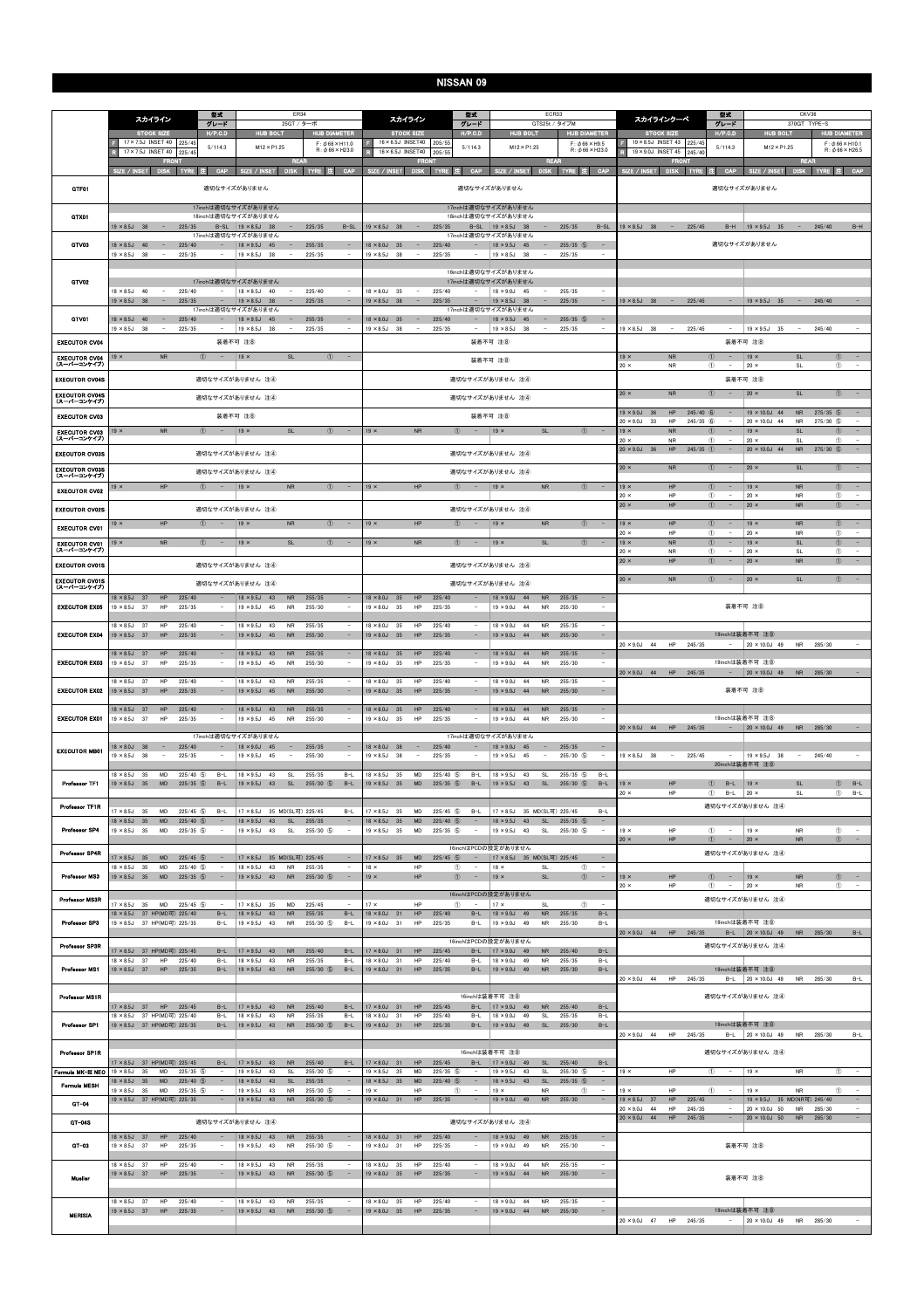# NISSAN 09

## スカイライン ER34 (25GT / ターボ)

| 型式 | ER34 |
|---|---|
| グレード | 25GT / ターボ |
| STOCK SIZE | F: 17×7.5J INSET 40 225/45 / R: 17×7.5J INSET 40 225/45 |
| H/P.C.D | 5/114.3 |
| HUB BOLT | M12×P1.25 |
| HUB DIAMETER | F: φ66×H11.0 / R: φ66×H23.0 |

| | FRONT SIZE / INSET | DISK | TYRE | 注 | CAP | REAR SIZE / INSET | DISK | TYRE | 注 | CAP |
|---|---|---|---|---|---|---|---|---|---|---|
| GTF01 | 適切なサイズがありません | | | | | | | | | |
| GTX01 | 17inchは適切なサイズがありません | | | | | | | | | |
| | 18inchは適切なサイズがありません | | | | | | | | | |
| | 19×8.5J 38 | − | 225/35 | | B-SL | 19×8.5J 38 | − | 225/35 | | B-SL |
| GTV03 | 17inchは適切なサイズがありません | | | | | | | | | |
| | 18×8.5J 40 | − | 225/40 | | − | 18×9.5J 45 | − | 255/35 | | − |
| | 19×8.5J 38 | − | 225/35 | | − | 19×8.5J 38 | − | 225/35 | | − |
| GTV02 | 17inchは適切なサイズがありません | | | | | | | | | |
| | 18×8.5J 40 | − | 225/40 | | − | 18×8.5J 40 | − | 225/40 | | − |
| | 19×8.5J 38 | − | 225/35 | | − | 19×8.5J 38 | − | 225/35 | | − |
| GTV01 | 17inchは適切なサイズがありません | | | | | | | | | |
| | 18×8.5J 40 | − | 225/40 | | − | 18×9.5J 45 | − | 255/35 | | − |
| | 19×8.5J 38 | − | 225/35 | | − | 19×8.5J 38 | − | 225/35 | | − |
| EXECUTOR CV04 | 装着不可 注⑧ | | | | | | | | | |
| EXECUTOR CV04 (スーパーコンケイブ) | 19× | NR | | ① | − | 19× | SL | | ① | − |
| EXECUTOR CV04S | 適切なサイズがありません 注④ | | | | | | | | | |
| EXECUTOR CV04S (スーパーコンケイブ) | 適切なサイズがありません 注④ | | | | | | | | | |
| EXECUTOR CV03 | 装着不可 注⑧ | | | | | | | | | |
| EXECUTOR CV03 (スーパーコンケイブ) | 19× | NR | | ① | − | 19× | SL | | ① | − |
| EXECUTOR CV03S | 適切なサイズがありません 注④ | | | | | | | | | |
| EXECUTOR CV03S (スーパーコンケイブ) | 適切なサイズがありません 注④ | | | | | | | | | |
| EXECUTOR CV02 | 19× | HP | | ① | − | 19× | NR | | ① | − |
| EXECUTOR CV02S | 適切なサイズがありません 注④ | | | | | | | | | |
| EXECUTOR CV01 | 19× | HP | | ① | − | 19× | NR | | ① | − |
| EXECUTOR CV01 (スーパーコンケイブ) | 19× | NR | | ① | − | 19× | SL | | ① | − |
| EXECUTOR CV01S | 適切なサイズがありません 注④ | | | | | | | | | |
| EXECUTOR CV01S (スーパーコンケイブ) | 適切なサイズがありません 注④ | | | | | | | | | |
| EXECUTOR EX05 | 18×8.5J 37 | HP | 225/40 | | − | 18×9.5J 43 | NR | 255/35 | | − |
| | 19×8.5J 37 | HP | 225/35 | | − | 19×9.5J 45 | NR | 255/30 | | − |
| EXECUTOR EX04 | 18×8.5J 37 | HP | 225/40 | | − | 18×9.5J 43 | NR | 255/35 | | − |
| | 19×8.5J 37 | HP | 225/35 | | − | 19×9.5J 45 | NR | 255/30 | | − |
| EXECUTOR EX03 | 18×8.5J 37 | HP | 225/40 | | − | 18×9.5J 43 | NR | 255/35 | | − |
| | 19×8.5J 37 | HP | 225/35 | | − | 19×9.5J 45 | NR | 255/30 | | − |
| EXECUTOR EX02 | 18×8.5J 37 | HP | 225/40 | | − | 18×9.5J 43 | NR | 255/35 | | − |
| | 19×8.5J 37 | HP | 225/35 | | − | 19×9.5J 45 | NR | 255/30 | | − |
| EXECUTOR EX01 | 18×8.5J 37 | HP | 225/40 | | − | 18×9.5J 43 | NR | 255/35 | | − |
| | 19×8.5J 37 | HP | 225/35 | | − | 19×9.5J 45 | NR | 255/30 | | − |
| EXECUTOR MB01 | 17inchは適切なサイズがありません | | | | | | | | | |
| | 18×8.0J 38 | − | 225/40 | | − | 18×9.0J 45 | − | 255/35 | | − |
| | 19×8.5J 38 | − | 225/35 | | − | 19×9.5J 45 | − | 255/30 | | − |
| Professor TF1 | 18×8.5J 35 | MD | 225/40 | ⑤ | B-L | 18×9.5J 43 | SL | 255/35 | | B-L |
| | 19×8.5J 35 | MD | 225/35 | ⑤ | B-L | 19×9.5J 45 | NR | 255/30 | ⑤ | B-L |
| Professor TF1R | 17×8.5J 35 | MD | 225/45 | ⑤ | B-L | 17×8.5J 35 | MD(SL可) | 225/45 | | B-L |
| Professor SP4 | 18×8.5J 35 | MD | 225/40 | ⑤ | − | 18×9.5J 43 | SL | 255/35 | | − |
| | 19×8.5J 35 | MD | 225/35 | ⑤ | − | 19×9.5J 43 | SL | 255/30 | ⑤ | − |
| Professor SP4R | 17×8.5J 35 | MD | 225/45 | ⑤ | − | 17×8.5J 35 | MD(SL可) | 225/45 | | − |
| Professor MS3 | 18×8.5J 35 | MD | 225/40 | ⑤ | − | 18×9.5J 43 | NR | 255/35 | | − |
| | 19×8.5J 35 | MD | 225/35 | ⑤ | − | 19×9.5J 43 | NR | 255/30 | ⑤ | − |
| Professor MS3R | 17×8.5J 35 | MD | 225/45 | ⑤ | − | 17×8.5J 35 | MD | 225/45 | | − |
| Professor SP3 | 18×8.5J 37 | HP(MD可) | 225/40 | | B-L | 18×9.5J 43 | NR | 255/35 | | B-L |
| | 19×8.5J 37 | HP(MD可) | 225/35 | | B-L | 19×9.5J 43 | NR | 255/30 | ⑤ | B-L |
| Professor SP3R | 17×8.5J 37 | HP(MD可) | 225/45 | | B-L | 17×9.5J 43 | NR | 255/40 | | B-L |
| Professor MS1 | 18×8.5J 37 | HP | 225/40 | | B-L | 18×9.5J 43 | NR | 255/35 | | B-L |
| | 19×8.5J 37 | HP | 225/35 | | B-L | 19×9.5J 43 | NR | 255/30 | ⑤ | B-L |
| Professor MS1R | 17×8.5J 37 | HP | 225/45 | | B-L | 17×9.5J 43 | NR | 255/40 | | B-L |
| Professor SP1 | 18×8.5J 37 | HP(MD可) | 225/40 | | B-L | 18×9.5J 43 | NR | 255/35 | | B-L |
| | 19×8.5J 37 | HP(MD可) | 225/35 | | B-L | 19×9.5J 43 | NR | 255/30 | ⑤ | B-L |
| Professor SP1R | 17×8.5J 37 | HP(MD可) | 225/45 | | B-L | 17×9.5J 43 | NR | 255/40 | | B-L |
| Formula MK-III NEO | 19×8.5J 35 | MD | 225/35 | ⑤ | − | 19×9.5J 43 | SL | 255/30 | ⑤ | − |
| Formula MESH | 18×8.5J 35 | MD | 225/40 | ⑤ | − | 18×9.5J 43 | SL | 255/35 | | − |
| | 19×8.5J 35 | MD | 225/35 | ⑤ | − | 19×9.5J 43 | NR | 255/30 | ⑤ | − |
| GT-04 | 19×8.5J 37 | HP(MD可) | 225/35 | | − | 19×9.5J 43 | NR | 255/30 | ⑤ | − |
| GT-04S | 適切なサイズがありません 注④ | | | | | | | | | |
| GT-03 | 18×8.5J 37 | HP | 225/40 | | − | 18×9.5J 43 | NR | 255/35 | | − |
| | 19×8.5J 37 | HP | 225/35 | | − | 19×9.5J 43 | NR | 255/30 | ⑤ | − |
| Mueller | 18×8.5J 37 | HP | 225/40 | | − | 18×9.5J 43 | NR | 255/35 | | − |
| | 19×8.5J 37 | HP | 225/35 | | − | 19×9.5J 43 | NR | 255/30 | ⑤ | − |
| MERISIA | 18×8.5J 37 | HP | 225/40 | | − | 18×9.5J 43 | NR | 255/35 | | − |
| | 19×8.5J 37 | HP | 225/35 | | − | 19×9.5J 43 | NR | 255/30 | ⑤ | − |

## スカイライン ECR33 (GTS25t / タイプM)

| 型式 | ECR33 |
|---|---|
| グレード | GTS25t / タイプM |
| STOCK SIZE | F: 16×6.5J INSET40 205/55 / R: 16×6.5J INSET40 205/55 |
| H/P.C.D | 5/114.3 |
| HUB BOLT | M12×P1.25 |
| HUB DIAMETER | F: φ66×H9.5 / R: φ66×H23.0 |

| | FRONT SIZE / INSET | DISK | TYRE | 注 | CAP | REAR SIZE / INSET | DISK | TYRE | 注 | CAP |
|---|---|---|---|---|---|---|---|---|---|---|
| GTF01 | 適切なサイズがありません | | | | | | | | | |
| GTX01 | 17inchは適切なサイズがありません | | | | | | | | | |
| | 18inchは適切なサイズがありません | | | | | | | | | |
| | 19×8.5J 38 | − | 225/35 | | B-SL | 19×8.5J 38 | − | 225/35 | | B-SL |
| GTV03 | 17inchは適切なサイズがありません | | | | | | | | | |
| | 18×8.0J 35 | − | 225/40 | | − | 18×9.5J 45 | − | 255/35 | ⑤ | − |
| | 19×8.5J 38 | − | 225/35 | | − | 19×8.5J 38 | − | 225/35 | | − |
| GTV02 | 16inchは適切なサイズがありません | | | | | | | | | |
| | 17inchは適切なサイズがありません | | | | | | | | | |
| | 18×8.5J 35 | − | 225/40 | | − | 18×9.0J 45 | − | 255/35 | | − |
| | 19×8.5J 38 | − | 225/35 | | − | 19×8.5J 38 | − | 225/35 | | − |
| GTV01 | 17inchは適切なサイズがありません | | | | | | | | | |
| | 18×8.0J 35 | − | 225/40 | | − | 18×9.5J 45 | − | 255/35 | ⑤ | − |
| | 19×8.5J 38 | − | 225/35 | | − | 19×8.5J 38 | − | 225/35 | | − |
| EXECUTOR CV04 | 装着不可 注⑧ | | | | | | | | | |
| EXECUTOR CV04 (スーパーコンケイブ) | 装着不可 注⑧ | | | | | | | | | |
| EXECUTOR CV04S | 適切なサイズがありません 注④ | | | | | | | | | |
| EXECUTOR CV04S (スーパーコンケイブ) | 適切なサイズがありません 注④ | | | | | | | | | |
| EXECUTOR CV03 | 装着不可 注⑧ | | | | | | | | | |
| EXECUTOR CV03 (スーパーコンケイブ) | 19× | NR | | ① | − | 19× | SL | | ① | − |
| EXECUTOR CV03S | 適切なサイズがありません 注④ | | | | | | | | | |
| EXECUTOR CV03S (スーパーコンケイブ) | 適切なサイズがありません 注④ | | | | | | | | | |
| EXECUTOR CV02 | 19× | HP | | ① | − | 19× | NR | | ① | − |
| EXECUTOR CV02S | 適切なサイズがありません 注④ | | | | | | | | | |
| EXECUTOR CV01 | 19× | HP | | ① | − | 19× | NR | | ① | − |
| EXECUTOR CV01 (スーパーコンケイブ) | 19× | NR | | ① | − | 19× | SL | | ① | − |
| EXECUTOR CV01S | 適切なサイズがありません 注④ | | | | | | | | | |
| EXECUTOR CV01S (スーパーコンケイブ) | 適切なサイズがありません 注④ | | | | | | | | | |
| EXECUTOR EX05 | 18×8.0J 35 | HP | 225/40 | | − | 18×9.0J 44 | NR | 255/35 | | − |
| | 19×8.0J 35 | HP | 225/35 | | − | 19×9.0J 44 | NR | 255/30 | | − |
| EXECUTOR EX04 | 18×8.0J 35 | HP | 225/40 | | − | 18×9.0J 44 | NR | 255/35 | | − |
| | 19×8.0J 35 | HP | 225/35 | | − | 19×9.0J 44 | NR | 255/30 | | − |
| EXECUTOR EX03 | 18×8.0J 35 | HP | 225/40 | | − | 18×9.0J 44 | NR | 255/35 | | − |
| | 19×8.0J 35 | HP | 225/35 | | − | 19×9.0J 44 | NR | 255/30 | | − |
| EXECUTOR EX02 | 18×8.0J 35 | HP | 225/40 | | − | 18×9.0J 44 | NR | 255/35 | | − |
| | 19×8.0J 35 | HP | 225/35 | | − | 19×9.0J 44 | NR | 255/30 | | − |
| EXECUTOR EX01 | 18×8.0J 35 | HP | 225/40 | | − | 18×9.0J 44 | NR | 255/35 | | − |
| | 19×8.0J 35 | HP | 225/35 | | − | 19×9.0J 44 | NR | 255/30 | | − |
| EXECUTOR MB01 | 17inchは適切なサイズがありません | | | | | | | | | |
| | 18×8.0J 38 | − | 225/40 | | − | 18×9.0J 45 | − | 255/35 | | − |
| | 19×8.5J 38 | − | 225/35 | | − | 19×9.5J 45 | − | 255/30 | ⑤ | − |
| Professor TF1 | 18×8.5J 35 | MD | 225/40 | ⑤ | B-L | 18×9.5J 43 | SL | 255/35 | ⑤ | B-L |
| | 19×8.5J 35 | MD | 225/35 | ⑤ | B-L | 19×9.5J 43 | SL | 255/30 | ⑤ | B-L |
| Professor TF1R | 17×8.5J 35 | MD | 225/45 | ⑤ | B-L | 17×8.5J 35 | MD(SL可) | 225/45 | | B-L |
| Professor SP4 | 18×8.5J 35 | MD | 225/40 | ⑤ | − | 18×9.5J 43 | SL | 255/35 | ⑤ | − |
| | 19×8.5J 35 | MD | 225/35 | ⑤ | − | 19×9.5J 43 | SL | 255/30 | ⑤ | − |
| Professor SP4R | 16inchはPCDの設定がありません | | | | | | | | | |
| | 17×8.5J 35 | MD | 225/45 | ⑤ | − | 17×8.5J 35 | MD(SL可) | 225/45 | | − |
| Professor MS3 | 18× | HP | | ① | − | 18× | SL | | ① | − |
| | 19× | HP | | ① | − | 19× | SL | | ① | − |
| Professor MS3R | 16inchはPCDの設定がありません | | | | | | | | | |
| | 17× | HP | | ① | − | 17× | SL | | ① | − |
| Professor SP3 | 18×8.0J 31 | HP | 225/40 | | B-L | 18×9.0J 49 | NR | 255/35 | | B-L |
| | 19×8.0J 31 | HP | 225/35 | | B-L | 19×9.0J 49 | NR | 255/30 | | B-L |
| Professor SP3R | 16inchはPCDの設定がありません | | | | | | | | | |
| | 17×8.0J 31 | HP | 225/45 | | B-L | 17×9.0J 49 | NR | 255/40 | | B-L |
| Professor MS1 | 18×8.0J 31 | HP | 225/40 | | B-L | 18×9.0J 49 | NR | 255/35 | | B-L |
| | 19×8.0J 31 | HP | 225/35 | | B-L | 19×9.0J 49 | NR | 255/30 | | B-L |
| Professor MS1R | 16inchは装着不可 注⑧ | | | | | | | | | |
| | 17×8.0J 31 | HP | 225/45 | | B-L | 17×9.0J 49 | NR | 255/40 | | B-L |
| Professor SP1 | 18×8.0J 31 | HP | 225/40 | | B-L | 18×9.0J 49 | SL | 255/35 | | B-L |
| | 19×8.0J 31 | HP | 225/35 | | B-L | 19×9.0J 49 | SL | 255/30 | | B-L |
| Professor SP1R | 16inchは装着不可 注⑧ | | | | | | | | | |
| | 17×8.0J 31 | HP | 225/45 | | B-L | 17×9.0J 49 | SL | 255/40 | | B-L |
| Formula MK-III NEO | 19×8.5J 35 | MD | 225/35 | ⑤ | − | 19×9.5J 43 | SL | 255/30 | ⑤ | − |
| Formula MESH | 18×8.5J 35 | MD | 225/40 | ⑤ | − | 18×9.5J 43 | SL | 255/35 | ⑤ | − |
| | 19× | HP | | ① | − | 19× | NR | | ① | − |
| GT-04 | 19×8.0J 31 | HP | 225/35 | | − | 19×9.0J 49 | NR | 255/30 | | − |
| GT-04S | 適切なサイズがありません 注④ | | | | | | | | | |
| GT-03 | 18×8.0J 31 | HP | 225/40 | | − | 18×9.0J 49 | NR | 255/35 | | − |
| | 19×8.0J 31 | HP | 225/35 | | − | 19×9.0J 49 | NR | 255/30 | | − |
| Mueller | 18×8.0J 35 | HP | 225/40 | | − | 18×9.0J 44 | NR | 255/35 | | − |
| | 19×8.0J 35 | HP | 225/35 | | − | 19×9.0J 44 | NR | 255/30 | | − |
| MERISIA | 18×8.0J 35 | HP | 225/40 | | − | 18×9.0J 44 | NR | 255/35 | | − |
| | 19×8.0J 35 | HP | 225/35 | | − | 19×9.0J 44 | NR | 255/30 | | − |

## スカイラインクーペ CKV36 (370GT TYPE-S)

| 型式 | CKV36 |
|---|---|
| グレード | 370GT TYPE-S |
| STOCK SIZE | F: 19×8.5J INSET 43 225/45 / R: 19×9.0J INSET 45 245/40 |
| H/P.C.D | 5/114.3 |
| HUB BOLT | M12×P1.25 |
| HUB DIAMETER | F: φ66×H10.1 / R: φ66×H26.5 |

| | FRONT SIZE / INSET | DISK | TYRE | 注 | CAP | REAR SIZE / INSET | DISK | TYRE | 注 | CAP |
|---|---|---|---|---|---|---|---|---|---|---|
| GTF01 | 適切なサイズがありません | | | | | | | | | |
| GTX01 | 19×8.5J 38 | − | 225/45 | | B-H | 19×9.5J 35 | − | 245/40 | | B-H |
| GTV03 | 適切なサイズがありません | | | | | | | | | |
| GTV02 | 19×8.5J 38 | − | 225/45 | | − | 19×9.5J 35 | − | 245/40 | | − |
| GTV01 | 19×8.5J 38 | − | 225/45 | | − | 19×9.5J 35 | − | 245/40 | | − |
| EXECUTOR CV04 | 装着不可 注⑧ | | | | | | | | | |
| EXECUTOR CV04 (スーパーコンケイブ) | 19× | NR | | ① | − | 19× | SL | | ① | − |
| | 20× | NR | | ① | − | 20× | SL | | ① | − |
| EXECUTOR CV04S | 装着不可 注⑧ | | | | | | | | | |
| EXECUTOR CV04S (スーパーコンケイブ) | 20× | NR | | ① | − | 20× | SL | | ① | − |
| EXECUTOR CV03 | 19×9.0J 36 | HP | 245/40 | ⑥ | − | 19×10.0J 44 | NR | 275/35 | ⑤ | − |
| | 20×9.0J 33 | HP | 245/35 | ⑥ | − | 20×10.0J 44 | NR | 275/30 | ⑤ | − |
| EXECUTOR CV03 (スーパーコンケイブ) | 19× | NR | | ① | − | 19× | SL | | ① | − |
| | 20× | NR | | ① | − | 20× | SL | | ① | − |
| EXECUTOR CV03S | 20×9.0J 36 | HP | 245/35 | ① | − | 20×10.0J 44 | NR | 275/30 | ⑤ | − |
| EXECUTOR CV03S (スーパーコンケイブ) | 20× | NR | | ① | − | 20× | SL | | ① | − |
| EXECUTOR CV02 | 19× | HP | | ① | − | 19× | NR | | ① | − |
| | 20× | HP | | ① | − | 20× | NR | | ① | − |
| EXECUTOR CV02S | 20× | HP | | ① | − | 20× | NR | | ① | − |
| EXECUTOR CV01 | 19× | HP | | ① | − | 19× | NR | | ① | − |
| | 20× | HP | | ① | − | 20× | NR | | ① | − |
| EXECUTOR CV01 (スーパーコンケイブ) | 19× | NR | | ① | − | 19× | SL | | ① | − |
| | 20× | NR | | ① | − | 20× | SL | | ① | − |
| EXECUTOR CV01S | 20× | HP | | ① | − | 20× | NR | | ① | − |
| EXECUTOR CV01S (スーパーコンケイブ) | 20× | NR | | ① | − | 20× | SL | | ① | − |
| EXECUTOR EX05 | 装着不可 注⑧ | | | | | | | | | |
| EXECUTOR EX04 | 19inchは装着不可 注⑧ | | | | | | | | | |
| | 20×9.0J 44 | HP | 245/35 | | − | 20×10.0J 49 | NR | 285/30 | | − |
| EXECUTOR EX03 | 19inchは装着不可 注⑧ | | | | | | | | | |
| | 20×9.0J 44 | HP | 245/35 | | − | 20×10.0J 49 | NR | 285/30 | | − |
| EXECUTOR EX02 | 装着不可 注⑧ | | | | | | | | | |
| EXECUTOR EX01 | 19inchは装着不可 注⑧ | | | | | | | | | |
| | 20×9.0J 44 | HP | 245/35 | | − | 20×10.0J 49 | NR | 285/30 | | − |
| EXECUTOR MB01 | 19×8.5J 38 | − | 225/45 | | − | 19×9.5J 38 | − | 245/40 | | − |
| | 20inchは装着不可 注⑧ | | | | | | | | | |
| Professor TF1 | 19× | HP | | ① | B-L | 19× | SL | | ① | B-L |
| | 20× | HP | | ① | B-L | 20× | SL | | ① | B-L |
| Professor TF1R | 適切なサイズがありません 注④ | | | | | | | | | |
| Professor SP4 | 19× | HP | | ① | − | 19× | NR | | ① | − |
| | 20× | HP | | ① | − | 20× | NR | | ① | − |
| Professor SP4R | 適切なサイズがありません 注④ | | | | | | | | | |
| Professor MS3 | 19× | HP | | ① | − | 19× | NR | | ① | − |
| | 20× | HP | | ① | − | 20× | NR | | ① | − |
| Professor MS3R | 適切なサイズがありません 注④ | | | | | | | | | |
| Professor SP3 | 19inchは装着不可 注⑧ | | | | | | | | | |
| | 20×9.0J 44 | HP | 245/35 | | B-L | 20×10.0J 49 | NR | 285/30 | | B-L |
| Professor SP3R | 適切なサイズがありません 注④ | | | | | | | | | |
| Professor MS1 | 19inchは装着不可 注⑧ | | | | | | | | | |
| | 20×9.0J 44 | HP | 245/35 | | B-L | 20×10.0J 49 | NR | 285/30 | | B-L |
| Professor MS1R | 適切なサイズがありません 注④ | | | | | | | | | |
| Professor SP1 | 19inchは装着不可 注⑧ | | | | | | | | | |
| | 20×9.0J 44 | HP | 245/35 | | B-L | 20×10.0J 49 | NR | 285/30 | | B-L |
| Professor SP1R | 適切なサイズがありません 注④ | | | | | | | | | |
| Formula MK-III NEO | 19× | HP | | ① | − | 19× | NR | | ① | − |
| Formula MESH | 19× | HP | | ① | − | 19× | NR | | ① | − |
| GT-04 | 19×8.5J 37 | HP | 225/45 | | − | 19×9.5J 35 | MD(NR可) | 245/40 | | − |
| | 20×9.0J 44 | HP | 245/35 | | − | 20×10.0J 50 | NR | 285/30 | | − |
| GT-04S | 20×9.0J 44 | HP | 245/35 | | − | 20×10.0J 50 | NR | 285/30 | | − |
| GT-03 | 装着不可 注⑧ | | | | | | | | | |
| Mueller | 装着不可 注⑧ | | | | | | | | | |
| MERISIA | 19inchは装着不可 注⑧ | | | | | | | | | |
| | 20×9.0J 47 | HP | 245/35 | | − | 20×10.0J 49 | NR | 285/30 | | − |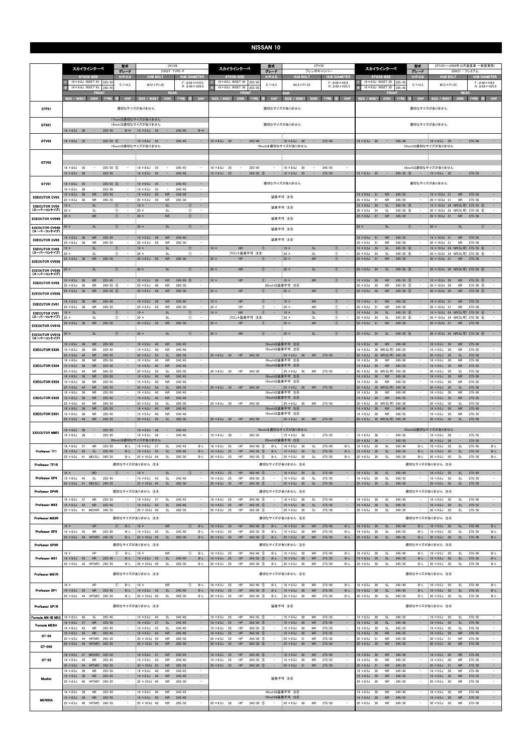# NISSAN 10

## スカイラインクーペ CKV36 370GT TYPE-P

| STOCK SIZE | | P.C.D | HUB BOLT | HUB DIAMETER |
|---|---|---|---|---|
| F | 18×8.0J INSET 43 225/50 | 5/114.3 | M12×P1.25 | F : φ66×H10.0 |
| R | 18×8.0J INSET 43 245/45 | | | R : φ66×H29.0 |

| ホイール | FRONT SIZE / INSET | DISK | TYRE | 注 | CAP | REAR SIZE / INSET | DISK | TYRE | 注 | CAP |
|---|---|---|---|---|---|---|---|---|---|---|
| GTF01 | 適切なサイズがありません | | | | | | | | | |
| GTX01 | 17inchは適切なサイズがありません | | | | | | | | | |
| | 18inchは適切なサイズがありません | | | | | | | | | |
| | 19×8.5J 38 | – | 225/45 | | B-H | 19×9.5J 35 | – | 245/40 | | B-H |
| GTV03 | 18×8.0J 35 | – | 225/50 | ⑤ | – | 18×8.0J 35 | – | 245/45 | | – |
| | 19inchは適切なサイズがありません | | | | | | | | | |
| GTV02 | 18×8.0J 35 | – | 225/50 | ⑤ | – | 18×8.0J 35 | – | 245/45 | | – |
| | 19×8.5J 38 | – | 225/45 | | – | 19×9.5J 35 | – | 245/40 | | – |
| GTV01 | 18×8.0J 35 | – | 225/50 | ⑤ | – | 18×9.0J 35 | – | 245/45 | | – |
| | 19×8.5J 38 | – | 225/45 | | – | 19×9.5J 35 | – | 245/40 | | – |
| EXECUTOR CV04 | 19×8.5J 38 | NR | 225/45 | | – | 19×9.5J 38 | NR | 245/40 | | – |
| | 20×8.5J 38 | NR | 245/35 | | – | 20×9.5J 50 | NR | 285/30 | | – |
| EXECUTOR CV04 (スーパーコンケイブ) | 19× | SL | | ① | – | 19× | SL | | ① | – |
| | 20× | SL | | ① | – | 20× | SL | | ① | – |
| EXECUTOR CV04S | 20× | NR | | ① | – | 20× | NR | | ① | – |
| EXECUTOR CV04S (スーパーコンケイブ) | 20× | SL | | ① | – | 20× | SL | | ① | – |
| EXECUTOR CV03 | 19×8.5J 38 | NR | 225/45 | | – | 19×9.5J 38 | NR | 245/40 | | – |
| | 20×8.5J 38 | NR | 245/35 | | – | 20×9.5J 50 | NR | 285/30 | | – |
| EXECUTOR CV03 (スーパーコンケイブ) | 19× | SL | | ① | – | 19× | SL | | ① | – |
| | 20× | SL | | ① | – | 20× | SL | | ① | – |
| EXECUTOR CV03S | 20×8.5J 38 | NR | 245/35 | | – | 20×9.5J 50 | NR | 285/30 | | – |
| EXECUTOR CV03S (スーパーコンケイブ) | 20× | SL | | ① | – | 20× | SL | | ① | – |
| EXECUTOR CV02 | 19×8.5J 36 | NR | 225/45 | | – | 19×9.5J 36 | NR | 245/40 | ⑤ | – |
| | 20×8.5J 36 | NR | 245/35 | ⑤ | – | 20×9.5J 48 | NR | 285/30 | | – |
| EXECUTOR CV02S | 20×8.5J 36 | NR | 245/35 | ⑤ | – | 20×9.5J 48 | NR | 285/30 | | – |
| EXECUTOR CV01 | 19×8.5J 38 | NR | 245/40 | | – | 19×9.5J 38 | NR | 245/40 | | – |
| | 20×8.5J 38 | NR | 245/35 | | – | 20×9.5J 50 | NR | 285/30 | | – |
| EXECUTOR CV01 (スーパーコンケイブ) | 19× | SL | | ① | – | 19× | SL | | ① | – |
| | 20× | SL | | ① | – | 20× | SL | | ① | – |
| EXECUTOR CV01S | 20×8.5J 38 | NR | 245/35 | | – | 20×9.5J 50 | NR | 285/30 | | – |
| EXECUTOR CV01S (スーパーコンケイブ) | 20× | SL | | ① | – | 20× | SL | | ① | – |
| EXECUTOR EX05 | 18×8.0J 38 | NR | 225/50 | | – | 18×9.0J 40 | NR | 245/45 | | – |
| | 19×8.5J 38 | NR | 225/45 | | – | 19×9.5J 40 | NR | 245/40 | | – |
| | 20×9.0J 44 | NR | 245/35 | | – | 20×9.5J 50 | SL | 285/30 | | – |
| EXECUTOR EX04 | 18×8.0J 38 | NR | 225/50 | | – | 18×9.0J 40 | NR | 245/45 | | – |
| | 19×8.5J 38 | NR | 225/45 | | – | 19×9.5J 40 | NR | 245/40 | | – |
| | 20×9.0J 44 | NR | 245/35 | | – | 20×9.5J 50 | SL | 285/30 | | – |
| EXECUTOR EX03 | 18×8.0J 38 | NR | 225/50 | | – | 18×9.0J 40 | NR | 245/45 | | – |
| | 19×8.5J 38 | NR | 225/45 | | – | 19×9.5J 40 | NR | 245/40 | | – |
| | 20×9.0J 44 | NR | 245/35 | | – | 20×9.5J 50 | SL | 285/30 | | – |
| EXECUTOR EX02 | 18×8.0J 38 | NR | 225/50 | | – | 18×9.0J 40 | NR | 245/45 | | – |
| | 19×8.5J 38 | NR | 225/45 | | – | 19×9.5J 40 | NR | 245/40 | | – |
| | 20×9.0J 44 | NR | 245/35 | | – | 20×9.5J 50 | SL | 285/30 | | – |
| EXECUTOR EX01 | 18×8.0J 38 | NR | 225/50 | | – | 18×9.0J 40 | NR | 245/45 | | – |
| | 19×8.5J 38 | NR | 225/45 | | – | 19×9.5J 40 | NR | 245/40 | | – |
| | 20×9.0J 44 | NR | 245/35 | | – | 20×9.5J 50 | SL | 285/30 | | – |
| EXECUTOR MB01 | 18×8.0J 38 | – | 225/50 | | – | 18×9.0J 38 | – | 245/45 | | – |
| | 19×8.5J 38 | – | 225/45 | | – | 19×9.5J 38 | – | 245/40 | | – |
| | 20inchは適切なサイズがありません | | | | | | | | | |
| Professor TF1 | 18×8.0J 37 | NR | 225/50 | | B-L | 18×9.0J 37 | SL | 245/45 | | B-L |
| | 19×8.5J 43 | SL | 225/45 | | B-L | 19×9.5J 43 | SL | 245/40 | | B-L |
| | 20×9.0J 41 | MD(SL) | 245/35 | | B-L | 20×10.0J 49 | SL | 285/30 | | B-L |
| Professor TF1R | 適切なサイズがありません 注④ | | | | | | | | | |
| Professor SP4 | 18× | MD | | ① | – | 18× | SL | | ① | – |
| | 19×8.5J 43 | SL | 225/45 | | – | 19×9.5J 43 | SL | 245/40 | | – |
| | 20×9.0J 41 | MD(SL) | 245/35 | | – | 20×10.0J 49 | SL | 285/30 | | – |
| Professor SP4R | 適切なサイズがありません 注④ | | | | | | | | | |
| Professor MS3 | 18×8.0J 37 | NR | 225/50 | | – | 18×9.0J 37 | SL | 245/45 | | – |
| | 19×8.5J 43 | NR | 225/45 | | – | 19×9.5J 43 | SL | 245/40 | | – |
| | 20×9.0J 41 | MD(NR) | 245/35 | | – | 20×10.0J 49 | SL | 285/30 | | – |
| Professor MS3R | 適切なサイズがありません 注④ | | | | | | | | | |
| Professor SP3 | 18× | HP | | ① | B-L | 18× | NR | | ① | B-L |
| | 19×8.5J 43 | NR | 225/45 | | B-L | 19×9.5J 43 | SL | 245/40 | | B-L |
| | 20×9.0J 44 | HP(NR) | 245/35 | | B-L | 20×10.0J 49 | SL | 285/30 | | B-L |
| Professor SP3R | 適切なサイズがありません 注④ | | | | | | | | | |
| Professor MS1 | 18× | HP | | ① | B-L | 18× | NR | | ① | B-L |
| | 19×8.5J 43 | NR | 225/45 | | B-L | 19×9.5J 43 | SL | 245/40 | | B-L |
| | 20×9.0J 44 | HP(NR) | 245/35 | | B-L | 20×10.0J 49 | SL | 285/30 | | B-L |
| Professor MS1R | 適切なサイズがありません 注④ | | | | | | | | | |
| Professor SP1 | 18× | HP | | ① | B-L | 18× | NR | | ① | B-L |
| | 19×8.5J 43 | NR | 225/45 | | B-L | 19×9.5J 43 | SL | 245/40 | | B-L |
| | 20×9.0J 44 | HP(NR) | 245/35 | | B-L | 20×10.0J 49 | SL | 285/30 | | B-L |
| Professor SP1R | 適切なサイズがありません 注④ | | | | | | | | | |
| Formula MK-III NEO | 19×8.5J 43 | SL | 225/45 | | – | 19×9.5J 43 | SL | 245/40 | | – |
| Formula MESH | 18×8.0J 37 | NR | 225/50 | | – | 18×9.0J 37 | SL | 245/45 | | – |
| | 19×8.5J 43 | NR | 225/45 | | – | 19×9.5J 43 | SL | 245/40 | | – |
| GT-04 | 19×8.5J 43 | NR | 225/45 | | – | 19×9.5J 43 | NR | 245/40 | | – |
| | 20×9.0J 44 | HP(NR) | 245/35 | | – | 20×10.0J 50 | NR | 285/30 | | – |
| GT-04S | 20×9.0J 44 | HP(NR) | 245/35 | | – | 20×10.0J 50 | NR | 285/30 | | – |
| GT-03 | 18×8.0J 41 | MD(NR) | 225/50 | | – | 18×9.0J 37 | NR | 245/45 | | – |
| | 19×8.5J 43 | NR | 225/45 | | – | 19×9.5J 43 | NR | 245/40 | | – |
| | 20×9.0J 44 | HP(NR) | 245/35 | | – | 20×10.0J 50 | NR | 285/30 | | – |
| Mueller | 18×8.0J 38 | NR | 225/50 | | – | 18×9.0J 40 | NR | 245/45 | | – |
| | 19×8.5J 38 | NR | 225/45 | | – | 19×9.5J 40 | NR | 245/40 | | – |
| | 20×8.5J 40 | HP(NR) | 245/35 | | – | 20×10.0J 49 | NR | 285/30 | | – |
| MERISIA | 18×8.0J 38 | NR | 225/50 | | – | 18×9.0J 40 | NR | 245/45 | | – |
| | 19×8.5J 38 | NR | 225/45 | | – | 19×9.5J 40 | NR | 245/40 | | – |
| | 20×8.5J 40 | HP(NR) | 245/35 | | – | 20×10.0J 49 | NR | 285/30 | | – |

## スカイラインクーペ CPV35 ブレンボキャリパー

| STOCK SIZE | | P.C.D | HUB BOLT | HUB DIAMETER |
|---|---|---|---|---|
| F | 18×8.0J INSET 30 225/45 | 5/114.3 | M12×P1.25 | F : φ66×H9.8 |
| R | 18×8.0J INSET 30 245/45 | | | R : φ66×H25.5 |

| ホイール | FRONT SIZE / INSET | DISK | TYRE | 注 | CAP | REAR SIZE / INSET | DISK | TYRE | 注 | CAP |
|---|---|---|---|---|---|---|---|---|---|---|
| GTF01 | 適切なサイズがありません | | | | | | | | | |
| GTX01 | 適切なサイズがありません | | | | | | | | | |
| GTV03 | 18×8.5J 30 | – | 245/40 | | – | 18×8.5J 30 | – | 275/40 | | – |
| | 19inchは適切なサイズがありません | | | | | | | | | |
| GTV02 | 18×8.0J 35 | – | 225/45 | | – | 18×8.0J 35 | – | 245/45 | | – |
| | 19×8.5J 25 | – | 245/35 | ⑤ | – | 19×9.5J 35 | – | 275/35 | | – |
| GTV01 | 適切なサイズがありません | | | | | | | | | |
| EXECUTOR CV04 | 装着不可 注⑧ | | | | | | | | | |
| EXECUTOR CV04 (スーパーコンケイブ) | 装着不可 注⑧ | | | | | | | | | |
| EXECUTOR CV04S | 装着不可 注⑧ | | | | | | | | | |
| EXECUTOR CV04S (スーパーコンケイブ) | 装着不可 注⑧ | | | | | | | | | |
| EXECUTOR CV03 | 装着不可 注⑧ | | | | | | | | | |
| EXECUTOR CV03 (スーパーコンケイブ) | 19× | NR | | ① | – | 19× | SL | | ① | – |
| | フロント装着不可 注⑧ | | | | | 20× | SL | | ① | – |
| EXECUTOR CV03S | 20× | HP | | ① | – | 20× | NR | | ① | – |
| EXECUTOR CV03S (スーパーコンケイブ) | 20× | NR | | ① | – | 20× | SL | | ① | – |
| EXECUTOR CV02 | 19× | HP | | ① | – | 19× | NR | | ① | – |
| | 20inchは装着不可 注⑧ | | | | | | | | | |
| EXECUTOR CV02S | 20× | HP | | ① | – | 20× | NR | | ① | – |
| EXECUTOR CV01 | 19× | HP | | ① | – | 19× | NR | | ① | – |
| | 20× | HP | | ① | – | 20× | NR | | ① | – |
| EXECUTOR CV01 (スーパーコンケイブ) | 19× | NR | | ① | – | 19× | SL | | ① | – |
| | フロント装着不可 注⑧ | | | | | 20× | SL | | ① | – |
| EXECUTOR CV01S | 20× | HP | | ① | – | 20× | NR | | ① | – |
| EXECUTOR CV01S (スーパーコンケイブ) | 20× | NR | | ① | – | 20× | SL | | ① | – |
| EXECUTOR EX05 | 18inchは装着不可 注⑧ | | | | | | | | | |
| | 19inchは装着不可 注⑧ | | | | | | | | | |
| | 20×8.5J 30 | HP | 245/30 | | – | 20×9.5J 30 | NR | 275/30 | | – |
| EXECUTOR EX04 | 18inchは装着不可 注⑧ | | | | | | | | | |
| | 19inchは装着不可 注⑧ | | | | | | | | | |
| | 20×8.5J 30 | HP | 245/30 | | – | 20×9.5J 30 | NR | 275/30 | | – |
| EXECUTOR EX03 | 18inchは装着不可 注⑧ | | | | | | | | | |
| | 19inchは装着不可 注⑧ | | | | | | | | | |
| | 20×8.5J 30 | HP | 245/30 | | – | 20×9.5J 30 | NR | 275/30 | | – |
| EXECUTOR EX02 | 18inchは装着不可 注⑧ | | | | | | | | | |
| | 19inchは装着不可 注⑧ | | | | | | | | | |
| | 20×8.5J 30 | HP | 245/30 | | – | 20×9.5J 30 | NR | 275/30 | | – |
| EXECUTOR EX01 | 18inchは装着不可 注⑧ | | | | | | | | | |
| | 19inchは装着不可 注⑧ | | | | | | | | | |
| | 20×8.5J 30 | HP | 245/30 | | – | 20×9.5J 30 | NR | 275/30 | | – |
| EXECUTOR MB01 | 18inchは適切なサイズがありません | | | | | | | | | |
| | 19×8.5J 38 | – | 245/35 | | – | 19×9.5J 38 | – | 275/35 | | – |
| | 20inchは適切なサイズがありません | | | | | | | | | |
| Professor TF1 | 18×8.5J 25 | HP | 245/40 | ⑤ | B-L | 18×9.5J 30 | SL | 275/40 | | B-L |
| | 19×8.5J 25 | HP | 245/35 | ⑤ | B-L | 19×9.5J 30 | SL | 275/35 | | B-L |
| | 20×8.5J 25 | HP | 245/30 | ⑤ | B-L | 20×9.5J 30 | SL | 275/30 | | B-L |
| Professor TF1R | 適切なサイズがありません 注④ | | | | | | | | | |
| Professor SP4 | 18×8.5J 25 | HP | 245/40 | ⑤ | – | 18×9.5J 30 | SL | 275/40 | | – |
| | 19×8.5J 25 | HP | 245/35 | ⑤ | – | 19×9.5J 30 | SL | 275/35 | | – |
| | 20×8.5J 25 | HP | 245/30 | ⑤ | – | 20×9.5J 30 | SL | 275/30 | | – |
| Professor SP4R | 適切なサイズがありません 注④ | | | | | | | | | |
| Professor MS3 | 18×8.5J 25 | HP | 245/40 | ⑤ | – | 18×9.5J 30 | SL | 275/40 | | – |
| | 19×8.5J 25 | HP | 245/35 | ⑤ | – | 19×9.5J 30 | SL | 275/35 | | – |
| | 20×8.5J 25 | HP | 245/30 | ⑤ | – | 20×9.5J 30 | SL | 275/30 | | – |
| Professor MS3R | 適切なサイズがありません 注④ | | | | | | | | | |
| Professor SP3 | 18×8.5J 25 | HP | 245/40 | ⑤ | B-L | 18×9.5J 30 | NR | 275/40 | | B-L |
| | 19×8.5J 25 | HP | 245/35 | ⑤ | B-L | 19×9.5J 30 | NR | 275/35 | | B-L |
| | 20×8.5J 25 | HP | 245/30 | ⑤ | B-L | 20×9.5J 30 | NR | 275/30 | | B-L |
| Professor SP3R | 適切なサイズがありません 注④ | | | | | | | | | |
| Professor MS1 | 18×8.5J 25 | HP | 245/40 | ⑤ | B-L | 18×9.5J 30 | NR | 275/40 | | B-L |
| | 19×8.5J 25 | HP | 245/35 | ⑤ | B-L | 19×9.5J 30 | NR | 275/35 | | B-L |
| | 20×8.5J 25 | HP | 245/30 | ⑤ | B-L | 20×9.5J 30 | NR | 275/30 | | B-L |
| Professor MS1R | 適切なサイズがありません 注④ | | | | | | | | | |
| Professor SP1 | 18×8.5J 25 | HP | 245/40 | ⑤ | B-L | 18×9.5J 30 | NR | 275/40 | | B-L |
| | 19×8.5J 25 | HP | 245/35 | ⑤ | B-L | 19×9.5J 30 | NR | 275/35 | | B-L |
| | 20×8.5J 25 | HP | 245/30 | ⑤ | B-L | 20×9.5J 30 | NR | 275/30 | | B-L |
| Professor SP1R | 装着不可 注⑧ | | | | | | | | | |
| Formula MK-III NEO | 19×8.5J 25 | HP | 245/35 | ⑤ | – | 19×9.5J 30 | NR | 275/35 | | – |
| Formula MESH | 18×8.5J 25 | HP | 245/40 | ⑤ | – | 18×9.5J 30 | NR | 275/40 | | – |
| | 19×8.5J 25 | HP | 245/35 | ⑤ | – | 19×9.5J 30 | NR | 275/35 | | – |
| GT-04 | 19×8.5J 25 | HP | 245/35 | ⑤ | – | 19×9.5J 30 | NR | 275/35 | | – |
| | 20×8.5J 25 | HP | 245/30 | ⑤ | – | 20×9.5J 31 | NR | 275/30 | | – |
| GT-04S | 20×8.5J 25 | HP | 245/30 | ⑤ | – | 20×9.5J 30 | NR | 275/30 | | – |
| GT-03 | 18×8.5J 25 | HP | 245/40 | ⑤ | – | 18×9.5J 30 | NR | 275/40 | | – |
| | 19×8.5J 25 | HP | 245/35 | ⑤ | – | 19×9.5J 30 | NR | 275/35 | | – |
| | 20×8.5J 25 | HP | 245/30 | ⑤ | – | 20×9.5J 31 | NR | 275/30 | | – |
| Mueller | 装着不可 注⑧ | | | | | | | | | |
| MERISIA | 18inchは装着不可 注⑧ | | | | | | | | | |
| | 19inchは装着不可 注⑧ | | | | | | | | | |
| | 20×8.5J 28 | HP | 245/30 | ⑤ | – | 20×9.5J 30 | NR | 275/30 | | – |

## スカイラインクーペ CPV35（〜2004年10月製造車 一部変更前） 350GT / プレミアム

| STOCK SIZE | | P.C.D | HUB BOLT | HUB DIAMETER |
|---|---|---|---|---|
| F | 18×8.0J INSET 30 225/45 | 5/114.3 | M12×P1.25 | F : φ66×H9.8 |
| R | 18×8.0J INSET 30 245/45 | | | R : φ66×H25.8 |

| ホイール | FRONT SIZE / INSET | DISK | TYRE | 注 | CAP | REAR SIZE / INSET | DISK | TYRE | 注 | CAP |
|---|---|---|---|---|---|---|---|---|---|---|
| GTF01 | 適切なサイズがありません | | | | | | | | | |
| GTX01 | 適切なサイズがありません | | | | | | | | | |
| GTV03 | 18×8.5J 30 | – | 245/40 | | – | 18×8.5J 30 | – | 275/40 | | – |
| | 19inchは適切なサイズがありません | | | | | | | | | |
| GTV02 | 18inchは適切なサイズがありません | | | | | | | | | |
| | 19×8.5J 25 | – | 245/35 | ⑤ | – | 19×9.5J 35 | – | 275/35 | | – |
| GTV01 | 適切なサイズがありません | | | | | | | | | |
| EXECUTOR CV04 | 19×9.0J 31 | NR | 245/35 | | – | 19×10.0J 31 | NR | 275/35 | | – |
| | 20×9.0J 31 | NR | 245/30 | | – | 20×10.0J 31 | NR | 275/30 | | – |
| EXECUTOR CV04 (スーパーコンケイブ) | 19×9.0J 24 | SL | 245/35 | ⑥ | – | 19×10.0J 24 | NR(SL可) | 275/35 | ⑥ | – |
| | 20×9.0J 24 | SL | 245/30 | ⑥ | – | 20×10.0J 24 | NR(SL可) | 275/30 | ⑥ | – |
| EXECUTOR CV04S | 20×9.0J 31 | NR | 245/30 | | – | 20×10.0J 31 | NR | 275/30 | | – |
| EXECUTOR CV04S (スーパーコンケイブ) | 20× | SL | | ① | – | 20× | SL | | ① | – |
| EXECUTOR CV03 | 19×9.0J 31 | NR | 245/35 | | – | 19×10.0J 31 | NR | 275/35 | | – |
| | 20×9.0J 31 | NR | 245/30 | | – | 20×10.0J 31 | NR | 275/30 | | – |
| EXECUTOR CV03 (スーパーコンケイブ) | 19×9.0J 24 | SL | 245/35 | ⑥ | – | 19×10.0J 24 | NR(SL可) | 275/35 | ⑥ | – |
| | 20×9.0J 24 | SL | 245/30 | ⑥ | – | 20×10.0J 24 | NR(SL可) | 275/30 | ⑥ | – |
| EXECUTOR CV03S | 20×9.0J 31 | NR | 245/30 | | – | 20×10.0J 31 | NR | 275/30 | | – |
| EXECUTOR CV03S (スーパーコンケイブ) | 20×9.0J 24 | SL | 245/30 | ⑥ | – | 20×10.0J 24 | NR(SL可) | 275/30 | ⑥ | – |
| EXECUTOR CV02 | 19×9.0J 29 | NR | 245/35 | ⑤ | – | 19×10.0J 29 | NR | 275/35 | ⑤ | – |
| | 20×9.0J 29 | NR | 245/30 | ⑤ | – | 20×10.0J 29 | NR | 275/30 | ⑤ | – |
| EXECUTOR CV02S | 20×9.0J 29 | NR | 245/30 | ⑤ | – | 20×10.0J 29 | NR | 275/30 | ⑤ | – |
| EXECUTOR CV01 | 19×9.0J 31 | NR | 245/35 | | – | 19×10.0J 31 | NR | 275/35 | | – |
| | 20×9.0J 31 | NR | 245/30 | | – | 20×10.0J 31 | NR | 275/30 | | – |
| EXECUTOR CV01 (スーパーコンケイブ) | 19×9.0J 24 | SL | 245/35 | ⑥ | – | 19×10.0J 24 | NR(SL可) | 275/35 | ⑥ | – |
| | 20×9.0J 24 | SL | 245/30 | ⑥ | – | 20×10.0J 24 | NR(SL可) | 275/30 | ⑥ | – |
| EXECUTOR CV01S | 20×9.0J 31 | NR | 245/30 | | – | 20×10.0J 31 | NR | 275/30 | | – |
| EXECUTOR CV01S (スーパーコンケイブ) | 20×9.0J 24 | SL | 245/30 | ⑥ | – | 20×10.0J 24 | NR(SL可) | 275/30 | ⑥ | – |
| EXECUTOR EX05 | 18×8.5J 30 | NR | 245/40 | | – | 18×9.5J 30 | NR | 275/40 | | – |
| | 19×8.5J 30 | NR(SL可) | 245/35 | | – | 19×9.5J 30 | NR | 275/35 | | – |
| | 20×8.5J 30 | NR(SL可) | 245/30 | | – | 20×9.5J 30 | SL | 275/30 | | – |
| EXECUTOR EX04 | 18×8.5J 30 | NR | 245/40 | | – | 18×9.5J 30 | NR | 275/40 | | – |
| | 19×8.5J 30 | NR | 245/35 | | – | 19×9.5J 30 | NR | 275/35 | | – |
| | 20×8.5J 30 | NR(SL可) | 245/30 | | – | 20×9.5J 30 | SL | 275/30 | | – |
| EXECUTOR EX03 | 18×8.5J 30 | NR | 245/40 | | – | 18×9.5J 30 | NR | 275/40 | | – |
| | 19×8.5J 30 | NR | 245/35 | | – | 19×9.5J 30 | NR | 275/35 | | – |
| | 20×8.5J 30 | NR(SL可) | 245/30 | | – | 20×9.5J 30 | SL | 275/30 | | – |
| EXECUTOR EX02 | 18×8.5J 30 | NR | 245/40 | | – | 18×9.5J 30 | NR | 275/40 | | – |
| | 19×8.5J 30 | NR | 245/35 | | – | 19×9.5J 30 | NR | 275/35 | | – |
| | 20×8.5J 30 | NR(SL可) | 245/30 | | – | 20×9.5J 30 | SL | 275/30 | | – |
| EXECUTOR EX01 | 18×8.5J 30 | NR | 245/40 | | – | 18×9.5J 30 | NR | 275/40 | | – |
| | 19×8.5J 30 | NR | 245/35 | | – | 19×9.5J 30 | NR | 275/35 | | – |
| | 20×8.5J 30 | NR(SL可) | 245/30 | | – | 20×9.5J 30 | SL | 275/30 | | – |
| EXECUTOR MB01 | 18inchは適切なサイズがありません | | | | | | | | | |
| | 19×8.5J 38 | – | 245/35 | | – | 19×9.5J 38 | – | 275/35 | | – |
| | 20×8.5J 38 | – | 245/30 | | – | 20×9.5J 38 | – | 275/30 | | – |
| Professor TF1 | 18×8.5J 30 | SL | 245/40 | | B-L | 18×9.5J 30 | SL | 275/40 | | B-L |
| | 19×8.5J 30 | SL | 245/35 | | B-L | 19×9.5J 30 | SL | 275/35 | | B-L |
| | 20×8.5J 30 | SL | 245/30 | | B-L | 20×9.5J 30 | SL | 275/30 | | B-L |
| Professor TF1R | 適切なサイズがありません 注④ | | | | | | | | | |
| Professor SP4 | 18×8.5J 30 | SL | 245/40 | | – | 18×9.5J 30 | SL | 275/40 | | – |
| | 19×8.5J 30 | SL | 245/35 | | – | 19×9.5J 30 | SL | 275/35 | | – |
| | 20×8.5J 30 | SL | 245/30 | | – | 20×9.5J 30 | SL | 275/30 | | – |
| Professor SP4R | 適切なサイズがありません 注④ | | | | | | | | | |
| Professor MS3 | 18×8.5J 30 | SL | 245/40 | | – | 18×9.5J 30 | SL | 275/40 | | – |
| | 19×8.5J 30 | SL | 245/35 | | – | 19×9.5J 30 | SL | 275/35 | | – |
| | 20×8.5J 30 | SL | 245/30 | | – | 20×9.5J 30 | SL | 275/30 | | – |
| Professor MS3R | 適切なサイズがありません 注④ | | | | | | | | | |
| Professor SP3 | 18×8.5J 30 | SL | 245/40 | | B-L | 18×9.5J 30 | SL | 275/40 | | B-L |
| | 19×8.5J 30 | SL | 245/35 | | B-L | 19×9.5J 30 | SL | 275/35 | | B-L |
| | 20×8.5J 30 | SL | 245/30 | | B-L | 20×9.5J 30 | SL | 275/30 | | B-L |
| Professor SP3R | 適切なサイズがありません 注④ | | | | | | | | | |
| Professor MS1 | 18×8.5J 30 | SL | 245/40 | | B-L | 18×9.5J 30 | SL | 275/40 | | B-L |
| | 19×8.5J 30 | SL | 245/35 | | B-L | 19×9.5J 30 | SL | 275/35 | | B-L |
| | 20×8.5J 30 | SL | 245/30 | | B-L | 20×9.5J 30 | SL | 275/30 | | B-L |
| Professor MS1R | 適切なサイズがありません 注④ | | | | | | | | | |
| Professor SP1 | 18×8.5J 30 | SL | 245/40 | | B-L | 18×9.5J 30 | SL | 275/40 | | B-L |
| | 19×8.5J 30 | SL | 245/35 | | B-L | 19×9.5J 30 | SL | 275/35 | | B-L |
| | 20×8.5J 30 | SL | 245/30 | | B-L | 20×9.5J 30 | SL | 275/30 | | B-L |
| Professor SP1R | 適切なサイズがありません 注④ | | | | | | | | | |
| Formula MK-III NEO | 19×8.5J 30 | SL | 245/35 | | – | 19×9.5J 30 | SL | 275/35 | | – |
| Formula MESH | 18×8.5J 30 | SL | 245/40 | | – | 18×9.5J 30 | SL | 275/40 | | – |
| | 19×8.5J 30 | SL | 245/35 | | – | 19×9.5J 30 | SL | 275/35 | | – |
| GT-04 | 19×8.5J 30 | NR | 245/35 | | – | 19×9.5J 30 | NR | 275/35 | | – |
| | 20×8.5J 31 | NR | 245/30 | | – | 20×9.5J 31 | NR | 275/30 | | – |
| GT-04S | 20×8.5J 30 | NR | 245/30 | | – | 20×9.5J 30 | NR | 275/30 | | – |
| GT-03 | 18×8.5J 30 | NR | 245/40 | | – | 18×9.5J 30 | NR | 275/40 | | – |
| | 19×8.5J 30 | NR | 245/35 | | – | 19×9.5J 30 | NR | 275/35 | | – |
| | 20×8.5J 31 | NR | 245/30 | | – | 20×9.5J 31 | NR | 275/30 | | – |
| Mueller | 18×8.5J 30 | NR | 245/40 | | – | 18×9.5J 30 | NR | 275/40 | | – |
| | 19×8.5J 30 | NR | 245/35 | | – | 19×9.5J 30 | NR | 275/35 | | – |
| | 20×8.5J 30 | NR | 245/30 | | – | 20×9.5J 30 | NR | 275/30 | | – |
| MERISIA | 18×8.5J 30 | NR | 245/40 | | – | 18×9.5J 30 | NR | 275/40 | | – |
| | 19×8.5J 30 | NR | 245/35 | | – | 19×9.5J 30 | NR | 275/35 | | – |
| | 20×8.5J 30 | NR | 245/30 | | – | 20×9.5J 30 | NR | 275/30 | | – |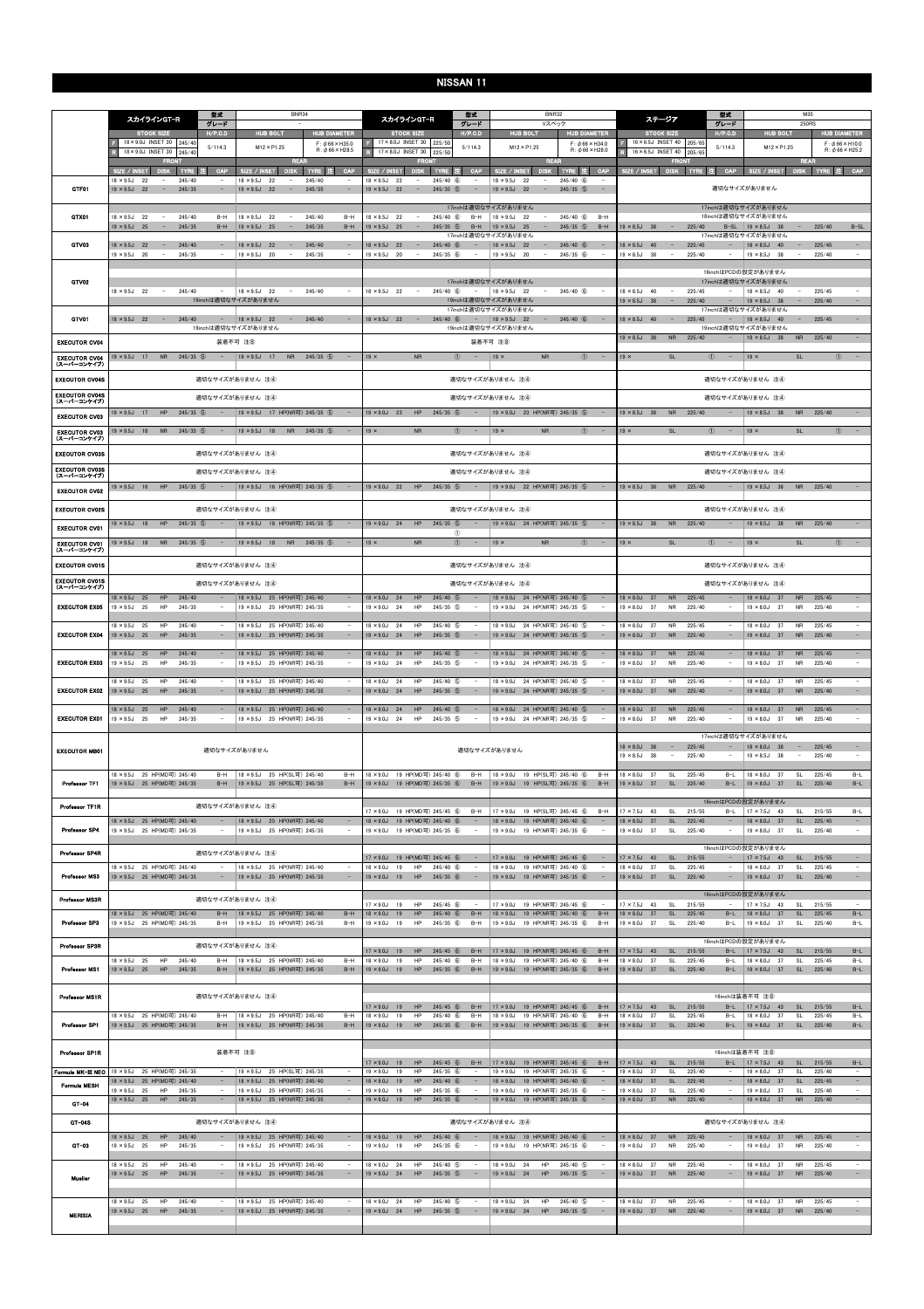# NISSAN 11

## スカイラインGT-R（型式：BNR34 / グレード：–）

| | SIZE | INSET | TYRE |
|---|---|---|---|
| F | 18×9.0J | INSET 30 | 245/40 |
| R | 18×9.0J | INSET 30 | 245/40 |

H/P.C.D：5/114.3　HUB BOLT：M12×P1.25　HUB DIAMETER：F: φ66×H35.0 / R: φ66×H28.5

| | FRONT SIZE / INSET | DISK | TYRE | 注 | CAP | REAR SIZE / INSET | DISK | TYRE | 注 | CAP |
|---|---|---|---|---|---|---|---|---|---|---|
| GTF01 | 18×9.5J 22 | – | 245/40 | | – | 18×9.5J 22 | – | 245/40 | | – |
| | 19×9.5J 22 | – | 245/35 | | – | 19×9.5J 22 | – | 245/35 | | – |
| GTX01 | 18×9.5J 22 | – | 245/40 | | B-H | 18×9.5J 22 | – | 245/40 | | B-H |
| | 19×9.5J 25 | – | 245/35 | | B-H | 19×9.5J 25 | – | 245/35 | | B-H |
| GTV03 | 18×9.5J 22 | – | 245/40 | | – | 18×9.5J 22 | – | 245/40 | | – |
| | 19×9.5J 20 | – | 245/35 | | – | 19×9.5J 20 | – | 245/35 | | – |
| GTV02 | 18×9.5J 22 | – | 245/40 | | – | 18×9.5J 22 | – | 245/40 | | – |
| | 19inchは適切なサイズがありません | | | | | | | | | |
| GTV01 | 18×9.5J 22 | – | 245/40 | | – | 18×9.5J 22 | – | 245/40 | | – |
| | 19inchは適切なサイズがありません | | | | | | | | | |
| EXECUTOR CV04 | 装着不可 注⑧ | | | | | | | | | |
| EXECUTOR CV04 (スーパーコンケイブ) | 19×9.5J 17 | NR | 245/35 | ⑤ | – | 19×9.5J 17 | NR | 245/35 | ⑤ | – |
| EXECUTOR CV04S | 適切なサイズがありません 注④ | | | | | | | | | |
| EXECUTOR CV04S (スーパーコンケイブ) | 適切なサイズがありません 注④ | | | | | | | | | |
| EXECUTOR CV03 | 19×9.5J 17 | HP | 245/35 | ⑤ | – | 19×9.5J 17 | HP(NR可) | 245/35 | ⑤ | – |
| EXECUTOR CV03 (スーパーコンケイブ) | 19×9.5J 18 | NR | 245/35 | ⑤ | – | 19×9.5J 18 | NR | 245/35 | ⑤ | – |
| EXECUTOR CV03S | 適切なサイズがありません 注④ | | | | | | | | | |
| EXECUTOR CV03S (スーパーコンケイブ) | 適切なサイズがありません 注④ | | | | | | | | | |
| EXECUTOR CV02 | 19×9.5J 16 | HP | 245/35 | ⑤ | – | 19×9.5J 16 | HP(NR可) | 245/35 | ⑤ | – |
| EXECUTOR CV02S | 適切なサイズがありません 注④ | | | | | | | | | |
| EXECUTOR CV01 | 19×9.5J 18 | HP | 245/35 | ⑤ | – | 19×9.5J 18 | HP(NR可) | 245/35 | ⑤ | – |
| EXECUTOR CV01 (スーパーコンケイブ) | 19×9.5J 18 | NR | 245/35 | ⑤ | – | 19×9.5J 18 | NR | 245/35 | ⑤ | – |
| EXECUTOR CV01S | 適切なサイズがありません 注④ | | | | | | | | | |
| EXECUTOR CV01S (スーパーコンケイブ) | 適切なサイズがありません 注④ | | | | | | | | | |
| EXECUTOR EX05 | 18×9.5J 25 | HP | 245/40 | | – | 18×9.5J 25 | HP(NR可) | 245/40 | | – |
| | 19×9.5J 25 | HP | 245/35 | | – | 19×9.5J 25 | HP(NR可) | 245/35 | | – |
| EXECUTOR EX04 | 18×9.5J 25 | HP | 245/40 | | – | 18×9.5J 25 | HP(NR可) | 245/40 | | – |
| | 19×9.5J 25 | HP | 245/35 | | – | 19×9.5J 25 | HP(NR可) | 245/35 | | – |
| EXECUTOR EX03 | 18×9.5J 25 | HP | 245/40 | | – | 18×9.5J 25 | HP(NR可) | 245/40 | | – |
| | 19×9.5J 25 | HP | 245/35 | | – | 19×9.5J 25 | HP(NR可) | 245/35 | | – |
| EXECUTOR EX02 | 18×9.5J 25 | HP | 245/40 | | – | 18×9.5J 25 | HP(NR可) | 245/40 | | – |
| | 19×9.5J 25 | HP | 245/35 | | – | 19×9.5J 25 | HP(NR可) | 245/35 | | – |
| EXECUTOR EX01 | 18×9.5J 25 | HP | 245/40 | | – | 18×9.5J 25 | HP(NR可) | 245/40 | | – |
| | 19×9.5J 25 | HP | 245/35 | | – | 19×9.5J 25 | HP(NR可) | 245/35 | | – |
| EXECUTOR MB01 | 適切なサイズがありません | | | | | | | | | |
| Professor TF1 | 18×9.5J 25 | HP(MD可) | 245/40 | | B-H | 18×9.5J 25 | HP(SL可) | 245/40 | | B-H |
| | 19×9.5J 25 | HP(MD可) | 245/35 | | B-H | 19×9.5J 25 | HP(SL可) | 245/35 | | B-H |
| Professor TF1R | 適切なサイズがありません 注④ | | | | | | | | | |
| Professor SP4 | 18×9.5J 25 | HP(MD可) | 245/40 | | – | 18×9.5J 25 | HP(NR可) | 245/40 | | – |
| | 19×9.5J 25 | HP(MD可) | 245/35 | | – | 19×9.5J 25 | HP(NR可) | 245/35 | | – |
| Professor SP4R | 適切なサイズがありません 注④ | | | | | | | | | |
| Professor MS3 | 18×9.5J 25 | HP(MD可) | 245/40 | | – | 18×9.5J 25 | HP(NR可) | 245/40 | | – |
| | 19×9.5J 25 | HP(MD可) | 245/35 | | – | 19×9.5J 25 | HP(NR可) | 245/35 | | – |
| Professor MS3R | 適切なサイズがありません 注④ | | | | | | | | | |
| Professor SP3 | 18×9.5J 25 | HP(MD可) | 245/40 | | B-H | 18×9.5J 25 | HP(NR可) | 245/40 | | B-H |
| | 19×9.5J 25 | HP(MD可) | 245/35 | | B-H | 19×9.5J 25 | HP(NR可) | 245/35 | | B-H |
| Professor SP3R | 適切なサイズがありません 注④ | | | | | | | | | |
| Professor MS1 | 18×9.5J 25 | HP | 245/40 | | B-H | 18×9.5J 25 | HP(NR可) | 245/40 | | B-H |
| | 19×9.5J 25 | HP | 245/35 | | B-H | 19×9.5J 25 | HP(NR可) | 245/35 | | B-H |
| Professor MS1R | 適切なサイズがありません 注④ | | | | | | | | | |
| Professor SP1 | 18×9.5J 25 | HP(MD可) | 245/40 | | B-H | 18×9.5J 25 | HP(NR可) | 245/40 | | B-H |
| | 19×9.5J 25 | HP(MD可) | 245/35 | | B-H | 19×9.5J 25 | HP(NR可) | 245/35 | | B-H |
| Professor SP1R | 装着不可 注⑧ | | | | | | | | | |
| Formula MK-III NEO | 19×9.5J 25 | HP(MD可) | 245/35 | | – | 19×9.5J 25 | HP(SL可) | 245/35 | | – |
| Formula MESH | 18×9.5J 25 | HP(MD可) | 245/40 | | – | 18×9.5J 25 | HP(NR可) | 245/40 | | – |
| | 19×9.5J 25 | HP | 245/35 | | – | 19×9.5J 25 | HP(NR可) | 245/35 | | – |
| GT-04 | 19×9.5J 25 | HP | 245/35 | | – | 19×9.5J 25 | HP(NR可) | 245/35 | | – |
| GT-04S | 適切なサイズがありません 注④ | | | | | | | | | |
| GT-03 | 18×9.5J 25 | HP | 245/40 | | – | 18×9.5J 25 | HP(NR可) | 245/40 | | – |
| | 19×9.5J 25 | HP | 245/35 | | – | 19×9.5J 25 | HP(NR可) | 245/35 | | – |
| Mueller | 18×9.5J 25 | HP | 245/40 | | – | 18×9.5J 25 | HP(NR可) | 245/40 | | – |
| | 19×9.5J 25 | HP | 245/35 | | – | 19×9.5J 25 | HP(NR可) | 245/35 | | – |
| MERISIA | 18×9.5J 25 | HP | 245/40 | | – | 18×9.5J 25 | HP(NR可) | 245/40 | | – |
| | 19×9.5J 25 | HP | 245/35 | | – | 19×9.5J 25 | HP(NR可) | 245/35 | | – |

## スカイラインGT-R（型式：BNR32 / グレード：Vスペック）

| | SIZE | INSET | TYRE |
|---|---|---|---|
| F | 17×8.0J | INSET 30 | 225/50 |
| R | 17×8.0J | INSET 30 | 225/50 |

H/P.C.D：5/114.3　HUB BOLT：M12×P1.25　HUB DIAMETER：F: φ66×H34.0 / R: φ66×H28.0

| | FRONT SIZE / INSET | DISK | TYRE | 注 | CAP | REAR SIZE / INSET | DISK | TYRE | 注 | CAP |
|---|---|---|---|---|---|---|---|---|---|---|
| GTF01 | 18×9.5J 22 | – | 245/40 | ⑥ | – | 18×9.5J 22 | – | 245/40 | ⑥ | – |
| | 19×9.5J 22 | – | 245/35 | ⑥ | – | 19×9.5J 22 | – | 245/35 | ⑥ | – |
| GTX01 | 17inchは適切なサイズがありません | | | | | | | | | |
| | 18×9.5J 22 | – | 245/40 | ⑥ | B-H | 18×9.5J 22 | – | 245/40 | ⑥ | B-H |
| | 19×9.5J 25 | – | 245/35 | ⑤ | B-H | 19×9.5J 25 | – | 245/35 | ⑤ | B-H |
| GTV03 | 17inchは適切なサイズがありません | | | | | | | | | |
| | 18×9.5J 22 | – | 245/40 | ⑥ | – | 18×9.5J 22 | – | 245/40 | ⑥ | – |
| | 19×9.5J 20 | – | 245/35 | ⑥ | – | 19×9.5J 20 | – | 245/35 | ⑥ | – |
| GTV02 | 17inchは適切なサイズがありません | | | | | | | | | |
| | 18×9.5J 22 | – | 245/40 | ⑥ | – | 18×9.5J 22 | – | 245/40 | ⑥ | – |
| | 19inchは適切なサイズがありません | | | | | | | | | |
| GTV01 | 17inchは適切なサイズがありません | | | | | | | | | |
| | 18×9.5J 22 | – | 245/40 | ⑥ | – | 18×9.5J 22 | – | 245/40 | ⑥ | – |
| | 19inchは適切なサイズがありません | | | | | | | | | |
| EXECUTOR CV04 | 装着不可 注⑧ | | | | | | | | | |
| EXECUTOR CV04 (スーパーコンケイブ) | 19× | NR | | ① | – | 19× | NR | | ① | – |
| EXECUTOR CV04S | 適切なサイズがありません 注④ | | | | | | | | | |
| EXECUTOR CV04S (スーパーコンケイブ) | 適切なサイズがありません 注④ | | | | | | | | | |
| EXECUTOR CV03 | 19×9.0J 23 | HP | 245/35 | ⑤ | – | 19×9.0J 23 | HP(NR可) | 245/35 | ⑤ | – |
| EXECUTOR CV03 (スーパーコンケイブ) | 19× | NR | | ① | – | 19× | NR | | ① | – |
| EXECUTOR CV03S | 適切なサイズがありません 注④ | | | | | | | | | |
| EXECUTOR CV03S (スーパーコンケイブ) | 適切なサイズがありません 注④ | | | | | | | | | |
| EXECUTOR CV02 | 19×9.0J 22 | HP | 245/35 | ⑤ | – | 19×9.0J 22 | HP(NR可) | 245/35 | ⑤ | – |
| EXECUTOR CV02S | 適切なサイズがありません 注④ | | | | | | | | | |
| EXECUTOR CV01 | 19×9.0J 24 | HP | 245/35 | ⑤ ① | – | 19×9.0J 24 | HP(NR可) | 245/35 | ⑤ | – |
| EXECUTOR CV01 (スーパーコンケイブ) | 19× | NR | | ① | – | 19× | NR | | ① | – |
| EXECUTOR CV01S | 適切なサイズがありません 注④ | | | | | | | | | |
| EXECUTOR CV01S (スーパーコンケイブ) | 適切なサイズがありません 注④ | | | | | | | | | |
| EXECUTOR EX05 | 18×9.0J 24 | HP | 245/40 | ⑤ | – | 18×9.0J 24 | HP(NR可) | 245/40 | ⑤ | – |
| | 19×9.0J 24 | HP | 245/35 | ⑤ | – | 19×9.0J 24 | HP(NR可) | 245/35 | ⑤ | – |
| EXECUTOR EX04 | 18×9.0J 24 | HP | 245/40 | ⑤ | – | 18×9.0J 24 | HP(NR可) | 245/40 | ⑤ | – |
| | 19×9.0J 24 | HP | 245/35 | ⑤ | – | 19×9.0J 24 | HP(NR可) | 245/35 | ⑤ | – |
| EXECUTOR EX03 | 18×9.0J 24 | HP | 245/40 | ⑤ | – | 18×9.0J 24 | HP(NR可) | 245/40 | ⑤ | – |
| | 19×9.0J 24 | HP | 245/35 | ⑤ | – | 19×9.0J 24 | HP(NR可) | 245/35 | ⑤ | – |
| EXECUTOR EX02 | 18×9.0J 24 | HP | 245/40 | ⑤ | – | 18×9.0J 24 | HP(NR可) | 245/40 | ⑤ | – |
| | 19×9.0J 24 | HP | 245/35 | ⑤ | – | 19×9.0J 24 | HP(NR可) | 245/35 | ⑤ | – |
| EXECUTOR EX01 | 18×9.0J 24 | HP | 245/40 | ⑤ | – | 18×9.0J 24 | HP(NR可) | 245/40 | ⑤ | – |
| | 19×9.0J 24 | HP | 245/35 | ⑤ | – | 19×9.0J 24 | HP(NR可) | 245/35 | ⑤ | – |
| EXECUTOR MB01 | 適切なサイズがありません | | | | | | | | | |
| Professor TF1 | 18×9.0J 19 | HP(MD可) | 245/40 | ⑥ | B-H | 18×9.0J 19 | HP(SL可) | 245/40 | ⑥ | B-H |
| | 19×9.0J 19 | HP(MD可) | 245/35 | ⑥ | B-H | 19×9.0J 19 | HP(SL可) | 245/35 | ⑥ | B-H |
| Professor TF1R | 17×9.0J 19 | HP(MD可) | 245/45 | ⑥ | B-H | 17×9.0J 19 | HP(SL可) | 245/45 | ⑥ | B-H |
| Professor SP4 | 18×9.0J 19 | HP(MD可) | 245/40 | ⑥ | – | 18×9.0J 19 | HP(NR可) | 245/40 | ⑥ | – |
| | 19×9.0J 19 | HP(MD可) | 245/35 | ⑥ | – | 19×9.0J 19 | HP(NR可) | 245/35 | ⑥ | – |
| Professor SP4R | 17×9.0J 19 | HP(MD可) | 245/45 | ⑥ | – | 17×9.0J 19 | HP(NR可) | 245/45 | ⑥ | – |
| Professor MS3 | 18×9.0J 19 | HP | 245/40 | ⑥ | – | 18×9.0J 19 | HP(NR可) | 245/40 | ⑥ | – |
| | 19×9.0J 19 | HP | 245/35 | ⑥ | – | 19×9.0J 19 | HP(NR可) | 245/35 | ⑥ | – |
| Professor MS3R | 17×9.0J 19 | HP | 245/45 | ⑥ | – | 17×9.0J 19 | HP(NR可) | 245/45 | ⑥ | – |
| Professor SP3 | 18×9.0J 19 | HP | 245/40 | ⑥ | B-H | 18×9.0J 19 | HP(NR可) | 245/40 | ⑥ | B-H |
| | 19×9.0J 19 | HP | 245/35 | ⑥ | B-H | 19×9.0J 19 | HP(NR可) | 245/35 | ⑥ | B-H |
| Professor SP3R | 17×9.0J 19 | HP | 245/45 | ⑥ | B-H | 17×9.0J 19 | HP(NR可) | 245/45 | ⑥ | B-H |
| Professor MS1 | 18×9.0J 19 | HP | 245/40 | ⑥ | B-H | 18×9.0J 19 | HP(NR可) | 245/40 | ⑥ | B-H |
| | 19×9.0J 19 | HP | 245/35 | ⑥ | B-H | 19×9.0J 19 | HP(NR可) | 245/35 | ⑥ | B-H |
| Professor MS1R | 17×9.0J 19 | HP | 245/45 | ⑥ | B-H | 17×9.0J 19 | HP(NR可) | 245/45 | ⑥ | B-H |
| Professor SP1 | 18×9.0J 19 | HP | 245/40 | ⑥ | B-H | 18×9.0J 19 | HP(NR可) | 245/40 | ⑥ | B-H |
| | 19×9.0J 19 | HP | 245/35 | ⑥ | B-H | 19×9.0J 19 | HP(NR可) | 245/35 | ⑥ | B-H |
| Professor SP1R | 17×9.0J 19 | HP | 245/45 | ⑥ | B-H | 17×9.0J 19 | HP(NR可) | 245/45 | ⑥ | B-H |
| Formula MK-III NEO | 19×9.0J 19 | HP | 245/35 | ⑥ | – | 19×9.0J 19 | HP(NR可) | 245/35 | ⑥ | – |
| Formula MESH | 18×9.0J 19 | HP | 245/40 | ⑥ | – | 18×9.0J 19 | HP(NR可) | 245/40 | ⑥ | – |
| | 19×9.0J 19 | HP | 245/35 | ⑥ | – | 19×9.0J 19 | HP(NR可) | 245/35 | ⑥ | – |
| GT-04 | 19×9.0J 19 | HP | 245/35 | ⑥ | – | 19×9.0J 19 | HP(NR可) | 245/35 | ⑥ | – |
| GT-04S | 適切なサイズがありません 注④ | | | | | | | | | |
| GT-03 | 18×9.0J 19 | HP | 245/40 | ⑥ | – | 18×9.0J 19 | HP(NR可) | 245/40 | ⑥ | – |
| | 19×9.0J 19 | HP | 245/35 | ⑥ | – | 19×9.0J 19 | HP(NR可) | 245/35 | ⑥ | – |
| Mueller | 18×9.0J 24 | HP | 245/40 | ⑤ | – | 18×9.0J 24 | HP | 245/40 | ⑤ | – |
| | 19×9.0J 24 | HP | 245/35 | ⑤ | – | 19×9.0J 24 | HP | 245/35 | ⑤ | – |
| MERISIA | 18×9.0J 24 | HP | 245/40 | ⑤ | – | 18×9.0J 24 | HP | 245/40 | ⑤ | – |
| | 19×9.0J 24 | HP | 245/35 | ⑤ | – | 19×9.0J 24 | HP | 245/35 | ⑤ | – |

## ステージア（型式：M35 / グレード：250RS）

| | SIZE | INSET | TYRE |
|---|---|---|---|
| F | 16×6.5J | INSET 40 | 205/65 |
| R | 16×6.5J | INSET 40 | 205/65 |

H/P.C.D：5/114.3　HUB BOLT：M12×P1.25　HUB DIAMETER：F: φ66×H10.0 / R: φ66×H25.2

| | FRONT SIZE / INSET | DISK | TYRE | 注 | CAP | REAR SIZE / INSET | DISK | TYRE | 注 | CAP |
|---|---|---|---|---|---|---|---|---|---|---|
| GTF01 | 適切なサイズがありません | | | | | | | | | |
| GTX01 | 17inchは適切なサイズがありません | | | | | | | | | |
| | 18inchは適切なサイズがありません | | | | | | | | | |
| | 19×8.5J 38 | – | 225/40 | | B-SL | 19×9.5J 38 | – | 225/40 | | B-SL |
| GTV03 | 17inchは適切なサイズがありません | | | | | | | | | |
| | 18×8.5J 40 | – | 225/45 | | – | 18×9.5J 40 | – | 225/45 | | – |
| | 19×8.5J 38 | – | 225/40 | | – | 19×9.5J 38 | – | 225/40 | | – |
| GTV02 | 16inchはPCDの設定がありません | | | | | | | | | |
| | 17inchは適切なサイズがありません | | | | | | | | | |
| | 18×8.5J 40 | – | 225/45 | | – | 18×9.5J 40 | – | 225/45 | | – |
| | 19×8.5J 38 | – | 225/40 | | – | 19×9.5J 38 | – | 225/40 | | – |
| GTV01 | 17inchは適切なサイズがありません | | | | | | | | | |
| | 18×8.5J 40 | – | 225/45 | | – | 18×9.5J 40 | – | 225/45 | | – |
| | 19inchは適切なサイズがありません | | | | | | | | | |
| EXECUTOR CV04 | 19×8.5J 38 | NR | 225/40 | | – | 19×9.5J 38 | NR | 225/40 | | – |
| EXECUTOR CV04 (スーパーコンケイブ) | 19× | SL | | ① | – | 19× | SL | | ① | – |
| EXECUTOR CV04S | 適切なサイズがありません 注④ | | | | | | | | | |
| EXECUTOR CV04S (スーパーコンケイブ) | 適切なサイズがありません 注④ | | | | | | | | | |
| EXECUTOR CV03 | 19×8.5J 38 | NR | 225/40 | | – | 19×9.5J 38 | NR | 225/40 | | – |
| EXECUTOR CV03 (スーパーコンケイブ) | 19× | SL | | ① | – | 19× | SL | | ① | – |
| EXECUTOR CV03S | 適切なサイズがありません 注④ | | | | | | | | | |
| EXECUTOR CV03S (スーパーコンケイブ) | 適切なサイズがありません 注④ | | | | | | | | | |
| EXECUTOR CV02 | 19×8.5J 36 | NR | 225/40 | | – | 19×9.5J 36 | NR | 225/40 | | – |
| EXECUTOR CV02S | 適切なサイズがありません 注④ | | | | | | | | | |
| EXECUTOR CV01 | 19×8.5J 38 | NR | 225/40 | | – | 19×9.5J 38 | NR | 225/40 | | – |
| EXECUTOR CV01 (スーパーコンケイブ) | 19× | SL | | ① | – | 19× | SL | | ① | – |
| EXECUTOR CV01S | 適切なサイズがありません 注④ | | | | | | | | | |
| EXECUTOR CV01S (スーパーコンケイブ) | 適切なサイズがありません 注④ | | | | | | | | | |
| EXECUTOR EX05 | 18×8.0J 37 | NR | 225/45 | | – | 18×8.0J 37 | NR | 225/45 | | – |
| | 19×8.0J 37 | NR | 225/40 | | – | 19×8.0J 37 | NR | 225/40 | | – |
| EXECUTOR EX04 | 18×8.0J 37 | NR | 225/45 | | – | 18×8.0J 37 | NR | 225/45 | | – |
| | 19×8.0J 37 | NR | 225/40 | | – | 19×8.0J 37 | NR | 225/40 | | – |
| EXECUTOR EX03 | 18×8.0J 37 | NR | 225/45 | | – | 18×8.0J 37 | NR | 225/45 | | – |
| | 19×8.0J 37 | NR | 225/40 | | – | 19×8.0J 37 | NR | 225/40 | | – |
| EXECUTOR EX02 | 18×8.0J 37 | NR | 225/45 | | – | 18×8.0J 37 | NR | 225/45 | | – |
| | 19×8.0J 37 | NR | 225/40 | | – | 19×8.0J 37 | NR | 225/40 | | – |
| EXECUTOR EX01 | 18×8.0J 37 | NR | 225/45 | | – | 18×8.0J 37 | NR | 225/45 | | – |
| | 19×8.0J 37 | NR | 225/40 | | – | 19×8.0J 37 | NR | 225/40 | | – |
| EXECUTOR MB01 | 17inchは適切なサイズがありません | | | | | | | | | |
| | 18×8.5J 38 | – | 225/45 | | – | 18×8.0J 38 | – | 225/45 | | – |
| | 19×8.5J 38 | – | 225/40 | | – | 19×9.5J 38 | – | 225/40 | | – |
| Professor TF1 | 18×8.0J 37 | SL | 225/45 | | B-L | 18×8.0J 37 | SL | 225/45 | | B-L |
| | 19×8.0J 37 | SL | 225/40 | | B-L | 19×8.0J 37 | SL | 225/40 | | B-L |
| Professor TF1R | 16inchはPCDの設定がありません | | | | | | | | | |
| | 17×7.5J 43 | SL | 215/55 | | B-L | 17×7.5J 43 | SL | 215/55 | | B-L |
| Professor SP4 | 18×8.0J 37 | SL | 225/45 | | – | 18×8.0J 37 | SL | 225/45 | | – |
| | 19×8.0J 37 | SL | 225/40 | | – | 19×8.0J 37 | SL | 225/40 | | – |
| Professor SP4R | 16inchはPCDの設定がありません | | | | | | | | | |
| | 17×7.5J 43 | SL | 215/55 | | – | 17×7.5J 43 | SL | 215/55 | | – |
| Professor MS3 | 18×8.0J 37 | SL | 225/45 | | – | 18×8.0J 37 | SL | 225/45 | | – |
| | 19×8.0J 37 | SL | 225/40 | | – | 19×8.0J 37 | SL | 225/40 | | – |
| Professor MS3R | 16inchはPCDの設定がありません | | | | | | | | | |
| | 17×7.5J 43 | SL | 215/55 | | – | 17×7.5J 43 | SL | 215/55 | | – |
| Professor SP3 | 18×8.0J 37 | SL | 225/45 | | B-L | 18×8.0J 37 | SL | 225/45 | | B-L |
| | 19×8.0J 37 | SL | 225/40 | | B-L | 19×8.0J 37 | SL | 225/40 | | B-L |
| Professor SP3R | 16inchはPCDの設定がありません | | | | | | | | | |
| | 17×7.5J 43 | SL | 215/55 | | B-L | 17×7.5J 43 | SL | 215/55 | | B-L |
| Professor MS1 | 18×8.0J 37 | SL | 225/45 | | B-L | 18×8.0J 37 | SL | 225/45 | | B-L |
| | 19×8.0J 37 | SL | 225/40 | | B-L | 19×8.0J 37 | SL | 225/40 | | B-L |
| Professor MS1R | 16inchは装着不可 注⑧ | | | | | | | | | |
| | 17×7.5J 43 | SL | 215/55 | | B-L | 17×7.5J 43 | SL | 215/55 | | B-L |
| Professor SP1 | 18×8.0J 37 | SL | 225/45 | | B-L | 18×8.0J 37 | SL | 225/45 | | B-L |
| | 19×8.0J 37 | SL | 225/40 | | B-L | 19×8.0J 37 | SL | 225/40 | | B-L |
| Professor SP1R | 16inchは装着不可 注⑧ | | | | | | | | | |
| | 17×7.5J 43 | SL | 215/55 | | B-L | 17×7.5J 43 | SL | 215/55 | | B-L |
| Formula MK-III NEO | 19×8.0J 37 | SL | 225/40 | | – | 19×8.0J 37 | SL | 225/40 | | – |
| Formula MESH | 18×8.0J 37 | SL | 225/45 | | – | 18×8.0J 37 | SL | 225/45 | | – |
| | 19×8.0J 37 | SL | 225/40 | | – | 19×8.0J 37 | SL | 225/40 | | – |
| GT-04 | 19×8.0J 37 | NR | 225/40 | | – | 19×8.0J 37 | NR | 225/40 | | – |
| GT-04S | 適切なサイズがありません 注④ | | | | | | | | | |
| GT-03 | 18×8.0J 37 | NR | 225/45 | | – | 18×8.0J 37 | NR | 225/45 | | – |
| | 19×8.0J 37 | NR | 225/40 | | – | 19×8.0J 37 | NR | 225/40 | | – |
| Mueller | 18×8.0J 37 | NR | 225/45 | | – | 18×8.0J 37 | NR | 225/45 | | – |
| | 19×8.0J 37 | NR | 225/40 | | – | 19×8.0J 37 | NR | 225/40 | | – |
| MERISIA | 18×8.0J 37 | NR | 225/45 | | – | 18×8.0J 37 | NR | 225/45 | | – |
| | 19×8.0J 37 | NR | 225/40 | | – | 19×8.0J 37 | NR | 225/40 | | – |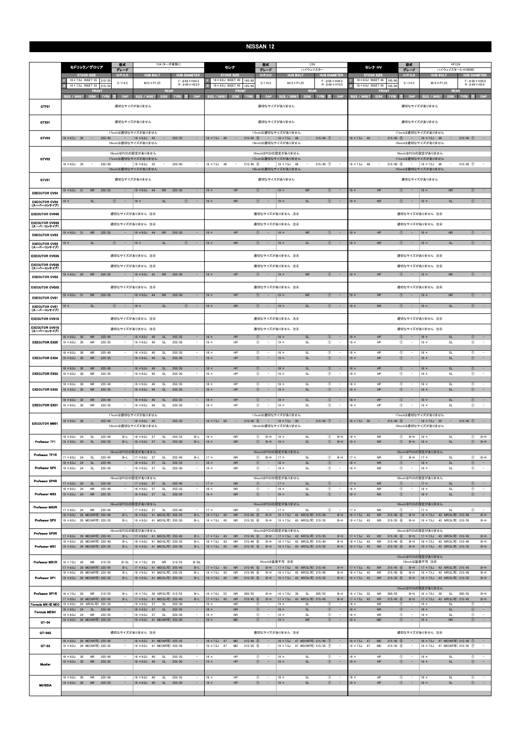# NISSAN 12

## セドリック／グロリア

| 型式 | Y34(ターボ車除く) |
| --- | --- |
| グレード | − |
| STOCK SIZE | F: 16×7.0J INSET 35 215/55 / R: 16×7.0J INSET 35 215/55 |
| H/P.C.D | 5/114.3 |
| HUB BOLT | M12×P1.25 |
| HUB DIAMETER | F: φ66×H24.5 / R: φ66×H23.0 |

| | FRONT SIZE / INSET | DISK | TYRE | 注 | CAP | REAR SIZE / INSET | DISK | TYRE | 注 | CAP |
| --- | --- | --- | --- | --- | --- | --- | --- | --- | --- | --- |
| GTF01 | 適切なサイズがありません | | | | | | | | | |
| GTX01 | 適切なサイズがありません | | | | | | | | | |
| GTV03 | 17inchは適切なサイズがありません | | | | | | | | | |
| | 18×8.5J 30 | − | 225/40 | | − | 18×9.5J 45 | − | 255/35 | | − |
| | 19inchは適切なサイズがありません | | | | | | | | | |
| GTV02 | 16inchはPCDの設定がありません | | | | | | | | | |
| | 17inchは適切なサイズがありません | | | | | | | | | |
| | 18×8.0J 35 | − | 225/40 | | − | 18×8.0J 35 | − | 225/40 | | − |
| | 19inchは適切なサイズがありません | | | | | | | | | |
| GTV01 | 適切なサイズがありません | | | | | | | | | |
| EXECUTOR CV04 | 19×8.0J 31 | NR | 225/35 | | − | 19×9.0J 44 | NR | 255/30 | | − |
| EXECUTOR CV04 (スーパーコンケイブ) | 19× | SL | | ① | − | 19× | SL | | ① | − |
| EXECUTOR CV04S | 適切なサイズがありません 注④ | | | | | | | | | |
| EXECUTOR CV04S (スーパーコンケイブ) | 適切なサイズがありません 注④ | | | | | | | | | |
| EXECUTOR CV03 | 19×8.0J 31 | NR | 225/35 | | − | 19×9.0J 44 | NR | 255/30 | | − |
| EXECUTOR CV03 (スーパーコンケイブ) | 19× | SL | | ① | − | 19× | SL | | ① | − |
| EXECUTOR CV03S | 適切なサイズがありません 注④ | | | | | | | | | |
| EXECUTOR CV03S (スーパーコンケイブ) | 適切なサイズがありません 注④ | | | | | | | | | |
| EXECUTOR CV02 | 19×8.0J 29 | NR | 225/35 | | − | 19×9.0J 42 | NR | 255/30 | | − |
| EXECUTOR CV02S | 適切なサイズがありません 注④ | | | | | | | | | |
| EXECUTOR CV01 | 19×8.0J 31 | NR | 225/35 | | − | 19×9.0J 44 | NR | 255/30 | | − |
| EXECUTOR CV01 (スーパーコンケイブ) | 19× | SL | | ① | − | 19× | SL | | ① | − |
| EXECUTOR CV01S | 適切なサイズがありません 注④ | | | | | | | | | |
| EXECUTOR CV01S (スーパーコンケイブ) | 適切なサイズがありません 注④ | | | | | | | | | |
| EXECUTOR EX05 | 18×8.0J 30 | NR | 225/40 | | − | 18×9.0J 40 | SL | 255/35 | | − |
| | 19×8.0J 30 | NR | 225/35 | | − | 19×9.0J 40 | SL | 255/30 | | − |
| EXECUTOR EX04 | 18×8.0J 30 | NR | 225/40 | | − | 18×9.0J 40 | SL | 255/35 | | − |
| | 19×8.0J 30 | NR | 225/35 | | − | 19×9.0J 40 | SL | 255/30 | | − |
| EXECUTOR EX03 | 18×8.0J 30 | NR | 225/40 | | − | 18×9.0J 40 | SL | 255/35 | | − |
| | 19×8.0J 30 | NR | 225/35 | | − | 19×9.0J 40 | SL | 255/30 | | − |
| EXECUTOR EX02 | 18×8.0J 30 | NR | 225/40 | | − | 18×9.0J 40 | SL | 255/35 | | − |
| | 19×8.0J 30 | NR | 225/35 | | − | 19×9.0J 40 | SL | 255/30 | | − |
| EXECUTOR EX01 | 18×8.0J 30 | NR | 225/40 | | − | 18×9.0J 40 | SL | 255/35 | | − |
| | 19×8.0J 30 | NR | 225/35 | | − | 19×9.0J 40 | SL | 255/30 | | − |
| EXECUTOR MB01 | 17inchは適切なサイズがありません | | | | | | | | | |
| | 18×8.0J 38 | − | 225/40 | | − | 18×9.0J 45 | − | 255/35 | | − |
| | 19inchは適切なサイズがありません | | | | | | | | | |
| Professor TF1 | 18×8.0J 24 | SL | 225/40 | | B−L | 18×9.0J 37 | SL | 255/35 | | B−L |
| | 19×8.0J 24 | SL | 225/35 | | B−L | 19×9.0J 37 | SL | 255/30 | | B−L |
| Professor TF1R | 16inchはPCDの設定がありません | | | | | | | | | |
| | 17×8.0J 24 | SL | 225/45 | | B−L | 17×8.0J 37 | SL | 255/40 | | B−L |
| Professor SP4 | 18×8.0J 24 | SL | 225/40 | | − | 18×9.0J 37 | SL | 255/35 | | − |
| | 19×8.0J 24 | SL | 225/35 | | − | 19×9.0J 37 | SL | 255/30 | | − |
| Professor SP4R | 16inchはPCDの設定がありません | | | | | | | | | |
| | 17×8.0J 24 | SL | 225/45 | | − | 17×9.0J 37 | SL | 255/40 | | − |
| Professor MS3 | 18×8.0J 24 | NR | 225/40 | | − | 18×9.0J 37 | SL | 255/35 | | − |
| | 19×8.0J 24 | NR | 225/35 | | − | 19×9.0J 37 | SL | 255/30 | | − |
| Professor MS3R | 16inchはPCDの設定がありません | | | | | | | | | |
| | 17×8.0J 24 | NR | 225/45 | | − | 17×9.0J 37 | SL | 255/40 | | − |
| Professor SP3 | 18×8.0J 29 | MD(NR可) | 225/40 | | B−L | 18×9.0J 41 | MD(SL可) | 255/35 | | B−L |
| | 19×8.0J 29 | MD(NR可) | 225/35 | | B−L | 19×9.0J 41 | MD(SL可) | 255/30 | | B−L |
| Professor SP3R | 16inchはPCDの設定がありません | | | | | | | | | |
| | 17×8.0J 29 | MD(NR可) | 225/45 | | B−L | 17×9.0J 41 | MD(SL可) | 255/40 | | B−L |
| Professor MS1 | 18×8.0J 29 | MD(NR可) | 225/40 | | B−L | 18×9.0J 41 | MD(SL可) | 255/35 | | B−L |
| | 19×8.0J 29 | MD(NR可) | 225/35 | | B−L | 19×9.0J 41 | MD(SL可) | 255/30 | | B−L |
| Professor MS1R | 16×7.0J 26 | NR | 215/55 | | B−SL | 16×7.0J 26 | NR | 215/55 | | B−SL |
| | 17×8.0J 29 | MD(NR可) | 225/45 | | B−L | 17×9.0J 41 | MD(SL可) | 255/40 | | B−L |
| Professor SP1 | 18×8.0J 29 | MD(NR可) | 225/40 | | B−L | 18×9.0J 41 | MD(SL可) | 255/35 | | B−L |
| | 19×8.0J 29 | MD(NR可) | 225/35 | | B−L | 19×9.0J 41 | MD(SL可) | 255/30 | | B−L |
| Professor SP1R | 16×7.0J 26 | NR | 215/55 | | B−L | 16×7.0J 26 | NR(SL可) | 215/55 | | B−L |
| | 17×8.0J 29 | MD(NR可) | 225/45 | | B−L | 17×9.0J 41 | MD(SL可) | 255/40 | | B−L |
| Formula MK-III NEO | 19×8.0J 24 | NR(SL可) | 225/35 | | − | 19×9.0J 37 | SL | 255/30 | | − |
| Formula MESH | 18×8.0J 24 | SL | 225/40 | | − | 18×9.0J 37 | SL | 255/35 | | − |
| | 19×8.0J 24 | NR | 225/35 | | − | 19×9.0J 37 | SL | 255/30 | | − |
| GT-04 | 19×8.0J 29 | MD(NR可) | 225/35 | | − | 19×9.0J 41 | MD(NR可) | 255/30 | | − |
| GT-04S | 適切なサイズがありません 注④ | | | | | | | | | |
| GT-03 | 18×8.0J 29 | MD(NR可) | 225/40 | | − | 18×9.0J 41 | MD(NR可) | 255/35 | | − |
| | 19×8.0J 29 | MD(NR可) | 225/35 | | − | 19×9.0J 41 | MD(NR可) | 255/30 | | − |
| Mueller | 18×8.0J 30 | NR | 225/40 | | − | 18×9.0J 40 | SL | 255/35 | | − |
| | 19×8.0J 30 | NR | 225/35 | | − | 19×9.0J 40 | SL | 255/30 | | − |
| MERISIA | 18×8.0J 30 | NR | 225/40 | | − | 18×9.0J 40 | SL | 255/35 | | − |
| | 19×8.0J 30 | NR | 225/35 | | − | 19×9.0J 40 | SL | 255/30 | | − |

## セレナ

| 型式 | C26 |
| --- | --- |
| グレード | ハイウェイスター |
| STOCK SIZE | F: 16×6.0J INSET 45 195/60 / R: 16×6.0J INSET 45 195/60 |
| H/P.C.D | 5/114.3 |
| HUB BOLT | M12×P1.25 |
| HUB DIAMETER | F: φ66×H39.0 / R: φ66×H10.0 |

| | FRONT SIZE / INSET | DISK | TYRE | 注 | CAP | REAR SIZE / INSET | DISK | TYRE | 注 | CAP |
| --- | --- | --- | --- | --- | --- | --- | --- | --- | --- | --- |
| GTF01 | 適切なサイズがありません | | | | | | | | | |
| GTX01 | 適切なサイズがありません | | | | | | | | | |
| GTV03 | 17inchは適切なサイズがありません | | | | | | | | | |
| | 18×7.5J 48 | − | 215/40 | ⑤ | − | 18×7.5J 48 | − | 215/40 | ⑦ | − |
| | 19inchは適切なサイズがありません | | | | | | | | | |
| GTV02 | 16inchはPCDの設定がありません | | | | | | | | | |
| | 17inchは適切なサイズがありません | | | | | | | | | |
| | 18×7.5J 48 | − | 215/40 | ⑤ | − | 18×7.5J 48 | − | 215/40 | ⑦ | − |
| | 19inchは適切なサイズがありません | | | | | | | | | |
| GTV01 | 適切なサイズがありません | | | | | | | | | |
| EXECUTOR CV04 | 19× | HP | | ① | − | 19× | NR | | ① | − |
| EXECUTOR CV04 (スーパーコンケイブ) | 19× | NR | | ① | − | 19× | SL | | ① | − |
| EXECUTOR CV04S | 適切なサイズがありません 注④ | | | | | | | | | |
| EXECUTOR CV04S (スーパーコンケイブ) | 適切なサイズがありません 注④ | | | | | | | | | |
| EXECUTOR CV03 | 19× | HP | | ① | − | 19× | NR | | ① | − |
| EXECUTOR CV03 (スーパーコンケイブ) | 19× | NR | | ① | − | 19× | SL | | ① | − |
| EXECUTOR CV03S | 適切なサイズがありません 注④ | | | | | | | | | |
| EXECUTOR CV03S (スーパーコンケイブ) | 適切なサイズがありません 注④ | | | | | | | | | |
| EXECUTOR CV02 | 19× | HP | | ① | − | 19× | NR | | ① | − |
| EXECUTOR CV02S | 適切なサイズがありません 注④ | | | | | | | | | |
| EXECUTOR CV01 | 19× | HP | | ① | − | 19× | NR | | ① | − |
| EXECUTOR CV01 (スーパーコンケイブ) | 19× | NR | | ① | − | 19× | SL | | ① | − |
| EXECUTOR CV01S | 適切なサイズがありません 注④ | | | | | | | | | |
| EXECUTOR CV01S (スーパーコンケイブ) | 適切なサイズがありません 注④ | | | | | | | | | |
| EXECUTOR EX05 | 18× | HP | | ① | − | 18× | SL | | ① | − |
| | 19× | HP | | ① | − | 19× | SL | | ① | − |
| EXECUTOR EX04 | 18× | HP | | ① | − | 18× | SL | | ① | − |
| | 19× | HP | | ① | − | 19× | SL | | ① | − |
| EXECUTOR EX03 | 18× | HP | | ① | − | 18× | SL | | ① | − |
| | 19× | HP | | ① | − | 19× | SL | | ① | − |
| EXECUTOR EX02 | 18× | HP | | ① | − | 18× | SL | | ① | − |
| | 19× | HP | | ① | − | 19× | SL | | ① | − |
| EXECUTOR EX01 | 18× | HP | | ① | − | 18× | SL | | ① | − |
| | 19× | HP | | ① | − | 19× | SL | | ① | − |
| EXECUTOR MB01 | 17inchは適切なサイズがありません | | | | | | | | | |
| | 18×7.5J 50 | − | 215/40 | ⑤ | − | 18×7.5J 50 | − | 215/40 | ⑦ | − |
| | 19inchは適切なサイズがありません | | | | | | | | | |
| Professor TF1 | 18× | NR | | ① | B−H | 18× | SL | | ① | B−H |
| | 19× | NR | | ① | B−H | 19× | SL | | ① | B−H |
| Professor TF1R | 16inchはPCDの設定がありません | | | | | | | | | |
| | 17× | NR | | ① | B−H | 17× | SL | | ① | B−H |
| Professor SP4 | 18× | NR | | ① | − | 18× | SL | | ① | − |
| | 19× | NR | | ① | − | 19× | SL | | ① | − |
| Professor SP4R | 16inchはPCDの設定がありません | | | | | | | | | |
| | 17× | NR | | ① | − | 17× | SL | | ① | − |
| Professor MS3 | 18× | NR | | ① | − | 18× | SL | | ① | − |
| | 19× | NR | | ① | − | 19× | SL | | ① | − |
| Professor MS3R | 16inchはPCDの設定がありません | | | | | | | | | |
| | 17× | NR | | ① | − | 17× | SL | | ① | − |
| Professor SP3 | 18×7.5J 43 | NR | 215/40 | ⑥ | B−H | 18×7.5J 43 | NR(SL可) | 215/40 | | B−H |
| | 19×7.5J 43 | NR | 215/35 | ⑥ | B−H | 19×7.5J 43 | NR(SL可) | 215/35 | | B−H |
| Professor SP3R | 16inchはPCDの設定がありません | | | | | | | | | |
| | 17×7.5J 43 | NR | 215/45 | ⑥ | B−H | 17×7.5J 43 | NR(SL可) | 215/45 | | B−H |
| Professor MS1 | 18×7.5J 43 | NR | 215/40 | ⑥ | B−H | 18×7.5J 43 | NR(SL可) | 215/40 | | B−H |
| | 19×7.5J 43 | NR | 215/35 | ⑥ | B−H | 19×7.5J 43 | NR(SL可) | 215/35 | | B−H |
| Professor MS1R | 16inchは装着不可 注⑧ | | | | | | | | | |
| | 17×7.5J 43 | NR | 215/45 | ⑥ | B−H | 17×7.5J 43 | NR(SL可) | 215/45 | | B−H |
| Professor SP1 | 18×7.5J 43 | NR | 215/40 | ⑥ | B−H | 18×7.5J 43 | NR(SL可) | 215/40 | | B−H |
| | 19×7.5J 43 | NR | 215/35 | ⑥ | B−H | 19×7.5J 43 | NR(SL可) | 215/35 | | B−H |
| Professor SP1R | 16×7.0J 52 | NR | 205/55 | | B−H | 16×7.0J 39 | SL | 205/55 | | B−H |
| | 17×7.5J 43 | NR | 215/45 | ⑥ | B−H | 17×7.5J 43 | NR(SL可) | 215/45 | | B−H |
| Formula MK-III NEO | 19× | NR | | ① | − | 19× | SL | | ① | − |
| Formula MESH | 18× | NR | | ① | − | 18× | SL | | ① | − |
| | 19× | NR | | ① | − | 19× | SL | | ① | − |
| GT-04 | 19× | MD | | ① | − | 19× | NR | | ① | − |
| GT-04S | 適切なサイズがありません 注④ | | | | | | | | | |
| GT-03 | 18×7.5J 47 | MD | 215/40 | ⑤ | − | 18×7.5J 47 | MD(NR可) | 215/40 | ⑦ | − |
| | 19×7.5J 47 | MD | 215/35 | ⑤ | − | 19×7.5J 47 | MD(NR可) | 215/35 | ⑦ | − |
| Mueller | 18× | HP | | ① | − | 18× | SL | | ① | − |
| | 19× | HP | | ① | − | 19× | SL | | ① | − |
| MERISIA | 18× | HP | | ① | − | 18× | SL | | ① | − |
| | 19× | HP | | ① | − | 19× | SL | | ① | − |

## セレナ HV

| 型式 | HFC26 |
| --- | --- |
| グレード | ハイウェイスターS-HYBRID |
| STOCK SIZE | F: 16×6.0J INSET 45 195/60 / R: 16×6.0J INSET 45 195/60 |
| H/P.C.D | 5/114.3 |
| HUB BOLT | M12×P1.25 |
| HUB DIAMETER | F: φ66×H39.0 / R: φ66×H9.6 |

| | FRONT SIZE / INSET | DISK | TYRE | 注 | CAP | REAR SIZE / INSET | DISK | TYRE | 注 | CAP |
| --- | --- | --- | --- | --- | --- | --- | --- | --- | --- | --- |
| GTF01 | 適切なサイズがありません | | | | | | | | | |
| GTX01 | 適切なサイズがありません | | | | | | | | | |
| GTV03 | 17inchは適切なサイズがありません | | | | | | | | | |
| | 18×7.5J 48 | − | 215/40 | ⑤ | − | 18×7.5J 48 | − | 215/40 | ⑦ | − |
| | 19inchは適切なサイズがありません | | | | | | | | | |
| GTV02 | 16inchはPCDの設定がありません | | | | | | | | | |
| | 17inchは適切なサイズがありません | | | | | | | | | |
| | 18×7.5J 48 | − | 215/40 | ⑤ | − | 18×7.5J 48 | − | 215/40 | ⑦ | − |
| | 19inchは適切なサイズがありません | | | | | | | | | |
| GTV01 | 適切なサイズがありません | | | | | | | | | |
| EXECUTOR CV04 | 19× | HP | | ① | − | 19× | NR | | ① | − |
| EXECUTOR CV04 (スーパーコンケイブ) | 19× | NR | | ① | − | 19× | SL | | ① | − |
| EXECUTOR CV04S | 適切なサイズがありません 注④ | | | | | | | | | |
| EXECUTOR CV04S (スーパーコンケイブ) | 適切なサイズがありません 注④ | | | | | | | | | |
| EXECUTOR CV03 | 19× | HP | | ① | − | 19× | NR | | ① | − |
| EXECUTOR CV03 (スーパーコンケイブ) | 19× | NR | | ① | − | 19× | SL | | ① | − |
| EXECUTOR CV03S | 適切なサイズがありません 注④ | | | | | | | | | |
| EXECUTOR CV03S (スーパーコンケイブ) | 適切なサイズがありません 注④ | | | | | | | | | |
| EXECUTOR CV02 | 19× | HP | | ① | − | 19× | NR | | ① | − |
| EXECUTOR CV02S | 適切なサイズがありません 注④ | | | | | | | | | |
| EXECUTOR CV01 | 19× | HP | | ① | − | 19× | NR | | ① | − |
| EXECUTOR CV01 (スーパーコンケイブ) | 19× | NR | | ① | − | 19× | SL | | ① | − |
| EXECUTOR CV01S | 適切なサイズがありません 注④ | | | | | | | | | |
| EXECUTOR CV01S (スーパーコンケイブ) | 適切なサイズがありません 注④ | | | | | | | | | |
| EXECUTOR EX05 | 18× | HP | | ① | − | 18× | SL | | ① | − |
| | 19× | HP | | ① | − | 19× | SL | | ① | − |
| EXECUTOR EX04 | 18× | HP | | ① | − | 18× | SL | | ① | − |
| | 19× | HP | | ① | − | 19× | SL | | ① | − |
| EXECUTOR EX03 | 18× | HP | | ① | − | 18× | SL | | ① | − |
| | 19× | HP | | ① | − | 19× | SL | | ① | − |
| EXECUTOR EX02 | 18× | HP | | ① | − | 18× | SL | | ① | − |
| | 19× | HP | | ① | − | 19× | SL | | ① | − |
| EXECUTOR EX01 | 18× | HP | | ① | − | 18× | SL | | ① | − |
| | 19× | HP | | ① | − | 19× | SL | | ① | − |
| EXECUTOR MB01 | 17inchは適切なサイズがありません | | | | | | | | | |
| | 18×7.5J 50 | − | 215/40 | ⑤ | − | 18×7.5J 50 | − | 215/40 | ⑦ | − |
| | 19inchは適切なサイズがありません | | | | | | | | | |
| Professor TF1 | 18× | NR | | ① | B−H | 18× | SL | | ① | B−H |
| | 19× | NR | | ① | B−H | 19× | SL | | ① | B−H |
| Professor TF1R | 16inchはPCDの設定がありません | | | | | | | | | |
| | 17× | NR | | ① | B−H | 17× | SL | | ① | B−H |
| Professor SP4 | 18× | NR | | ① | − | 18× | SL | | ① | − |
| | 19× | NR | | ① | − | 19× | SL | | ① | − |
| Professor SP4R | 16inchはPCDの設定がありません | | | | | | | | | |
| | 17× | NR | | ① | − | 17× | SL | | ① | − |
| Professor MS3 | 18× | NR | | ① | − | 18× | SL | | ① | − |
| | 19× | NR | | ① | − | 19× | SL | | ① | − |
| Professor MS3R | 16inchはPCDの設定がありません | | | | | | | | | |
| | 17× | NR | | ① | − | 17× | SL | | ① | − |
| Professor SP3 | 18×7.5J 43 | NR | 215/40 | ⑥ | B−H | 18×7.5J 43 | NR(SL可) | 215/40 | | B−H |
| | 19×7.5J 43 | NR | 215/35 | ⑥ | B−H | 19×7.5J 43 | NR(SL可) | 215/35 | | B−H |
| Professor SP3R | 16inchはPCDの設定がありません | | | | | | | | | |
| | 17×7.5J 43 | NR | 215/45 | ⑥ | B−H | 17×7.5J 43 | NR(SL可) | 215/45 | | B−H |
| Professor MS1 | 18×7.5J 43 | NR | 215/40 | ⑥ | B−H | 18×7.5J 43 | NR(SL可) | 215/40 | | B−H |
| | 19×7.5J 43 | NR | 215/35 | ⑥ | B−H | 19×7.5J 43 | NR(SL可) | 215/35 | | B−H |
| Professor MS1R | 15inchはPCDの設定がありません | | | | | | | | | |
| | 16inchは装着不可 注⑧ | | | | | | | | | |
| | 17×7.5J 43 | NR | 215/45 | ⑥ | B−H | 17×7.5J 43 | NR(SL可) | 215/45 | | B−H |
| Professor SP1 | 18×7.5J 43 | NR | 215/40 | ⑥ | B−H | 18×7.5J 43 | NR(SL可) | 215/40 | | B−H |
| | 19×7.5J 43 | NR | 215/35 | ⑥ | B−H | 19×7.5J 43 | NR(SL可) | 215/35 | | B−H |
| Professor SP1R | 15inchはPCDの設定がありません | | | | | | | | | |
| | 16×7.0J 52 | NR | 205/55 | | B−H | 16×7.0J 39 | SL | 205/55 | | B−H |
| | 17×7.5J 43 | NR | 215/45 | ⑥ | B−H | 17×7.5J 43 | NR(SL可) | 215/45 | | B−H |
| Formula MK-III NEO | 19× | NR | | ① | − | 19× | SL | | ① | − |
| Formula MESH | 18× | NR | | ① | − | 18× | SL | | ① | − |
| | 19× | NR | | ① | − | 19× | SL | | ① | − |
| GT-04 | 19× | MD | | ① | − | 19× | NR | | ① | − |
| GT-04S | 適切なサイズがありません 注④ | | | | | | | | | |
| GT-03 | 18×7.5J 47 | MD | 215/40 | ⑤ | − | 18×7.5J 47 | MD(NR可) | 215/40 | ⑦ | − |
| | 19×7.5J 47 | MD | 215/35 | ⑤ | − | 19×7.5J 47 | MD(NR可) | 215/35 | ⑦ | − |
| Mueller | 18× | HP | | ① | − | 18× | SL | | ① | − |
| | 19× | HP | | ① | − | 19× | SL | | ① | − |
| MERISIA | 18× | HP | | ① | − | 18× | SL | | ① | − |
| | 19× | HP | | ① | − | 19× | SL | | ① | − |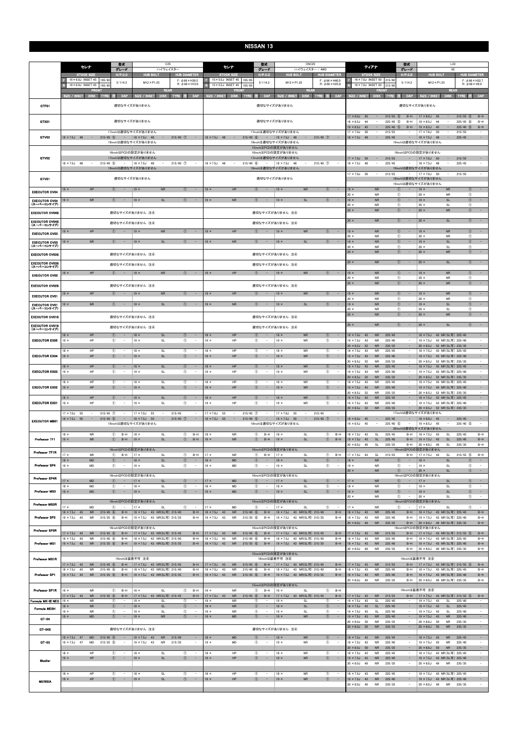# NISSAN 13

## セレナ C25

グレード: ハイウェイスター

STOCK SIZE: F 16×6.0J INSET 45 195/60 / R 16×6.0J INSET 45 195/60　H/P.C.D: 5/114.3　HUB BOLT: M12×P1.25　HUB DIAMETER: F:φ66×H39.5 R:φ66×H10.0

| | FRONT SIZE / INSET | DISK | TYRE | 注 | CAP | REAR SIZE / INSET | DISK | TYRE | 注 | CAP |
|---|---|---|---|---|---|---|---|---|---|---|
| GTF01 | 適切なサイズがありません | | | | | | | | | |
| GTX01 | 適切なサイズがありません | | | | | | | | | |
| GTV03 | 17inchは適切なサイズがありません | | | | | | | | | |
| | 18×7.5J 48 | − | 215/40 | ⑤ | − | 18×7.5J 48 | − | 215/40 | ⑦ | − |
| | 19inchは適切なサイズがありません | | | | | | | | | |
| GTV02 | 16inchはPCDの設定がありません | | | | | | | | | |
| | 17inchは適切なサイズがありません | | | | | | | | | |
| | 18×7.5J 48 | − | 215/40 | ⑤ | − | 18×7.5J 48 | − | 215/40 | ⑦ | − |
| | 19inchは適切なサイズがありません | | | | | | | | | |
| GTV01 | 適切なサイズがありません | | | | | | | | | |
| EXECUTOR CV04 | 19× | HP | | ① | − | 19× | NR | | ① | − |
| EXECUTOR CV04 (スーパーコンケイブ) | 19× | NR | | ① | − | 19× | SL | | ① | − |
| EXECUTOR CV04S | 適切なサイズがありません 注④ | | | | | | | | | |
| EXECUTOR CV04S (スーパーコンケイブ) | 適切なサイズがありません 注④ | | | | | | | | | |
| EXECUTOR CV03 | 19× | HP | | ① | − | 19× | NR | | ① | − |
| EXECUTOR CV03 (スーパーコンケイブ) | 19× | NR | | ① | − | 19× | SL | | ① | − |
| EXECUTOR CV03S | 適切なサイズがありません 注④ | | | | | | | | | |
| EXECUTOR CV03S (スーパーコンケイブ) | 適切なサイズがありません 注④ | | | | | | | | | |
| EXECUTOR CV02 | 19× | HP | | ① | − | 19× | NR | | ① | − |
| EXECUTOR CV02S | 適切なサイズがありません 注④ | | | | | | | | | |
| EXECUTOR CV01 | 19× | HP | | ① | − | 19× | NR | | ① | − |
| EXECUTOR CV01 (スーパーコンケイブ) | 19× | NR | | ① | − | 19× | SL | | ① | − |
| EXECUTOR CV01S | 適切なサイズがありません 注④ | | | | | | | | | |
| EXECUTOR CV01S (スーパーコンケイブ) | 適切なサイズがありません 注④ | | | | | | | | | |
| EXECUTOR EX05 | 18× | HP | | ① | − | 18× | SL | | ① | − |
| | 19× | HP | | ① | − | 19× | SL | | ① | − |
| EXECUTOR EX04 | 18× | HP | | ① | − | 18× | SL | | ① | − |
| | 19× | HP | | ① | − | 19× | SL | | ① | − |
| EXECUTOR EX03 | 18× | HP | | ① | − | 18× | SL | | ① | − |
| | 19× | HP | | ① | − | 19× | SL | | ① | − |
| EXECUTOR EX02 | 18× | HP | | ① | − | 18× | SL | | ① | − |
| | 19× | HP | | ① | − | 19× | SL | | ① | − |
| EXECUTOR EX01 | 18× | HP | | ① | − | 18× | SL | | ① | − |
| | 19× | HP | | ① | − | 19× | SL | | ① | − |
| EXECUTOR MB01 | 17×7.0J 55 | − | 215/45 | ⑦ | − | 17×7.0J 55 | − | 215/45 | | − |
| | 18×7.5J 50 | − | 215/40 | ⑤ | − | 18×7.5J 50 | − | 215/40 | ⑦ | − |
| | 19inchは適切なサイズがありません | | | | | | | | | |
| Professor TF1 | 18× | NR | | ① | B−H | 18× | SL | | ① | B−H |
| | 19× | NR | | ① | B−H | 19× | SL | | ① | B−H |
| Professor TF1R | 16inchはPCDの設定がありません | | | | | | | | | |
| | 17× | NR | | ① | B−H | 17× | SL | | ① | B−H |
| Professor SP4 | 18× | MD | | ① | − | 18× | SL | | ① | − |
| | 19× | MD | | ① | − | 19× | SL | | ① | − |
| Professor SP4R | 16inchはPCDの設定がありません | | | | | | | | | |
| | 17× | MD | | ① | − | 17× | SL | | ① | − |
| Professor MS3 | 18× | MD | | ① | − | 18× | SL | | ① | − |
| | 19× | MD | | ① | − | 19× | SL | | ① | − |
| Professor MS3R | 16inchはPCDの設定がありません | | | | | | | | | |
| | 17× | MD | | ① | − | 17× | SL | | ① | − |
| Professor SP3 | 18×7.5J 43 | NR | 215/40 | ⑥ | B−H | 18×7.5J 43 | NR(SL可) | 215/40 | | B−H |
| | 19×7.5J 43 | NR | 215/35 | ⑥ | B−H | 19×7.5J 43 | NR(SL可) | 215/35 | | B−H |
| Professor SP3R | 16inchはPCDの設定がありません | | | | | | | | | |
| | 17×7.5J 43 | NR | 215/45 | ⑥ | B−H | 17×7.5J 43 | NR(SL可) | 215/45 | | B−H |
| Professor MS1 | 18×7.5J 43 | NR | 215/40 | ⑥ | B−H | 18×7.5J 43 | NR(SL可) | 215/40 | | B−H |
| | 19×7.5J 43 | NR | 215/35 | ⑥ | B−H | 19×7.5J 43 | NR(SL可) | 215/35 | | B−H |
| Professor MS1R | 16inchは装着不可 注⑧ | | | | | | | | | |
| | 17×7.5J 43 | NR | 215/45 | ⑥ | B−H | 17×7.5J 43 | NR(SL可) | 215/45 | | B−H |
| Professor SP1 | 18×7.5J 43 | NR | 215/40 | ⑥ | B−H | 18×7.5J 43 | NR(SL可) | 215/40 | | B−H |
| | 19×7.5J 43 | NR | 215/35 | ⑥ | B−H | 19×7.5J 43 | NR(SL可) | 215/35 | | B−H |
| Professor SP1R | 16× | NR | | ① | B−H | 16× | SL | | ① | B−H |
| | 17×7.5J 43 | NR | 215/45 | ⑥ | B−H | 17×7.5J 43 | NR(SL可) | 215/45 | | B−H |
| Formula MK-III NEO | 19× | NR | | ① | − | 19× | SL | | ① | − |
| Formula MESH | 18× | NR | | ① | − | 18× | SL | | ① | − |
| | 19× | NR | | ① | − | 19× | SL | | ① | − |
| GT-04 | 19× | MD | | ① | − | 19× | NR | | ① | − |
| GT-04S | 適切なサイズがありません 注④ | | | | | | | | | |
| GT-03 | 18×7.5J 47 | MD | 215/40 | ⑤ | − | 18×7.5J 43 | NR | 215/40 | | − |
| | 19×7.5J 47 | MD | 215/35 | ⑤ | − | 19×7.5J 43 | NR | 215/35 | | − |
| Mueller | 18× | HP | | ① | − | 18× | SL | | ① | − |
| | 19× | HP | | ① | − | 19× | SL | | ① | − |
| MERISIA | 18× | HP | | ① | − | 18× | SL | | ① | − |
| | 19× | HP | | ① | − | 19× | SL | | ① | − |

## セレナ CNC25

グレード: ハイウェイスター / 4WD

STOCK SIZE: F 15×5.5J INSET 45 195/65 / R 15×5.5J INSET 45 195/65　H/P.C.D: 5/114.3　HUB BOLT: M12×P1.25　HUB DIAMETER: F:φ66×H40.0 R:φ66×H25.8

| | FRONT SIZE / INSET | DISK | TYRE | 注 | CAP | REAR SIZE / INSET | DISK | TYRE | 注 | CAP |
|---|---|---|---|---|---|---|---|---|---|---|
| GTF01 | 適切なサイズがありません | | | | | | | | | |
| GTX01 | 適切なサイズがありません | | | | | | | | | |
| GTV03 | 17inchは適切なサイズがありません | | | | | | | | | |
| | 18×7.5J 48 | − | 215/40 | ⑤ | − | 18×7.5J 48 | − | 215/40 | ⑦ | − |
| | 19inchは適切なサイズがありません | | | | | | | | | |
| GTV02 | 15inchはPCDの設定がありません | | | | | | | | | |
| | 16inchはPCDの設定がありません | | | | | | | | | |
| | 17inchは適切なサイズがありません | | | | | | | | | |
| | 18×7.5J 48 | − | 215/40 | ⑤ | − | 18×7.5J 48 | − | 215/40 | ⑦ | − |
| | 19inchは適切なサイズがありません | | | | | | | | | |
| GTV01 | 適切なサイズがありません | | | | | | | | | |
| EXECUTOR CV04 | 19× | HP | | ① | − | 19× | NR | | ① | − |
| EXECUTOR CV04 (スーパーコンケイブ) | 19× | NR | | ① | − | 19× | SL | | ① | − |
| EXECUTOR CV04S | 適切なサイズがありません 注④ | | | | | | | | | |
| EXECUTOR CV04S (スーパーコンケイブ) | 適切なサイズがありません 注④ | | | | | | | | | |
| EXECUTOR CV03 | 19× | HP | | ① | − | 19× | NR | | ① | − |
| EXECUTOR CV03 (スーパーコンケイブ) | 19× | NR | | ① | − | 19× | SL | | ① | − |
| EXECUTOR CV03S | 適切なサイズがありません 注④ | | | | | | | | | |
| EXECUTOR CV03S (スーパーコンケイブ) | 適切なサイズがありません 注④ | | | | | | | | | |
| EXECUTOR CV02 | 19× | HP | | ① | − | 19× | NR | | ① | − |
| EXECUTOR CV02S | 適切なサイズがありません 注④ | | | | | | | | | |
| EXECUTOR CV01 | 19× | HP | | ① | − | 19× | NR | | ① | − |
| EXECUTOR CV01 (スーパーコンケイブ) | 19× | NR | | ① | − | 19× | SL | | ① | − |
| EXECUTOR CV01S | 適切なサイズがありません 注④ | | | | | | | | | |
| EXECUTOR CV01S (スーパーコンケイブ) | 適切なサイズがありません 注④ | | | | | | | | | |
| EXECUTOR EX05 | 18× | HP | | ① | − | 18× | NR | | ① | − |
| | 19× | HP | | ① | − | 19× | NR | | ① | − |
| EXECUTOR EX04 | 18× | HP | | ① | − | 18× | NR | | ① | − |
| | 19× | HP | | ① | − | 19× | NR | | ① | − |
| EXECUTOR EX03 | 18× | HP | | ① | − | 18× | NR | | ① | − |
| | 19× | HP | | ① | − | 19× | NR | | ① | − |
| EXECUTOR EX02 | 18× | HP | | ① | − | 18× | NR | | ① | − |
| | 19× | HP | | ① | − | 19× | NR | | ① | − |
| EXECUTOR EX01 | 18× | HP | | ① | − | 18× | NR | | ① | − |
| | 19× | HP | | ① | − | 19× | NR | | ① | − |
| EXECUTOR MB01 | 17×7.0J 55 | − | 215/45 | ⑦ | − | 17×7.0J 55 | − | 215/45 | | − |
| | 18×7.5J 50 | − | 215/40 | ⑤ | − | 18×7.5J 50 | − | 215/40 | ⑦ | − |
| | 19inchは適切なサイズがありません | | | | | | | | | |
| Professor TF1 | 18× | NR | | ① | B−H | 18× | SL | | ① | B−H |
| | 19× | NR | | ① | B−H | 19× | SL | | ① | B−H |
| Professor TF1R | 16inchはPCDの設定がありません | | | | | | | | | |
| | 17× | NR | | ① | B−H | 17× | SL | | ① | B−H |
| Professor SP4 | 18× | MD | | ① | − | 18× | SL | | ① | − |
| | 19× | MD | | ① | − | 19× | SL | | ① | − |
| Professor SP4R | 16inchはPCDの設定がありません | | | | | | | | | |
| | 17× | MD | | ① | − | 17× | SL | | ① | − |
| Professor MS3 | 18× | MD | | ① | − | 18× | SL | | ① | − |
| | 19× | MD | | ① | − | 19× | SL | | ① | − |
| Professor MS3R | 16inchはPCDの設定がありません | | | | | | | | | |
| | 17× | MD | | ① | − | 17× | SL | | ① | − |
| Professor SP3 | 18×7.5J 43 | NR | 215/40 | ⑥ | B−H | 18×7.5J 43 | NR(SL可) | 215/40 | | B−H |
| | 19×7.5J 43 | NR | 215/35 | ⑥ | B−H | 19×7.5J 43 | NR(SL可) | 215/35 | | B−H |
| Professor SP3R | 16inchはPCDの設定がありません | | | | | | | | | |
| | 17×7.5J 43 | NR | 215/45 | ⑥ | B−H | 17×7.5J 43 | NR(SL可) | 215/45 | | B−H |
| Professor MS1 | 18×7.5J 43 | NR | 215/40 | ⑥ | B−H | 18×7.5J 43 | NR(SL可) | 215/40 | | B−H |
| | 19×7.5J 43 | NR | 215/35 | ⑥ | B−H | 19×7.5J 43 | NR(SL可) | 215/35 | | B−H |
| Professor MS1R | 15inchはPCDの設定がありません | | | | | | | | | |
| | 16inchは装着不可 注⑧ | | | | | | | | | |
| | 17×7.5J 43 | NR | 215/45 | ⑥ | B−H | 17×7.5J 43 | NR(SL可) | 215/45 | | B−H |
| Professor SP1 | 18×7.5J 43 | NR | 215/40 | ⑥ | B−H | 18×7.5J 43 | NR(SL可) | 215/40 | | B−H |
| | 19×7.5J 43 | NR | 215/35 | ⑥ | B−H | 19×7.5J 43 | NR(SL可) | 215/35 | | B−H |
| Professor SP1R | 15inchはPCDの設定がありません | | | | | | | | | |
| | 16× | NR | | ① | B−H | 16× | SL | | ① | B−H |
| | 17×7.5J 43 | NR | 215/45 | ⑥ | B−H | 17×7.5J 43 | NR(SL可) | 215/45 | | B−H |
| Formula MK-III NEO | 19× | NR | | ① | − | 19× | SL | | ① | − |
| Formula MESH | 18× | NR | | ① | − | 18× | SL | | ① | − |
| | 19× | NR | | ① | − | 19× | SL | | ① | − |
| GT-04 | 19× | MD | | ① | − | 19× | NR | | ① | − |
| GT-04S | 適切なサイズがありません 注④ | | | | | | | | | |
| GT-03 | 18× | MD | | ① | − | 18× | NR | | ① | − |
| | 19× | MD | | ① | − | 19× | NR | | ① | − |
| Mueller | 18× | HP | | ① | − | 18× | NR | | ① | − |
| | 19× | HP | | ① | − | 19× | NR | | ① | − |
| MERISIA | 18× | HP | | ① | − | 18× | NR | | ① | − |
| | 19× | HP | | ① | − | 19× | NR | | ① | − |

## ティアナ L33

グレード: XE

STOCK SIZE: F 16×7.0J INSET 50 215/60 / R 16×7.0J INSET 50 215/60　H/P.C.D: 5/114.3　HUB BOLT: M12×P1.25　HUB DIAMETER: F:φ66×H32.7 R:φ66×H9.9

| | FRONT SIZE / INSET | DISK | TYRE | 注 | CAP | REAR SIZE / INSET | DISK | TYRE | 注 | CAP |
|---|---|---|---|---|---|---|---|---|---|---|
| GTF01 | 適切なサイズがありません | | | | | | | | | |
| GTX01 | 17×8.0J 45 | − | 215/55 | ⑤ | B−H | 17×8.0J 45 | − | 215/55 | ⑤ | B−H |
| | 18×8.5J 44 | − | 225/45 | ⑤ | B−H | 18×8.5J 44 | − | 225/45 | ⑥ | B−H |
| | 19×8.5J 45 | − | 225/40 | ⑤ | B−H | 19×8.5J 45 | − | 225/40 | ⑤ | B−H |
| GTV03 | 17×7.0J 50 | − | 215/55 | | − | 17×7.0J 50 | − | 215/55 | | − |
| | 18×7.5J 48 | − | 225/45 | | − | 18×7.5J 48 | − | 225/45 | | − |
| | 19inchは適切なサイズがありません | | | | | | | | | |
| GTV02 | 16inchはPCDの設定がありません | | | | | | | | | |
| | 17×7.0J 50 | − | 215/55 | | − | 17×7.0J 50 | − | 215/55 | | − |
| | 18×7.5J 48 | − | 225/45 | | − | 18×7.5J 48 | − | 225/45 | | − |
| | 19inchは適切なサイズがありません | | | | | | | | | |
| GTV01 | 17×7.0J 50 | − | 215/55 | | − | 17×7.0J 50 | − | 215/55 | | − |
| | 18inchは適切なサイズがありません | | | | | | | | | |
| | 19inchは適切なサイズがありません | | | | | | | | | |
| EXECUTOR CV04 | 19× | NR | | ① | − | 19× | NR | | ① | − |
| | 20× | NR | | ① | | 20× | NR | | ① | |
| EXECUTOR CV04 (スーパーコンケイブ) | 19× | NR | | ① | − | 19× | SL | | ① | − |
| | 20× | NR | | ① | | 20× | SL | | ① | |
| EXECUTOR CV04S | 20× | NR | | ① | − | 20× | NR | | ① | − |
| EXECUTOR CV04S (スーパーコンケイブ) | 20× | NR | | ① | − | 20× | SL | | ① | − |
| EXECUTOR CV03 | 19× | NR | | ① | − | 19× | NR | | ① | − |
| | 20× | NR | | ① | | 20× | NR | | ① | |
| EXECUTOR CV03 (スーパーコンケイブ) | 19× | NR | | ① | − | 19× | SL | | ① | − |
| | 20× | NR | | ① | | 20× | SL | | ① | |
| EXECUTOR CV03S | 20× | NR | | ① | − | 20× | NR | | ① | − |
| EXECUTOR CV03S (スーパーコンケイブ) | 20× | NR | | ① | − | 20× | SL | | ① | − |
| EXECUTOR CV02 | 19× | NR | | ① | − | 19× | NR | | ① | − |
| | 20× | NR | | ① | | 20× | NR | | ① | |
| EXECUTOR CV02S | 20× | NR | | ① | − | 20× | NR | | ① | − |
| EXECUTOR CV01 | 19× | NR | | ① | − | 19× | NR | | ① | − |
| | 20× | NR | | ① | | 20× | NR | | ① | |
| EXECUTOR CV01 (スーパーコンケイブ) | 19× | NR | | ① | − | 19× | SL | | ① | − |
| | 20× | NR | | ① | | 20× | SL | | ① | |
| EXECUTOR CV01S | 20× | NR | | ① | − | 20× | NR | | ① | − |
| EXECUTOR CV01S (スーパーコンケイブ) | 20× | NR | | ① | − | 20× | SL | | ① | − |
| EXECUTOR EX05 | 18×7.5J 43 | NR | 225/45 | | − | 18×7.5J 43 | NR(SL可) | 225/45 | | − |
| | 19×7.5J 43 | NR | 225/40 | | − | 19×7.5J 43 | NR(SL可) | 225/40 | | − |
| | 20×8.5J 52 | NR | 235/35 | | − | 20×8.5J 52 | NR(SL可) | 235/35 | | − |
| EXECUTOR EX04 | 18×7.5J 43 | NR | 225/45 | | − | 18×7.5J 43 | NR(SL可) | 225/45 | | − |
| | 19×7.5J 43 | NR | 225/40 | | − | 19×7.5J 43 | NR(SL可) | 225/40 | | − |
| | 20×8.5J 52 | NR | 235/35 | | − | 20×8.5J 52 | NR(SL可) | 235/35 | | − |
| EXECUTOR EX03 | 18×7.5J 43 | NR | 225/45 | | − | 18×7.5J 43 | NR(SL可) | 225/45 | | − |
| | 19×7.5J 43 | NR | 225/40 | | − | 19×7.5J 43 | NR(SL可) | 225/40 | | − |
| | 20×8.5J 52 | NR | 235/35 | | − | 20×8.5J 52 | NR(SL可) | 235/35 | | − |
| EXECUTOR EX02 | 18×7.5J 43 | NR | 225/45 | | − | 18×7.5J 43 | NR(SL可) | 225/45 | | − |
| | 19×7.5J 43 | NR | 225/40 | | − | 19×7.5J 43 | NR(SL可) | 225/40 | | − |
| | 20×8.5J 52 | NR | 235/35 | | − | 20×8.5J 52 | NR(SL可) | 235/35 | | − |
| EXECUTOR EX01 | 18×7.5J 43 | NR | 225/45 | | − | 18×7.5J 43 | NR(SL可) | 225/45 | | − |
| | 19×7.5J 43 | NR | 225/40 | | − | 19×7.5J 43 | NR(SL可) | 225/40 | | − |
| | 20×8.5J 52 | NR | 235/35 | | − | 20×8.5J 52 | NR(SL可) | 235/35 | | − |
| EXECUTOR MB01 | 17inchは適切なサイズがありません | | | | | | | | | |
| | 18×8.0J 45 | − | 225/45 | | − | 18×8.0J 45 | − | 225/45 | | − |
| | 19×8.5J 45 | − | 225/40 | ⑤ | − | 19×8.5J 45 | − | 225/40 | ⑤ | − |
| | 20inchは適切なサイズがありません | | | | | | | | | |
| Professor TF1 | 18×7.5J 43 | SL | 225/45 | | B−H | 18×7.5J 43 | SL | 225/45 | | B−H |
| | 19×7.5J 43 | SL | 225/40 | | B−H | 19×7.5J 43 | SL | 225/40 | | B−H |
| | 20×8.0J 49 | SL | 235/35 | | B−H | 20×8.0J 49 | SL | 235/35 | | B−H |
| Professor TF1R | 16inchはPCDの設定がありません | | | | | | | | | |
| | 17×7.5J 43 | SL | 215/55 | | B−H | 17×7.5J 43 | SL | 215/55 | ⑤ | B−H |
| Professor SP4 | 18× | NR | | ① | − | 18× | SL | | ① | − |
| | 19× | NR | | ① | | 19× | SL | | ① | |
| | 20× | NR | | ① | − | 20× | SL | | ① | − |
| Professor SP4R | 16inchはPCDの設定がありません | | | | | | | | | |
| | 17× | NR | | ① | − | 17× | SL | | ① | − |
| Professor MS3 | 18× | NR | | ① | | 18× | SL | | ① | |
| | 19× | NR | | ① | − | 19× | SL | | ① | − |
| | 20× | NR | | ① | − | 20× | SL | | ① | − |
| Professor MS3R | 16inchはPCDの設定がありません | | | | | | | | | |
| | 17× | NR | | ① | − | 17× | SL | | ① | − |
| Professor SP3 | 18×7.5J 43 | NR | 225/45 | | B−H | 18×7.5J 43 | NR(SL可) | 225/45 | | B−H |
| | 19×7.5J 43 | NR | 225/40 | | B−H | 19×7.5J 43 | NR(SL可) | 225/40 | | B−H |
| | 20×8.0J 49 | NR | 235/35 | | B−H | 20×8.0J 49 | NR(SL可) | 235/35 | | B−H |
| Professor SP3R | 16inchはPCDの設定がありません | | | | | | | | | |
| | 17×7.5J 43 | NR | 215/55 | | B−H | 17×7.5J 43 | NR(SL可) | 215/55 | ⑤ | B−H |
| Professor MS1 | 18×7.5J 43 | NR | 225/45 | | B−H | 18×7.5J 43 | NR(SL可) | 225/45 | | B−H |
| | 19×7.5J 43 | NR | 225/40 | | B−H | 19×7.5J 43 | NR(SL可) | 225/40 | | B−H |
| | 20×8.0J 49 | NR | 235/35 | | B−H | 20×8.0J 49 | NR(SL可) | 235/35 | | B−H |
| Professor MS1R | 16inchは装着不可 注⑧ | | | | | | | | | |
| | 17×7.5J 43 | NR | 215/55 | | B−H | 17×7.5J 43 | NR(SL可) | 215/55 | ⑤ | B−H |
| Professor SP1 | 18×7.5J 43 | NR | 225/45 | | B−H | 18×7.5J 43 | NR(SL可) | 225/45 | | B−H |
| | 19×7.5J 43 | NR | 225/40 | | B−H | 19×7.5J 43 | NR(SL可) | 225/40 | | B−H |
| | 20×8.0J 49 | NR | 235/35 | | B−H | 20×8.0J 49 | NR(SL可) | 235/35 | | B−H |
| Professor SP1R | 16inchは装着不可 注⑧ | | | | | | | | | |
| | 17×7.5J 43 | NR | 215/55 | | B−H | 17×7.5J 43 | NR(SL可) | 215/55 | ⑤ | B−H |
| Formula MK-III NEO | 19×7.5J 43 | SL | 225/40 | | − | 19×7.5J 43 | SL | 225/40 | | − |
| Formula MESH | 18×7.5J 43 | SL | 225/45 | | − | 18×7.5J 43 | SL | 225/45 | | − |
| | 19×7.5J 43 | SL | 225/40 | | − | 19×7.5J 43 | SL | 225/40 | | − |
| GT-04 | 19×7.5J 43 | NR | 225/40 | | − | 19×7.5J 43 | NR | 225/40 | | − |
| | 20×8.0J 50 | NR | 235/35 | | − | 20×8.0J 50 | NR | 235/35 | | − |
| GT-04S | 20×8.0J 50 | NR | 235/35 | | − | 20×8.0J 50 | NR | 235/35 | | − |
| GT-03 | 18×7.5J 43 | NR | 225/45 | | − | 18×7.5J 43 | NR | 225/45 | | − |
| | 19×7.5J 43 | NR | 225/40 | | − | 19×7.5J 43 | NR | 225/40 | | − |
| | 20×8.0J 50 | NR | 235/35 | | − | 20×8.0J 50 | NR | 235/35 | | − |
| Mueller | 18×7.5J 43 | NR | 225/45 | | − | 18×7.5J 43 | NR(SL可) | 225/45 | | − |
| | 19×7.5J 43 | NR | 225/40 | | − | 19×7.5J 43 | NR(SL可) | 225/40 | | − |
| | 20×8.0J 49 | NR | 235/35 | | − | 20×8.0J 49 | NR | 235/35 | | − |
| MERISIA | 18×7.5J 43 | NR | 225/45 | | − | 18×7.5J 43 | NR(SL可) | 225/45 | | − |
| | 19×7.5J 43 | NR | 225/40 | | − | 19×7.5J 43 | NR(SL可) | 225/40 | | − |
| | 20×8.0J 49 | NR | 235/35 | | − | 20×8.0J 49 | NR | 235/35 | | − |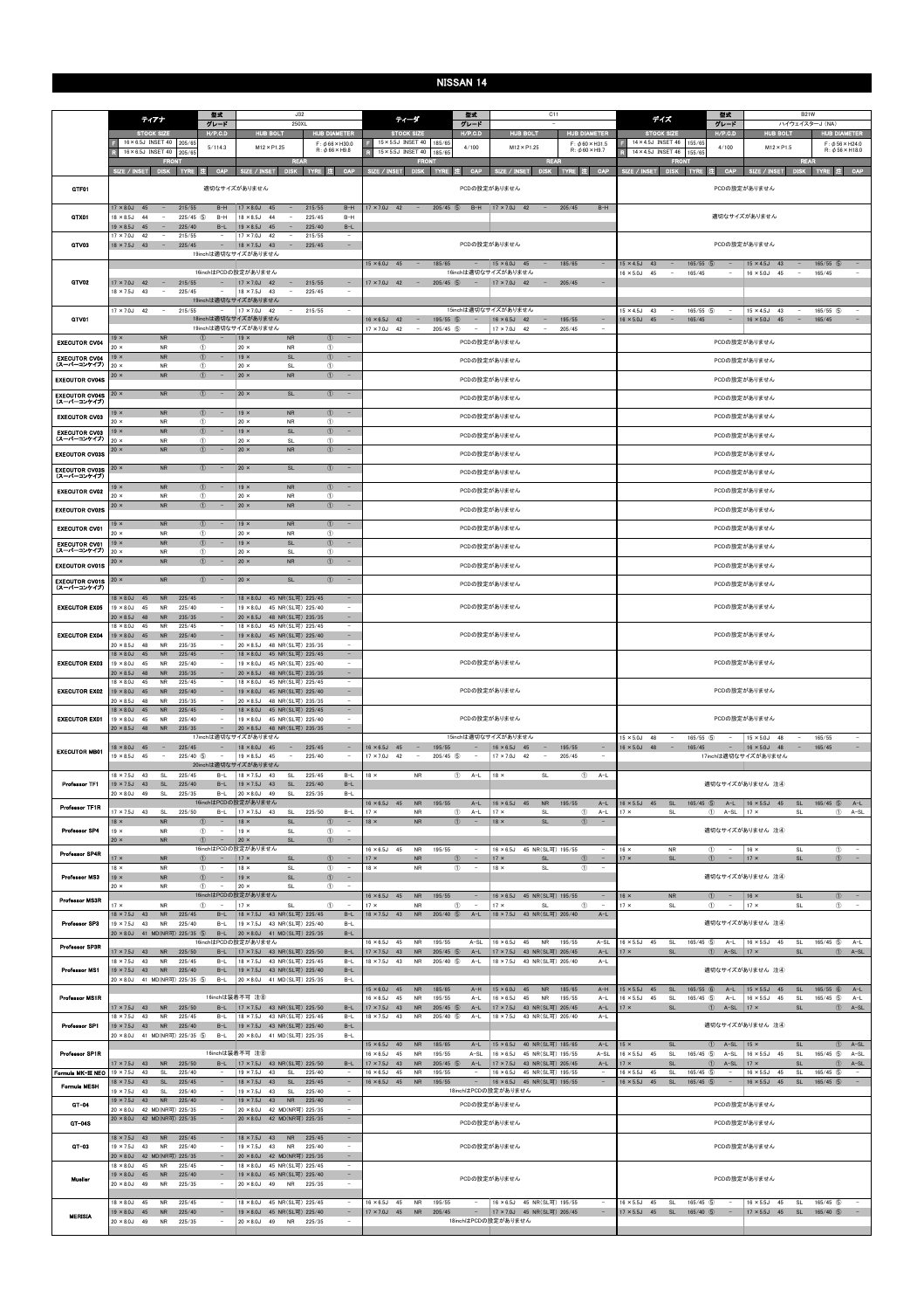# NISSAN 14

## ティアナ（型式：J32　グレード：250XL）

| STOCK SIZE | H/P.C.D | HUB BOLT | HUB DIAMETER |
|---|---|---|---|
| F 16×6.5J INSET 40 205/65 / R 16×6.5J INSET 40 205/65 | 5/114.3 | M12×P1.25 | F：φ66×H30.0 / R：φ66×H9.8 |

| | FRONT | | | | | REAR | | | | |
|---|---|---|---|---|---|---|---|---|---|---|
| | SIZE / INSET | DISK | TYRE | 注 | CAP | SIZE / INSET | DISK | TYRE | 注 | CAP |
| GTF01 | 適切なサイズがありません | | | | | | | | | |
| GTX01 | 17×8.0J 45 | － | 215/55 | | B-H | 17×8.0J 45 | － | 215/55 | | B-H |
| | 18×8.5J 44 | － | 225/45 | ⑤ | B-H | 18×8.5J 44 | － | 225/45 | | B-H |
| | 19×8.5J 45 | － | 225/40 | | B-L | 19×8.5J 45 | － | 225/40 | | B-L |
| GTV03 | 17×7.0J 42 | － | 215/55 | | － | 17×7.0J 42 | － | 215/55 | | － |
| | 18×7.5J 43 | － | 225/45 | | － | 18×7.5J 43 | － | 225/45 | | － |
| | 19inchは適切なサイズがありません | | | | | | | | | |
| GTV02 | 16inchはPCDの設定がありません | | | | | | | | | |
| | 17×7.0J 42 | － | 215/55 | | － | 17×7.0J 42 | － | 215/55 | | － |
| | 18×7.5J 43 | － | 225/45 | | － | 18×7.5J 43 | － | 225/45 | | － |
| | 19inchは適切なサイズがありません | | | | | | | | | |
| GTV01 | 17×7.0J 42 | － | 215/55 | | － | 17×7.0J 42 | － | 215/55 | | － |
| | 18inchは適切なサイズがありません | | | | | | | | | |
| | 19inchは適切なサイズがありません | | | | | | | | | |
| EXECUTOR CV04 | 19× | | NR | ① | － | 19× | | NR | ① | － |
| | 20× | | NR | ① | | 20× | | NR | ① | |
| EXECUTOR CV04（スーパーコンケイブ） | 19× | | NR | ① | － | 19× | | SL | ① | － |
| | 20× | | NR | ① | | 20× | | SL | ① | |
| EXECUTOR CV04S | 20× | | NR | ① | － | 20× | | NR | ① | － |
| EXECUTOR CV04S（スーパーコンケイブ） | 20× | | NR | ① | － | 20× | | SL | ① | － |
| EXECUTOR CV03 | 19× | | NR | ① | － | 19× | | NR | ① | － |
| | 20× | | NR | ① | | 20× | | NR | ① | |
| EXECUTOR CV03（スーパーコンケイブ） | 19× | | NR | ① | － | 19× | | SL | ① | － |
| | 20× | | NR | ① | | 20× | | SL | ① | |
| EXECUTOR CV03S | 20× | | NR | ① | － | 20× | | NR | ① | － |
| EXECUTOR CV03S（スーパーコンケイブ） | 20× | | NR | ① | － | 20× | | SL | ① | － |
| EXECUTOR CV02 | 19× | | NR | ① | － | 19× | | NR | ① | － |
| | 20× | | NR | ① | | 20× | | NR | ① | |
| EXECUTOR CV02S | 20× | | NR | ① | － | 20× | | NR | ① | － |
| EXECUTOR CV01 | 19× | | NR | ① | － | 19× | | NR | ① | － |
| | 20× | | NR | ① | | 20× | | NR | ① | |
| EXECUTOR CV01（スーパーコンケイブ） | 19× | | NR | ① | － | 19× | | SL | ① | － |
| | 20× | | NR | ① | | 20× | | SL | ① | |
| EXECUTOR CV01S | 20× | | NR | ① | － | 20× | | NR | ① | － |
| EXECUTOR CV01S（スーパーコンケイブ） | 20× | | NR | ① | － | 20× | | SL | ① | － |
| EXECUTOR EX05 | 18×8.0J 45 | NR | 225/45 | | － | 18×8.0J 45 | NR(SL可) | 225/45 | | － |
| | 19×8.0J 45 | NR | 225/40 | | － | 19×8.0J 45 | NR(SL可) | 225/40 | | － |
| | 20×8.5J 48 | NR | 235/35 | | － | 20×8.5J 48 | NR(SL可) | 235/35 | | － |
| EXECUTOR EX04 | 18×8.0J 45 | NR | 225/45 | | － | 18×8.0J 45 | NR(SL可) | 225/45 | | － |
| | 19×8.0J 45 | NR | 225/40 | | － | 19×8.0J 45 | NR(SL可) | 225/40 | | － |
| | 20×8.5J 48 | NR | 235/35 | | － | 20×8.5J 48 | NR(SL可) | 235/35 | | － |
| EXECUTOR EX03 | 18×8.0J 45 | NR | 225/45 | | － | 18×8.0J 45 | NR(SL可) | 225/45 | | － |
| | 19×8.0J 45 | NR | 225/40 | | － | 19×8.0J 45 | NR(SL可) | 225/40 | | － |
| | 20×8.5J 48 | NR | 235/35 | | － | 20×8.5J 48 | NR(SL可) | 235/35 | | － |
| EXECUTOR EX02 | 18×8.0J 45 | NR | 225/45 | | － | 18×8.0J 45 | NR(SL可) | 225/45 | | － |
| | 19×8.0J 45 | NR | 225/40 | | － | 19×8.0J 45 | NR(SL可) | 225/40 | | － |
| | 20×8.5J 48 | NR | 235/35 | | － | 20×8.5J 48 | NR(SL可) | 235/35 | | － |
| EXECUTOR EX01 | 18×8.0J 45 | NR | 225/45 | | － | 18×8.0J 45 | NR(SL可) | 225/45 | | － |
| | 19×8.0J 45 | NR | 225/40 | | － | 19×8.0J 45 | NR(SL可) | 225/40 | | － |
| | 20×8.5J 48 | NR | 235/35 | | － | 20×8.5J 48 | NR(SL可) | 235/35 | | － |
| EXECUTOR MB01 | 17inchは適切なサイズがありません | | | | | | | | | |
| | 18×8.0J 45 | － | 225/45 | | － | 18×8.0J 45 | － | 225/45 | | － |
| | 19×8.5J 45 | － | 225/40 | ⑤ | － | 19×8.5J 45 | － | 225/40 | | － |
| | 20inchは適切なサイズがありません | | | | | | | | | |
| Professor TF1 | 18×7.5J 43 | SL | 225/45 | | B-L | 18×7.5J 43 | SL | 225/45 | | B-L |
| | 19×7.5J 43 | SL | 225/40 | | B-L | 19×7.5J 43 | SL | 225/40 | | B-L |
| | 20×8.0J 49 | SL | 225/35 | | B-L | 20×8.0J 49 | SL | 225/35 | | B-L |
| Professor TF1R | 16inchはPCDの設定がありません | | | | | | | | | |
| | 17×7.5J 43 | SL | 225/50 | | B-L | 17×7.5J 43 | SL | 225/50 | | B-L |
| Professor SP4 | 18× | | NR | ① | － | 18× | | SL | ① | － |
| | 19× | | NR | ① | － | 19× | | SL | ① | － |
| | 20× | | NR | ① | － | 20× | | SL | ① | － |
| Professor SP4R | 16inchはPCDの設定がありません | | | | | | | | | |
| | 17× | | NR | ① | － | 17× | | SL | ① | － |
| Professor MS3 | 18× | | NR | ① | － | 18× | | SL | ① | － |
| | 19× | | NR | ① | － | 19× | | SL | ① | － |
| | 20× | | NR | ① | － | 20× | | SL | ① | － |
| Professor MS3R | 16inchはPCDの設定がありません | | | | | | | | | |
| | 17× | | NR | ① | － | 17× | | SL | ① | － |
| Professor SP3 | 18×7.5J 43 | NR | 225/45 | | B-L | 18×7.5J 43 | NR(SL可) | 225/45 | | B-L |
| | 19×7.5J 43 | NR | 225/40 | | B-L | 19×7.5J 43 | NR(SL可) | 225/40 | | B-L |
| | 20×8.0J 41 | MD(NR可) | 225/35 | ⑤ | B-L | 20×8.0J 41 | MD(SL可) | 225/35 | | B-L |
| Professor SP3R | 16inchはPCDの設定がありません | | | | | | | | | |
| | 17×7.5J 43 | NR | 225/50 | | B-L | 17×7.5J 43 | NR(SL可) | 225/50 | | B-L |
| Professor MS1 | 18×7.5J 43 | NR | 225/45 | | B-L | 18×7.5J 43 | NR(SL可) | 225/45 | | B-L |
| | 19×7.5J 43 | NR | 225/40 | | B-L | 19×7.5J 43 | NR(SL可) | 225/40 | | B-L |
| | 20×8.0J 41 | MD(NR可) | 225/35 | ⑤ | B-L | 20×8.0J 41 | MD(SL可) | 225/35 | | B-L |
| Professor MS1R | 16inchは装着不可 注⑧ | | | | | | | | | |
| | 17×7.5J 43 | NR | 225/50 | | B-L | 17×7.5J 43 | NR(SL可) | 225/50 | | B-L |
| Professor SP1 | 18×7.5J 43 | NR | 225/45 | | B-L | 18×7.5J 43 | NR(SL可) | 225/45 | | B-L |
| | 19×7.5J 43 | NR | 225/40 | | B-L | 19×7.5J 43 | NR(SL可) | 225/40 | | B-L |
| | 20×8.0J 41 | MD(NR可) | 225/35 | ⑤ | B-L | 20×8.0J 41 | MD(SL可) | 225/35 | | B-L |
| Professor SP1R | 16inchは装着不可 注⑧ | | | | | | | | | |
| | 17×7.5J 43 | NR | 225/50 | | B-L | 17×7.5J 43 | NR(SL可) | 225/50 | | B-L |
| Formula MK-III NEO | 19×7.5J 43 | SL | 225/40 | | － | 19×7.5J 43 | SL | 225/40 | | － |
| Formula MESH | 18×7.5J 43 | SL | 225/45 | | － | 18×7.5J 43 | SL | 225/45 | | － |
| | 19×7.5J 43 | SL | 225/40 | | － | 19×7.5J 43 | SL | 225/40 | | － |
| GT-04 | 19×7.5J 43 | NR | 225/40 | | － | 19×7.5J 43 | NR | 225/40 | | － |
| | 20×8.0J 42 | MD(NR可) | 225/35 | | － | 20×8.0J 42 | MD(NR可) | 225/35 | | － |
| GT-04S | 20×8.0J 42 | MD(NR可) | 225/35 | | － | 20×8.0J 42 | MD(NR可) | 225/35 | | － |
| GT-03 | 18×7.5J 43 | NR | 225/45 | | － | 18×7.5J 43 | NR | 225/45 | | － |
| | 19×7.5J 43 | NR | 225/40 | | － | 19×7.5J 43 | NR | 225/40 | | － |
| | 20×8.0J 42 | MD(NR可) | 225/35 | | － | 20×8.0J 42 | MD(NR可) | 225/35 | | － |
| Mueller | 18×8.0J 45 | NR | 225/45 | | － | 18×8.0J 45 | NR(SL可) | 225/45 | | － |
| | 19×8.0J 45 | NR | 225/40 | | － | 19×8.0J 45 | NR(SL可) | 225/40 | | － |
| | 20×8.0J 49 | NR | 225/35 | | － | 20×8.0J 49 | NR | 225/35 | | － |
| MERISIA | 18×8.0J 45 | NR | 225/45 | | － | 18×8.0J 45 | NR(SL可) | 225/45 | | － |
| | 19×8.0J 45 | NR | 225/40 | | － | 19×8.0J 45 | NR(SL可) | 225/40 | | － |
| | 20×8.0J 49 | NR | 225/35 | | － | 20×8.0J 49 | NR | 225/35 | | － |

## ティーダ（型式：C11　グレード：－）

| STOCK SIZE | H/P.C.D | HUB BOLT | HUB DIAMETER |
|---|---|---|---|
| F 15×5.5J INSET 40 185/65 / R 15×5.5J INSET 40 185/65 | 4/100 | M12×P1.25 | F：φ60×H31.5 / R：φ60×H9.7 |

| | FRONT | | | | | REAR | | | | |
|---|---|---|---|---|---|---|---|---|---|---|
| | SIZE / INSET | DISK | TYRE | 注 | CAP | SIZE / INSET | DISK | TYRE | 注 | CAP |
| GTF01 | PCDの設定がありません | | | | | | | | | |
| GTX01 | 17×7.0J 42 | － | 205/45 | ⑤ | B-H | 17×7.0J 42 | － | 205/45 | | B-H |
| GTV03 | PCDの設定がありません | | | | | | | | | |
| GTV02 | 15×6.0J 45 | － | 185/65 | | － | 15×6.0J 45 | － | 185/65 | | － |
| | 16inchは適切なサイズがありません | | | | | | | | | |
| | 17×7.0J 42 | － | 205/45 | ⑤ | － | 17×7.0J 42 | － | 205/45 | | － |
| GTV01 | 15inchは適切なサイズがありません | | | | | | | | | |
| | 16×6.5J 42 | － | 195/55 | ⑤ | － | 16×6.5J 42 | － | 195/55 | | － |
| | 17×7.0J 42 | － | 205/45 | ⑤ | － | 17×7.0J 42 | － | 205/45 | | － |
| EXECUTOR CV04 | PCDの設定がありません | | | | | | | | | |
| EXECUTOR CV04（スーパーコンケイブ） | PCDの設定がありません | | | | | | | | | |
| EXECUTOR CV04S | PCDの設定がありません | | | | | | | | | |
| EXECUTOR CV04S（スーパーコンケイブ） | PCDの設定がありません | | | | | | | | | |
| EXECUTOR CV03 | PCDの設定がありません | | | | | | | | | |
| EXECUTOR CV03（スーパーコンケイブ） | PCDの設定がありません | | | | | | | | | |
| EXECUTOR CV03S | PCDの設定がありません | | | | | | | | | |
| EXECUTOR CV03S（スーパーコンケイブ） | PCDの設定がありません | | | | | | | | | |
| EXECUTOR CV02 | PCDの設定がありません | | | | | | | | | |
| EXECUTOR CV02S | PCDの設定がありません | | | | | | | | | |
| EXECUTOR CV01 | PCDの設定がありません | | | | | | | | | |
| EXECUTOR CV01（スーパーコンケイブ） | PCDの設定がありません | | | | | | | | | |
| EXECUTOR CV01S | PCDの設定がありません | | | | | | | | | |
| EXECUTOR CV01S（スーパーコンケイブ） | PCDの設定がありません | | | | | | | | | |
| EXECUTOR EX05 | PCDの設定がありません | | | | | | | | | |
| EXECUTOR EX04 | PCDの設定がありません | | | | | | | | | |
| EXECUTOR EX03 | PCDの設定がありません | | | | | | | | | |
| EXECUTOR EX02 | PCDの設定がありません | | | | | | | | | |
| EXECUTOR EX01 | PCDの設定がありません | | | | | | | | | |
| EXECUTOR MB01 | 15inchは適切なサイズがありません | | | | | | | | | |
| | 16×6.5J 45 | － | 195/55 | | － | 16×6.5J 45 | － | 195/55 | | － |
| | 17×7.0J 42 | － | 205/45 | ⑤ | － | 17×7.0J 42 | － | 205/45 | | － |
| Professor TF1 | 18× | | NR | ① | A-L | 18× | | SL | ① | A-L |
| Professor TF1R | 16×6.5J 45 | NR | 195/55 | | A-L | 16×6.5J 45 | NR | 195/55 | | A-L |
| | 17× | | NR | ① | A-L | 17× | | SL | ① | A-L |
| Professor SP4 | 18× | | NR | ① | － | 18× | | SL | ① | － |
| Professor SP4R | 16×6.5J 45 | NR | 195/55 | | － | 16×6.5J 45 | NR(SL可) | 195/55 | | － |
| | 17× | | NR | ① | － | 17× | | SL | ① | － |
| Professor MS3 | 18× | | NR | ① | － | 18× | | SL | ① | － |
| Professor MS3R | 16×6.5J 45 | NR | 195/55 | | － | 16×6.5J 45 | NR(SL可) | 195/55 | | － |
| | 17× | | NR | ① | － | 17× | | SL | ① | － |
| Professor SP3 | 18×7.5J 43 | NR | 205/40 | ⑤ | A-L | 18×7.5J 43 | NR(SL可) | 205/40 | | A-L |
| Professor SP3R | 16×6.5J 45 | NR | 195/55 | | A-SL | 16×6.5J 45 | NR | 195/55 | | A-SL |
| | 17×7.5J 43 | NR | 205/45 | ⑤ | A-L | 17×7.5J 43 | NR(SL可) | 205/45 | | A-L |
| Professor MS1 | 18×7.5J 43 | NR | 205/40 | ⑤ | A-L | 18×7.5J 43 | NR(SL可) | 205/40 | | A-L |
| Professor MS1R | 15×6.0J 45 | NR | 185/65 | | A-H | 15×6.0J 45 | NR | 185/65 | | A-H |
| | 16×6.5J 45 | NR | 195/55 | | A-L | 16×6.5J 45 | NR | 195/55 | | A-L |
| | 17×7.5J 43 | NR | 205/45 | ⑤ | A-L | 17×7.5J 43 | NR(SL可) | 205/45 | | A-L |
| Professor SP1 | 18×7.5J 43 | NR | 205/40 | ⑤ | A-L | 18×7.5J 43 | NR(SL可) | 205/40 | | A-L |
| Professor SP1R | 15×6.5J 40 | NR | 185/65 | | A-L | 15×6.5J 40 | NR(SL可) | 185/65 | | A-L |
| | 16×6.5J 45 | NR | 195/55 | | A-SL | 16×6.5J 45 | NR(SL可) | 195/55 | | A-SL |
| | 17×7.5J 43 | NR | 205/45 | ⑤ | A-L | 17×7.5J 43 | NR(SL可) | 205/45 | | A-L |
| Formula MK-III NEO | 16×6.5J 45 | NR | 195/55 | | － | 16×6.5J 45 | NR | 195/55 | | － |
| Formula MESH | 16×6.5J 45 | NR | 195/55 | | － | 16×6.5J 45 | NR(SL可) | 195/55 | | － |
| | 18inchはPCDの設定がありません | | | | | | | | | |
| GT-04 | PCDの設定がありません | | | | | | | | | |
| GT-04S | PCDの設定がありません | | | | | | | | | |
| GT-03 | PCDの設定がありません | | | | | | | | | |
| Mueller | PCDの設定がありません | | | | | | | | | |
| MERISIA | 16×6.5J 45 | NR | 195/55 | | － | 16×6.5J 45 | NR(SL可) | 195/55 | | － |
| | 17×7.0J 45 | NR | 205/45 | | － | 17×7.0J 45 | NR(SL可) | 205/45 | | － |
| | 18inchはPCDの設定がありません | | | | | | | | | |

## デイズ（型式：B21W　グレード：ハイウェイスターJ（NA））

| STOCK SIZE | H/P.C.D | HUB BOLT | HUB DIAMETER |
|---|---|---|---|
| F 14×4.5J INSET 46 155/65 / R 14×4.5J INSET 46 155/65 | 4/100 | M12×P1.5 | F：φ56×H24.0 / R：φ56×H18.0 |

| | FRONT | | | | | REAR | | | | |
|---|---|---|---|---|---|---|---|---|---|---|
| | SIZE / INSET | DISK | TYRE | 注 | CAP | SIZE / INSET | DISK | TYRE | 注 | CAP |
| GTF01 | PCDの設定がありません | | | | | | | | | |
| GTX01 | 適切なサイズがありません | | | | | | | | | |
| GTV03 | PCDの設定がありません | | | | | | | | | |
| GTV02 | 15×4.5J 43 | － | 165/55 | ⑤ | － | 15×4.5J 43 | － | 165/55 | ⑤ | － |
| | 16×5.0J 45 | － | 165/45 | | － | 16×5.0J 45 | － | 165/45 | | － |
| GTV01 | 15×4.5J 43 | － | 165/55 | ⑤ | － | 15×4.5J 43 | － | 165/55 | ⑤ | － |
| | 16×5.0J 45 | － | 165/45 | | － | 16×5.0J 45 | － | 165/45 | | － |
| EXECUTOR CV04 | PCDの設定がありません | | | | | | | | | |
| EXECUTOR CV04（スーパーコンケイブ） | PCDの設定がありません | | | | | | | | | |
| EXECUTOR CV04S | PCDの設定がありません | | | | | | | | | |
| EXECUTOR CV04S（スーパーコンケイブ） | PCDの設定がありません | | | | | | | | | |
| EXECUTOR CV03 | PCDの設定がありません | | | | | | | | | |
| EXECUTOR CV03（スーパーコンケイブ） | PCDの設定がありません | | | | | | | | | |
| EXECUTOR CV03S | PCDの設定がありません | | | | | | | | | |
| EXECUTOR CV03S（スーパーコンケイブ） | PCDの設定がありません | | | | | | | | | |
| EXECUTOR CV02 | PCDの設定がありません | | | | | | | | | |
| EXECUTOR CV02S | PCDの設定がありません | | | | | | | | | |
| EXECUTOR CV01 | PCDの設定がありません | | | | | | | | | |
| EXECUTOR CV01（スーパーコンケイブ） | PCDの設定がありません | | | | | | | | | |
| EXECUTOR CV01S | PCDの設定がありません | | | | | | | | | |
| EXECUTOR CV01S（スーパーコンケイブ） | PCDの設定がありません | | | | | | | | | |
| EXECUTOR EX05 | PCDの設定がありません | | | | | | | | | |
| EXECUTOR EX04 | PCDの設定がありません | | | | | | | | | |
| EXECUTOR EX03 | PCDの設定がありません | | | | | | | | | |
| EXECUTOR EX02 | PCDの設定がありません | | | | | | | | | |
| EXECUTOR EX01 | PCDの設定がありません | | | | | | | | | |
| EXECUTOR MB01 | 15×5.0J 48 | － | 165/55 | ⑤ | － | 15×5.0J 48 | － | 165/55 | | － |
| | 16×5.0J 48 | － | 165/45 | | － | 16×5.0J 48 | － | 165/45 | | － |
| | 17inchは適切なサイズがありません | | | | | | | | | |
| Professor TF1 | 適切なサイズがありません 注④ | | | | | | | | | |
| Professor TF1R | 16×5.5J 45 | SL | 165/45 | ⑤ | A-L | 16×5.5J 45 | SL | 165/45 | ⑤ | A-L |
| | 17× | | SL | ① | A-SL | 17× | | SL | ① | A-SL |
| Professor SP4 | 適切なサイズがありません 注④ | | | | | | | | | |
| Professor SP4R | 16× | | NR | ① | － | 16× | | SL | ① | － |
| | 17× | | SL | ① | － | 17× | | SL | ① | － |
| Professor MS3 | 適切なサイズがありません 注④ | | | | | | | | | |
| Professor MS3R | 16× | | NR | ① | － | 16× | | SL | ① | － |
| | 17× | | SL | ① | － | 17× | | SL | ① | － |
| Professor SP3 | 適切なサイズがありません 注④ | | | | | | | | | |
| Professor SP3R | 16×5.5J 45 | SL | 165/45 | ⑤ | A-L | 16×5.5J 45 | SL | 165/45 | ⑤ | A-L |
| | 17× | | SL | ① | A-SL | 17× | | SL | ① | A-SL |
| Professor MS1 | 適切なサイズがありません 注④ | | | | | | | | | |
| Professor MS1R | 15×5.5J 45 | SL | 165/55 | ⑥ | A-L | 15×5.5J 45 | SL | 165/55 | ⑥ | A-L |
| | 16×5.5J 45 | SL | 165/45 | ⑤ | A-L | 16×5.5J 45 | SL | 165/45 | ⑤ | A-L |
| | 17× | | SL | ① | A-SL | 17× | | SL | ① | A-SL |
| Professor SP1 | 適切なサイズがありません 注④ | | | | | | | | | |
| Professor SP1R | 15× | | SL | ① | A-SL | 15× | | SL | ① | A-SL |
| | 16×5.5J 45 | SL | 165/45 | ⑤ | A-SL | 16×5.5J 45 | SL | 165/45 | ⑤ | A-SL |
| | 17× | | SL | ① | A-SL | 17× | | SL | ① | A-SL |
| Formula MK-III NEO | 16×5.5J 45 | SL | 165/45 | ⑤ | － | 16×5.5J 45 | SL | 165/45 | ⑤ | － |
| Formula MESH | 16×5.5J 45 | SL | 165/45 | ⑤ | － | 16×5.5J 45 | SL | 165/45 | ⑤ | － |
| GT-04 | PCDの設定がありません | | | | | | | | | |
| GT-04S | PCDの設定がありません | | | | | | | | | |
| GT-03 | PCDの設定がありません | | | | | | | | | |
| Mueller | PCDの設定がありません | | | | | | | | | |
| MERISIA | 16×5.5J 45 | SL | 165/45 | ⑤ | － | 16×5.5J 45 | SL | 165/45 | ⑤ | － |
| | 17×5.5J 45 | SL | 165/40 | ⑤ | － | 17×5.5J 45 | SL | 165/40 | ⑤ | － |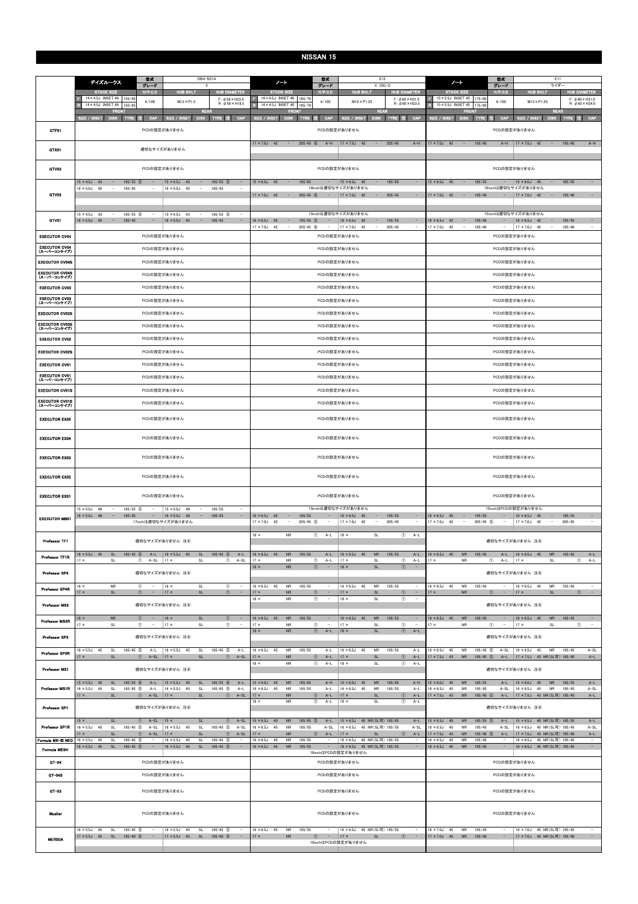# NISSAN 15

## ディズルークス

| 型式 | グレード | STOCK SIZE | | H/P.C.D | HUB BOLT | HUB DIAMETER |
|---|---|---|---|---|---|---|
| DBA-B21A | X | F: 14×4.5J INSET 46 | 155/65 | 4/100 | M12×P1.5 | F: φ56×H23.5 |
| | | R: 14×4.5J INSET 46 | 155/65 | | | R: φ56×H18.5 |

| | FRONT SIZE / INSET | DISK | TYRE | 注 | CAP | REAR SIZE / INSET | DISK | TYRE | 注 | CAP |
|---|---|---|---|---|---|---|---|---|---|---|
| GTF01 | PCDの設定がありません | | | | | | | | | |
| GTX01 | 適切なサイズがありません | | | | | | | | | |
| GTV03 | PCDの設定がありません | | | | | | | | | |
| GTV02 | 15×4.5J 43 | – | 165/55 | ⑤ | – | 15×4.5J 43 | – | 165/55 | ⑤ | – |
| | 16×5.0J 45 | – | 165/45 | | – | 16×5.0J 45 | – | 165/45 | | – |
| GTV01 | 15×4.5J 43 | – | 165/55 | ⑤ | – | 15×4.5J 43 | – | 165/55 | ⑤ | – |
| | 16×5.0J 45 | – | 165/45 | | – | 16×5.0J 45 | – | 165/45 | | – |
| EXECUTOR CV04 | PCDの設定がありません | | | | | | | | | |
| EXECUTOR CV04（スーパーコンケイブ） | PCDの設定がありません | | | | | | | | | |
| EXECUTOR CV04S | PCDの設定がありません | | | | | | | | | |
| EXECUTOR CV04S（スーパーコンケイブ） | PCDの設定がありません | | | | | | | | | |
| EXECUTOR CV03 | PCDの設定がありません | | | | | | | | | |
| EXECUTOR CV03（スーパーコンケイブ） | PCDの設定がありません | | | | | | | | | |
| EXECUTOR CV03S | PCDの設定がありません | | | | | | | | | |
| EXECUTOR CV03S（スーパーコンケイブ） | PCDの設定がありません | | | | | | | | | |
| EXECUTOR CV02 | PCDの設定がありません | | | | | | | | | |
| EXECUTOR CV02S | PCDの設定がありません | | | | | | | | | |
| EXECUTOR CV01 | PCDの設定がありません | | | | | | | | | |
| EXECUTOR CV01（スーパーコンケイブ） | PCDの設定がありません | | | | | | | | | |
| EXECUTOR CV01S | PCDの設定がありません | | | | | | | | | |
| EXECUTOR CV01S（スーパーコンケイブ） | PCDの設定がありません | | | | | | | | | |
| EXECUTOR EX05 | PCDの設定がありません | | | | | | | | | |
| EXECUTOR EX04 | PCDの設定がありません | | | | | | | | | |
| EXECUTOR EX03 | PCDの設定がありません | | | | | | | | | |
| EXECUTOR EX02 | PCDの設定がありません | | | | | | | | | |
| EXECUTOR EX01 | PCDの設定がありません | | | | | | | | | |
| EXECUTOR MB01 | 15×5.0J 48 | – | 165/55 | ⑤ | – | 15×5.0J 48 | – | 165/55 | | – |
| | 16×5.0J 48 | – | 165/45 | | – | 16×5.0J 48 | – | 165/45 | | – |
| | 17inchは適切なサイズがありません | | | | | | | | | |
| Professor TF1 | 適切なサイズがありません 注④ | | | | | | | | | |
| Professor TF1R | 16×5.5J 45 | SL | 165/45 | ⑤ | A-L | 16×5.5J 45 | SL | 165/45 | ⑤ | A-L |
| | 17× | SL | | ① | A-SL | 17× | SL | | ① | A-SL |
| Professor SP4 | 適切なサイズがありません 注④ | | | | | | | | | |
| Professor SP4R | 16× | NR | | ① | – | 16× | SL | | ① | – |
| | 17× | SL | | ① | – | 17× | SL | | ① | – |
| Professor MS3 | 適切なサイズがありません 注④ | | | | | | | | | |
| Professor MS3R | 16× | NR | | ① | – | 16× | SL | | ① | – |
| | 17× | SL | | ① | – | 17× | SL | | ① | – |
| Professor SP3 | 適切なサイズがありません 注④ | | | | | | | | | |
| Professor SP3R | 16×5.5J 45 | SL | 165/45 | ⑤ | A-L | 16×5.5J 45 | SL | 165/45 | ⑤ | A-L |
| | 17× | SL | | ① | A-SL | 17× | SL | | ① | A-SL |
| Professor MS1 | 適切なサイズがありません 注④ | | | | | | | | | |
| Professor MS1R | 15×5.5J 45 | SL | 165/55 | ⑥ | A-L | 15×5.5J 45 | SL | 165/55 | ⑥ | A-L |
| | 16×5.5J 45 | SL | 165/45 | ⑤ | A-L | 16×5.5J 45 | SL | 165/45 | ⑤ | A-L |
| | 17× | SL | | ① | A-SL | 17× | SL | | ① | A-SL |
| Professor SP1 | 適切なサイズがありません 注④ | | | | | | | | | |
| Professor SP1R | 15× | SL | | ① | A-SL | 15× | SL | | ① | A-SL |
| | 16×5.5J 45 | SL | 165/45 | ⑤ | A-SL | 16×5.5J 45 | SL | 165/45 | ⑤ | A-SL |
| | 17× | SL | | ① | A-SL | 17× | SL | | ① | A-SL |
| Formula MK-III NEO | 16×5.5J 45 | SL | 165/45 | ⑤ | – | 16×5.5J 45 | SL | 165/45 | ⑤ | – |
| Formula MESH | 16×5.5J 45 | SL | 165/45 | ⑤ | – | 16×5.5J 45 | SL | 165/45 | ⑤ | – |
| GT-04 | PCDの設定がありません | | | | | | | | | |
| GT-04S | PCDの設定がありません | | | | | | | | | |
| GT-03 | PCDの設定がありません | | | | | | | | | |
| Mueller | PCDの設定がありません | | | | | | | | | |
| MERISIA | 16×5.5J 45 | SL | 165/45 | ⑤ | – | 16×5.5J 45 | SL | 165/45 | ⑤ | – |
| | 17×5.5J 45 | SL | 165/40 | ⑤ | – | 17×5.5J 45 | SL | 165/40 | ⑤ | – |

## ノート（E12）

| 型式 | グレード | STOCK SIZE | | H/P.C.D | HUB BOLT | HUB DIAMETER |
|---|---|---|---|---|---|---|
| E12 | X DIG-S | F: 14×4.5J INSET 40 | 185/70 | 4/100 | M12×P1.25 | F: φ60×H31.5 |
| | | R: 14×4.5J INSET 40 | 185/70 | | | R: φ60×H23.5 |

| | FRONT SIZE / INSET | DISK | TYRE | 注 | CAP | REAR SIZE / INSET | DISK | TYRE | 注 | CAP |
|---|---|---|---|---|---|---|---|---|---|---|
| GTF01 | PCDの設定がありません | | | | | | | | | |
| GTX01 | 17×7.0J 42 | – | 205/45 | ⑤ | A-H | 17×7.0J 42 | – | 205/45 | | A-H |
| GTV03 | PCDの設定がありません | | | | | | | | | |
| GTV02 | 15×6.0J 45 | – | 185/65 | | – | 15×6.0J 45 | – | 185/65 | | – |
| | 16inchは適切なサイズがありません | | | | | | | | | |
| | 17×7.0J 42 | – | 205/45 | ⑤ | – | 17×7.0J 42 | – | 205/45 | | – |
| GTV01 | 15inchは適切なサイズがありません | | | | | | | | | |
| | 16×6.5J 42 | – | 195/55 | ⑤ | – | 16×6.5J 42 | – | 195/55 | | – |
| | 17×7.0J 42 | – | 205/45 | ⑤ | – | 17×7.0J 42 | – | 205/45 | | – |
| EXECUTOR CV04 〜 EXECUTOR EX01 | PCDの設定がありません | | | | | | | | | |
| EXECUTOR MB01 | 15inchは適切なサイズがありません | | | | | | | | | |
| | 16×6.5J 45 | – | 195/55 | | – | 16×6.5J 45 | – | 195/55 | | – |
| | 17×7.0J 42 | – | 205/45 | ⑤ | – | 17×7.0J 42 | – | 205/45 | | – |
| Professor TF1 | 18× | NR | | ① | A-L | 18× | SL | | ① | A-L |
| Professor TF1R | 16×6.5J 45 | NR | 195/55 | | A-L | 16×6.5J 45 | NR | 195/55 | | A-L |
| | 17× | NR | | ① | A-L | 17× | SL | | ① | A-L |
| Professor SP4 | 18× | NR | | ① | – | 18× | SL | | ① | – |
| Professor SP4R | 16×6.5J 45 | NR | 195/55 | | – | 16×6.5J 45 | NR | 195/55 | | – |
| | 17× | NR | | ① | – | 17× | SL | | ① | – |
| Professor MS3 | 18× | NR | | ① | – | 18× | SL | | ① | – |
| Professor MS3R | 16×6.5J 45 | NR | 195/55 | | – | 16×6.5J 45 | NR | 195/55 | | – |
| | 17× | NR | | ① | – | 17× | SL | | ① | – |
| Professor SP3 | 18× | NR | | ① | A-L | 18× | SL | | ① | A-L |
| Professor SP3R | 16×6.5J 45 | NR | 195/55 | | A-L | 16×6.5J 45 | NR | 195/55 | | A-L |
| | 17× | NR | | ① | A-L | 17× | SL | | ① | A-L |
| Professor MS1 | 18× | NR | | ① | A-L | 18× | SL | | ① | A-L |
| Professor MS1R | 15×6.0J 45 | NR | 185/65 | | A-H | 15×6.0J 45 | NR | 185/65 | | A-H |
| | 16×6.5J 45 | NR | 195/55 | | A-L | 16×6.5J 45 | NR | 195/55 | | A-L |
| | 17× | NR | | ① | A-L | 17× | SL | | ① | A-L |
| Professor SP1 | 18× | NR | | ① | A-L | 18× | SL | | ① | A-L |
| Professor SP1R | 15×6.5J 40 | NR | 185/65 | ⑤ | A-L | 15×6.5J 40 | NR(SL可) | 185/65 | | A-L |
| | 16×6.5J 45 | NR | 195/55 | | A-SL | 16×6.5J 45 | NR(SL可) | 195/55 | | A-SL |
| | 17× | NR | | ① | A-L | 17× | SL | | ① | A-L |
| Formula MK-III NEO | 16×6.5J 45 | NR | 195/55 | | – | 16×6.5J 45 | NR(SL可) | 195/55 | | – |
| Formula MESH | 16×6.5J 45 | NR | 195/55 | | – | 16×6.5J 45 | NR(SL可) | 195/55 | | – |
| | 18inchはPCDの設定がありません | | | | | | | | | |
| GT-04 | PCDの設定がありません | | | | | | | | | |
| GT-04S | PCDの設定がありません | | | | | | | | | |
| GT-03 | PCDの設定がありません | | | | | | | | | |
| Mueller | PCDの設定がありません | | | | | | | | | |
| MERISIA | 16×6.5J 45 | NR | 195/55 | | – | 16×6.5J 45 | NR(SL可) | 195/55 | | – |
| | 17× | NR | | ① | – | 17× | SL | | ① | – |
| | 18inchはPCDの設定がありません | | | | | | | | | |

## ノート（E11）

| 型式 | グレード | STOCK SIZE | | H/P.C.D | HUB BOLT | HUB DIAMETER |
|---|---|---|---|---|---|---|
| E11 | ライダー | F: 15×5.5J INSET 45 | 175/60 | 4/100 | M12×P1.25 | F: φ60×H31.0 |
| | | R: 15×5.5J INSET 45 | 175/60 | | | R: φ60×H24.0 |

| | FRONT SIZE / INSET | DISK | TYRE | 注 | CAP | REAR SIZE / INSET | DISK | TYRE | 注 | CAP |
|---|---|---|---|---|---|---|---|---|---|---|
| GTF01 | PCDの設定がありません | | | | | | | | | |
| GTX01 | 17×7.0J 42 | – | 195/40 | | A-H | 17×7.0J 42 | – | 195/40 | | A-H |
| GTV03 | PCDの設定がありません | | | | | | | | | |
| GTV02 | 15×6.0J 45 | – | 185/55 | | – | 15×6.0J 45 | – | 185/55 | | – |
| | 16inchは適切なサイズがありません | | | | | | | | | |
| | 17×7.0J 42 | – | 195/40 | | – | 17×7.0J 42 | – | 195/40 | | – |
| GTV01 | 15inchは適切なサイズがありません | | | | | | | | | |
| | 16×6.5J 42 | – | 195/45 | | – | 16×6.5J 42 | – | 195/45 | | – |
| | 17×7.0J 42 | – | 195/40 | | – | 17×7.0J 42 | – | 195/40 | | – |
| EXECUTOR CV04 〜 EXECUTOR EX01 | PCDの設定がありません | | | | | | | | | |
| EXECUTOR MB01 | 15inchはPCDの設定がありません | | | | | | | | | |
| | 16×6.5J 45 | – | 195/55 | | – | 16×6.5J 45 | – | 195/55 | | – |
| | 17×7.0J 42 | – | 205/45 | ⑤ | – | 17×7.0J 42 | – | 205/45 | | – |
| Professor TF1 | 適切なサイズがありません 注④ | | | | | | | | | |
| Professor TF1R | 16×6.5J 45 | NR | 195/45 | | A-L | 16×6.5J 45 | NR | 195/45 | | A-L |
| | 17× | NR | | ① | A-L | 17× | SL | | ① | A-L |
| Professor SP4 | 適切なサイズがありません 注④ | | | | | | | | | |
| Professor SP4R | 16×6.5J 45 | NR | 195/45 | | – | 16×6.5J 45 | NR | 195/45 | | – |
| | 17× | NR | | ① | – | 17× | SL | | ① | – |
| Professor MS3 | 適切なサイズがありません 注④ | | | | | | | | | |
| Professor MS3R | 16×6.5J 45 | NR | 195/45 | | – | 16×6.5J 45 | NR | 195/45 | | – |
| | 17× | NR | | ① | – | 17× | SL | | ① | – |
| Professor SP3 | 適切なサイズがありません 注④ | | | | | | | | | |
| Professor SP3R | 16×6.5J 45 | NR | 195/45 | ⑤ | A-SL | 16×6.5J 45 | NR | 195/45 | | A-SL |
| | 17×7.5J 43 | NR | 195/40 | ⑤ | A-L | 17×7.5J 43 | NR(SL可) | 195/40 | | A-L |
| Professor MS1 | 適切なサイズがありません 注④ | | | | | | | | | |
| Professor MS1R | 15×6.0J 45 | NR | 185/55 | | A-L | 15×6.0J 45 | NR | 185/55 | | A-L |
| | 16×6.5J 45 | NR | 195/45 | | A-SL | 16×6.5J 45 | NR | 195/45 | | A-SL |
| | 17×7.5J 43 | NR | 195/40 | ⑤ | A-L | 17×7.5J 43 | NR(SL可) | 195/40 | | A-L |
| Professor SP1 | 適切なサイズがありません 注④ | | | | | | | | | |
| Professor SP1R | 15×6.5J 40 | NR | 185/55 | ⑤ | A-L | 15×6.5J 40 | NR(SL可) | 185/55 | | A-L |
| | 16×6.5J 45 | NR | 195/45 | | A-SL | 16×6.5J 45 | NR(SL可) | 195/45 | | A-SL |
| | 17×7.5J 43 | NR | 195/40 | ⑤ | A-L | 17×7.5J 43 | NR(SL可) | 195/40 | | A-L |
| Formula MK-III NEO | 16×6.5J 45 | NR | 195/45 | | – | 16×6.5J 45 | NR(SL可) | 195/45 | | – |
| Formula MESH | 16×6.5J 45 | NR | 195/45 | | – | 16×6.5J 45 | NR(SL可) | 195/45 | | – |
| GT-04 | PCDの設定がありません | | | | | | | | | |
| GT-04S | PCDの設定がありません | | | | | | | | | |
| GT-03 | PCDの設定がありません | | | | | | | | | |
| Mueller | PCDの設定がありません | | | | | | | | | |
| MERISIA | 16×7.0J 45 | NR | 195/45 | | – | 16×7.0J 45 | NR(SL可) | 195/45 | | – |
| | 17×7.0J 45 | NR | 195/40 | | – | 17×7.0J 45 | NR(SL可) | 195/40 | | – |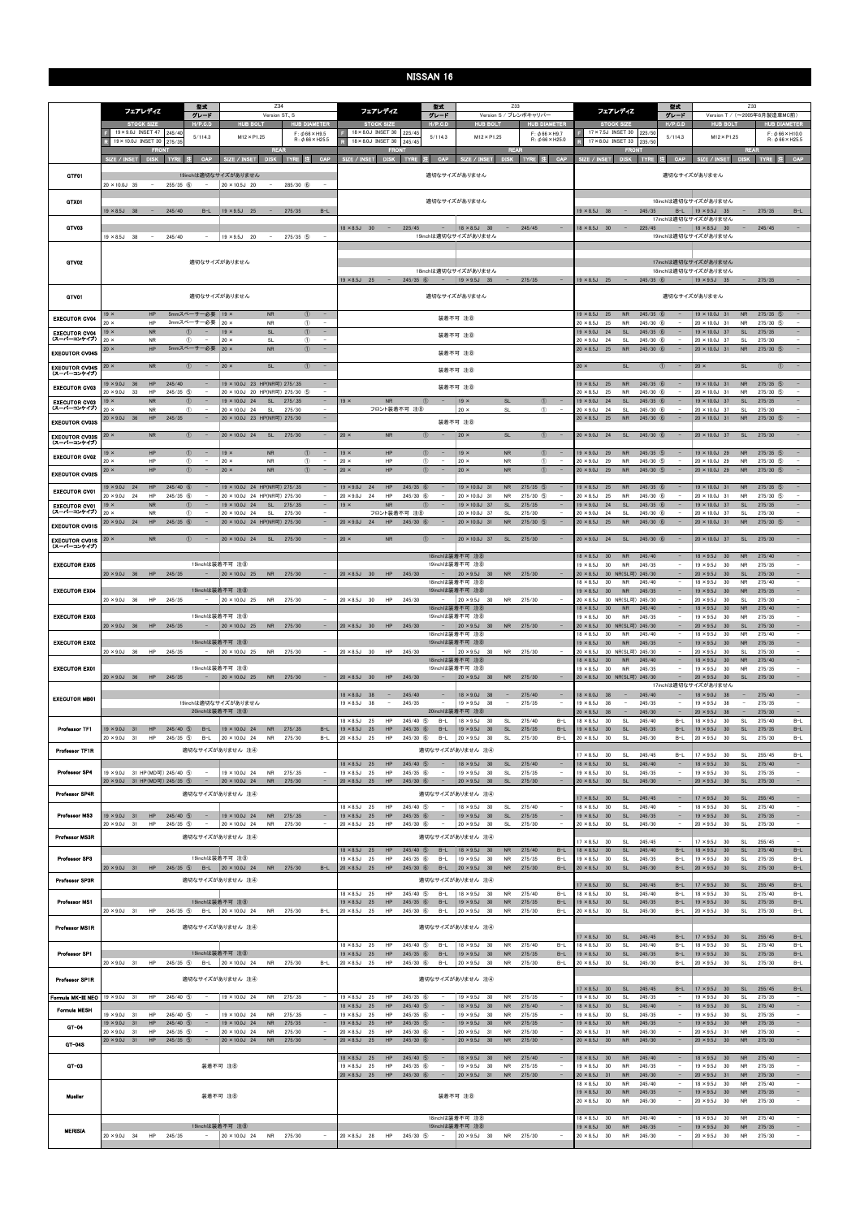# NISSAN 16

## フェアレディZ　型式 Z34　グレード Version ST, S

| STOCK SIZE | | P.C.D | HUB BOLT | HUB DIAMETER |
|---|---|---|---|---|
| F | 19×9.0J INSET 47 245/40 | 5/114.3 | M12×P1.25 | F: φ66×H9.5 |
| R | 19×10.0J INSET 30 275/35 | | | R: φ66×H25.5 |

| | FRONT SIZE / INSET | DISK | TYRE | 注 | CAP | REAR SIZE / INSET | DISK | TYRE | 注 | CAP |
|---|---|---|---|---|---|---|---|---|---|---|
| GTF01 | 19inchは適切なサイズがありません | | | | | | | | | |
| | 20×10.0J 35 | – | 255/35 | ⑥ | – | 20×10.5J 20 | – | 285/30 | ⑥ | – |
| GTX01 | 19×8.5J 38 | – | 245/40 | | B-L | 19×9.5J 25 | – | 275/35 | | B-L |
| GTV03 | 19×8.5J 38 | – | 245/40 | | – | 19×9.5J 20 | – | 275/35 | ⑤ | – |
| GTV02 | 適切なサイズがありません | | | | | | | | | |
| GTV01 | 適切なサイズがありません | | | | | | | | | |
| EXECUTOR CV04 | 19× | HP | 5mmスペーサー必要 | | | 19× | NR | | ① | – |
| | 20× | HP | 3mmスペーサー必要 | | | 20× | NR | | ① | – |
| EXECUTOR CV04 (スーパーコンケイブ) | 19× | NR | | ① | – | 19× | SL | | ① | – |
| | 20× | NR | | ① | – | 20× | SL | | ① | – |
| EXECUTOR CV04S | 20× | HP | 5mmスペーサー必要 | | | 20× | NR | | ① | – |
| EXECUTOR CV04S (スーパーコンケイブ) | 20× | NR | | ① | – | 20× | SL | | ① | – |
| EXECUTOR CV03 | 19×9.0J 36 | HP | 245/40 | | – | 19×10.0J 23 | HP(NR可) | 275/35 | | – |
| | 19×9.0J 33 | HP | 245/35 | ⑤ | – | 20×10.0J 20 | HP(NR可) | 275/30 | ⑤ | – |
| EXECUTOR CV03 (スーパーコンケイブ) | 19× | NR | | ① | – | 19×10.0J 24 | SL | 275/35 | | – |
| | 20× | NR | | ① | – | 20×10.0J 24 | SL | 275/30 | | – |
| EXECUTOR CV03S | 20×9.0J 36 | HP | 245/35 | | – | 20×10.0J 23 | HP(NR可) | 275/30 | | – |
| EXECUTOR CV03S (スーパーコンケイブ) | 20× | NR | | ① | – | 20×10.0J 24 | SL | 275/30 | | – |
| EXECUTOR CV02 | 19× | HP | | ① | – | 19× | NR | | ① | – |
| | 20× | HP | | ① | – | 20× | NR | | ① | – |
| EXECUTOR CV02S | 20× | HP | | ① | – | 20× | NR | | ① | – |
| EXECUTOR CV01 | 19×9.0J 24 | HP | 245/40 | ⑥ | – | 19×10.0J 24 | HP(NR可) | 275/35 | | – |
| | 20×9.0J 24 | HP | 245/35 | ⑥ | – | 20×10.0J 24 | HP(NR可) | 275/30 | | – |
| EXECUTOR CV01 (スーパーコンケイブ) | 19× | NR | | ① | – | 19×10.0J 24 | SL | 275/35 | | – |
| | 20× | NR | | ① | – | 20×10.0J 24 | SL | 275/30 | | – |
| EXECUTOR CV01S | 20×9.0J 24 | HP | 245/35 | ⑥ | – | 20×10.0J 24 | HP(NR可) | 275/30 | | – |
| EXECUTOR CV01S (スーパーコンケイブ) | 20× | NR | | ① | – | 20×10.0J 24 | SL | 275/30 | | – |
| EXECUTOR EX05 | 19inchは装着不可 注⑧ | | | | | | | | | |
| | 20×9.0J 36 | HP | 245/35 | | – | 20×10.0J 25 | NR | 275/30 | | – |
| EXECUTOR EX04 | 19inchは装着不可 注⑧ | | | | | | | | | |
| | 20×9.0J 36 | HP | 245/35 | | – | 20×10.0J 25 | NR | 275/30 | | – |
| EXECUTOR EX03 | 19inchは装着不可 注⑧ | | | | | | | | | |
| | 20×9.0J 36 | HP | 245/35 | | – | 20×10.0J 25 | NR | 275/30 | | – |
| EXECUTOR EX02 | 19inchは装着不可 注⑧ | | | | | | | | | |
| | 20×9.0J 36 | HP | 245/35 | | – | 20×10.0J 25 | NR | 275/30 | | – |
| EXECUTOR EX01 | 19inchは装着不可 注⑧ | | | | | | | | | |
| | 20×9.0J 36 | HP | 245/35 | | – | 20×10.0J 25 | NR | 275/30 | | – |
| EXECUTOR MB01 | 19inchは適切なサイズがありません | | | | | | | | | |
| | 20inchは装着不可 注⑧ | | | | | | | | | |
| Professor TF1 | 19×9.0J 31 | HP | 245/40 | ⑤ | B-L | 19×10.0J 24 | NR | 275/35 | | B-L |
| | 20×9.0J 31 | HP | 245/35 | ⑤ | B-L | 20×10.0J 24 | NR | 275/30 | | B-L |
| Professor TF1R | 適切なサイズがありません 注④ | | | | | | | | | |
| Professor SP4 | 19×9.0J 31 | HP(MD可) | 245/40 | ⑤ | – | 19×10.0J 24 | NR | 275/35 | | – |
| | 20×9.0J 31 | HP(MD可) | 245/35 | ⑤ | – | 20×10.0J 24 | NR | 275/30 | | – |
| Professor SP4R | 適切なサイズがありません 注④ | | | | | | | | | |
| Professor MS3 | 19×9.0J 31 | HP | 245/40 | ⑤ | – | 19×10.0J 24 | NR | 275/35 | | – |
| | 20×9.0J 31 | HP | 245/35 | ⑤ | – | 20×10.0J 24 | NR | 275/30 | | – |
| Professor MS3R | 適切なサイズがありません 注④ | | | | | | | | | |
| Professor SP3 | 19inchは装着不可 注⑧ | | | | | | | | | |
| | 20×9.0J 31 | HP | 245/35 | ⑤ | B-L | 20×10.0J 24 | NR | 275/30 | | B-L |
| Professor SP3R | 適切なサイズがありません 注④ | | | | | | | | | |
| Professor MS1 | 19inchは装着不可 注⑧ | | | | | | | | | |
| | 20×9.0J 31 | HP | 245/35 | ⑤ | B-L | 20×10.0J 24 | NR | 275/30 | | B-L |
| Professor MS1R | 適切なサイズがありません 注④ | | | | | | | | | |
| Professor SP1 | 19inchは装着不可 注⑧ | | | | | | | | | |
| | 20×9.0J 31 | HP | 245/35 | ⑤ | B-L | 20×10.0J 24 | NR | 275/30 | | B-L |
| Professor SP1R | 適切なサイズがありません 注④ | | | | | | | | | |
| Formula MK-III NEO | 19×9.0J 31 | HP | 245/40 | ⑤ | – | 19×10.0J 24 | NR | 275/35 | | – |
| Formula MESH | 19×9.0J 31 | HP | 245/40 | ⑤ | – | 19×10.0J 24 | NR | 275/35 | | – |
| GT-04 | 19×9.0J 31 | HP | 245/40 | ⑤ | – | 19×10.0J 24 | NR | 275/35 | | – |
| | 20×9.0J 31 | HP | 245/35 | ⑤ | – | 20×10.0J 24 | NR | 275/30 | | – |
| GT-04S | 20×9.0J 31 | HP | 245/35 | ⑤ | – | 20×10.0J 24 | NR | 275/30 | | – |
| GT-03 | 装着不可 注⑧ | | | | | | | | | |
| Mueller | 装着不可 注⑧ | | | | | | | | | |
| MERISIA | 19inchは装着不可 注⑧ | | | | | | | | | |
| | 20×9.0J 34 | HP | 245/35 | | – | 20×10.0J 24 | NR | 275/30 | | – |

## フェアレディZ　型式 Z33　グレード Version S / ブレンボキャリパー

| STOCK SIZE | | P.C.D | HUB BOLT | HUB DIAMETER |
|---|---|---|---|---|
| F | 18×8.0J INSET 30 225/45 | 5/114.3 | M12×P1.25 | F: φ66×H9.7 |
| R | 18×8.0J INSET 30 245/45 | | | R: φ66×H25.0 |

| | FRONT SIZE / INSET | DISK | TYRE | 注 | CAP | REAR SIZE / INSET | DISK | TYRE | 注 | CAP |
|---|---|---|---|---|---|---|---|---|---|---|
| GTF01 | 適切なサイズがありません | | | | | | | | | |
| GTX01 | 適切なサイズがありません | | | | | | | | | |
| GTV03 | 18×8.5J 30 | – | 225/45 | | – | 18×8.5J 30 | – | 245/45 | | – |
| | 19inchは適切なサイズがありません | | | | | | | | | |
| GTV02 | 18inchは適切なサイズがありません | | | | | | | | | |
| | 19×8.5J 25 | – | 245/35 | ⑥ | – | 19×9.5J 35 | – | 275/35 | | – |
| GTV01 | 適切なサイズがありません | | | | | | | | | |
| EXECUTOR CV04 | 装着不可 注⑧ | | | | | | | | | |
| EXECUTOR CV04 (スーパーコンケイブ) | 装着不可 注⑧ | | | | | | | | | |
| EXECUTOR CV04S | 装着不可 注⑧ | | | | | | | | | |
| EXECUTOR CV04S (スーパーコンケイブ) | 装着不可 注⑧ | | | | | | | | | |
| EXECUTOR CV03 | 装着不可 注⑧ | | | | | | | | | |
| EXECUTOR CV03 (スーパーコンケイブ) | 19× | NR | | ① | – | 19× | SL | | ① | – |
| | フロント装着不可 注⑧ | | | | | 20× | SL | | ① | – |
| EXECUTOR CV03S | 装着不可 注⑧ | | | | | | | | | |
| EXECUTOR CV03S (スーパーコンケイブ) | 20× | NR | | ① | – | 20× | SL | | ① | – |
| EXECUTOR CV02 | 19× | HP | | ① | – | 19× | NR | | ① | – |
| | 20× | HP | | ① | – | 20× | NR | | ① | – |
| EXECUTOR CV02S | 20× | HP | | ① | – | 20× | NR | | ① | – |
| EXECUTOR CV01 | 19×9.0J 24 | HP | 245/35 | ⑥ | – | 19×10.0J 31 | NR | 275/35 | ⑤ | – |
| | 20×9.0J 24 | HP | 245/30 | ⑥ | – | 20×10.0J 31 | NR | 275/30 | ⑤ | – |
| EXECUTOR CV01 (スーパーコンケイブ) | 19× | NR | | ① | – | 19×10.0J 37 | SL | 275/35 | | – |
| | フロント装着不可 注⑧ | | | | | 20×10.0J 37 | SL | 275/30 | | – |
| EXECUTOR CV01S | 20×9.0J 24 | HP | 245/30 | ⑥ | – | 20×10.0J 31 | NR | 275/30 | ⑤ | – |
| EXECUTOR CV01S (スーパーコンケイブ) | 20× | NR | | ① | – | 20×10.0J 37 | SL | 275/30 | | – |
| EXECUTOR EX05 | 18inchは装着不可 注⑧ | | | | | | | | | |
| | 19inchは装着不可 注⑧ | | | | | | | | | |
| | 20×8.5J 30 | HP | 245/30 | | – | 20×9.5J 30 | NR | 275/30 | | – |
| EXECUTOR EX04 | 18inchは装着不可 注⑧ | | | | | | | | | |
| | 19inchは装着不可 注⑧ | | | | | | | | | |
| | 20×8.5J 30 | HP | 245/30 | | – | 20×9.5J 30 | NR | 275/30 | | – |
| EXECUTOR EX03 | 18inchは装着不可 注⑧ | | | | | | | | | |
| | 19inchは装着不可 注⑧ | | | | | | | | | |
| | 20×8.5J 30 | HP | 245/30 | | – | 20×9.5J 30 | NR | 275/30 | | – |
| EXECUTOR EX02 | 18inchは装着不可 注⑧ | | | | | | | | | |
| | 19inchは装着不可 注⑧ | | | | | | | | | |
| | 20×8.5J 30 | HP | 245/30 | | – | 20×9.5J 30 | NR | 275/30 | | – |
| EXECUTOR EX01 | 18inchは装着不可 注⑧ | | | | | | | | | |
| | 19inchは装着不可 注⑧ | | | | | | | | | |
| | 20×8.5J 30 | HP | 245/30 | | – | 20×9.5J 30 | NR | 275/30 | | – |
| EXECUTOR MB01 | 18×8.0J 38 | – | 245/40 | | – | 18×9.0J 38 | – | 275/40 | | – |
| | 19×8.5J 38 | – | 245/35 | | – | 19×9.5J 38 | – | 275/35 | | – |
| | 20inchは装着不可 注⑧ | | | | | | | | | |
| Professor TF1 | 18×8.5J 25 | HP | 245/40 | ⑤ | B-L | 18×9.5J 30 | SL | 275/40 | | B-L |
| | 19×8.5J 25 | HP | 245/35 | ⑥ | B-L | 19×9.5J 30 | SL | 275/35 | | B-L |
| | 20×8.5J 25 | HP | 245/30 | ⑥ | B-L | 20×9.5J 30 | SL | 275/30 | | B-L |
| Professor TF1R | 適切なサイズがありません 注④ | | | | | | | | | |
| Professor SP4 | 18×8.5J 25 | HP | 245/40 | ⑤ | – | 18×9.5J 30 | SL | 275/40 | | – |
| | 19×8.5J 25 | HP | 245/35 | ⑥ | – | 19×9.5J 30 | SL | 275/35 | | – |
| | 20×8.5J 25 | HP | 245/30 | ⑥ | – | 20×9.5J 30 | SL | 275/30 | | – |
| Professor SP4R | 適切なサイズがありません 注④ | | | | | | | | | |
| Professor MS3 | 18×8.5J 25 | HP | 245/40 | ⑤ | – | 18×9.5J 30 | SL | 275/40 | | – |
| | 19×8.5J 25 | HP | 245/35 | ⑥ | – | 19×9.5J 30 | SL | 275/35 | | – |
| | 20×8.5J 25 | HP | 245/30 | ⑥ | – | 20×9.5J 30 | SL | 275/30 | | – |
| Professor MS3R | 適切なサイズがありません 注④ | | | | | | | | | |
| Professor SP3 | 18×8.5J 25 | HP | 245/40 | ⑤ | B-L | 18×9.5J 30 | NR | 275/40 | | B-L |
| | 19×8.5J 25 | HP | 245/35 | ⑥ | B-L | 19×9.5J 30 | NR | 275/35 | | B-L |
| | 20×8.5J 25 | HP | 245/30 | ⑥ | B-L | 20×9.5J 30 | NR | 275/30 | | B-L |
| Professor SP3R | 適切なサイズがありません 注④ | | | | | | | | | |
| Professor MS1 | 18×8.5J 25 | HP | 245/40 | ⑤ | B-L | 18×9.5J 30 | NR | 275/40 | | B-L |
| | 19×8.5J 25 | HP | 245/35 | ⑥ | B-L | 19×9.5J 30 | NR | 275/35 | | B-L |
| | 20×8.5J 25 | HP | 245/30 | ⑥ | B-L | 20×9.5J 30 | NR | 275/30 | | B-L |
| Professor MS1R | 適切なサイズがありません 注④ | | | | | | | | | |
| Professor SP1 | 18×8.5J 25 | HP | 245/40 | ⑤ | B-L | 18×9.5J 30 | NR | 275/40 | | B-L |
| | 19×8.5J 25 | HP | 245/35 | ⑥ | B-L | 19×9.5J 30 | NR | 275/35 | | B-L |
| | 20×8.5J 25 | HP | 245/30 | ⑥ | B-L | 20×9.5J 30 | NR | 275/30 | | B-L |
| Professor SP1R | 適切なサイズがありません 注④ | | | | | | | | | |
| Formula MK-III NEO | 19×8.5J 25 | HP | 245/35 | ⑥ | – | 19×9.5J 30 | NR | 275/35 | | – |
| Formula MESH | 18×8.5J 25 | HP | 245/40 | ⑤ | – | 18×9.5J 30 | NR | 275/40 | | – |
| | 19×8.5J 25 | HP | 245/35 | ⑥ | – | 19×9.5J 30 | NR | 275/35 | | – |
| GT-04 | 18×8.5J 25 | HP | 245/40 | ⑤ | – | 18×9.5J 30 | NR | 275/40 | | – |
| | 19×8.5J 25 | HP | 245/35 | ⑥ | – | 19×9.5J 30 | NR | 275/35 | | – |
| | 20×8.5J 25 | HP | 245/30 | ⑥ | – | 20×9.5J 31 | NR | 275/30 | | – |
| GT-04S | 20×8.5J 25 | HP | 245/30 | ⑥ | – | 20×9.5J 30 | NR | 275/30 | | – |
| GT-03 | 18×8.5J 25 | HP | 245/40 | ⑤ | – | 18×9.5J 30 | NR | 275/40 | | – |
| | 19×8.5J 25 | HP | 245/35 | ⑥ | – | 19×9.5J 30 | NR | 275/35 | | – |
| | 20×8.5J 25 | HP | 245/30 | ⑥ | – | 20×9.5J 31 | NR | 275/30 | | – |
| Mueller | 装着不可 注⑧ | | | | | | | | | |
| MERISIA | 18inchは装着不可 注⑧ | | | | | | | | | |
| | 19inchは装着不可 注⑧ | | | | | | | | | |
| | 20×8.5J 28 | HP | 245/30 | ⑤ | – | 20×9.5J 30 | NR | 275/30 | | – |

## フェアレディZ　型式 Z33　グレード Version T / (～2005年8月製造車MC前)

| STOCK SIZE | | P.C.D | HUB BOLT | HUB DIAMETER |
|---|---|---|---|---|
| F | 17×7.5J INSET 30 225/50 | 5/114.3 | M12×P1.25 | F: φ66×H10.0 |
| R | 17×8.0J INSET 33 235/50 | | | R: φ66×H25.5 |

| | FRONT SIZE / INSET | DISK | TYRE | 注 | CAP | REAR SIZE / INSET | DISK | TYRE | 注 | CAP |
|---|---|---|---|---|---|---|---|---|---|---|
| GTF01 | 適切なサイズがありません | | | | | | | | | |
| GTX01 | 18inchは適切なサイズがありません | | | | | | | | | |
| | 19×8.5J 38 | – | 245/35 | | B-L | 19×9.5J 35 | – | 275/35 | | B-L |
| GTV03 | 17inchは適切なサイズがありません | | | | | | | | | |
| | 18×8.5J 30 | – | 225/45 | | – | 18×8.5J 30 | – | 245/45 | | – |
| | 19inchは適切なサイズがありません | | | | | | | | | |
| GTV02 | 17inchは適切なサイズがありません | | | | | | | | | |
| | 18inchは適切なサイズがありません | | | | | | | | | |
| | 19×8.5J 25 | – | 245/35 | ⑥ | – | 19×9.5J 35 | – | 275/35 | | – |
| GTV01 | 適切なサイズがありません | | | | | | | | | |
| EXECUTOR CV04 | 19×8.5J 25 | NR | 245/35 | ⑥ | – | 19×10.0J 31 | NR | 275/35 | ⑤ | – |
| | 20×8.5J 25 | NR | 245/30 | ⑥ | – | 20×10.0J 31 | NR | 275/30 | ⑤ | – |
| EXECUTOR CV04 (スーパーコンケイブ) | 19×9.0J 24 | SL | 245/35 | ⑥ | – | 19×10.0J 37 | SL | 275/35 | | – |
| | 20×9.0J 24 | SL | 245/30 | ⑥ | – | 20×10.0J 37 | SL | 275/30 | | – |
| EXECUTOR CV04S | 20×8.5J 25 | NR | 245/30 | ⑥ | – | 20×10.0J 31 | NR | 275/30 | ⑤ | – |
| EXECUTOR CV04S (スーパーコンケイブ) | 20× | SL | | ① | – | 20× | SL | | ① | – |
| EXECUTOR CV03 | 19×8.5J 25 | NR | 245/35 | ⑥ | – | 19×10.0J 31 | NR | 275/35 | ⑤ | – |
| | 20×8.5J 25 | NR | 245/30 | ⑥ | – | 20×10.0J 31 | NR | 275/30 | ⑤ | – |
| EXECUTOR CV03 (スーパーコンケイブ) | 19×9.0J 24 | SL | 245/35 | ⑥ | – | 19×10.0J 37 | SL | 275/35 | | – |
| | 20×9.0J 24 | SL | 245/30 | ⑥ | – | 20×10.0J 37 | SL | 275/30 | | – |
| EXECUTOR CV03S | 20×8.5J 25 | NR | 245/30 | ⑥ | – | 20×10.0J 31 | NR | 275/30 | ⑤ | – |
| EXECUTOR CV03S (スーパーコンケイブ) | 20×9.0J 24 | SL | 245/30 | ⑥ | – | 20×10.0J 37 | SL | 275/30 | | – |
| EXECUTOR CV02 | 19×9.0J 29 | NR | 245/35 | ⑤ | – | 19×10.0J 29 | NR | 275/35 | ⑤ | – |
| | 20×9.0J 29 | NR | 245/30 | ⑤ | – | 20×10.0J 29 | NR | 275/30 | ⑤ | – |
| EXECUTOR CV02S | 20×9.0J 29 | NR | 245/30 | ⑤ | – | 20×10.0J 29 | NR | 275/30 | ⑤ | – |
| EXECUTOR CV01 | 19×8.5J 25 | NR | 245/35 | ⑥ | – | 19×10.0J 31 | NR | 275/35 | ⑤ | – |
| | 20×8.5J 25 | NR | 245/30 | ⑥ | – | 20×10.0J 31 | NR | 275/30 | ⑤ | – |
| EXECUTOR CV01 (スーパーコンケイブ) | 19×9.0J 24 | SL | 245/35 | ⑥ | – | 19×10.0J 37 | SL | 275/35 | | – |
| | 20×9.0J 24 | SL | 245/30 | ⑥ | – | 20×10.0J 37 | SL | 275/30 | | – |
| EXECUTOR CV01S | 20×8.5J 25 | NR | 245/30 | ⑥ | – | 20×10.0J 31 | NR | 275/30 | ⑤ | – |
| EXECUTOR CV01S (スーパーコンケイブ) | 20×9.0J 24 | SL | 245/30 | ⑥ | – | 20×10.0J 37 | SL | 275/30 | | – |
| EXECUTOR EX05 | 18×8.5J 30 | NR | 245/40 | | – | 18×9.5J 30 | NR | 275/40 | | – |
| | 19×8.5J 30 | NR | 245/35 | | – | 19×9.5J 30 | NR | 275/35 | | – |
| | 20×8.5J 30 | NR(SL可) | 245/30 | | – | 20×9.5J 30 | SL | 275/30 | | – |
| EXECUTOR EX04 | 18×8.5J 30 | NR | 245/40 | | – | 18×9.5J 30 | NR | 275/40 | | – |
| | 19×8.5J 30 | NR | 245/35 | | – | 19×9.5J 30 | NR | 275/35 | | – |
| | 20×8.5J 30 | NR(SL可) | 245/30 | | – | 20×9.5J 30 | SL | 275/30 | | – |
| EXECUTOR EX03 | 18×8.5J 30 | NR | 245/40 | | – | 18×9.5J 30 | NR | 275/40 | | – |
| | 19×8.5J 30 | NR | 245/35 | | – | 19×9.5J 30 | NR | 275/35 | | – |
| | 20×8.5J 30 | NR(SL可) | 245/30 | | – | 20×9.5J 30 | SL | 275/30 | | – |
| EXECUTOR EX02 | 18×8.5J 30 | NR | 245/40 | | – | 18×9.5J 30 | NR | 275/40 | | – |
| | 19×8.5J 30 | NR | 245/35 | | – | 19×9.5J 30 | NR | 275/35 | | – |
| | 20×8.5J 30 | NR(SL可) | 245/30 | | – | 20×9.5J 30 | SL | 275/30 | | – |
| EXECUTOR EX01 | 18×8.5J 30 | NR | 245/40 | | – | 18×9.5J 30 | NR | 275/40 | | – |
| | 19×8.5J 30 | NR | 245/35 | | – | 19×9.5J 30 | NR | 275/35 | | – |
| | 20×8.5J 30 | NR(SL可) | 245/30 | | – | 20×9.5J 30 | SL | 275/30 | | – |
| EXECUTOR MB01 | 17inchは適切なサイズがありません | | | | | | | | | |
| | 18×8.0J 38 | – | 245/40 | | – | 18×9.0J 38 | – | 275/40 | | – |
| | 19×8.5J 38 | – | 245/35 | | – | 19×9.5J 38 | – | 275/35 | | – |
| | 20×8.5J 38 | – | 245/30 | | – | 20×9.5J 38 | – | 275/30 | | – |
| Professor TF1 | 18×8.5J 30 | SL | 245/40 | | B-L | 18×9.5J 30 | SL | 275/40 | | B-L |
| | 19×8.5J 30 | SL | 245/35 | | B-L | 19×9.5J 30 | SL | 275/35 | | B-L |
| | 20×8.5J 30 | SL | 245/30 | | B-L | 20×9.5J 30 | SL | 275/30 | | B-L |
| Professor TF1R | 17×8.5J 30 | SL | 245/45 | | B-L | 17×9.5J 30 | SL | 255/45 | | B-L |
| Professor SP4 | 18×8.5J 30 | SL | 245/40 | | – | 18×9.5J 30 | SL | 275/40 | | – |
| | 19×8.5J 30 | SL | 245/35 | | – | 19×9.5J 30 | SL | 275/35 | | – |
| | 20×8.5J 30 | SL | 245/30 | | – | 20×9.5J 30 | SL | 275/30 | | – |
| Professor SP4R | 17×8.5J 30 | SL | 245/45 | | – | 17×9.5J 30 | SL | 255/45 | | – |
| Professor MS3 | 18×8.5J 30 | SL | 245/40 | | – | 18×9.5J 30 | SL | 275/40 | | – |
| | 19×8.5J 30 | SL | 245/35 | | – | 19×9.5J 30 | SL | 275/35 | | – |
| | 20×8.5J 30 | SL | 245/30 | | – | 20×9.5J 30 | SL | 275/30 | | – |
| Professor MS3R | 17×8.5J 30 | SL | 245/45 | | – | 17×9.5J 30 | SL | 255/45 | | – |
| Professor SP3 | 18×8.5J 30 | SL | 245/40 | | B-L | 18×9.5J 30 | SL | 275/40 | | B-L |
| | 19×8.5J 30 | SL | 245/35 | | B-L | 19×9.5J 30 | SL | 275/35 | | B-L |
| | 20×8.5J 30 | SL | 245/30 | | B-L | 20×9.5J 30 | SL | 275/30 | | B-L |
| Professor SP3R | 17×8.5J 30 | SL | 245/45 | | B-L | 17×9.5J 30 | SL | 255/45 | | B-L |
| Professor MS1 | 18×8.5J 30 | SL | 245/40 | | B-L | 18×9.5J 30 | SL | 275/40 | | B-L |
| | 19×8.5J 30 | SL | 245/35 | | B-L | 19×9.5J 30 | SL | 275/35 | | B-L |
| | 20×8.5J 30 | SL | 245/30 | | B-L | 20×9.5J 30 | SL | 275/30 | | B-L |
| Professor MS1R | 17×8.5J 30 | SL | 245/45 | | B-L | 17×9.5J 30 | SL | 255/45 | | B-L |
| Professor SP1 | 18×8.5J 30 | SL | 245/40 | | B-L | 18×9.5J 30 | SL | 275/40 | | B-L |
| | 19×8.5J 30 | SL | 245/35 | | B-L | 19×9.5J 30 | SL | 275/35 | | B-L |
| | 20×8.5J 30 | SL | 245/30 | | B-L | 20×9.5J 30 | SL | 275/30 | | B-L |
| Professor SP1R | 17×8.5J 30 | SL | 245/45 | | B-L | 17×9.5J 30 | SL | 255/45 | | B-L |
| Formula MK-III NEO | 19×8.5J 30 | SL | 245/35 | | – | 19×9.5J 30 | SL | 275/35 | | – |
| Formula MESH | 18×8.5J 30 | SL | 245/40 | | – | 18×9.5J 30 | SL | 275/40 | | – |
| | 19×8.5J 30 | SL | 245/35 | | – | 19×9.5J 30 | SL | 275/35 | | – |
| GT-04 | 18×8.5J 30 | NR | 245/40 | | – | 18×9.5J 30 | NR | 275/40 | | – |
| | 19×8.5J 30 | NR | 245/35 | | – | 19×9.5J 30 | NR | 275/35 | | – |
| | 20×8.5J 31 | NR | 245/30 | | – | 20×9.5J 31 | NR | 275/30 | | – |
| GT-04S | 20×8.5J 30 | NR | 245/30 | | – | 20×9.5J 30 | NR | 275/30 | | – |
| GT-03 | 18×8.5J 30 | NR | 245/40 | | – | 18×9.5J 30 | NR | 275/40 | | – |
| | 19×8.5J 30 | NR | 245/35 | | – | 19×9.5J 30 | NR | 275/35 | | – |
| | 20×8.5J 31 | NR | 245/30 | | – | 20×9.5J 31 | NR | 275/30 | | – |
| Mueller | 18×8.5J 30 | NR | 245/40 | | – | 18×9.5J 30 | NR | 275/40 | | – |
| | 19×8.5J 30 | NR | 245/35 | | – | 19×9.5J 30 | NR | 275/35 | | – |
| | 20×8.5J 30 | NR | 245/30 | | – | 20×9.5J 30 | NR | 275/30 | | – |
| MERISIA | 18×8.5J 30 | NR | 245/40 | | – | 18×9.5J 30 | NR | 275/40 | | – |
| | 19×8.5J 30 | NR | 245/35 | | – | 19×9.5J 30 | NR | 275/35 | | – |
| | 20×8.5J 30 | NR | 245/30 | | – | 20×9.5J 30 | NR | 275/30 | | – |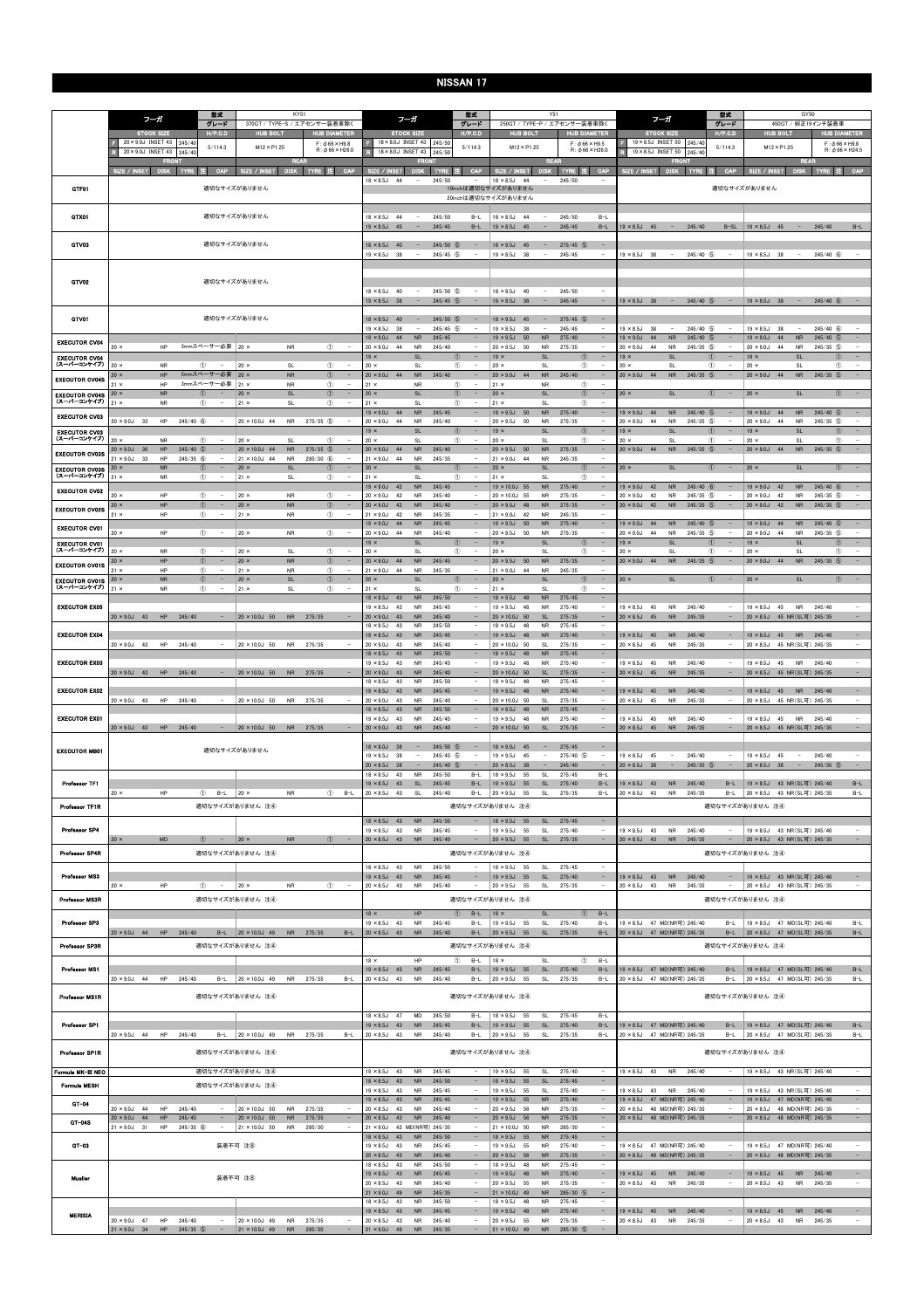# NISSAN 17

## フーガ KY51（370GT / TYPE-S / エアセンサー装着車除く）

| STOCK SIZE | H/P.C.D | HUB BOLT | HUB DIAMETER |
|---|---|---|---|
| F: 20×9.0J INSET 43 245/40<br>R: 20×9.0J INSET 43 245/40 | 5/114.3 | M12×P1.25 | F: φ66×H9.8<br>R: φ66×H26.0 |

| ホイール | FRONT SIZE / INSET | DISK | TYRE | 注 | CAP | REAR SIZE / INSET | DISK | TYRE | 注 | CAP |
|---|---|---|---|---|---|---|---|---|---|---|
| GTF01 | 適切なサイズがありません | | | | | | | | | |
| GTX01 | 適切なサイズがありません | | | | | | | | | |
| GTV03 | 適切なサイズがありません | | | | | | | | | |
| GTV02 | 適切なサイズがありません | | | | | | | | | |
| GTV01 | 適切なサイズがありません | | | | | | | | | |
| EXECUTOR CV04 | 20× | HP | 3mmスペーサー必要 | | | 20× | NR | | ① | – |
| EXECUTOR CV04（スーパーコンケイブ） | 20× | NR | | ① | – | 20× | SL | | ① | – |
| EXECUTOR CV04S | 20× | HP | 5mmスペーサー必要 | | | 20× | NR | | ① | – |
| | 21× | HP | 3mmスペーサー必要 | | | 21× | NR | | ① | – |
| EXECUTOR CV04S（スーパーコンケイブ） | 20× | NR | | ① | – | 20× | SL | | ① | – |
| | 21× | NR | | ① | – | 21× | SL | | ① | – |
| EXECUTOR CV03 | 20×9.0J 33 | HP | 245/40 | ⑥ | – | 20×10.0J 44 | NR | 275/35 | ⑤ | – |
| EXECUTOR CV03（スーパーコンケイブ） | 20× | NR | | ① | – | 20× | SL | | ① | – |
| EXECUTOR CV03S | 20×9.0J 36 | HP | 245/40 | ⑤ | – | 20×10.0J 44 | NR | 275/35 | ⑤ | – |
| | 21×9.0J 33 | HP | 245/35 | ⑥ | – | 21×10.0J 44 | NR | 285/30 | ⑥ | – |
| EXECUTOR CV03S（スーパーコンケイブ） | 20× | NR | | ① | – | 20× | SL | | ① | – |
| | 21× | NR | | ① | – | 21× | SL | | ① | – |
| EXECUTOR CV02 | 20× | HP | | ① | – | 20× | NR | | ① | – |
| EXECUTOR CV02S | 20× | HP | | ① | – | 20× | NR | | ① | – |
| | 21× | HP | | ① | – | 21× | NR | | ① | – |
| EXECUTOR CV01 | 20× | HP | | ① | – | 20× | NR | | ① | – |
| EXECUTOR CV01（スーパーコンケイブ） | 20× | NR | | ① | – | 20× | SL | | ① | – |
| EXECUTOR CV01S | 20× | HP | | ① | – | 20× | NR | | ① | – |
| | 21× | HP | | ① | – | 21× | NR | | ① | – |
| EXECUTOR CV01S（スーパーコンケイブ） | 20× | NR | | ① | – | 20× | SL | | ① | – |
| | 21× | NR | | ① | – | 21× | SL | | ① | – |
| EXECUTOR EX05 | 20×9.0J 43 | HP | 245/40 | | – | 20×10.0J 50 | NR | 275/35 | | |
| EXECUTOR EX04 | 20×9.0J 43 | HP | 245/40 | | – | 20×10.0J 50 | NR | 275/35 | | |
| EXECUTOR EX03 | 20×9.0J 43 | HP | 245/40 | | – | 20×10.0J 50 | NR | 275/35 | | |
| EXECUTOR EX02 | 20×9.0J 43 | HP | 245/40 | | – | 20×10.0J 50 | NR | 275/35 | | |
| EXECUTOR EX01 | 20×9.0J 43 | HP | 245/40 | | – | 20×10.0J 50 | NR | 275/35 | | |
| EXECUTOR MB01 | 適切なサイズがありません | | | | | | | | | |
| Professor TF1 | 20× | HP | | ① | B-L | 20× | NR | | ① | B-L |
| Professor TF1R | 適切なサイズがありません 注④ | | | | | | | | | |
| Professor SP4 | 20× | MD | | ① | – | 20× | NR | | ① | – |
| Professor SP4R | 適切なサイズがありません 注④ | | | | | | | | | |
| Professor MS3 | 20× | HP | | ① | – | 20× | NR | | ① | – |
| Professor MS3R | 適切なサイズがありません 注④ | | | | | | | | | |
| Professor SP3 | 20×9.0J 44 | HP | 245/40 | | B-L | 20×10.0J 49 | NR | 275/35 | | B-L |
| Professor SP3R | 適切なサイズがありません 注④ | | | | | | | | | |
| Professor MS1 | 20×9.0J 44 | HP | 245/40 | | B-L | 20×10.0J 49 | NR | 275/35 | | B-L |
| Professor MS1R | 適切なサイズがありません 注④ | | | | | | | | | |
| Professor SP1 | 20×9.0J 44 | HP | 245/40 | | B-L | 20×10.0J 49 | NR | 275/35 | | B-L |
| Professor SP1R | 適切なサイズがありません 注④ | | | | | | | | | |
| Formula MK-III NEO | 適切なサイズがありません 注④ | | | | | | | | | |
| Formula MESH | 適切なサイズがありません 注④ | | | | | | | | | |
| GT-04 | 20×9.0J 44 | HP | 245/40 | | – | 20×10.0J 50 | NR | 275/35 | | – |
| GT-04S | 20×9.0J 44 | HP | 245/40 | | – | 20×10.0J 50 | NR | 275/35 | | – |
| | 21×9.0J 31 | HP | 245/35 | ⑥ | – | 21×10.0J 50 | NR | 285/30 | | – |
| GT-03 | 装着不可 注⑧ | | | | | | | | | |
| Mueller | 装着不可 注⑧ | | | | | | | | | |
| MERISIA | 20×9.0J 47 | HP | 245/40 | | – | 20×10.0J 49 | NR | 275/35 | | – |
| | 21×9.0J 34 | HP | 245/35 | ⑤ | – | 21×10.0J 49 | NR | 285/30 | | – |

## フーガ Y51（250GT / TYPE-P / エアセンサー装着車除く）

| STOCK SIZE | H/P.C.D | HUB BOLT | HUB DIAMETER |
|---|---|---|---|
| F: 18×8.0J INSET 43 245/50<br>R: 18×8.0J INSET 43 245/50 | 5/114.3 | M12×P1.25 | F: φ66×H9.5<br>R: φ66×H26.0 |

| ホイール | FRONT SIZE / INSET | DISK | TYRE | 注 | CAP | REAR SIZE / INSET | DISK | TYRE | 注 | CAP |
|---|---|---|---|---|---|---|---|---|---|---|
| GTF01 | 18×8.5J 44 | – | 245/50 | | – | 18×8.5J 44 | – | 245/50 | | – |
| | 19inchは適切なサイズがありません | | | | | | | | | |
| | 20inchは適切なサイズがありません | | | | | | | | | |
| GTX01 | 18×8.5J 44 | – | 245/50 | | B-L | 18×8.5J 44 | – | 245/50 | | B-L |
| | 19×8.5J 45 | – | 245/45 | | B-L | 19×9.5J 45 | – | 245/45 | | B-L |
| GTV03 | 18×8.5J 40 | – | 245/50 | ⑤ | – | 18×9.5J 45 | – | 275/45 | ⑤ | – |
| | 19×8.5J 38 | – | 245/45 | ⑤ | – | 19×8.5J 38 | – | 245/45 | | – |
| GTV02 | 18×8.5J 40 | – | 245/50 | ⑤ | – | 18×8.5J 40 | – | 245/50 | | – |
| | 19×8.5J 38 | – | 245/45 | ⑤ | – | 19×8.5J 38 | – | 245/45 | | – |
| GTV01 | 18×8.5J 40 | – | 245/50 | ⑤ | – | 18×9.5J 45 | – | 275/45 | ⑤ | – |
| | 19×8.5J 38 | – | 245/45 | ⑤ | – | 19×8.5J 38 | – | 245/45 | | – |
| EXECUTOR CV04 | 19×9.0J 44 | NR | 245/45 | | – | 19×9.5J 50 | NR | 275/40 | | – |
| | 20×9.0J 44 | NR | 245/40 | | – | 20×9.5J 50 | NR | 275/35 | | – |
| EXECUTOR CV04（スーパーコンケイブ） | 19× | SL | | ① | – | 19× | SL | | ① | – |
| | 20× | SL | | ① | – | 20× | SL | | ① | – |
| EXECUTOR CV04S | 20×9.0J 44 | NR | 245/40 | | – | 20×9.0J 44 | NR | 245/40 | | – |
| | 21× | NR | | ① | – | 21× | NR | | ① | – |
| EXECUTOR CV04S（スーパーコンケイブ） | 20× | SL | | ① | – | 20× | SL | | ① | – |
| | 21× | SL | | ① | – | 21× | SL | | ① | – |
| EXECUTOR CV03 | 19×9.0J 44 | NR | 245/45 | | – | 19×9.5J 50 | NR | 275/40 | | – |
| | 20×9.0J 44 | NR | 245/40 | | – | 20×9.5J 50 | NR | 275/35 | | – |
| EXECUTOR CV03（スーパーコンケイブ） | 19× | SL | | ① | – | 19× | SL | | ① | – |
| | 20× | SL | | ① | – | 20× | SL | | ① | – |
| EXECUTOR CV03S | 20×9.0J 44 | NR | 245/40 | | – | 20×9.5J 50 | NR | 275/35 | | – |
| | 21×9.0J 44 | NR | 245/35 | | – | 21×9.0J 44 | NR | 245/35 | | – |
| EXECUTOR CV03S（スーパーコンケイブ） | 20× | SL | | ① | – | 20× | SL | | ① | – |
| | 21× | SL | | ① | – | 21× | SL | | ① | – |
| EXECUTOR CV02 | 19×9.0J 42 | NR | 245/45 | | – | 19×10.0J 55 | NR | 275/40 | | – |
| | 20×9.0J 42 | NR | 245/40 | | – | 20×10.0J 55 | NR | 275/35 | | – |
| EXECUTOR CV02S | 20×9.0J 42 | NR | 245/40 | | – | 20×9.5J 48 | NR | 275/35 | | – |
| | 21×9.0J 42 | NR | 245/35 | | – | 21×9.0J 42 | NR | 245/35 | | – |
| EXECUTOR CV01 | 19×9.0J 44 | NR | 245/45 | | – | 19×9.5J 50 | NR | 275/40 | | – |
| | 20×9.0J 44 | NR | 245/40 | | – | 20×9.5J 50 | NR | 275/35 | | – |
| EXECUTOR CV01（スーパーコンケイブ） | 19× | SL | | ① | – | 19× | SL | | ① | – |
| | 20× | SL | | ① | – | 20× | SL | | ① | – |
| EXECUTOR CV01S | 20×9.0J 44 | NR | 245/40 | | – | 20×9.5J 50 | NR | 275/35 | | – |
| | 21×9.0J 44 | NR | 245/35 | | – | 21×9.0J 44 | NR | 245/35 | | – |
| EXECUTOR CV01S（スーパーコンケイブ） | 20× | SL | | ① | – | 20× | SL | | ① | – |
| | 21× | SL | | ① | – | 21× | SL | | ① | – |
| EXECUTOR EX05 | 18×8.5J 43 | NR | 245/50 | | – | 18×9.5J 48 | NR | 275/45 | | – |
| | 19×8.5J 43 | NR | 245/45 | | – | 19×9.5J 48 | NR | 275/40 | | – |
| | 20×9.0J 43 | NR | 245/40 | | – | 20×10.0J 50 | SL | 275/35 | | – |
| EXECUTOR EX04 | 18×8.5J 43 | NR | 245/50 | | – | 18×9.5J 48 | NR | 275/45 | | – |
| | 19×8.5J 43 | NR | 245/45 | | – | 19×9.5J 48 | NR | 275/40 | | – |
| | 20×9.0J 43 | NR | 245/40 | | – | 20×10.0J 50 | SL | 275/35 | | – |
| EXECUTOR EX03 | 18×8.5J 43 | NR | 245/50 | | – | 18×9.5J 48 | NR | 275/45 | | – |
| | 19×8.5J 43 | NR | 245/45 | | – | 19×9.5J 48 | NR | 275/40 | | – |
| | 20×9.0J 43 | NR | 245/40 | | – | 20×10.0J 50 | SL | 275/35 | | – |
| EXECUTOR EX02 | 18×8.5J 43 | NR | 245/50 | | – | 18×9.5J 48 | NR | 275/45 | | – |
| | 19×8.5J 43 | NR | 245/45 | | – | 19×9.5J 48 | NR | 275/40 | | – |
| | 20×9.0J 43 | NR | 245/40 | | – | 20×10.0J 50 | SL | 275/35 | | – |
| EXECUTOR EX01 | 18×8.5J 43 | NR | 245/50 | | – | 18×9.5J 48 | NR | 275/45 | | – |
| | 19×8.5J 43 | NR | 245/45 | | – | 19×9.5J 48 | NR | 275/40 | | – |
| | 20×9.0J 43 | NR | 245/40 | | – | 20×10.0J 50 | SL | 275/35 | | – |
| EXECUTOR MB01 | 18×8.0J 38 | – | 245/50 | ⑤ | – | 18×9.0J 45 | – | 275/45 | | – |
| | 19×8.5J 38 | – | 245/45 | ⑤ | – | 19×9.5J 45 | – | 275/40 | ⑤ | – |
| | 20×8.5J 38 | – | 245/40 | ⑤ | – | 20×8.5J 38 | – | 245/40 | | – |
| Professor TF1 | 18×8.5J 43 | NR | 245/50 | | B-L | 18×9.5J 55 | SL | 275/45 | | B-L |
| | 19×8.5J 43 | SL | 245/45 | | B-L | 19×9.5J 55 | SL | 275/40 | | B-L |
| | 20×8.5J 43 | SL | 245/40 | | B-L | 20×9.5J 55 | SL | 275/35 | | B-L |
| Professor TF1R | 適切なサイズがありません 注④ | | | | | | | | | |
| Professor SP4 | 18×8.5J 43 | NR | 245/50 | | – | 18×9.5J 55 | SL | 275/45 | | – |
| | 19×8.5J 43 | NR | 245/45 | | – | 19×9.5J 55 | SL | 275/40 | | – |
| | 20×8.5J 43 | NR | 245/40 | | – | 20×9.5J 55 | SL | 275/35 | | – |
| Professor SP4R | 適切なサイズがありません 注④ | | | | | | | | | |
| Professor MS3 | 18×8.5J 43 | NR | 245/50 | | – | 18×9.5J 55 | SL | 275/45 | | – |
| | 19×8.5J 43 | NR | 245/45 | | – | 19×9.5J 55 | SL | 275/40 | | – |
| | 20×8.5J 43 | NR | 245/40 | | – | 20×9.5J 55 | SL | 275/35 | | – |
| Professor MS3R | 適切なサイズがありません 注④ | | | | | | | | | |
| Professor SP3 | 18× | HP | | ① | B-L | 18× | SL | | ① | B-L |
| | 19×8.5J 43 | NR | 245/45 | | B-L | 19×9.5J 55 | SL | 275/40 | | B-L |
| | 20×8.5J 43 | NR | 245/40 | | B-L | 20×9.5J 55 | SL | 275/35 | | B-L |
| Professor SP3R | 適切なサイズがありません 注④ | | | | | | | | | |
| Professor MS1 | 18× | HP | | ① | B-L | 18× | SL | | ① | B-L |
| | 19×8.5J 43 | NR | 245/45 | | B-L | 19×9.5J 55 | SL | 275/40 | | B-L |
| | 20×8.5J 43 | NR | 245/40 | | B-L | 20×9.5J 55 | SL | 275/35 | | B-L |
| Professor MS1R | 適切なサイズがありません 注④ | | | | | | | | | |
| Professor SP1 | 18×8.5J 47 | MD | 245/50 | | B-L | 18×9.5J 55 | SL | 275/45 | | B-L |
| | 19×8.5J 43 | NR | 245/45 | | B-L | 19×9.5J 55 | SL | 275/40 | | B-L |
| | 20×8.5J 43 | NR | 245/40 | | B-L | 20×9.5J 55 | SL | 275/35 | | B-L |
| Professor SP1R | 適切なサイズがありません 注④ | | | | | | | | | |
| Formula MK-III NEO | 19×8.5J 43 | NR | 245/45 | | – | 19×9.5J 55 | SL | 275/40 | | – |
| Formula MESH | 18×8.5J 43 | NR | 245/50 | | – | 18×9.5J 55 | SL | 275/45 | | – |
| | 19×8.5J 43 | NR | 245/45 | | – | 19×9.5J 55 | SL | 275/40 | | – |
| GT-04 | 19×8.5J 43 | NR | 245/45 | | – | 19×9.5J 55 | NR | 275/40 | | – |
| | 20×8.5J 43 | NR | 245/40 | | – | 20×9.5J 56 | NR | 275/35 | | – |
| GT-04S | 20×8.5J 43 | NR | 245/40 | | – | 20×9.5J 56 | NR | 275/35 | | – |
| | 21×9.0J 42 | MD(NR可) | 245/35 | | – | 21×10.0J 50 | NR | 285/30 | | – |
| GT-03 | 18×8.5J 43 | NR | 245/50 | | – | 18×9.5J 55 | NR | 275/45 | | – |
| | 19×8.5J 43 | NR | 245/45 | | – | 19×9.5J 55 | NR | 275/40 | | – |
| | 20×8.5J 43 | NR | 245/40 | | – | 20×9.5J 56 | NR | 275/35 | | – |
| Mueller | 18×8.5J 43 | NR | 245/50 | | – | 18×9.5J 48 | NR | 275/45 | | – |
| | 19×8.5J 43 | NR | 245/45 | | – | 19×9.5J 48 | NR | 275/40 | | – |
| | 20×8.5J 43 | NR | 245/40 | | – | 20×9.5J 55 | NR | 275/35 | | – |
| | 21×9.0J 49 | NR | 245/35 | | – | 21×10.0J 49 | NR | 285/30 | ⑤ | – |
| MERISIA | 18×8.5J 43 | NR | 245/50 | | – | 18×9.5J 48 | NR | 275/45 | | – |
| | 19×8.5J 43 | NR | 245/45 | | – | 19×9.5J 48 | NR | 275/40 | | – |
| | 20×8.5J 43 | NR | 245/40 | | – | 20×9.5J 55 | NR | 275/35 | | – |
| | 21×9.0J 49 | NR | 245/35 | | – | 21×10.0J 49 | NR | 285/30 | ⑤ | – |

## フーガ GY50（450GT / 純正19インチ装着車）

| STOCK SIZE | H/P.C.D | HUB BOLT | HUB DIAMETER |
|---|---|---|---|
| F: 19×8.5J INSET 50 245/40<br>R: 19×8.5J INSET 50 245/40 | 5/114.3 | M12×P1.25 | F: φ66×H9.8<br>R: φ66×H24.5 |

| ホイール | FRONT SIZE / INSET | DISK | TYRE | 注 | CAP | REAR SIZE / INSET | DISK | TYRE | 注 | CAP |
|---|---|---|---|---|---|---|---|---|---|---|
| GTF01 | 適切なサイズがありません | | | | | | | | | |
| GTX01 | 19×8.5J 45 | – | 245/40 | | B-SL | 19×8.5J 45 | – | 245/40 | | B-L |
| GTV03 | 19×8.5J 38 | – | 245/40 | ⑤ | – | 19×8.5J 38 | – | 245/40 | ⑥ | – |
| GTV02 | 19×8.5J 38 | – | 245/40 | ⑤ | – | 19×8.5J 38 | – | 245/40 | ⑥ | – |
| GTV01 | 19×8.5J 38 | – | 245/40 | ⑤ | – | 19×8.5J 38 | – | 245/40 | ⑥ | – |
| EXECUTOR CV04 | 19×9.0J 44 | NR | 245/40 | ⑤ | – | 19×9.0J 44 | NR | 245/40 | ⑤ | – |
| | 20×9.0J 44 | NR | 245/35 | ⑤ | – | 20×9.0J 44 | NR | 245/35 | ⑤ | – |
| EXECUTOR CV04（スーパーコンケイブ） | 19× | SL | | ① | – | 19× | SL | | ① | – |
| | 20× | SL | | ① | – | 20× | SL | | ① | – |
| EXECUTOR CV04S | 20×9.0J 44 | NR | 245/35 | ⑤ | – | 20×9.0J 44 | NR | 245/35 | ⑤ | – |
| EXECUTOR CV04S（スーパーコンケイブ） | 20× | SL | | ① | – | 20× | SL | | ① | – |
| EXECUTOR CV03 | 19×9.0J 44 | NR | 245/40 | ⑤ | – | 19×9.0J 44 | NR | 245/40 | ⑤ | – |
| | 20×9.0J 44 | NR | 245/35 | ⑤ | – | 20×9.0J 44 | NR | 245/35 | ⑤ | – |
| EXECUTOR CV03（スーパーコンケイブ） | 19× | SL | | ① | – | 19× | SL | | ① | – |
| | 20× | SL | | ① | – | 20× | SL | | ① | – |
| EXECUTOR CV03S | 20×9.0J 44 | NR | 245/35 | ⑤ | – | 20×9.0J 44 | NR | 245/35 | ⑤ | – |
| EXECUTOR CV03S（スーパーコンケイブ） | 20× | SL | | ① | – | 20× | SL | | ① | – |
| EXECUTOR CV02 | 19×9.0J 42 | NR | 245/40 | ⑥ | – | 19×9.0J 42 | NR | 245/40 | ⑥ | – |
| | 20×9.0J 42 | NR | 245/35 | ⑤ | – | 20×9.0J 42 | NR | 245/35 | ⑤ | – |
| EXECUTOR CV02S | 20×9.0J 42 | NR | 245/35 | ⑤ | – | 20×9.0J 42 | NR | 245/35 | ⑤ | – |
| EXECUTOR CV01 | 19×9.0J 44 | NR | 245/40 | ⑤ | – | 19×9.0J 44 | NR | 245/40 | ⑤ | – |
| | 20×9.0J 44 | NR | 245/35 | ⑤ | – | 20×9.0J 44 | NR | 245/35 | ⑤ | – |
| EXECUTOR CV01（スーパーコンケイブ） | 19× | SL | | ① | – | 19× | SL | | ① | – |
| | 20× | SL | | ① | – | 20× | SL | | ① | – |
| EXECUTOR CV01S | 20×9.0J 44 | NR | 245/35 | ⑤ | – | 20×9.0J 44 | NR | 245/35 | ⑤ | – |
| EXECUTOR CV01S（スーパーコンケイブ） | 20× | SL | | ① | – | 20× | SL | | ① | – |
| EXECUTOR EX05 | 19×8.5J 45 | NR | 245/40 | | – | 19×8.5J 45 | NR | 245/40 | | – |
| | 20×8.5J 45 | NR | 245/35 | | – | 20×8.5J 45 | NR(SL可) | 245/35 | | – |
| EXECUTOR EX04 | 19×8.5J 45 | NR | 245/40 | | – | 19×8.5J 45 | NR | 245/40 | | – |
| | 20×8.5J 45 | NR | 245/35 | | – | 20×8.5J 45 | NR(SL可) | 245/35 | | – |
| EXECUTOR EX03 | 19×8.5J 45 | NR | 245/40 | | – | 19×8.5J 45 | NR | 245/40 | | – |
| | 20×8.5J 45 | NR | 245/35 | | – | 20×8.5J 45 | NR(SL可) | 245/35 | | – |
| EXECUTOR EX02 | 19×8.5J 45 | NR | 245/40 | | – | 19×8.5J 45 | NR | 245/40 | | – |
| | 20×8.5J 45 | NR | 245/35 | | – | 20×8.5J 45 | NR(SL可) | 245/35 | | – |
| EXECUTOR EX01 | 19×8.5J 45 | NR | 245/40 | | – | 19×8.5J 45 | NR | 245/40 | | – |
| | 20×8.5J 45 | NR | 245/35 | | – | 20×8.5J 45 | NR(SL可) | 245/35 | | – |
| EXECUTOR MB01 | 19×8.5J 45 | – | 245/40 | | – | 19×8.5J 45 | – | 245/40 | | – |
| | 20×8.5J 38 | – | 245/35 | ⑤ | – | 20×8.5J 38 | – | 245/35 | ⑤ | – |
| Professor TF1 | 19×8.5J 43 | NR | 245/40 | | B-L | 19×8.5J 43 | NR(SL可) | 245/40 | | B-L |
| | 20×8.5J 43 | NR | 245/35 | | B-L | 20×8.5J 43 | NR(SL可) | 245/35 | | B-L |
| Professor TF1R | 適切なサイズがありません 注④ | | | | | | | | | |
| Professor SP4 | 19×8.5J 43 | NR | 245/40 | | – | 19×8.5J 43 | NR(SL可) | 245/40 | | – |
| | 20×8.5J 43 | NR | 245/35 | | – | 20×8.5J 43 | NR(SL可) | 245/35 | | – |
| Professor SP4R | 適切なサイズがありません 注④ | | | | | | | | | |
| Professor MS3 | 19×8.5J 43 | NR | 245/40 | | – | 19×8.5J 43 | NR(SL可) | 245/40 | | – |
| | 20×8.5J 43 | NR | 245/35 | | – | 20×8.5J 43 | NR(SL可) | 245/35 | | – |
| Professor MS3R | 適切なサイズがありません 注④ | | | | | | | | | |
| Professor SP3 | 19×8.5J 47 | MD(NR可) | 245/40 | | B-L | 19×8.5J 47 | MD(SL可) | 245/40 | | B-L |
| | 20×8.5J 47 | MD(NR可) | 245/35 | | B-L | 20×8.5J 47 | MD(SL可) | 245/35 | | B-L |
| Professor SP3R | 適切なサイズがありません 注④ | | | | | | | | | |
| Professor MS1 | 19×8.5J 47 | MD(NR可) | 245/40 | | B-L | 19×8.5J 47 | MD(SL可) | 245/40 | | B-L |
| | 20×8.5J 47 | MD(NR可) | 245/35 | | B-L | 20×8.5J 47 | MD(SL可) | 245/35 | | B-L |
| Professor MS1R | 適切なサイズがありません 注④ | | | | | | | | | |
| Professor SP1 | 19×8.5J 47 | MD(NR可) | 245/40 | | B-L | 19×8.5J 47 | MD(SL可) | 245/40 | | B-L |
| | 20×8.5J 47 | MD(NR可) | 245/35 | | B-L | 20×8.5J 47 | MD(SL可) | 245/35 | | B-L |
| Professor SP1R | 適切なサイズがありません 注④ | | | | | | | | | |
| Formula MK-III NEO | 19×8.5J 43 | NR | 245/40 | | – | 19×8.5J 43 | NR(SL可) | 245/40 | | – |
| Formula MESH | 19×8.5J 43 | NR | 245/40 | | – | 19×8.5J 43 | NR(SL可) | 245/40 | | – |
| GT-04 | 19×8.5J 47 | MD(NR可) | 245/40 | | – | 19×8.5J 47 | MD(NR可) | 245/40 | | – |
| | 20×8.5J 48 | MD(NR可) | 245/35 | | – | 20×8.5J 48 | MD(NR可) | 245/35 | | – |
| GT-04S | 20×8.5J 48 | MD(NR可) | 245/35 | | – | 20×8.5J 48 | MD(NR可) | 245/35 | | – |
| GT-03 | 19×8.5J 47 | MD(NR可) | 245/40 | | – | 19×8.5J 47 | MD(NR可) | 245/40 | | – |
| | 20×8.5J 48 | MD(NR可) | 245/35 | | – | 20×8.5J 48 | MD(NR可) | 245/35 | | – |
| Mueller | 19×8.5J 45 | NR | 245/40 | | – | 19×8.5J 45 | NR | 245/40 | | – |
| | 20×8.5J 43 | NR | 245/35 | | – | 20×8.5J 43 | NR | 245/35 | | – |
| MERISIA | 19×8.5J 45 | NR | 245/40 | | – | 19×8.5J 45 | NR | 245/40 | | – |
| | 20×8.5J 43 | NR | 245/35 | | – | 20×8.5J 43 | NR | 245/35 | | – |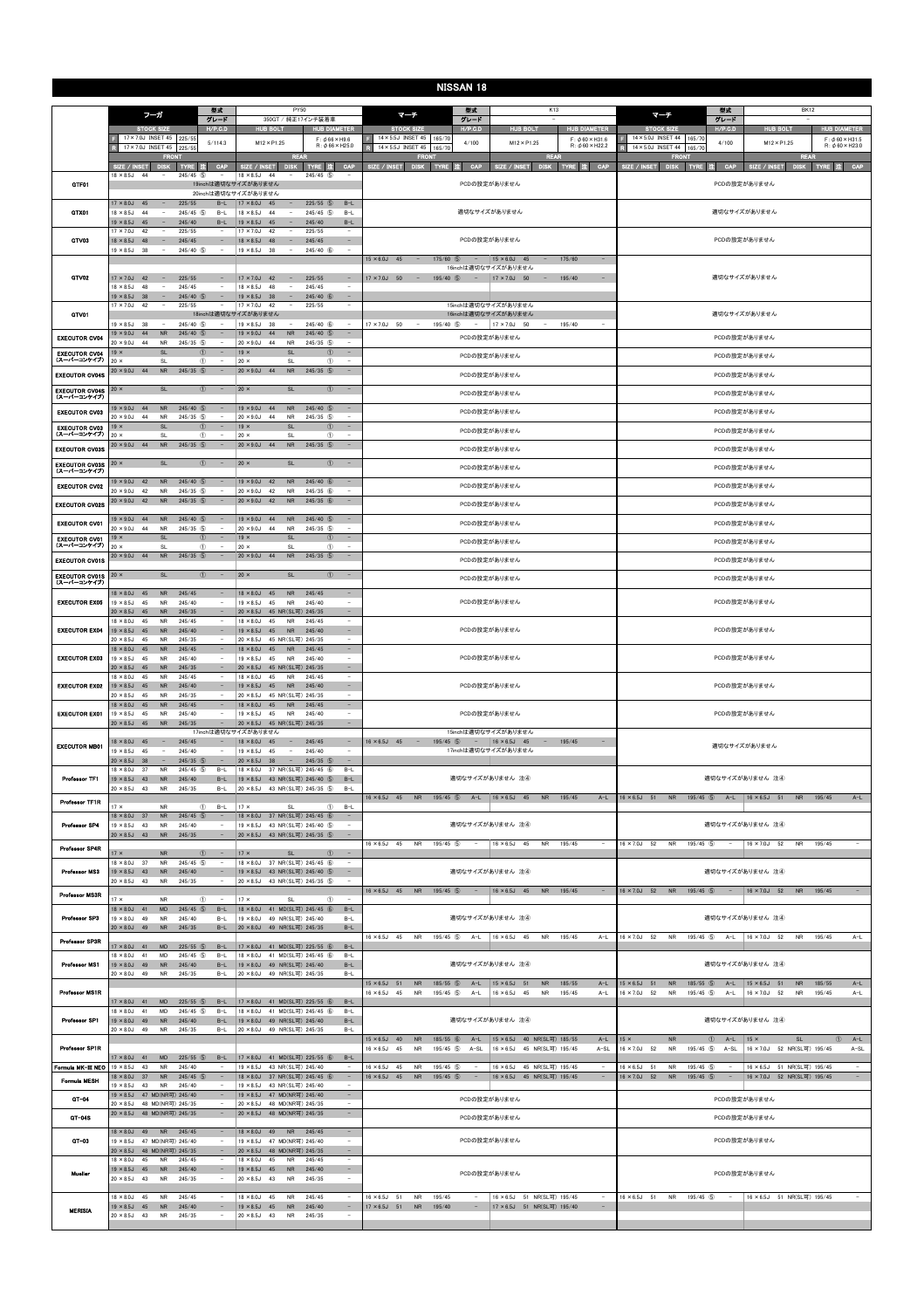# NISSAN 18

## フーガ

| 型式 | グレード | STOCK SIZE | H/P.C.D | HUB BOLT | HUB DIAMETER |
|---|---|---|---|---|---|
| PY50 | 350GT / 純正17インチ装着車 | F 17×7.0J INSET 45 225/55<br>R 17×7.0J INSET 45 225/55 | 5/114.3 | M12×P1.25 | F : φ66×H9.6<br>R : φ66×H25.0 |

| | FRONT SIZE / INSET | DISK | TYRE 注 | CAP | REAR SIZE / INSET | DISK | TYRE 注 | CAP |
|---|---|---|---|---|---|---|---|---|
| GTF01 | 18×8.5J 44 | − | 245/45 ⑤ | − | 18×8.5J 44 | − | 245/45 ⑤ | − |
| | 19inchは適切なサイズがありません | | | | | | | |
| | 20inchは適切なサイズがありません | | | | | | | |
| GTX01 | 17×8.0J 45 | − | 225/55 | B-L | 17×8.0J 45 | − | 225/55 ⑤ | B-L |
| | 18×8.5J 44 | − | 245/45 ⑤ | B-L | 18×8.5J 44 | − | 245/45 ⑤ | B-L |
| | 19×8.5J 45 | − | 245/40 | B-L | 19×8.5J 45 | − | 245/40 | B-L |
| GTV03 | 17×7.0J 42 | − | 225/55 | − | 17×7.0J 42 | − | 225/55 | − |
| | 18×8.5J 48 | − | 245/45 | − | 18×8.5J 48 | − | 245/45 | − |
| | 19×8.5J 38 | − | 245/40 ⑤ | − | 19×8.5J 38 | − | 245/40 ⑥ | − |
| GTV02 | 17×7.0J 42 | − | 225/55 | − | 17×7.0J 42 | − | 225/55 | − |
| | 18×8.5J 48 | − | 245/45 | − | 18×8.5J 48 | − | 245/45 | − |
| | 19×8.5J 38 | − | 245/40 ⑤ | − | 19×8.5J 38 | − | 245/40 ⑥ | − |
| GTV01 | 17×7.0J 42 | − | 225/55 | − | 17×7.0J 42 | − | 225/55 | − |
| | 18inchは適切なサイズがありません | | | | | | | |
| | 19×8.5J 38 | − | 245/40 ⑤ | − | 19×8.5J 38 | − | 245/40 ⑥ | − |
| EXECUTOR CV04 | 19×9.0J 44 | NR | 245/40 ⑤ | − | 19×9.0J 44 | NR | 245/40 ⑤ | − |
| | 20×9.0J 44 | NR | 245/35 ⑤ | − | 20×9.0J 44 | NR | 245/35 ⑤ | − |
| EXECUTOR CV04 (スーパーコンケイブ) | 19× | SL | ① | − | 19× | SL | ① | − |
| | 20× | SL | ① | − | 20× | SL | ① | − |
| EXECUTOR CV04S | 20×9.0J 44 | NR | 245/35 ⑤ | − | 20×9.0J 44 | NR | 245/35 ⑤ | − |
| EXECUTOR CV04S (スーパーコンケイブ) | 20× | SL | ① | − | 20× | SL | ① | − |
| EXECUTOR CV03 | 19×9.0J 44 | NR | 245/40 ⑤ | − | 19×9.0J 44 | NR | 245/40 ⑤ | − |
| | 20×9.0J 44 | NR | 245/35 ⑤ | − | 20×9.0J 44 | NR | 245/35 ⑤ | − |
| EXECUTOR CV03 (スーパーコンケイブ) | 19× | SL | ① | − | 19× | SL | ① | − |
| | 20× | SL | ① | − | 20× | SL | ① | − |
| EXECUTOR CV03S | 20×9.0J 44 | NR | 245/35 ⑤ | − | 20×9.0J 44 | NR | 245/35 ⑤ | − |
| EXECUTOR CV03S (スーパーコンケイブ) | 20× | SL | ① | − | 20× | SL | ① | − |
| EXECUTOR CV02 | 19×9.0J 42 | NR | 245/40 ⑤ | − | 19×9.0J 42 | NR | 245/40 ⑥ | − |
| | 20×9.0J 42 | NR | 245/35 ⑤ | − | 20×9.0J 42 | NR | 245/35 ⑥ | − |
| EXECUTOR CV02S | 20×9.0J 42 | NR | 245/35 ⑤ | − | 20×9.0J 42 | NR | 245/35 ⑥ | − |
| EXECUTOR CV01 | 19×9.0J 44 | NR | 245/40 ⑤ | − | 19×9.0J 44 | NR | 245/40 ⑤ | − |
| | 20×9.0J 44 | NR | 245/35 ⑤ | − | 20×9.0J 44 | NR | 245/35 ⑤ | − |
| EXECUTOR CV01 (スーパーコンケイブ) | 19× | SL | ① | − | 19× | SL | ① | − |
| | 20× | SL | ① | − | 20× | SL | ① | − |
| EXECUTOR CV01S | 20×9.0J 44 | NR | 245/35 ⑤ | − | 20×9.0J 44 | NR | 245/35 ⑤ | − |
| EXECUTOR CV01S (スーパーコンケイブ) | 20× | SL | ① | − | 20× | SL | ① | − |
| EXECUTOR EX05 | 18×8.0J 45 | NR | 245/45 | − | 18×8.0J 45 | NR | 245/45 | − |
| | 19×8.5J 45 | NR | 245/40 | − | 19×8.5J 45 | NR | 245/40 | − |
| | 20×8.5J 45 | NR | 245/35 | − | 20×8.5J 45 | NR(SL可) | 245/35 | − |
| EXECUTOR EX04 | 18×8.0J 45 | NR | 245/45 | − | 18×8.0J 45 | NR | 245/45 | − |
| | 19×8.5J 45 | NR | 245/40 | − | 19×8.5J 45 | NR | 245/40 | − |
| | 20×8.5J 45 | NR | 245/35 | − | 20×8.5J 45 | NR(SL可) | 245/35 | − |
| EXECUTOR EX03 | 18×8.0J 45 | NR | 245/45 | − | 18×8.0J 45 | NR | 245/45 | − |
| | 19×8.5J 45 | NR | 245/40 | − | 19×8.5J 45 | NR | 245/40 | − |
| | 20×8.5J 45 | NR | 245/35 | − | 20×8.5J 45 | NR(SL可) | 245/35 | − |
| EXECUTOR EX02 | 18×8.0J 45 | NR | 245/45 | − | 18×8.0J 45 | NR | 245/45 | − |
| | 19×8.5J 45 | NR | 245/40 | − | 19×8.5J 45 | NR | 245/40 | − |
| | 20×8.5J 45 | NR | 245/35 | − | 20×8.5J 45 | NR(SL可) | 245/35 | − |
| EXECUTOR EX01 | 18×8.0J 45 | NR | 245/45 | − | 18×8.0J 45 | NR | 245/45 | − |
| | 19×8.5J 45 | NR | 245/40 | − | 19×8.5J 45 | NR | 245/40 | − |
| | 20×8.5J 45 | NR | 245/35 | − | 20×8.5J 45 | NR(SL可) | 245/35 | − |
| EXECUTOR MB01 | 17inchは適切なサイズがありません | | | | | | | |
| | 18×8.0J 45 | − | 245/45 | − | 18×8.0J 45 | − | 245/45 | − |
| | 19×8.5J 45 | − | 245/40 | − | 19×8.5J 45 | − | 245/40 | − |
| | 20×8.5J 38 | − | 245/35 ⑤ | − | 20×8.5J 38 | − | 245/35 ⑤ | − |
| Professor TF1 | 18×8.0J 37 | NR | 245/45 ⑤ | B-L | 18×8.0J 37 | NR(SL可) | 245/45 ⑥ | B-L |
| | 19×8.5J 43 | NR | 245/40 | B-L | 19×8.5J 43 | NR(SL可) | 245/40 ⑤ | B-L |
| | 20×8.5J 43 | NR | 245/35 | B-L | 20×8.5J 43 | NR(SL可) | 245/35 ⑤ | B-L |
| Professor TF1R | 17× | NR | ① | B-L | 17× | SL | ① | B-L |
| Professor SP4 | 18×8.0J 37 | NR | 245/45 ⑤ | − | 18×8.0J 37 | NR(SL可) | 245/45 ⑥ | − |
| | 19×8.5J 43 | NR | 245/40 | − | 19×8.5J 43 | NR(SL可) | 245/40 ⑤ | − |
| | 20×8.5J 43 | NR | 245/35 | − | 20×8.5J 43 | NR(SL可) | 245/35 ⑤ | − |
| Professor SP4R | 17× | NR | ① | − | 17× | SL | ① | − |
| Professor MS3 | 18×8.0J 37 | NR | 245/45 ⑤ | − | 18×8.0J 37 | NR(SL可) | 245/45 ⑥ | − |
| | 19×8.5J 43 | NR | 245/40 | − | 19×8.5J 43 | NR(SL可) | 245/40 ⑤ | − |
| | 20×8.5J 43 | NR | 245/35 | − | 20×8.5J 43 | NR(SL可) | 245/35 ⑤ | − |
| Professor MS3R | 17× | NR | ① | − | 17× | SL | ① | − |
| Professor SP3 | 18×8.0J 41 | MD | 245/45 ⑤ | B-L | 18×8.0J 41 | MD(SL可) | 245/45 ⑥ | B-L |
| | 19×8.0J 49 | NR | 245/40 | B-L | 19×8.0J 49 | NR(SL可) | 245/40 | B-L |
| | 20×8.0J 49 | NR | 245/35 | B-L | 20×8.0J 49 | NR(SL可) | 245/35 | B-L |
| Professor SP3R | 17×8.0J 41 | MD | 225/55 ⑤ | B-L | 17×8.0J 41 | MD(SL可) | 225/55 ⑥ | B-L |
| Professor MS1 | 18×8.0J 41 | MD | 245/45 ⑤ | B-L | 18×8.0J 41 | MD(SL可) | 245/45 ⑥ | B-L |
| | 19×8.0J 49 | NR | 245/40 | B-L | 19×8.0J 49 | NR(SL可) | 245/40 | B-L |
| | 20×8.0J 49 | NR | 245/35 | B-L | 20×8.0J 49 | NR(SL可) | 245/35 | B-L |
| Professor MS1R | 17×8.0J 41 | MD | 225/55 ⑤ | B-L | 17×8.0J 41 | MD(SL可) | 225/55 ⑥ | B-L |
| Professor SP1 | 18×8.0J 41 | MD | 245/45 ⑤ | B-L | 18×8.0J 41 | MD(SL可) | 245/45 ⑥ | B-L |
| | 19×8.0J 49 | NR | 245/40 | B-L | 19×8.0J 49 | NR(SL可) | 245/40 | B-L |
| | 20×8.0J 49 | NR | 245/35 | B-L | 20×8.0J 49 | NR(SL可) | 245/35 | B-L |
| Professor SP1R | 17×8.0J 41 | MD | 225/55 ⑤ | B-L | 17×8.0J 41 | MD(SL可) | 225/55 ⑥ | B-L |
| Formula MK-III NEO | 19×8.5J 43 | NR | 245/40 | − | 19×8.5J 43 | NR(SL可) | 245/40 | − |
| Formula MESH | 18×8.0J 37 | NR | 245/45 ⑤ | − | 18×8.0J 37 | NR(SL可) | 245/45 ⑥ | − |
| | 19×8.5J 43 | NR | 245/40 | − | 19×8.5J 43 | NR(SL可) | 245/40 | − |
| GT-04 | 19×8.5J 47 | MD(NR可) | 245/40 | − | 19×8.5J 47 | MD(NR可) | 245/40 | − |
| | 20×8.5J 48 | MD(NR可) | 245/35 | − | 20×8.5J 48 | MD(NR可) | 245/35 | − |
| GT-04S | 20×8.5J 48 | MD(NR可) | 245/35 | − | 20×8.5J 48 | MD(NR可) | 245/35 | − |
| GT-03 | 18×8.0J 49 | NR | 245/45 | − | 18×8.0J 49 | NR | 245/45 | − |
| | 19×8.5J 47 | MD(NR可) | 245/40 | − | 19×8.5J 47 | MD(NR可) | 245/40 | − |
| | 20×8.5J 48 | MD(NR可) | 245/35 | − | 20×8.5J 48 | MD(NR可) | 245/35 | − |
| Mueller | 18×8.0J 45 | NR | 245/45 | − | 18×8.0J 45 | NR | 245/45 | − |
| | 19×8.5J 45 | NR | 245/40 | − | 19×8.5J 45 | NR | 245/40 | − |
| | 20×8.5J 43 | NR | 245/35 | − | 20×8.5J 43 | NR | 245/35 | − |
| MERISIA | 18×8.0J 45 | NR | 245/45 | − | 18×8.0J 45 | NR | 245/45 | − |
| | 19×8.5J 45 | NR | 245/40 | − | 19×8.5J 45 | NR | 245/40 | − |
| | 20×8.5J 43 | NR | 245/35 | − | 20×8.5J 43 | NR | 245/35 | − |

## マーチ

| 型式 | グレード | STOCK SIZE | H/P.C.D | HUB BOLT | HUB DIAMETER |
|---|---|---|---|---|---|
| K13 | − | F 14×5.5J INSET 45 165/70<br>R 14×5.5J INSET 45 165/70 | 4/100 | M12×P1.25 | F : φ60×H31.6<br>R : φ60×H22.2 |

| | FRONT SIZE / INSET | DISK | TYRE 注 | CAP | REAR SIZE / INSET | DISK | TYRE 注 | CAP |
|---|---|---|---|---|---|---|---|---|
| GTF01 | PCDの設定がありません | | | | | | | |
| GTX01 | 適切なサイズがありません | | | | | | | |
| GTV03 | PCDの設定がありません | | | | | | | |
| GTV02 | 15×6.0J 45 | − | 175/60 ⑤ | − | 15×6.0J 45 | − | 175/60 | − |
| | 16inchは適切なサイズがありません | | | | | | | |
| | 17×7.0J 50 | − | 195/40 ⑤ | − | 17×7.0J 50 | − | 195/40 | − |
| GTV01 | 15inchは適切なサイズがありません | | | | | | | |
| | 16inchは適切なサイズがありません | | | | | | | |
| | 17×7.0J 50 | − | 195/40 ⑤ | − | 17×7.0J 50 | − | 195/40 | − |
| EXECUTOR CV04 〜 EXECUTOR EX01 | PCDの設定がありません | | | | | | | |
| EXECUTOR MB01 | 15inchは適切なサイズがありません | | | | | | | |
| | 16×6.5J 45 | − | 195/45 ⑤ | − | 16×6.5J 45 | − | 195/45 | − |
| | 17inchは適切なサイズがありません | | | | | | | |
| Professor TF1 | 適切なサイズがありません 注④ | | | | | | | |
| Professor TF1R | 16×6.5J 45 | NR | 195/45 ⑤ | A-L | 16×6.5J 45 | NR | 195/45 | A-L |
| Professor SP4 | 適切なサイズがありません 注④ | | | | | | | |
| Professor SP4R | 16×6.5J 45 | NR | 195/45 ⑤ | − | 16×6.5J 45 | NR | 195/45 | − |
| Professor MS3 | 適切なサイズがありません 注④ | | | | | | | |
| Professor MS3R | 16×6.5J 45 | NR | 195/45 ⑤ | − | 16×6.5J 45 | NR | 195/45 | − |
| Professor SP3 | 適切なサイズがありません 注④ | | | | | | | |
| Professor SP3R | 16×6.5J 45 | NR | 195/45 ⑤ | A-L | 16×6.5J 45 | NR | 195/45 | A-L |
| Professor MS1 | 適切なサイズがありません 注④ | | | | | | | |
| Professor MS1R | 15×6.5J 51 | NR | 185/55 ⑤ | A-L | 15×6.5J 51 | NR | 185/55 | A-L |
| | 16×6.5J 45 | NR | 195/45 ⑤ | A-L | 16×6.5J 45 | NR | 195/45 | A-L |
| Professor SP1 | 適切なサイズがありません 注④ | | | | | | | |
| Professor SP1R | 15×6.5J 40 | NR | 185/55 ⑥ | A-L | 15×6.5J 40 | NR(SL可) | 185/55 | A-L |
| | 16×6.5J 45 | NR | 195/45 ⑤ | A-SL | 16×6.5J 45 | NR(SL可) | 195/45 | A-SL |
| Formula MK-III NEO | 16×6.5J 45 | NR | 195/45 ⑤ | − | 16×6.5J 45 | NR(SL可) | 195/45 | − |
| Formula MESH | 16×6.5J 45 | NR | 195/45 ⑤ | − | 16×6.5J 45 | NR(SL可) | 195/45 | − |
| GT-04 | PCDの設定がありません | | | | | | | |
| GT-04S | PCDの設定がありません | | | | | | | |
| GT-03 | PCDの設定がありません | | | | | | | |
| Mueller | PCDの設定がありません | | | | | | | |
| MERISIA | 16×6.5J 51 | NR | 195/45 | − | 16×6.5J 51 | NR(SL可) | 195/45 | − |
| | 17×6.5J 51 | NR | 195/40 | − | 17×6.5J 51 | NR(SL可) | 195/40 | − |

## マーチ

| 型式 | グレード | STOCK SIZE | H/P.C.D | HUB BOLT | HUB DIAMETER |
|---|---|---|---|---|---|
| BK12 | − | F 14×5.0J INSET 44 165/70<br>R 14×5.0J INSET 44 165/70 | 4/100 | M12×P1.25 | F : φ60×H31.5<br>R : φ60×H23.0 |

| | FRONT SIZE / INSET | DISK | TYRE 注 | CAP | REAR SIZE / INSET | DISK | TYRE 注 | CAP |
|---|---|---|---|---|---|---|---|---|
| GTF01 | PCDの設定がありません | | | | | | | |
| GTX01 | 適切なサイズがありません | | | | | | | |
| GTV03 | PCDの設定がありません | | | | | | | |
| GTV02 | 適切なサイズがありません | | | | | | | |
| GTV01 | 適切なサイズがありません | | | | | | | |
| EXECUTOR CV04 〜 EXECUTOR EX01 | PCDの設定がありません | | | | | | | |
| EXECUTOR MB01 | 適切なサイズがありません | | | | | | | |
| Professor TF1 | 適切なサイズがありません 注④ | | | | | | | |
| Professor TF1R | 16×6.5J 51 | NR | 195/45 ⑤ | A-L | 16×6.5J 51 | NR | 195/45 | A-L |
| Professor SP4 | 適切なサイズがありません 注④ | | | | | | | |
| Professor SP4R | 16×7.0J 52 | NR | 195/45 ⑤ | − | 16×7.0J 52 | NR | 195/45 | − |
| Professor MS3 | 適切なサイズがありません 注④ | | | | | | | |
| Professor MS3R | 16×7.0J 52 | NR | 195/45 ⑤ | − | 16×7.0J 52 | NR | 195/45 | − |
| Professor SP3 | 適切なサイズがありません 注④ | | | | | | | |
| Professor SP3R | 16×7.0J 52 | NR | 195/45 ⑤ | A-L | 16×7.0J 52 | NR | 195/45 | A-L |
| Professor MS1 | 適切なサイズがありません 注④ | | | | | | | |
| Professor MS1R | 15×6.5J 51 | NR | 185/55 ⑤ | A-L | 15×6.5J 51 | NR | 185/55 | A-L |
| | 16×7.0J 52 | NR | 195/45 ⑤ | A-L | 16×7.0J 52 | NR | 195/45 | A-L |
| Professor SP1 | 適切なサイズがありません 注④ | | | | | | | |
| Professor SP1R | 15× | NR | ① | A-L | 15× | SL | ① | A-L |
| | 16×7.0J 52 | NR | 195/45 ⑤ | A-SL | 16×7.0J 52 | NR(SL可) | 195/45 | A-SL |
| Formula MK-III NEO | 16×6.5J 51 | NR | 195/45 ⑤ | − | 16×6.5J 51 | NR(SL可) | 195/45 | − |
| Formula MESH | 16×7.0J 52 | NR | 195/45 ⑤ | − | 16×7.0J 52 | NR(SL可) | 195/45 | − |
| GT-04 | PCDの設定がありません | | | | | | | |
| GT-04S | PCDの設定がありません | | | | | | | |
| GT-03 | PCDの設定がありません | | | | | | | |
| Mueller | PCDの設定がありません | | | | | | | |
| MERISIA | 16×6.5J 51 | NR | 195/45 ⑤ | − | 16×6.5J 51 | NR(SL可) | 195/45 | − |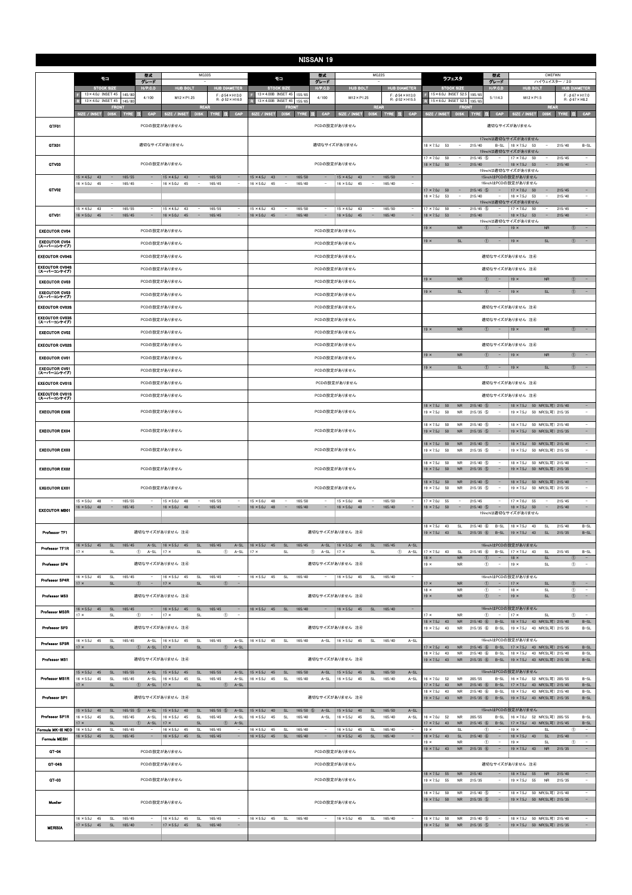# NISSAN 19

## モコ（型式 MG33S / グレード −）

| STOCK SIZE | H/P.C.D | HUB BOLT | HUB DIAMETER |
|---|---|---|---|
| F: 13×4.0J INSET 45 145/80 / R: 13×4.0J INSET 45 145/80 | 4/100 | M12×P1.25 | F: φ54×H13.0 / R: φ52×H16.0 |

| | FRONT SIZE / INSET | DISK | TYRE | 注 | CAP | REAR SIZE / INSET | DISK | TYRE | 注 | CAP |
|---|---|---|---|---|---|---|---|---|---|---|
| GTF01 | PCDの設定がありません | | | | | | | | | |
| GTX01 | 適切なサイズがありません | | | | | | | | | |
| GTV03 | PCDの設定がありません | | | | | | | | | |
| GTV02 | 15×4.5J 43 | − | 165/55 | | − | 15×4.5J 43 | − | 165/55 | | − |
| | 16×5.0J 45 | − | 165/45 | | − | 16×5.0J 45 | − | 165/45 | | − |
| GTV01 | 15×4.5J 43 | − | 165/55 | | − | 15×4.5J 43 | − | 165/55 | | − |
| | 16×5.0J 45 | − | 165/45 | | − | 16×5.0J 45 | − | 165/45 | | − |
| EXECUTOR CV04 | PCDの設定がありません | | | | | | | | | |
| EXECUTOR CV04 (スーパーコンケイブ) | PCDの設定がありません | | | | | | | | | |
| EXECUTOR CV04S | PCDの設定がありません | | | | | | | | | |
| EXECUTOR CV04S (スーパーコンケイブ) | PCDの設定がありません | | | | | | | | | |
| EXECUTOR CV03 | PCDの設定がありません | | | | | | | | | |
| EXECUTOR CV03 (スーパーコンケイブ) | PCDの設定がありません | | | | | | | | | |
| EXECUTOR CV03S | PCDの設定がありません | | | | | | | | | |
| EXECUTOR CV03S (スーパーコンケイブ) | PCDの設定がありません | | | | | | | | | |
| EXECUTOR CV02 | PCDの設定がありません | | | | | | | | | |
| EXECUTOR CV02S | PCDの設定がありません | | | | | | | | | |
| EXECUTOR CV01 | PCDの設定がありません | | | | | | | | | |
| EXECUTOR CV01 (スーパーコンケイブ) | PCDの設定がありません | | | | | | | | | |
| EXECUTOR CV01S | PCDの設定がありません | | | | | | | | | |
| EXECUTOR CV01S (スーパーコンケイブ) | PCDの設定がありません | | | | | | | | | |
| EXECUTOR EX05 | PCDの設定がありません | | | | | | | | | |
| EXECUTOR EX04 | PCDの設定がありません | | | | | | | | | |
| EXECUTOR EX03 | PCDの設定がありません | | | | | | | | | |
| EXECUTOR EX02 | PCDの設定がありません | | | | | | | | | |
| EXECUTOR EX01 | PCDの設定がありません | | | | | | | | | |
| EXECUTOR MB01 | 15×5.0J 48 | − | 165/55 | | − | 15×5.0J 48 | − | 165/55 | | − |
| | 16×5.0J 48 | − | 165/45 | | − | 16×5.0J 48 | − | 165/45 | | − |
| Professor TF1 | 適切なサイズがありません 注④ | | | | | | | | | |
| Professor TF1R | 16×5.5J 45 | SL | 165/45 | | A-SL | 16×5.5J 45 | SL | 165/45 | | A-SL |
| | 17× | SL | | ① | A-SL | 17× | SL | | ① | A-SL |
| Professor SP4 | 適切なサイズがありません 注④ | | | | | | | | | |
| Professor SP4R | 16×5.5J 45 | SL | 165/45 | | − | 16×5.5J 45 | SL | 165/45 | | − |
| | 17× | SL | | ① | − | 17× | SL | | ① | − |
| Professor MS3 | 適切なサイズがありません 注④ | | | | | | | | | |
| Professor MS3R | 16×5.5J 45 | SL | 165/45 | | − | 16×5.5J 45 | SL | 165/45 | | − |
| | 17× | SL | | ① | − | 17× | SL | | ① | − |
| Professor SP3 | 適切なサイズがありません 注④ | | | | | | | | | |
| Professor SP3R | 16×5.5J 45 | SL | 165/45 | | A-SL | 16×5.5J 45 | SL | 165/45 | | A-SL |
| | 17× | SL | | ① | A-SL | 17× | SL | | ① | A-SL |
| Professor MS1 | 適切なサイズがありません 注④ | | | | | | | | | |
| Professor MS1R | 15×5.5J 45 | SL | 165/55 | | A-SL | 15×5.5J 45 | SL | 165/55 | | A-SL |
| | 16×5.5J 45 | SL | 165/45 | | A-SL | 16×5.5J 45 | SL | 165/45 | | A-SL |
| | 17× | SL | | ① | A-SL | 17× | SL | | ① | A-SL |
| Professor SP1 | 適切なサイズがありません 注④ | | | | | | | | | |
| Professor SP1R | 15×5.5J 40 | SL | 165/55 | ⑤ | A-SL | 15×5.5J 40 | SL | 165/55 | ⑤ | A-SL |
| | 16×5.5J 45 | SL | 165/45 | | A-SL | 16×5.5J 45 | SL | 165/45 | | A-SL |
| | 17× | SL | | ① | A-SL | 17× | SL | | ① | A-SL |
| Formula MK-III NEO | 16×5.5J 45 | SL | 165/45 | | − | 16×5.5J 45 | SL | 165/45 | | − |
| Formula MESH | 16×5.5J 45 | SL | 165/45 | | − | 16×5.5J 45 | SL | 165/45 | | − |
| GT-04 | PCDの設定がありません | | | | | | | | | |
| GT-04S | PCDの設定がありません | | | | | | | | | |
| GT-03 | PCDの設定がありません | | | | | | | | | |
| Mueller | PCDの設定がありません | | | | | | | | | |
| MERISIA | 16×5.5J 45 | SL | 165/45 | | − | 16×5.5J 45 | SL | 165/45 | | − |
| | 17×5.5J 45 | SL | 165/40 | | − | 17×5.5J 45 | SL | 165/40 | | − |

## モコ（型式 MG22S / グレード −）

| STOCK SIZE | H/P.C.D | HUB BOLT | HUB DIAMETER |
|---|---|---|---|
| F: 13×4.00B INSET 45 155/65 / R: 13×4.00B INSET 45 155/65 | 4/100 | M12×P1.25 | F: φ54×H13.0 / R: φ52×H15.5 |

| | FRONT SIZE / INSET | DISK | TYRE | 注 | CAP | REAR SIZE / INSET | DISK | TYRE | 注 | CAP |
|---|---|---|---|---|---|---|---|---|---|---|
| GTF01 | PCDの設定がありません | | | | | | | | | |
| GTX01 | 適切なサイズがありません | | | | | | | | | |
| GTV03 | PCDの設定がありません | | | | | | | | | |
| GTV02 | 15×4.5J 43 | − | 165/50 | | − | 15×4.5J 43 | − | 165/50 | | − |
| | 16×5.0J 45 | − | 165/40 | | − | 16×5.0J 45 | − | 165/40 | | − |
| GTV01 | 15×4.5J 43 | − | 165/50 | | − | 15×4.5J 43 | − | 165/50 | | − |
| | 16×5.0J 45 | − | 165/40 | | − | 16×5.0J 45 | − | 165/40 | | − |
| EXECUTOR CV04 | PCDの設定がありません | | | | | | | | | |
| EXECUTOR CV04 (スーパーコンケイブ) | PCDの設定がありません | | | | | | | | | |
| EXECUTOR CV04S | PCDの設定がありません | | | | | | | | | |
| EXECUTOR CV04S (スーパーコンケイブ) | PCDの設定がありません | | | | | | | | | |
| EXECUTOR CV03 | PCDの設定がありません | | | | | | | | | |
| EXECUTOR CV03 (スーパーコンケイブ) | PCDの設定がありません | | | | | | | | | |
| EXECUTOR CV03S | PCDの設定がありません | | | | | | | | | |
| EXECUTOR CV03S (スーパーコンケイブ) | PCDの設定がありません | | | | | | | | | |
| EXECUTOR CV02 | PCDの設定がありません | | | | | | | | | |
| EXECUTOR CV02S | PCDの設定がありません | | | | | | | | | |
| EXECUTOR CV01 | PCDの設定がありません | | | | | | | | | |
| EXECUTOR CV01 (スーパーコンケイブ) | PCDの設定がありません | | | | | | | | | |
| EXECUTOR CV01S | PCDの設定がありません | | | | | | | | | |
| EXECUTOR CV01S (スーパーコンケイブ) | PCDの設定がありません | | | | | | | | | |
| EXECUTOR EX05 | PCDの設定がありません | | | | | | | | | |
| EXECUTOR EX04 | PCDの設定がありません | | | | | | | | | |
| EXECUTOR EX03 | PCDの設定がありません | | | | | | | | | |
| EXECUTOR EX02 | PCDの設定がありません | | | | | | | | | |
| EXECUTOR EX01 | PCDの設定がありません | | | | | | | | | |
| EXECUTOR MB01 | 15×5.0J 48 | − | 165/50 | | − | 15×5.0J 48 | − | 165/50 | | − |
| | 16×5.0J 48 | − | 165/40 | | − | 16×5.0J 48 | − | 165/40 | | − |
| Professor TF1 | 適切なサイズがありません 注④ | | | | | | | | | |
| Professor TF1R | 16×5.5J 45 | SL | 165/45 | | A-SL | 16×5.5J 45 | SL | 165/45 | | A-SL |
| | 17× | SL | | ① | A-SL | 17× | SL | | ① | A-SL |
| Professor SP4 | 適切なサイズがありません 注④ | | | | | | | | | |
| Professor SP4R | 16×5.5J 45 | SL | 165/40 | | − | 16×5.5J 45 | SL | 165/40 | | − |
| Professor MS3 | 適切なサイズがありません 注④ | | | | | | | | | |
| Professor MS3R | 16×5.5J 45 | SL | 165/40 | | − | 16×5.5J 45 | SL | 165/40 | | − |
| Professor SP3 | 適切なサイズがありません 注④ | | | | | | | | | |
| Professor SP3R | 16×5.5J 45 | SL | 165/40 | | A-SL | 16×5.5J 45 | SL | 165/40 | | A-SL |
| Professor MS1 | 適切なサイズがありません 注④ | | | | | | | | | |
| Professor MS1R | 15×5.5J 45 | SL | 165/50 | | A-SL | 15×5.5J 45 | SL | 165/50 | | A-SL |
| | 16×5.5J 45 | SL | 165/40 | | A-SL | 16×5.5J 45 | SL | 165/40 | | A-SL |
| Professor SP1 | 適切なサイズがありません 注④ | | | | | | | | | |
| Professor SP1R | 15×5.5J 40 | SL | 165/50 | ⑤ | A-SL | 15×5.5J 40 | SL | 165/50 | | A-SL |
| | 16×5.5J 45 | SL | 165/40 | | A-SL | 16×5.5J 45 | SL | 165/40 | | A-SL |
| Formula MK-III NEO | 16×5.5J 45 | SL | 165/40 | | − | 16×5.5J 45 | SL | 165/40 | | − |
| Formula MESH | 16×5.5J 45 | SL | 165/40 | | − | 16×5.5J 45 | SL | 165/40 | | − |
| GT-04 | PCDの設定がありません | | | | | | | | | |
| GT-04S | PCDの設定がありません | | | | | | | | | |
| GT-03 | PCDの設定がありません | | | | | | | | | |
| Mueller | PCDの設定がありません | | | | | | | | | |
| MERISIA | 16×5.5J 45 | SL | 165/40 | | − | 16×5.5J 45 | SL | 165/40 | | − |

## ラフェスタ（型式 CWEFWN / グレード ハイウェイスター / 2.0）

| STOCK SIZE | H/P.C.D | HUB BOLT | HUB DIAMETER |
|---|---|---|---|
| F: 15×6.0J INSET 52.5 195/65 / R: 15×6.0J INSET 52.5 195/65 | 5/114.3 | M12×P1.5 | F: φ67×H17.0 / R: φ67×H8.2 |

| | FRONT SIZE / INSET | DISK | TYRE | 注 | CAP | REAR SIZE / INSET | DISK | TYRE | 注 | CAP |
|---|---|---|---|---|---|---|---|---|---|---|
| GTF01 | 適切なサイズがありません | | | | | | | | | |
| GTX01 | 17inchは適切なサイズがありません | | | | | | | | | |
| | 18×7.5J 53 | − | 215/40 | | B-SL | 18×7.5J 53 | − | 215/40 | | B-SL |
| | 19inchは適切なサイズがありません | | | | | | | | | |
| GTV03 | 17×7.0J 50 | − | 215/45 | ⑤ | − | 17×7.0J 50 | − | 215/45 | | − |
| | 18×7.5J 53 | − | 215/40 | | − | 18×7.5J 53 | − | 215/40 | | − |
| | 19inchは適切なサイズがありません | | | | | | | | | |
| GTV02 | 15inchはPCDの設定がありません | | | | | | | | | |
| | 16inchはPCDの設定がありません | | | | | | | | | |
| | 17×7.0J 50 | − | 215/45 | ⑤ | − | 17×7.0J 50 | − | 215/45 | | − |
| | 18×7.5J 53 | − | 215/40 | | − | 18×7.5J 53 | − | 215/40 | | − |
| | 19inchは適切なサイズがありません | | | | | | | | | |
| GTV01 | 17×7.0J 50 | − | 215/45 | ⑤ | − | 17×7.0J 50 | − | 215/45 | | − |
| | 18×7.5J 53 | − | 215/40 | | − | 18×7.5J 53 | − | 215/40 | | − |
| | 19inchは適切なサイズがありません | | | | | | | | | |
| EXECUTOR CV04 | 19× | NR | | ① | − | 19× | NR | | ① | − |
| EXECUTOR CV04 (スーパーコンケイブ) | 19× | SL | | ① | − | 19× | SL | | ① | − |
| EXECUTOR CV04S | 適切なサイズがありません 注④ | | | | | | | | | |
| EXECUTOR CV04S (スーパーコンケイブ) | 適切なサイズがありません 注④ | | | | | | | | | |
| EXECUTOR CV03 | 19× | NR | | ① | − | 19× | NR | | ① | − |
| EXECUTOR CV03 (スーパーコンケイブ) | 19× | SL | | ① | − | 19× | SL | | ① | − |
| EXECUTOR CV03S | 適切なサイズがありません 注④ | | | | | | | | | |
| EXECUTOR CV03S (スーパーコンケイブ) | 適切なサイズがありません 注④ | | | | | | | | | |
| EXECUTOR CV02 | 19× | NR | | ① | − | 19× | NR | | ① | − |
| EXECUTOR CV02S | 適切なサイズがありません 注④ | | | | | | | | | |
| EXECUTOR CV01 | 19× | NR | | ① | − | 19× | NR | | ① | − |
| EXECUTOR CV01 (スーパーコンケイブ) | 19× | SL | | ① | − | 19× | SL | | ① | − |
| EXECUTOR CV01S | 適切なサイズがありません 注④ | | | | | | | | | |
| EXECUTOR CV01S (スーパーコンケイブ) | 適切なサイズがありません 注④ | | | | | | | | | |
| EXECUTOR EX05 | 18×7.5J 50 | NR | 215/40 | ⑤ | − | 18×7.5J 50 | NR(SL可) | 215/40 | | − |
| | 19×7.5J 50 | NR | 215/35 | ⑤ | − | 19×7.5J 50 | NR(SL可) | 215/35 | | − |
| EXECUTOR EX04 | 18×7.5J 50 | NR | 215/40 | ⑤ | − | 18×7.5J 50 | NR(SL可) | 215/40 | | − |
| | 19×7.5J 50 | NR | 215/35 | ⑤ | − | 19×7.5J 50 | NR(SL可) | 215/35 | | − |
| EXECUTOR EX03 | 18×7.5J 50 | NR | 215/40 | ⑤ | − | 18×7.5J 50 | NR(SL可) | 215/40 | | − |
| | 19×7.5J 50 | NR | 215/35 | ⑤ | − | 19×7.5J 50 | NR(SL可) | 215/35 | | − |
| EXECUTOR EX02 | 18×7.5J 50 | NR | 215/40 | ⑤ | − | 18×7.5J 50 | NR(SL可) | 215/40 | | − |
| | 19×7.5J 50 | NR | 215/35 | ⑤ | − | 19×7.5J 50 | NR(SL可) | 215/35 | | − |
| EXECUTOR EX01 | 18×7.5J 50 | NR | 215/40 | ⑤ | − | 18×7.5J 50 | NR(SL可) | 215/40 | | − |
| | 19×7.5J 50 | NR | 215/35 | ⑤ | − | 19×7.5J 50 | NR(SL可) | 215/35 | | − |
| EXECUTOR MB01 | 17×7.0J 55 | − | 215/45 | | − | 17×7.0J 55 | − | 215/45 | | − |
| | 18×7.5J 50 | − | 215/40 | ⑤ | − | 18×7.5J 50 | − | 215/40 | | − |
| | 19inchは適切なサイズがありません | | | | | | | | | |
| Professor TF1 | 18×7.5J 43 | SL | 215/40 | ⑥ | B-SL | 18×7.5J 43 | SL | 215/40 | | B-SL |
| | 19×7.5J 43 | SL | 215/35 | ⑥ | B-SL | 19×7.5J 43 | SL | 215/35 | | B-SL |
| Professor TF1R | 16inchはPCDの設定がありません | | | | | | | | | |
| | 17×7.5J 43 | SL | 215/45 | ⑥ | B-SL | 17×7.5J 43 | SL | 215/45 | | B-SL |
| Professor SP4 | 18× | NR | | ① | − | 18× | SL | | ① | − |
| | 19× | NR | | ① | − | 19× | SL | | ① | − |
| Professor SP4R | 16inchはPCDの設定がありません | | | | | | | | | |
| | 17× | NR | | ① | − | 17× | SL | | ① | − |
| Professor MS3 | 18× | NR | | ① | − | 18× | SL | | ① | − |
| | 19× | NR | | ① | − | 19× | SL | | ① | − |
| Professor MS3R | 16inchはPCDの設定がありません | | | | | | | | | |
| | 17× | NR | | ① | − | 17× | SL | | ① | − |
| Professor SP3 | 18×7.5J 43 | NR | 215/40 | ⑥ | B-SL | 18×7.5J 43 | NR(SL可) | 215/40 | | B-SL |
| | 19×7.5J 43 | NR | 215/35 | ⑥ | B-SL | 19×7.5J 43 | NR(SL可) | 215/35 | | B-SL |
| Professor SP3R | 16inchはPCDの設定がありません | | | | | | | | | |
| | 17×7.5J 43 | NR | 215/45 | ⑥ | B-SL | 17×7.5J 43 | NR(SL可) | 215/45 | | B-SL |
| Professor MS1 | 18×7.5J 43 | NR | 215/40 | ⑥ | B-SL | 18×7.5J 43 | NR(SL可) | 215/40 | | B-SL |
| | 19×7.5J 43 | NR | 215/35 | ⑥ | B-SL | 19×7.5J 43 | NR(SL可) | 215/35 | | B-SL |
| Professor MS1R | 15inchはPCDの設定がありません | | | | | | | | | |
| | 16×7.0J 52 | NR | 205/55 | | B-SL | 16×7.0J 52 | NR(SL可) | 205/55 | | B-SL |
| | 17×7.5J 43 | NR | 215/45 | ⑥ | B-SL | 17×7.5J 43 | NR(SL可) | 215/45 | | B-SL |
| Professor SP1 | 18×7.5J 43 | NR | 215/40 | ⑥ | B-SL | 18×7.5J 43 | NR(SL可) | 215/40 | | B-SL |
| | 19×7.5J 43 | NR | 215/35 | ⑥ | B-SL | 19×7.5J 43 | NR(SL可) | 215/35 | | B-SL |
| Professor SP1R | 15inchはPCDの設定がありません | | | | | | | | | |
| | 16×7.0J 52 | NR | 205/55 | | B-SL | 16×7.0J 52 | NR(SL可) | 205/55 | | B-SL |
| | 17×7.5J 43 | NR | 215/45 | ⑥ | B-SL | 17×7.5J 43 | NR(SL可) | 215/45 | | B-SL |
| Formula MK-III NEO | 19× | SL | | ① | − | 19× | SL | | ① | − |
| Formula MESH | 18×7.5J 43 | SL | 215/40 | ⑥ | − | 18×7.5J 43 | SL | 215/40 | | − |
| | 19× | NR | | ① | − | 19× | SL | | ① | − |
| GT-04 | 19×7.5J 43 | NR | 215/35 | ⑥ | − | 19×7.5J 43 | NR | 215/35 | | − |
| GT-04S | 適切なサイズがありません 注④ | | | | | | | | | |
| GT-03 | 18×7.5J 55 | NR | 215/40 | | − | 18×7.5J 55 | NR | 215/40 | | − |
| | 19×7.5J 55 | NR | 215/35 | | − | 19×7.5J 55 | NR | 215/35 | | − |
| Mueller | 18×7.5J 50 | NR | 215/40 | ⑤ | − | 18×7.5J 50 | NR(SL可) | 215/40 | | − |
| | 19×7.5J 50 | NR | 215/35 | ⑤ | − | 19×7.5J 50 | NR(SL可) | 215/35 | | − |
| MERISIA | 18×7.5J 50 | NR | 215/40 | ⑤ | − | 18×7.5J 50 | NR(SL可) | 215/40 | | − |
| | 19×7.5J 50 | NR | 215/35 | ⑤ | − | 19×7.5J 50 | NR(SL可) | 215/35 | | − |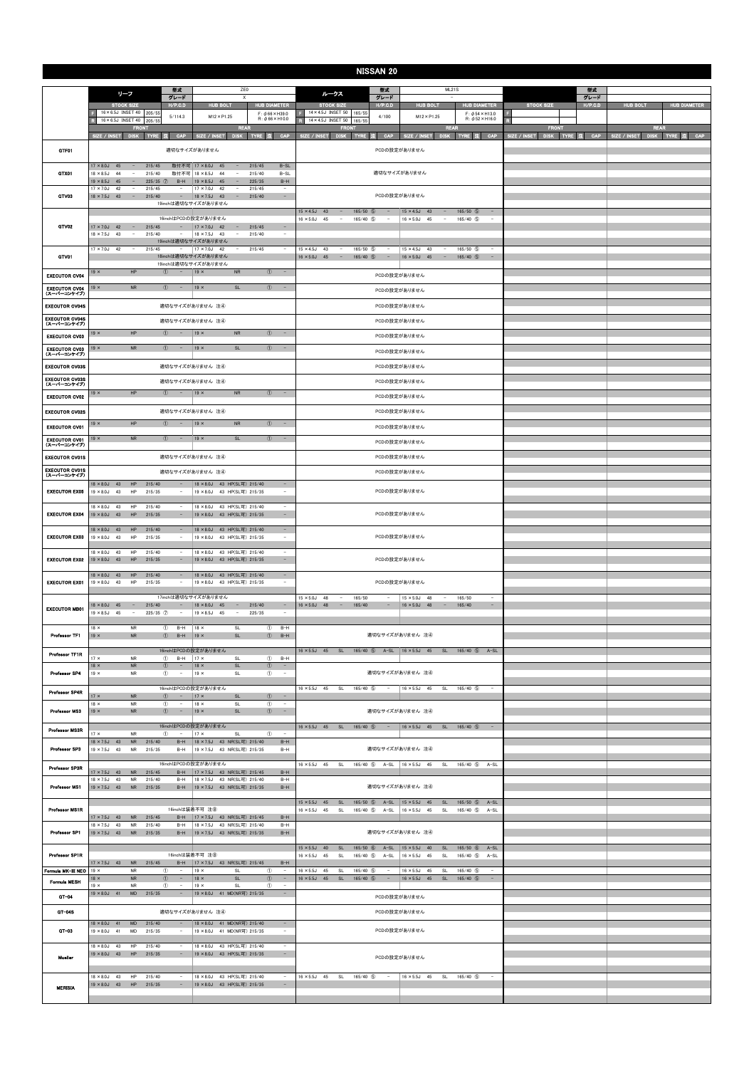# NISSAN 20

| 車種 | 型式 | グレード | STOCK SIZE | H/P.C.D | HUB BOLT | HUB DIAMETER |
|---|---|---|---|---|---|---|
| リーフ | ZE0 | X | F 16×6.5J INSET 40 205/55<br>R 16×6.5J INSET 40 205/55 | 5/114.3 | M12×P1.25 | F: φ66×H39.0<br>R: φ66×H10.0 |
| ルークス | ML21S | − | F 14×4.5J INSET 50 165/55<br>R 14×4.5J INSET 50 165/55 | 4/100 | M12×P1.25 | F: φ54×H13.0<br>R: φ52×H16.0 |

| | リーフ FRONT | | | | | リーフ REAR | | | | | ルークス FRONT | | | | | ルークス REAR | | | | |
|---|---|---|---|---|---|---|---|---|---|---|---|---|---|---|---|---|---|---|---|---|
| | SIZE / INSET | DISK | TYRE | 注 | CAP | SIZE / INSET | DISK | TYRE | 注 | CAP | SIZE / INSET | DISK | TYRE | 注 | CAP | SIZE / INSET | DISK | TYRE | 注 | CAP |
| GTF01 | 適切なサイズがありません | | | | | | | | | | PCDの設定がありません | | | | | | | | | |
| GTX01 | 17×8.0J 45 | − | 215/45 | | 取付不可 | 17×8.0J 45 | − | 215/45 | | B-SL | 適切なサイズがありません | | | | | | | | | |
| | 18×8.5J 44 | − | 215/40 | | 取付不可 | 18×8.5J 44 | − | 215/40 | | B-SL | | | | | | | | | | |
| | 19×8.5J 45 | − | 225/35 | ⑦ | B-H | 19×8.5J 45 | − | 225/35 | | B-H | | | | | | | | | | |
| GTV03 | 17×7.0J 42 | − | 215/45 | | − | 17×7.0J 42 | − | 215/45 | | − | PCDの設定がありません | | | | | | | | | |
| | 18×7.5J 43 | − | 215/40 | | − | 18×7.5J 43 | − | 215/40 | | − | | | | | | | | | | |
| | 19inchは適切なサイズがありません | | | | | | | | | | | | | | | | | | | |
| GTV02 | 16inchはPCDの設定がありません | | | | | | | | | | 15×4.5J 43 | − | 165/50 | ⑤ | − | 15×4.5J 43 | − | 165/50 | ⑤ | − |
| | 17×7.0J 42 | − | 215/45 | | − | 17×7.0J 42 | − | 215/45 | | − | 16×5.0J 45 | − | 165/40 | ⑤ | − | 16×5.0J 45 | − | 165/40 | ⑤ | − |
| | 18×7.5J 43 | − | 215/40 | | − | 18×7.5J 43 | − | 215/40 | | − | | | | | | | | | | |
| | 19inchは適切なサイズがありません | | | | | | | | | | | | | | | | | | | |
| GTV01 | 17×7.0J 42 | − | 215/45 | | − | 17×7.0J 42 | | 215/45 | | − | 15×4.5J 43 | − | 165/50 | ⑤ | − | 15×4.5J 43 | − | 165/50 | ⑤ | − |
| | 18inchは適切なサイズがありません | | | | | | | | | | 16×5.0J 45 | − | 165/40 | ⑤ | − | 16×5.0J 45 | − | 165/40 | ⑤ | − |
| | 19inchは適切なサイズがありません | | | | | | | | | | | | | | | | | | | |
| EXECUTOR CV04 | 19× | HP | | ① | − | 19× | NR | | ① | − | PCDの設定がありません | | | | | | | | | |
| EXECUTOR CV04 (スーパーコンケイブ) | 19× | NR | | ① | − | 19× | SL | | ① | − | PCDの設定がありません | | | | | | | | | |
| EXECUTOR CV04S | 適切なサイズがありません 注④ | | | | | | | | | | PCDの設定がありません | | | | | | | | | |
| EXECUTOR CV04S (スーパーコンケイブ) | 適切なサイズがありません 注④ | | | | | | | | | | PCDの設定がありません | | | | | | | | | |
| EXECUTOR CV03 | 18× | HP | | ① | − | 19× | NR | | ① | − | PCDの設定がありません | | | | | | | | | |
| EXECUTOR CV03 (スーパーコンケイブ) | 19× | NR | | ① | − | 19× | SL | | ① | − | PCDの設定がありません | | | | | | | | | |
| EXECUTOR CV03S | 適切なサイズがありません 注④ | | | | | | | | | | PCDの設定がありません | | | | | | | | | |
| EXECUTOR CV03S (スーパーコンケイブ) | 適切なサイズがありません 注④ | | | | | | | | | | PCDの設定がありません | | | | | | | | | |
| EXECUTOR CV02 | 19× | HP | | ① | − | 19× | NR | | ① | − | PCDの設定がありません | | | | | | | | | |
| EXECUTOR CV02S | 適切なサイズがありません 注④ | | | | | | | | | | PCDの設定がありません | | | | | | | | | |
| EXECUTOR CV01 | 19× | HP | | ① | − | 19× | NR | | ① | − | PCDの設定がありません | | | | | | | | | |
| EXECUTOR CV01 (スーパーコンケイブ) | 19× | NR | | ① | − | 19× | SL | | ① | − | PCDの設定がありません | | | | | | | | | |
| EXECUTOR CV01S | 適切なサイズがありません 注④ | | | | | | | | | | PCDの設定がありません | | | | | | | | | |
| EXECUTOR CV01S (スーパーコンケイブ) | 適切なサイズがありません 注④ | | | | | | | | | | PCDの設定がありません | | | | | | | | | |
| EXECUTOR EX05 | 18×8.0J 43 | HP | 215/40 | | − | 18×8.0J 43 | HP(SL可) | 215/40 | | − | PCDの設定がありません | | | | | | | | | |
| | 19×8.0J 43 | HP | 215/35 | | − | 19×8.0J 43 | HP(SL可) | 215/35 | | − | | | | | | | | | | |
| EXECUTOR EX04 | 18×8.0J 43 | HP | 215/40 | | − | 18×8.0J 43 | HP(SL可) | 215/40 | | − | PCDの設定がありません | | | | | | | | | |
| | 19×8.0J 43 | HP | 215/35 | | − | 19×8.0J 43 | HP(SL可) | 215/35 | | − | | | | | | | | | | |
| EXECUTOR EX03 | 18×8.0J 43 | HP | 215/40 | | − | 18×8.0J 43 | HP(SL可) | 215/40 | | − | PCDの設定がありません | | | | | | | | | |
| | 19×8.0J 43 | HP | 215/35 | | − | 19×8.0J 43 | HP(SL可) | 215/35 | | − | | | | | | | | | | |
| EXECUTOR EX02 | 18×8.0J 43 | HP | 215/40 | | − | 18×8.0J 43 | HP(SL可) | 215/40 | | − | PCDの設定がありません | | | | | | | | | |
| | 19×8.0J 43 | HP | 215/35 | | − | 19×8.0J 43 | HP(SL可) | 215/35 | | − | | | | | | | | | | |
| EXECUTOR EX01 | 18×8.0J 43 | HP | 215/40 | | − | 18×8.0J 43 | HP(SL可) | 215/40 | | − | PCDの設定がありません | | | | | | | | | |
| | 19×8.0J 43 | HP | 215/35 | | − | 19×8.0J 43 | HP(SL可) | 215/35 | | − | | | | | | | | | | |
| EXECUTOR MB01 | 17inchは適切なサイズがありません | | | | | | | | | | 15×5.0J 48 | − | 165/50 | | − | 15×5.0J 48 | − | 165/50 | | − |
| | 18×8.0J 45 | − | 215/40 | | − | 18×8.0J 45 | − | 215/40 | | − | 16×5.0J 48 | − | 165/40 | | − | 16×5.0J 48 | − | 165/40 | | − |
| | 19×8.5J 45 | − | 225/35 | ⑦ | − | 19×8.5J 45 | − | 225/35 | | − | | | | | | | | | | |
| Professor TF1 | 18× | NR | | ① | B-H | 18× | SL | | ① | B-H | 適切なサイズがありません 注④ | | | | | | | | | |
| | 19× | NR | | ① | B-H | 19× | SL | | ① | B-H | | | | | | | | | | |
| Professor TF1R | 16inchはPCDの設定がありません | | | | | | | | | | 16×5.5J 45 | SL | 165/40 | ⑤ | A-SL | 16×5.5J 45 | SL | 165/40 | ⑤ | A-SL |
| | 17× | NR | | ① | B-H | 17× | SL | | ① | B-H | | | | | | | | | | |
| Professor SP4 | 18× | NR | | ① | − | 18× | SL | | ① | − | 適切なサイズがありません 注④ | | | | | | | | | |
| | 19× | NR | | ① | − | 19× | SL | | ① | − | | | | | | | | | | |
| Professor SP4R | 16inchはPCDの設定がありません | | | | | | | | | | 16×5.5J 45 | SL | 165/40 | ⑤ | − | 16×5.5J 45 | SL | 165/40 | ⑤ | − |
| | 17× | NR | | ① | − | 17× | SL | | ① | − | | | | | | | | | | |
| Professor MS3 | 18× | NR | | ① | − | 18× | SL | | ① | − | 適切なサイズがありません 注④ | | | | | | | | | |
| | 19× | NR | | ① | − | 19× | SL | | ① | − | | | | | | | | | | |
| Professor MS3R | 16inchはPCDの設定がありません | | | | | | | | | | 16×5.5J 45 | SL | 165/40 | ⑤ | − | 16×5.5J 45 | SL | 165/40 | ⑤ | − |
| | 17× | NR | | ① | − | 17× | SL | | ① | − | | | | | | | | | | |
| Professor SP3 | 18×7.5J 43 | NR | 215/40 | | B-H | 18×7.5J 43 | NR(SL可) | 215/40 | | B-H | 適切なサイズがありません 注④ | | | | | | | | | |
| | 19×7.5J 43 | NR | 215/35 | | B-H | 19×7.5J 43 | NR(SL可) | 215/35 | | B-H | | | | | | | | | | |
| Professor SP3R | 16inchはPCDの設定がありません | | | | | | | | | | 16×5.5J 45 | SL | 165/40 | ⑤ | A-SL | 16×5.5J 45 | SL | 165/40 | ⑤ | A-SL |
| | 17×7.5J 43 | NR | 215/45 | | B-H | 17×7.5J 43 | NR(SL可) | 215/45 | | B-H | | | | | | | | | | |
| Professor MS1 | 18×7.5J 43 | NR | 215/40 | | B-H | 18×7.5J 43 | NR(SL可) | 215/40 | | B-H | 適切なサイズがありません 注④ | | | | | | | | | |
| | 19×7.5J 43 | NR | 215/35 | | B-H | 19×7.5J 43 | NR(SL可) | 215/35 | | B-H | | | | | | | | | | |
| Professor MS1R | 16inchは装着不可 注⑧ | | | | | | | | | | 15×5.5J 45 | SL | 165/50 | ⑤ | A-SL | 15×5.5J 45 | SL | 165/50 | ⑤ | A-SL |
| | 17×7.5J 43 | NR | 215/45 | | B-H | 17×7.5J 43 | NR(SL可) | 215/45 | | B-H | 16×5.5J 45 | SL | 165/40 | ⑤ | A-SL | 16×5.5J 45 | SL | 165/40 | ⑤ | A-SL |
| Professor SP1 | 18×7.5J 43 | NR | 215/40 | | B-H | 18×7.5J 43 | NR(SL可) | 215/40 | | B-H | 適切なサイズがありません 注④ | | | | | | | | | |
| | 19×7.5J 43 | NR | 215/35 | | B-H | 19×7.5J 43 | NR(SL可) | 215/35 | | B-H | | | | | | | | | | |
| Professor SP1R | 16inchは装着不可 注⑧ | | | | | | | | | | 15×5.5J 40 | SL | 165/50 | ⑥ | A-SL | 15×5.5J 40 | SL | 165/50 | ⑥ | A-SL |
| | 17×7.5J 43 | NR | 215/45 | | B-H | 17×7.5J 43 | NR(SL可) | 215/45 | | B-H | 16×5.5J 45 | SL | 165/40 | ⑤ | A-SL | 16×5.5J 45 | SL | 165/40 | ⑤ | A-SL |
| Formula MK-III NEO | 19× | NR | | ① | − | 19× | SL | | ① | − | 16×5.5J 45 | SL | 165/40 | ⑤ | − | 16×5.5J 45 | SL | 165/40 | ⑤ | − |
| Formula MESH | 18× | NR | | ① | − | 18× | SL | | ① | − | 16×5.5J 45 | SL | 165/40 | ⑤ | − | 16×5.5J 45 | SL | 165/40 | ⑤ | − |
| | 19× | NR | | ① | − | 19× | SL | | ① | − | | | | | | | | | | |
| GT-04 | 19×8.0J 41 | MD | 215/35 | | − | 19×8.0J 41 | MD(NR可) | 215/35 | | − | PCDの設定がありません | | | | | | | | | |
| GT-04S | 適切なサイズがありません 注④ | | | | | | | | | | PCDの設定がありません | | | | | | | | | |
| GT-03 | 18×8.0J 41 | MD | 215/40 | | − | 18×8.0J 41 | MD(NR可) | 215/40 | | − | PCDの設定がありません | | | | | | | | | |
| | 19×8.0J 41 | MD | 215/35 | | − | 19×8.0J 41 | MD(NR可) | 215/35 | | − | | | | | | | | | | |
| Mueller | 18×8.0J 43 | HP | 215/40 | | − | 18×8.0J 43 | HP(SL可) | 215/40 | | − | PCDの設定がありません | | | | | | | | | |
| | 19×8.0J 43 | HP | 215/35 | | − | 19×8.0J 43 | HP(SL可) | 215/35 | | − | | | | | | | | | | |
| MERISIA | 18×8.0J 43 | HP | 215/40 | | − | 18×8.0J 43 | HP(SL可) | 215/40 | | − | 16×5.5J 45 | SL | 165/40 | ⑤ | − | 16×5.5J 45 | SL | 165/40 | ⑤ | − |
| | 19×8.0J 43 | HP | 215/35 | | − | 19×8.0J 43 | HP(SL可) | 215/35 | | − | | | | | | | | | | |